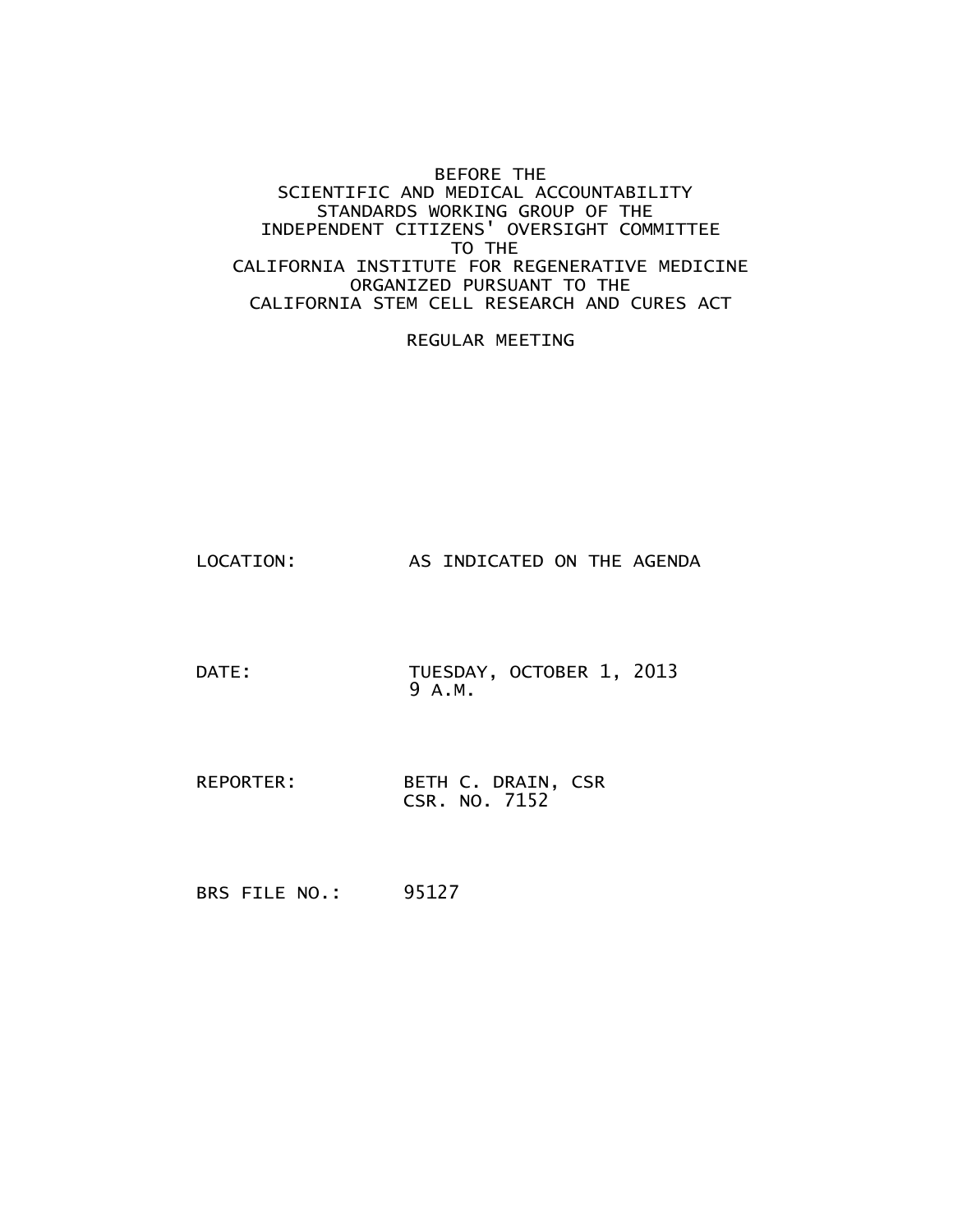BEFORE THE
SCIENTIFIC AND MEDICAL ACCOUNTABILITY
STANDARDS WORKING GROUP OF THE
INDEPENDENT CITIZENS' OVERSIGHT COMMITTEE
TO THE
CALIFORNIA INSTITUTE FOR REGENERATIVE MEDICINE
ORGANIZED PURSUANT TO THE
CALIFORNIA STEM CELL RESEARCH AND CURES ACT

REGULAR MEETING

LOCATION: AS INDICATED ON THE AGENDA

DATE: TUESDAY, OCTOBER 1, 2013
9 A.M.

REPORTER: BETH C. DRAIN, CSR
CSR. NO. 7152

BRS FILE NO.: 95127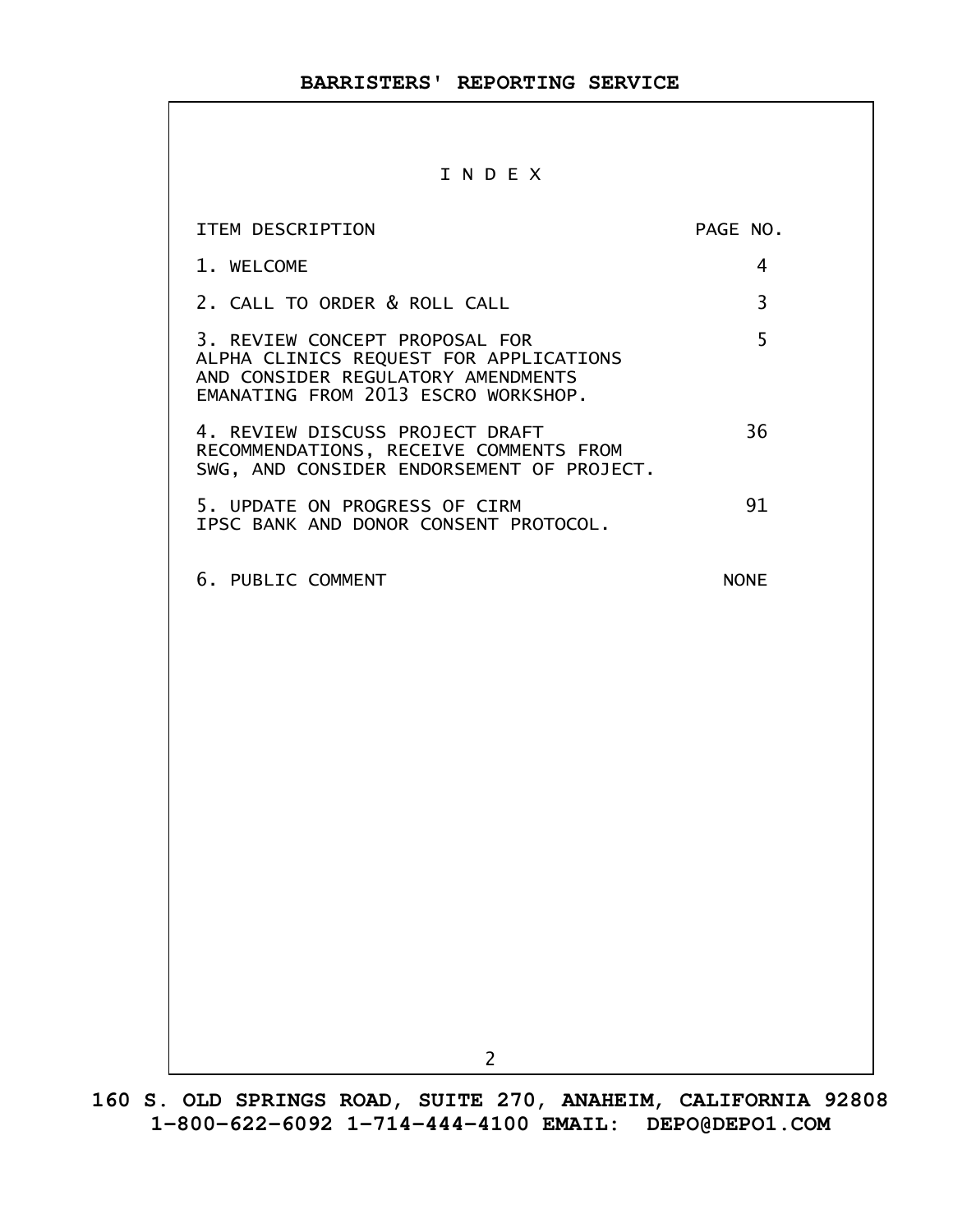# I N D E X

| ITEM DESCRIPTION | PAGE NO. |
| --- | --- |
| 1. WELCOME | 4 |
| 2. CALL TO ORDER & ROLL CALL | 3 |
| 3. REVIEW CONCEPT PROPOSAL FOR ALPHA CLINICS REQUEST FOR APPLICATIONS AND CONSIDER REGULATORY AMENDMENTS EMANATING FROM 2013 ESCRO WORKSHOP. | 5 |
| 4. REVIEW DISCUSS PROJECT DRAFT RECOMMENDATIONS, RECEIVE COMMENTS FROM SWG, AND CONSIDER ENDORSEMENT OF PROJECT. | 36 |
| 5. UPDATE ON PROGRESS OF CIRM IPSC BANK AND DONOR CONSENT PROTOCOL. | 91 |
| 6. PUBLIC COMMENT | NONE |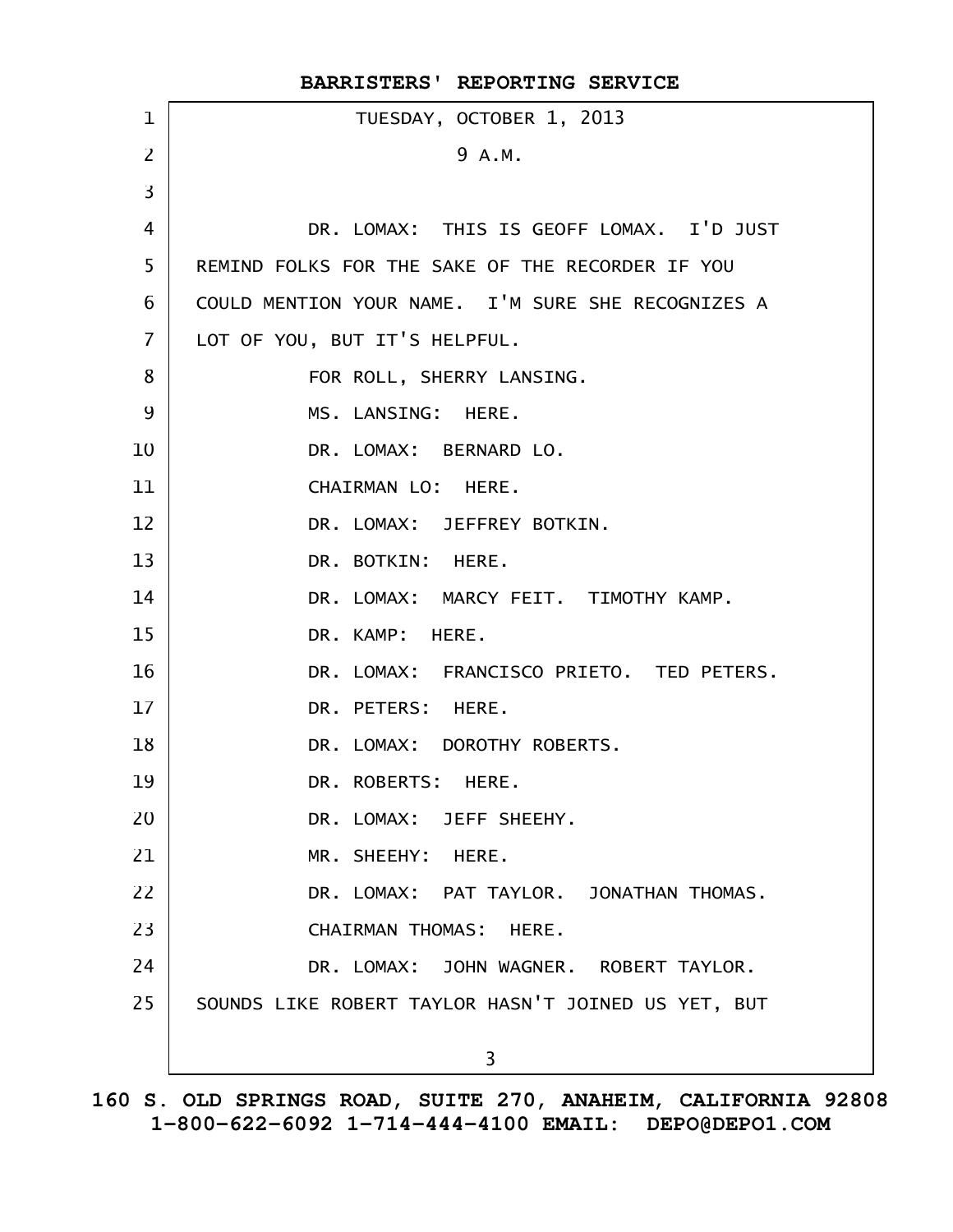TUESDAY, OCTOBER 1, 2013

9 A.M.

DR. LOMAX: THIS IS GEOFF LOMAX. I'D JUST REMIND FOLKS FOR THE SAKE OF THE RECORDER IF YOU COULD MENTION YOUR NAME. I'M SURE SHE RECOGNIZES A LOT OF YOU, BUT IT'S HELPFUL.

FOR ROLL, SHERRY LANSING.

MS. LANSING: HERE.

DR. LOMAX: BERNARD LO.

CHAIRMAN LO: HERE.

DR. LOMAX: JEFFREY BOTKIN.

DR. BOTKIN: HERE.

DR. LOMAX: MARCY FEIT. TIMOTHY KAMP.

DR. KAMP: HERE.

DR. LOMAX: FRANCISCO PRIETO. TED PETERS.

DR. PETERS: HERE.

DR. LOMAX: DOROTHY ROBERTS.

DR. ROBERTS: HERE.

DR. LOMAX: JEFF SHEEHY.

MR. SHEEHY: HERE.

DR. LOMAX: PAT TAYLOR. JONATHAN THOMAS.

CHAIRMAN THOMAS: HERE.

DR. LOMAX: JOHN WAGNER. ROBERT TAYLOR. SOUNDS LIKE ROBERT TAYLOR HASN'T JOINED US YET, BUT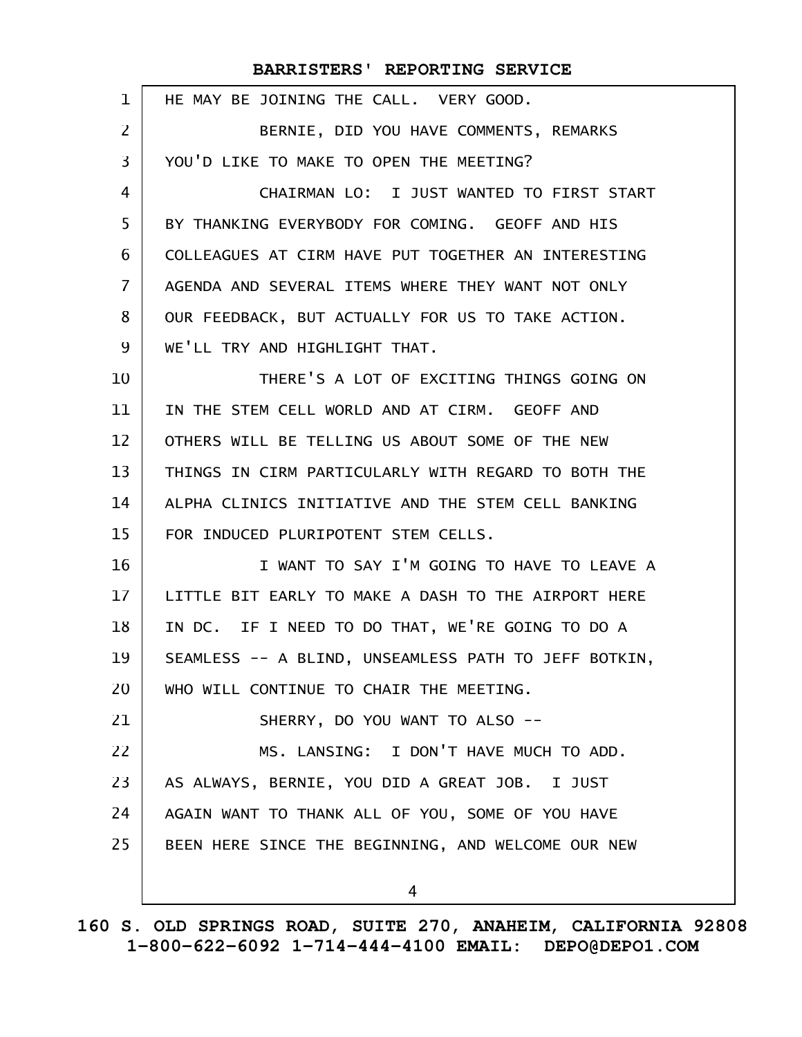HE MAY BE JOINING THE CALL. VERY GOOD.

BERNIE, DID YOU HAVE COMMENTS, REMARKS YOU'D LIKE TO MAKE TO OPEN THE MEETING?

CHAIRMAN LO: I JUST WANTED TO FIRST START BY THANKING EVERYBODY FOR COMING. GEOFF AND HIS COLLEAGUES AT CIRM HAVE PUT TOGETHER AN INTERESTING AGENDA AND SEVERAL ITEMS WHERE THEY WANT NOT ONLY OUR FEEDBACK, BUT ACTUALLY FOR US TO TAKE ACTION. WE'LL TRY AND HIGHLIGHT THAT.

THERE'S A LOT OF EXCITING THINGS GOING ON IN THE STEM CELL WORLD AND AT CIRM. GEOFF AND OTHERS WILL BE TELLING US ABOUT SOME OF THE NEW THINGS IN CIRM PARTICULARLY WITH REGARD TO BOTH THE ALPHA CLINICS INITIATIVE AND THE STEM CELL BANKING FOR INDUCED PLURIPOTENT STEM CELLS.

I WANT TO SAY I'M GOING TO HAVE TO LEAVE A LITTLE BIT EARLY TO MAKE A DASH TO THE AIRPORT HERE IN DC. IF I NEED TO DO THAT, WE'RE GOING TO DO A SEAMLESS -- A BLIND, UNSEAMLESS PATH TO JEFF BOTKIN, WHO WILL CONTINUE TO CHAIR THE MEETING.

SHERRY, DO YOU WANT TO ALSO --

MS. LANSING: I DON'T HAVE MUCH TO ADD. AS ALWAYS, BERNIE, YOU DID A GREAT JOB. I JUST AGAIN WANT TO THANK ALL OF YOU, SOME OF YOU HAVE BEEN HERE SINCE THE BEGINNING, AND WELCOME OUR NEW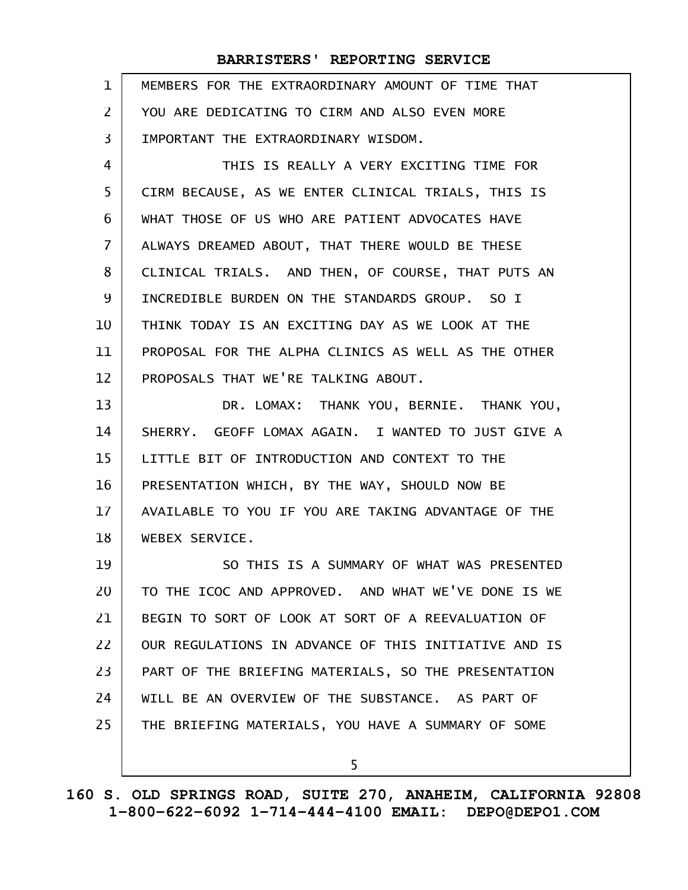MEMBERS FOR THE EXTRAORDINARY AMOUNT OF TIME THAT YOU ARE DEDICATING TO CIRM AND ALSO EVEN MORE IMPORTANT THE EXTRAORDINARY WISDOM.

THIS IS REALLY A VERY EXCITING TIME FOR CIRM BECAUSE, AS WE ENTER CLINICAL TRIALS, THIS IS WHAT THOSE OF US WHO ARE PATIENT ADVOCATES HAVE ALWAYS DREAMED ABOUT, THAT THERE WOULD BE THESE CLINICAL TRIALS. AND THEN, OF COURSE, THAT PUTS AN INCREDIBLE BURDEN ON THE STANDARDS GROUP. SO I THINK TODAY IS AN EXCITING DAY AS WE LOOK AT THE PROPOSAL FOR THE ALPHA CLINICS AS WELL AS THE OTHER PROPOSALS THAT WE'RE TALKING ABOUT.

DR. LOMAX: THANK YOU, BERNIE. THANK YOU, SHERRY. GEOFF LOMAX AGAIN. I WANTED TO JUST GIVE A LITTLE BIT OF INTRODUCTION AND CONTEXT TO THE PRESENTATION WHICH, BY THE WAY, SHOULD NOW BE AVAILABLE TO YOU IF YOU ARE TAKING ADVANTAGE OF THE WEBEX SERVICE.

SO THIS IS A SUMMARY OF WHAT WAS PRESENTED TO THE ICOC AND APPROVED. AND WHAT WE'VE DONE IS WE BEGIN TO SORT OF LOOK AT SORT OF A REEVALUATION OF OUR REGULATIONS IN ADVANCE OF THIS INITIATIVE AND IS PART OF THE BRIEFING MATERIALS, SO THE PRESENTATION WILL BE AN OVERVIEW OF THE SUBSTANCE. AS PART OF THE BRIEFING MATERIALS, YOU HAVE A SUMMARY OF SOME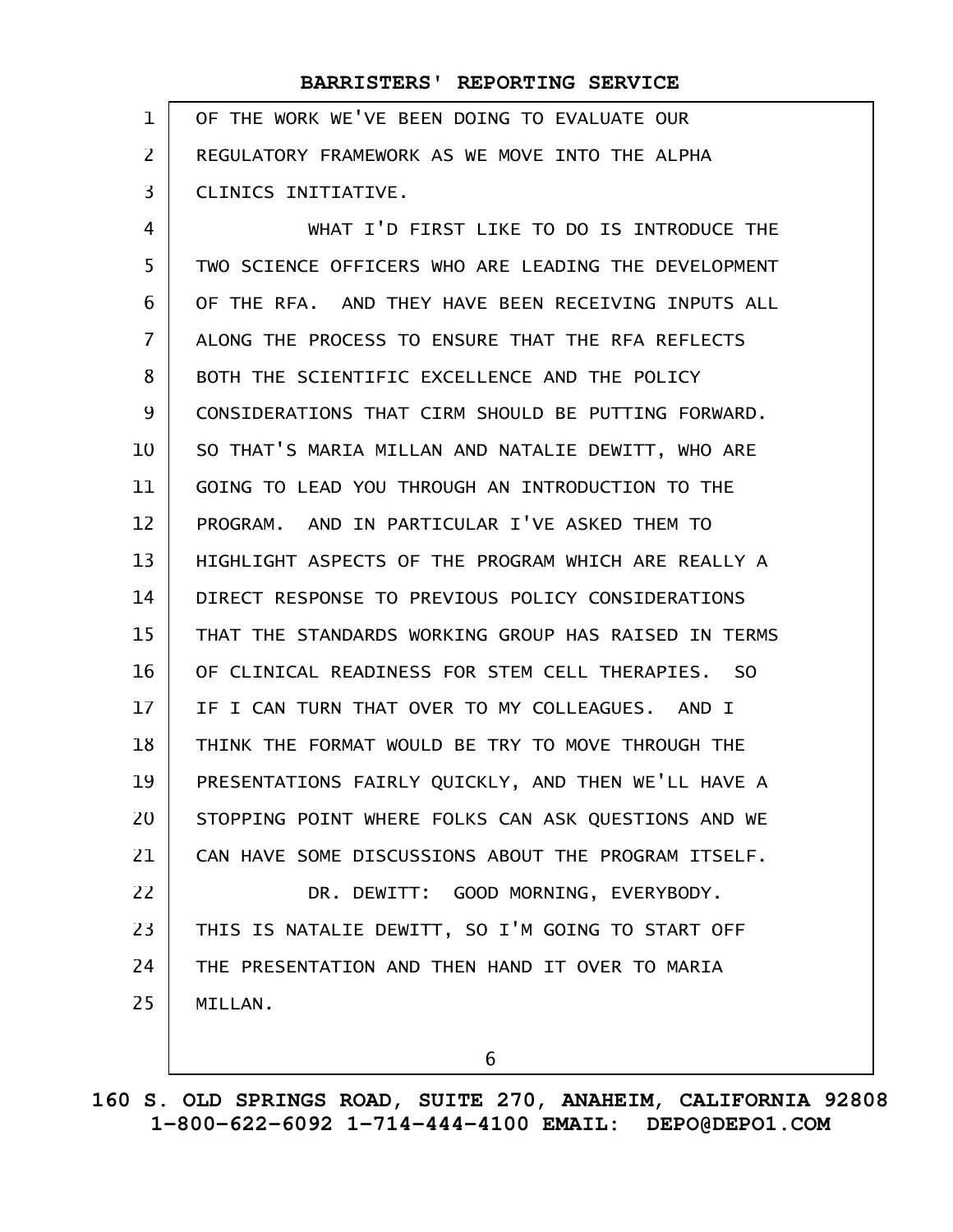OF THE WORK WE'VE BEEN DOING TO EVALUATE OUR REGULATORY FRAMEWORK AS WE MOVE INTO THE ALPHA CLINICS INITIATIVE.

WHAT I'D FIRST LIKE TO DO IS INTRODUCE THE TWO SCIENCE OFFICERS WHO ARE LEADING THE DEVELOPMENT OF THE RFA. AND THEY HAVE BEEN RECEIVING INPUTS ALL ALONG THE PROCESS TO ENSURE THAT THE RFA REFLECTS BOTH THE SCIENTIFIC EXCELLENCE AND THE POLICY CONSIDERATIONS THAT CIRM SHOULD BE PUTTING FORWARD. SO THAT'S MARIA MILLAN AND NATALIE DEWITT, WHO ARE GOING TO LEAD YOU THROUGH AN INTRODUCTION TO THE PROGRAM. AND IN PARTICULAR I'VE ASKED THEM TO HIGHLIGHT ASPECTS OF THE PROGRAM WHICH ARE REALLY A DIRECT RESPONSE TO PREVIOUS POLICY CONSIDERATIONS THAT THE STANDARDS WORKING GROUP HAS RAISED IN TERMS OF CLINICAL READINESS FOR STEM CELL THERAPIES. SO IF I CAN TURN THAT OVER TO MY COLLEAGUES. AND I THINK THE FORMAT WOULD BE TRY TO MOVE THROUGH THE PRESENTATIONS FAIRLY QUICKLY, AND THEN WE'LL HAVE A STOPPING POINT WHERE FOLKS CAN ASK QUESTIONS AND WE CAN HAVE SOME DISCUSSIONS ABOUT THE PROGRAM ITSELF.

DR. DEWITT: GOOD MORNING, EVERYBODY. THIS IS NATALIE DEWITT, SO I'M GOING TO START OFF THE PRESENTATION AND THEN HAND IT OVER TO MARIA MILLAN.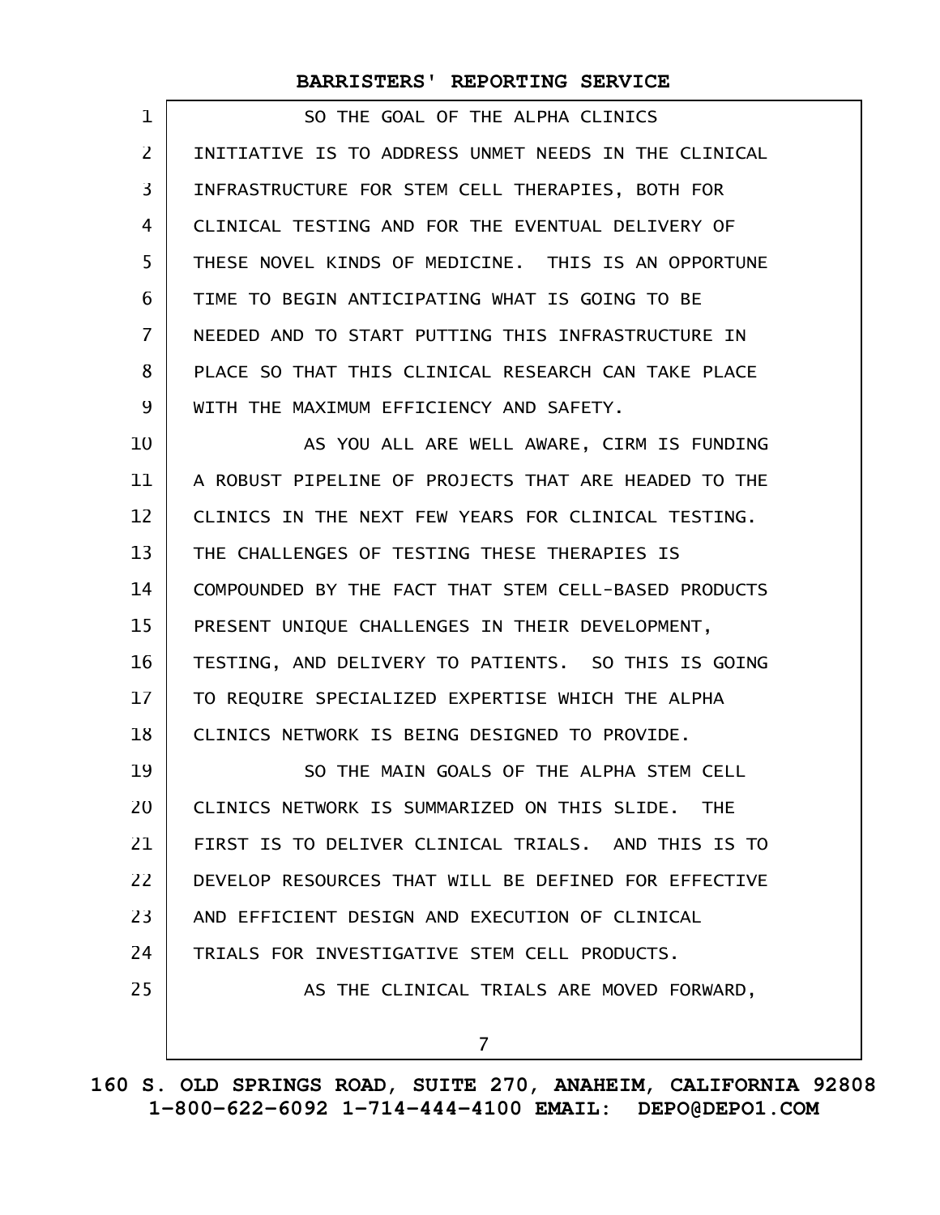SO THE GOAL OF THE ALPHA CLINICS INITIATIVE IS TO ADDRESS UNMET NEEDS IN THE CLINICAL INFRASTRUCTURE FOR STEM CELL THERAPIES, BOTH FOR CLINICAL TESTING AND FOR THE EVENTUAL DELIVERY OF THESE NOVEL KINDS OF MEDICINE. THIS IS AN OPPORTUNE TIME TO BEGIN ANTICIPATING WHAT IS GOING TO BE NEEDED AND TO START PUTTING THIS INFRASTRUCTURE IN PLACE SO THAT THIS CLINICAL RESEARCH CAN TAKE PLACE WITH THE MAXIMUM EFFICIENCY AND SAFETY.

AS YOU ALL ARE WELL AWARE, CIRM IS FUNDING A ROBUST PIPELINE OF PROJECTS THAT ARE HEADED TO THE CLINICS IN THE NEXT FEW YEARS FOR CLINICAL TESTING. THE CHALLENGES OF TESTING THESE THERAPIES IS COMPOUNDED BY THE FACT THAT STEM CELL-BASED PRODUCTS PRESENT UNIQUE CHALLENGES IN THEIR DEVELOPMENT, TESTING, AND DELIVERY TO PATIENTS. SO THIS IS GOING TO REQUIRE SPECIALIZED EXPERTISE WHICH THE ALPHA CLINICS NETWORK IS BEING DESIGNED TO PROVIDE.

SO THE MAIN GOALS OF THE ALPHA STEM CELL CLINICS NETWORK IS SUMMARIZED ON THIS SLIDE. THE FIRST IS TO DELIVER CLINICAL TRIALS. AND THIS IS TO DEVELOP RESOURCES THAT WILL BE DEFINED FOR EFFECTIVE AND EFFICIENT DESIGN AND EXECUTION OF CLINICAL TRIALS FOR INVESTIGATIVE STEM CELL PRODUCTS.

AS THE CLINICAL TRIALS ARE MOVED FORWARD,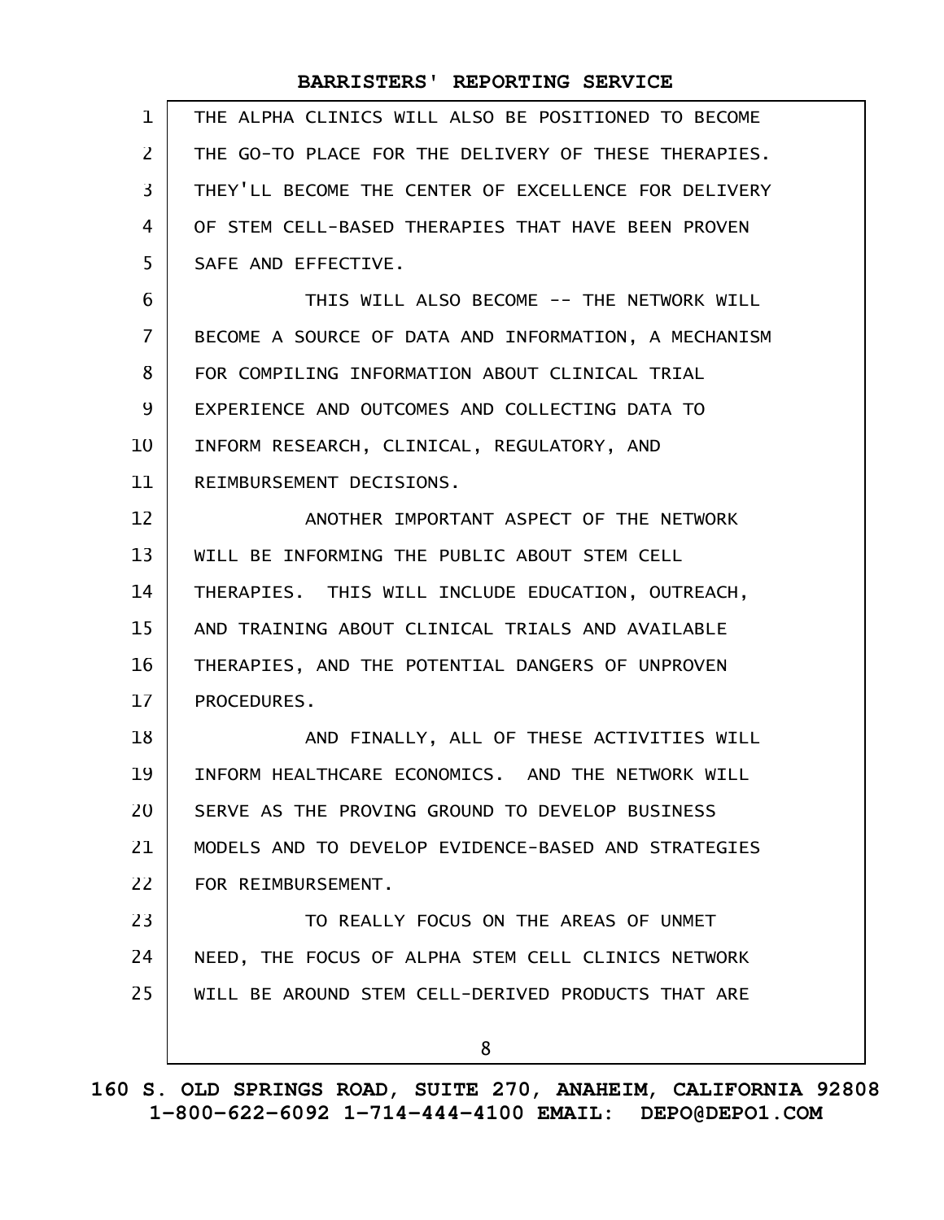THE ALPHA CLINICS WILL ALSO BE POSITIONED TO BECOME THE GO-TO PLACE FOR THE DELIVERY OF THESE THERAPIES. THEY'LL BECOME THE CENTER OF EXCELLENCE FOR DELIVERY OF STEM CELL-BASED THERAPIES THAT HAVE BEEN PROVEN SAFE AND EFFECTIVE.

THIS WILL ALSO BECOME -- THE NETWORK WILL BECOME A SOURCE OF DATA AND INFORMATION, A MECHANISM FOR COMPILING INFORMATION ABOUT CLINICAL TRIAL EXPERIENCE AND OUTCOMES AND COLLECTING DATA TO INFORM RESEARCH, CLINICAL, REGULATORY, AND REIMBURSEMENT DECISIONS.

ANOTHER IMPORTANT ASPECT OF THE NETWORK WILL BE INFORMING THE PUBLIC ABOUT STEM CELL THERAPIES. THIS WILL INCLUDE EDUCATION, OUTREACH, AND TRAINING ABOUT CLINICAL TRIALS AND AVAILABLE THERAPIES, AND THE POTENTIAL DANGERS OF UNPROVEN PROCEDURES.

AND FINALLY, ALL OF THESE ACTIVITIES WILL INFORM HEALTHCARE ECONOMICS. AND THE NETWORK WILL SERVE AS THE PROVING GROUND TO DEVELOP BUSINESS MODELS AND TO DEVELOP EVIDENCE-BASED AND STRATEGIES FOR REIMBURSEMENT.

TO REALLY FOCUS ON THE AREAS OF UNMET NEED, THE FOCUS OF ALPHA STEM CELL CLINICS NETWORK WILL BE AROUND STEM CELL-DERIVED PRODUCTS THAT ARE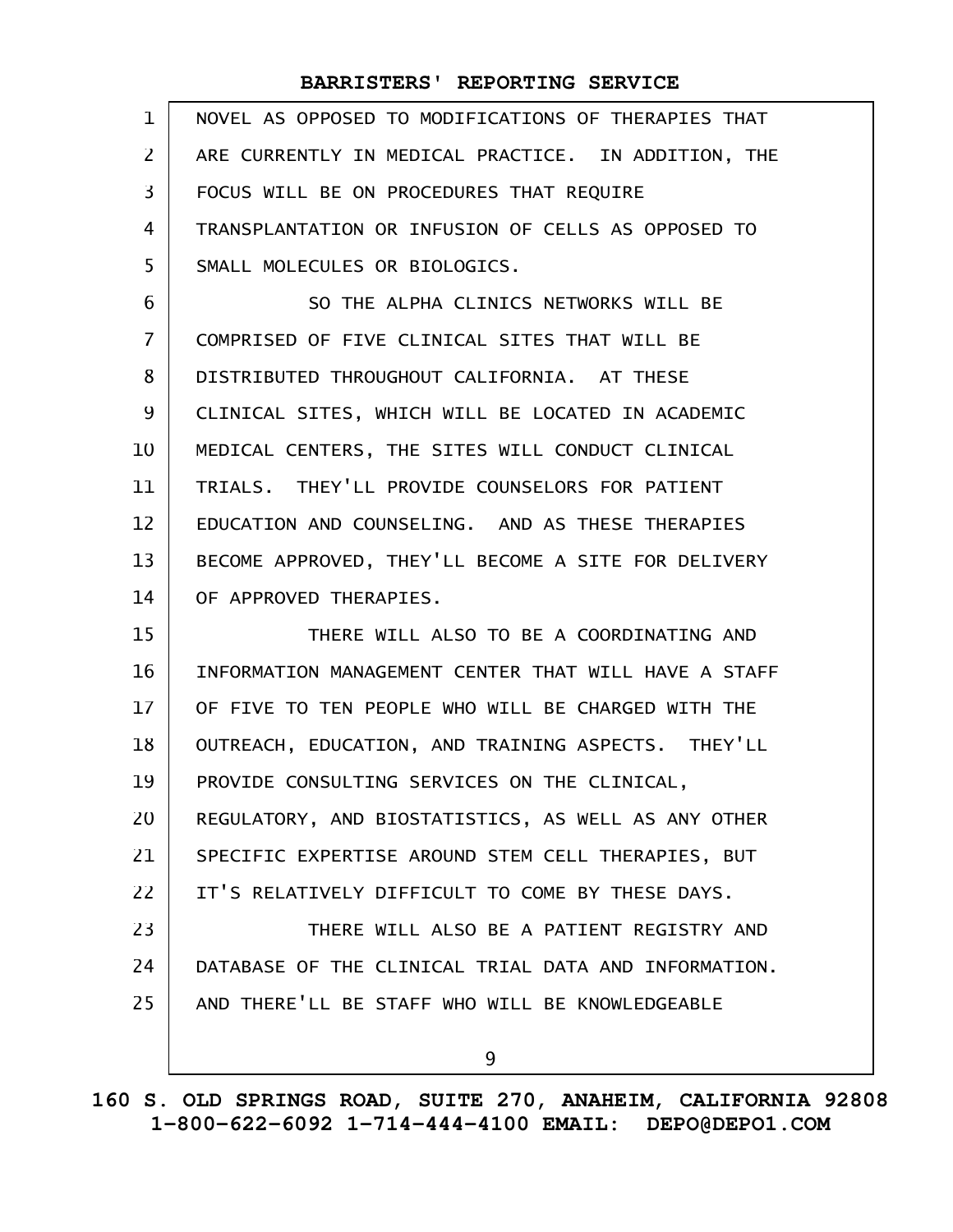NOVEL AS OPPOSED TO MODIFICATIONS OF THERAPIES THAT ARE CURRENTLY IN MEDICAL PRACTICE. IN ADDITION, THE FOCUS WILL BE ON PROCEDURES THAT REQUIRE TRANSPLANTATION OR INFUSION OF CELLS AS OPPOSED TO SMALL MOLECULES OR BIOLOGICS.

SO THE ALPHA CLINICS NETWORKS WILL BE COMPRISED OF FIVE CLINICAL SITES THAT WILL BE DISTRIBUTED THROUGHOUT CALIFORNIA. AT THESE CLINICAL SITES, WHICH WILL BE LOCATED IN ACADEMIC MEDICAL CENTERS, THE SITES WILL CONDUCT CLINICAL TRIALS. THEY'LL PROVIDE COUNSELORS FOR PATIENT EDUCATION AND COUNSELING. AND AS THESE THERAPIES BECOME APPROVED, THEY'LL BECOME A SITE FOR DELIVERY OF APPROVED THERAPIES.

THERE WILL ALSO TO BE A COORDINATING AND INFORMATION MANAGEMENT CENTER THAT WILL HAVE A STAFF OF FIVE TO TEN PEOPLE WHO WILL BE CHARGED WITH THE OUTREACH, EDUCATION, AND TRAINING ASPECTS. THEY'LL PROVIDE CONSULTING SERVICES ON THE CLINICAL, REGULATORY, AND BIOSTATISTICS, AS WELL AS ANY OTHER SPECIFIC EXPERTISE AROUND STEM CELL THERAPIES, BUT IT'S RELATIVELY DIFFICULT TO COME BY THESE DAYS.

THERE WILL ALSO BE A PATIENT REGISTRY AND DATABASE OF THE CLINICAL TRIAL DATA AND INFORMATION. AND THERE'LL BE STAFF WHO WILL BE KNOWLEDGEABLE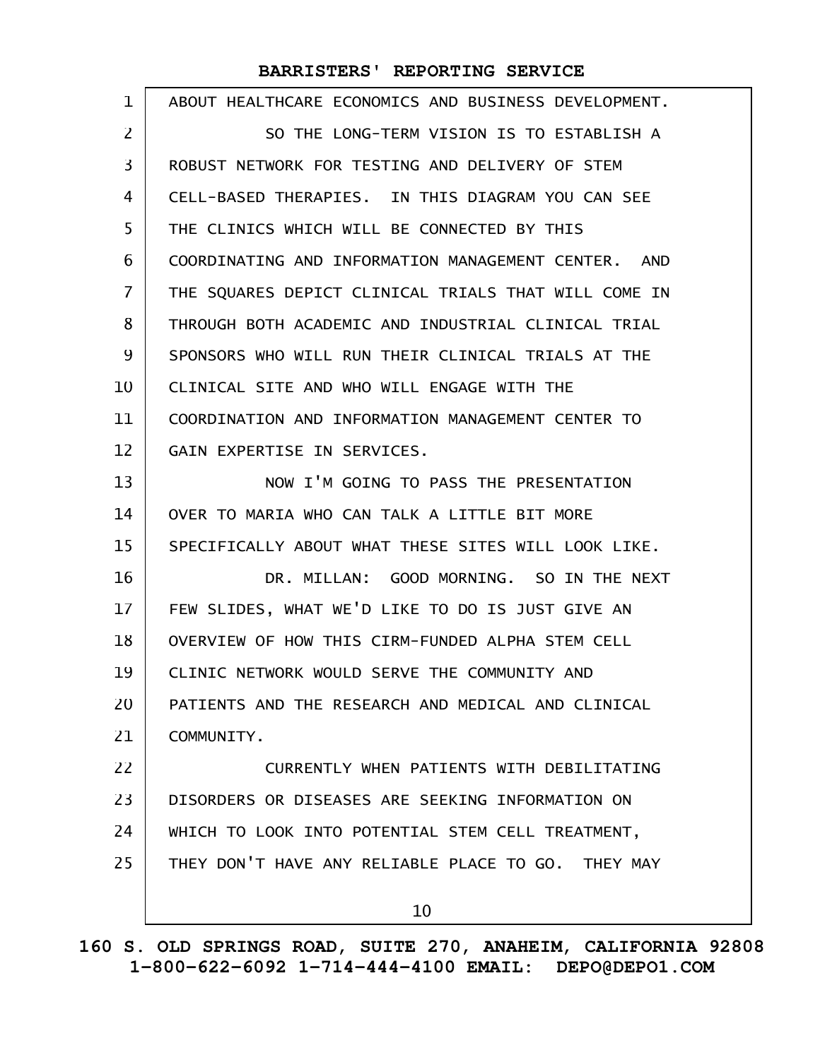ABOUT HEALTHCARE ECONOMICS AND BUSINESS DEVELOPMENT.

SO THE LONG-TERM VISION IS TO ESTABLISH A ROBUST NETWORK FOR TESTING AND DELIVERY OF STEM CELL-BASED THERAPIES. IN THIS DIAGRAM YOU CAN SEE THE CLINICS WHICH WILL BE CONNECTED BY THIS COORDINATING AND INFORMATION MANAGEMENT CENTER. AND THE SQUARES DEPICT CLINICAL TRIALS THAT WILL COME IN THROUGH BOTH ACADEMIC AND INDUSTRIAL CLINICAL TRIAL SPONSORS WHO WILL RUN THEIR CLINICAL TRIALS AT THE CLINICAL SITE AND WHO WILL ENGAGE WITH THE COORDINATION AND INFORMATION MANAGEMENT CENTER TO GAIN EXPERTISE IN SERVICES.

NOW I'M GOING TO PASS THE PRESENTATION OVER TO MARIA WHO CAN TALK A LITTLE BIT MORE SPECIFICALLY ABOUT WHAT THESE SITES WILL LOOK LIKE.

DR. MILLAN: GOOD MORNING. SO IN THE NEXT FEW SLIDES, WHAT WE'D LIKE TO DO IS JUST GIVE AN OVERVIEW OF HOW THIS CIRM-FUNDED ALPHA STEM CELL CLINIC NETWORK WOULD SERVE THE COMMUNITY AND PATIENTS AND THE RESEARCH AND MEDICAL AND CLINICAL COMMUNITY.

CURRENTLY WHEN PATIENTS WITH DEBILITATING DISORDERS OR DISEASES ARE SEEKING INFORMATION ON WHICH TO LOOK INTO POTENTIAL STEM CELL TREATMENT, THEY DON'T HAVE ANY RELIABLE PLACE TO GO. THEY MAY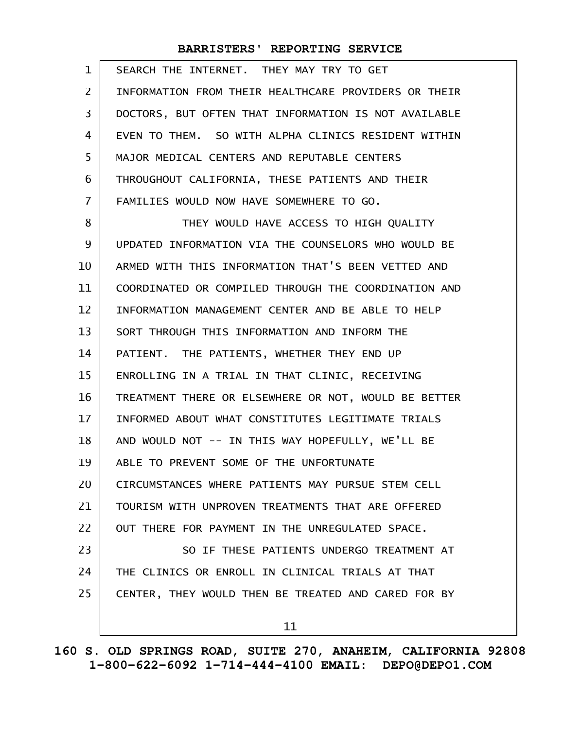SEARCH THE INTERNET. THEY MAY TRY TO GET INFORMATION FROM THEIR HEALTHCARE PROVIDERS OR THEIR DOCTORS, BUT OFTEN THAT INFORMATION IS NOT AVAILABLE EVEN TO THEM. SO WITH ALPHA CLINICS RESIDENT WITHIN MAJOR MEDICAL CENTERS AND REPUTABLE CENTERS THROUGHOUT CALIFORNIA, THESE PATIENTS AND THEIR FAMILIES WOULD NOW HAVE SOMEWHERE TO GO.

THEY WOULD HAVE ACCESS TO HIGH QUALITY UPDATED INFORMATION VIA THE COUNSELORS WHO WOULD BE ARMED WITH THIS INFORMATION THAT'S BEEN VETTED AND COORDINATED OR COMPILED THROUGH THE COORDINATION AND INFORMATION MANAGEMENT CENTER AND BE ABLE TO HELP SORT THROUGH THIS INFORMATION AND INFORM THE PATIENT. THE PATIENTS, WHETHER THEY END UP ENROLLING IN A TRIAL IN THAT CLINIC, RECEIVING TREATMENT THERE OR ELSEWHERE OR NOT, WOULD BE BETTER INFORMED ABOUT WHAT CONSTITUTES LEGITIMATE TRIALS AND WOULD NOT -- IN THIS WAY HOPEFULLY, WE'LL BE ABLE TO PREVENT SOME OF THE UNFORTUNATE CIRCUMSTANCES WHERE PATIENTS MAY PURSUE STEM CELL TOURISM WITH UNPROVEN TREATMENTS THAT ARE OFFERED OUT THERE FOR PAYMENT IN THE UNREGULATED SPACE.

SO IF THESE PATIENTS UNDERGO TREATMENT AT THE CLINICS OR ENROLL IN CLINICAL TRIALS AT THAT CENTER, THEY WOULD THEN BE TREATED AND CARED FOR BY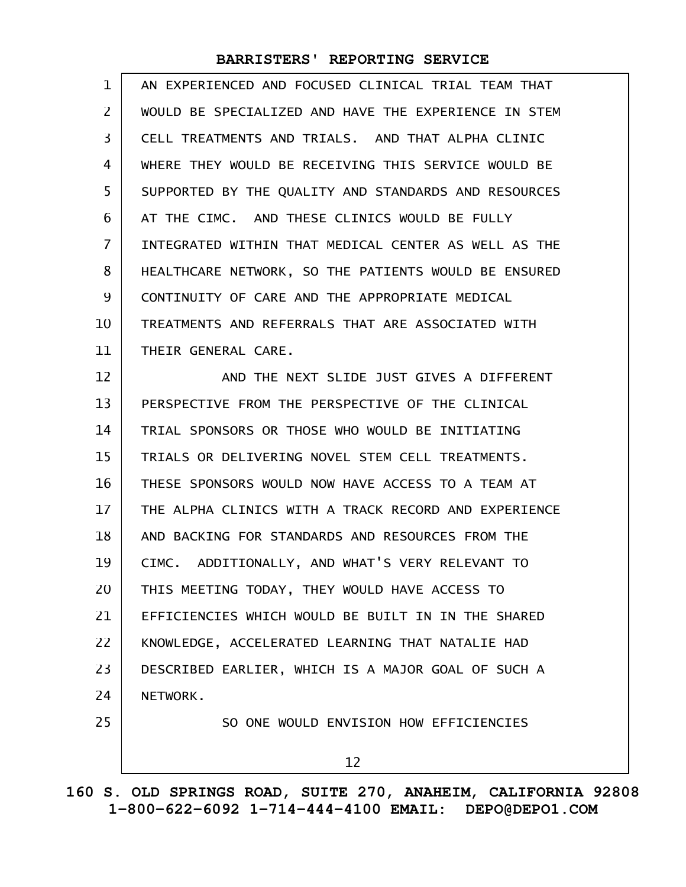AN EXPERIENCED AND FOCUSED CLINICAL TRIAL TEAM THAT WOULD BE SPECIALIZED AND HAVE THE EXPERIENCE IN STEM CELL TREATMENTS AND TRIALS. AND THAT ALPHA CLINIC WHERE THEY WOULD BE RECEIVING THIS SERVICE WOULD BE SUPPORTED BY THE QUALITY AND STANDARDS AND RESOURCES AT THE CIMC. AND THESE CLINICS WOULD BE FULLY INTEGRATED WITHIN THAT MEDICAL CENTER AS WELL AS THE HEALTHCARE NETWORK, SO THE PATIENTS WOULD BE ENSURED CONTINUITY OF CARE AND THE APPROPRIATE MEDICAL TREATMENTS AND REFERRALS THAT ARE ASSOCIATED WITH THEIR GENERAL CARE.

AND THE NEXT SLIDE JUST GIVES A DIFFERENT PERSPECTIVE FROM THE PERSPECTIVE OF THE CLINICAL TRIAL SPONSORS OR THOSE WHO WOULD BE INITIATING TRIALS OR DELIVERING NOVEL STEM CELL TREATMENTS. THESE SPONSORS WOULD NOW HAVE ACCESS TO A TEAM AT THE ALPHA CLINICS WITH A TRACK RECORD AND EXPERIENCE AND BACKING FOR STANDARDS AND RESOURCES FROM THE CIMC. ADDITIONALLY, AND WHAT'S VERY RELEVANT TO THIS MEETING TODAY, THEY WOULD HAVE ACCESS TO EFFICIENCIES WHICH WOULD BE BUILT IN IN THE SHARED KNOWLEDGE, ACCELERATED LEARNING THAT NATALIE HAD DESCRIBED EARLIER, WHICH IS A MAJOR GOAL OF SUCH A NETWORK.

SO ONE WOULD ENVISION HOW EFFICIENCIES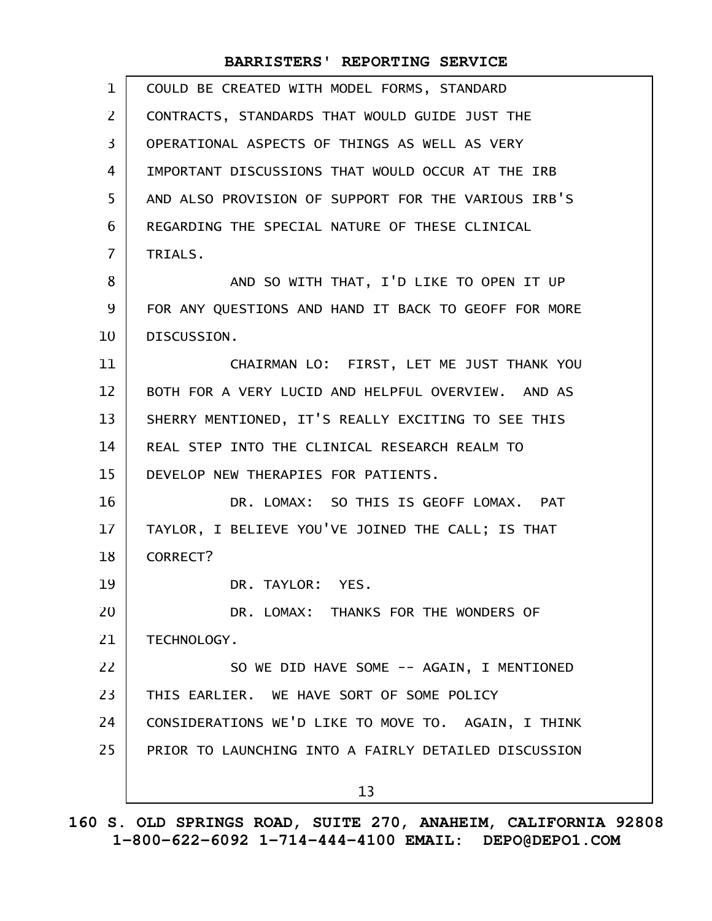COULD BE CREATED WITH MODEL FORMS, STANDARD CONTRACTS, STANDARDS THAT WOULD GUIDE JUST THE OPERATIONAL ASPECTS OF THINGS AS WELL AS VERY IMPORTANT DISCUSSIONS THAT WOULD OCCUR AT THE IRB AND ALSO PROVISION OF SUPPORT FOR THE VARIOUS IRB'S REGARDING THE SPECIAL NATURE OF THESE CLINICAL TRIALS.

AND SO WITH THAT, I'D LIKE TO OPEN IT UP FOR ANY QUESTIONS AND HAND IT BACK TO GEOFF FOR MORE DISCUSSION.

CHAIRMAN LO: FIRST, LET ME JUST THANK YOU BOTH FOR A VERY LUCID AND HELPFUL OVERVIEW. AND AS SHERRY MENTIONED, IT'S REALLY EXCITING TO SEE THIS REAL STEP INTO THE CLINICAL RESEARCH REALM TO DEVELOP NEW THERAPIES FOR PATIENTS.

DR. LOMAX: SO THIS IS GEOFF LOMAX. PAT TAYLOR, I BELIEVE YOU'VE JOINED THE CALL; IS THAT CORRECT?

DR. TAYLOR: YES.

DR. LOMAX: THANKS FOR THE WONDERS OF TECHNOLOGY.

SO WE DID HAVE SOME -- AGAIN, I MENTIONED THIS EARLIER. WE HAVE SORT OF SOME POLICY CONSIDERATIONS WE'D LIKE TO MOVE TO. AGAIN, I THINK PRIOR TO LAUNCHING INTO A FAIRLY DETAILED DISCUSSION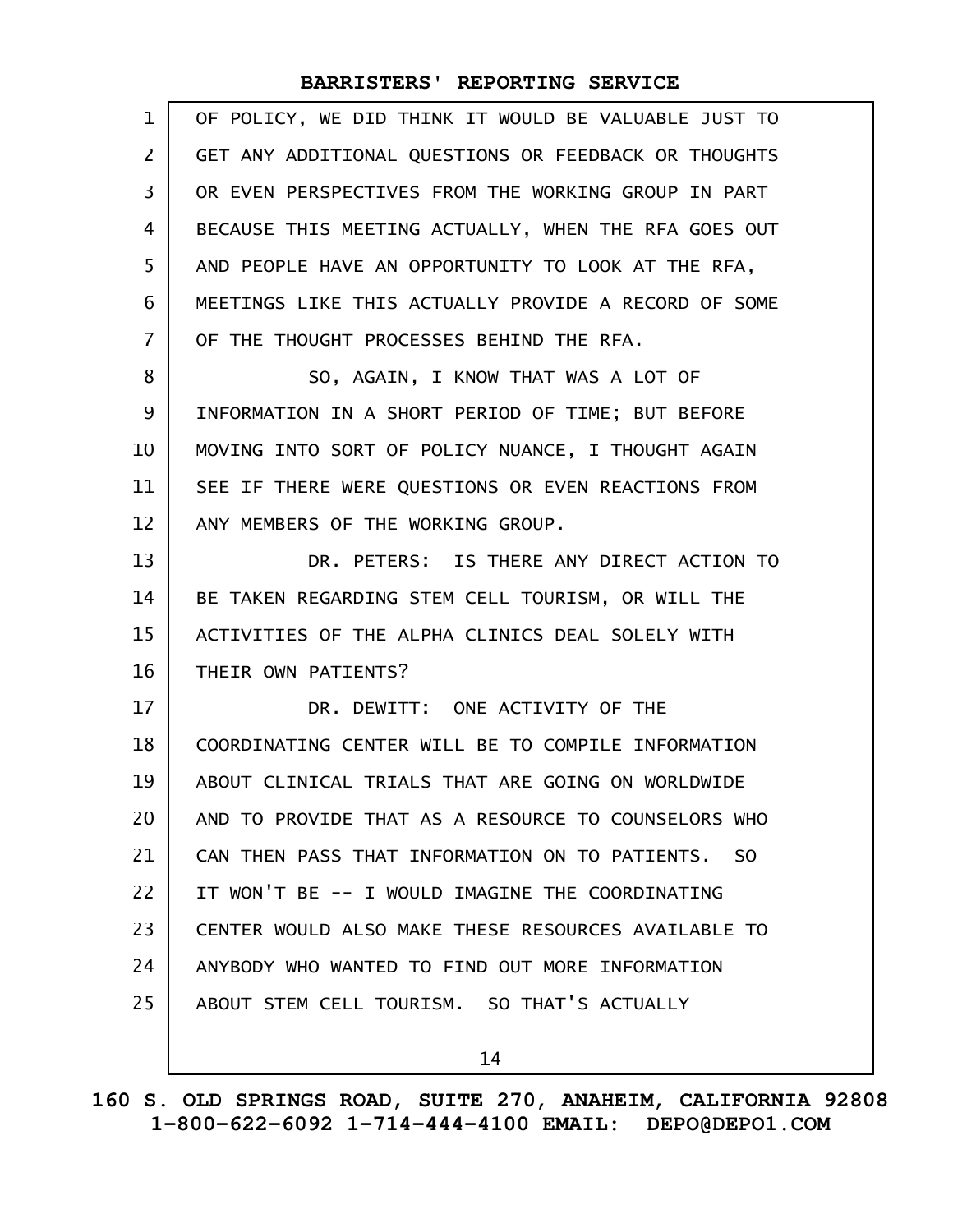OF POLICY, WE DID THINK IT WOULD BE VALUABLE JUST TO GET ANY ADDITIONAL QUESTIONS OR FEEDBACK OR THOUGHTS OR EVEN PERSPECTIVES FROM THE WORKING GROUP IN PART BECAUSE THIS MEETING ACTUALLY, WHEN THE RFA GOES OUT AND PEOPLE HAVE AN OPPORTUNITY TO LOOK AT THE RFA, MEETINGS LIKE THIS ACTUALLY PROVIDE A RECORD OF SOME OF THE THOUGHT PROCESSES BEHIND THE RFA.

SO, AGAIN, I KNOW THAT WAS A LOT OF INFORMATION IN A SHORT PERIOD OF TIME; BUT BEFORE MOVING INTO SORT OF POLICY NUANCE, I THOUGHT AGAIN SEE IF THERE WERE QUESTIONS OR EVEN REACTIONS FROM ANY MEMBERS OF THE WORKING GROUP.

DR. PETERS: IS THERE ANY DIRECT ACTION TO BE TAKEN REGARDING STEM CELL TOURISM, OR WILL THE ACTIVITIES OF THE ALPHA CLINICS DEAL SOLELY WITH THEIR OWN PATIENTS?

DR. DEWITT: ONE ACTIVITY OF THE COORDINATING CENTER WILL BE TO COMPILE INFORMATION ABOUT CLINICAL TRIALS THAT ARE GOING ON WORLDWIDE AND TO PROVIDE THAT AS A RESOURCE TO COUNSELORS WHO CAN THEN PASS THAT INFORMATION ON TO PATIENTS. SO IT WON'T BE -- I WOULD IMAGINE THE COORDINATING CENTER WOULD ALSO MAKE THESE RESOURCES AVAILABLE TO ANYBODY WHO WANTED TO FIND OUT MORE INFORMATION ABOUT STEM CELL TOURISM. SO THAT'S ACTUALLY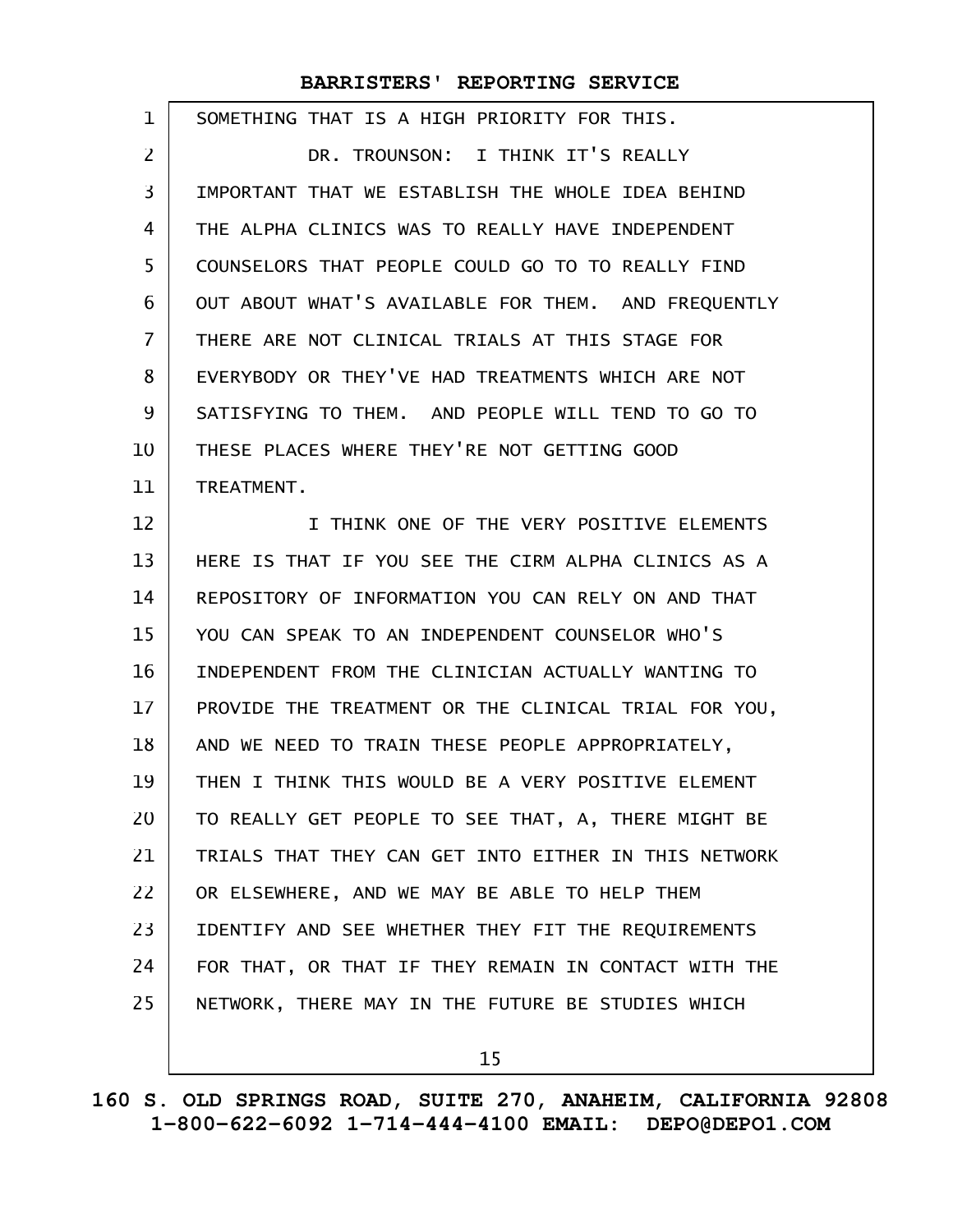SOMETHING THAT IS A HIGH PRIORITY FOR THIS.

DR. TROUNSON: I THINK IT'S REALLY IMPORTANT THAT WE ESTABLISH THE WHOLE IDEA BEHIND THE ALPHA CLINICS WAS TO REALLY HAVE INDEPENDENT COUNSELORS THAT PEOPLE COULD GO TO TO REALLY FIND OUT ABOUT WHAT'S AVAILABLE FOR THEM. AND FREQUENTLY THERE ARE NOT CLINICAL TRIALS AT THIS STAGE FOR EVERYBODY OR THEY'VE HAD TREATMENTS WHICH ARE NOT SATISFYING TO THEM. AND PEOPLE WILL TEND TO GO TO THESE PLACES WHERE THEY'RE NOT GETTING GOOD TREATMENT.

I THINK ONE OF THE VERY POSITIVE ELEMENTS HERE IS THAT IF YOU SEE THE CIRM ALPHA CLINICS AS A REPOSITORY OF INFORMATION YOU CAN RELY ON AND THAT YOU CAN SPEAK TO AN INDEPENDENT COUNSELOR WHO'S INDEPENDENT FROM THE CLINICIAN ACTUALLY WANTING TO PROVIDE THE TREATMENT OR THE CLINICAL TRIAL FOR YOU, AND WE NEED TO TRAIN THESE PEOPLE APPROPRIATELY, THEN I THINK THIS WOULD BE A VERY POSITIVE ELEMENT TO REALLY GET PEOPLE TO SEE THAT, A, THERE MIGHT BE TRIALS THAT THEY CAN GET INTO EITHER IN THIS NETWORK OR ELSEWHERE, AND WE MAY BE ABLE TO HELP THEM IDENTIFY AND SEE WHETHER THEY FIT THE REQUIREMENTS FOR THAT, OR THAT IF THEY REMAIN IN CONTACT WITH THE NETWORK, THERE MAY IN THE FUTURE BE STUDIES WHICH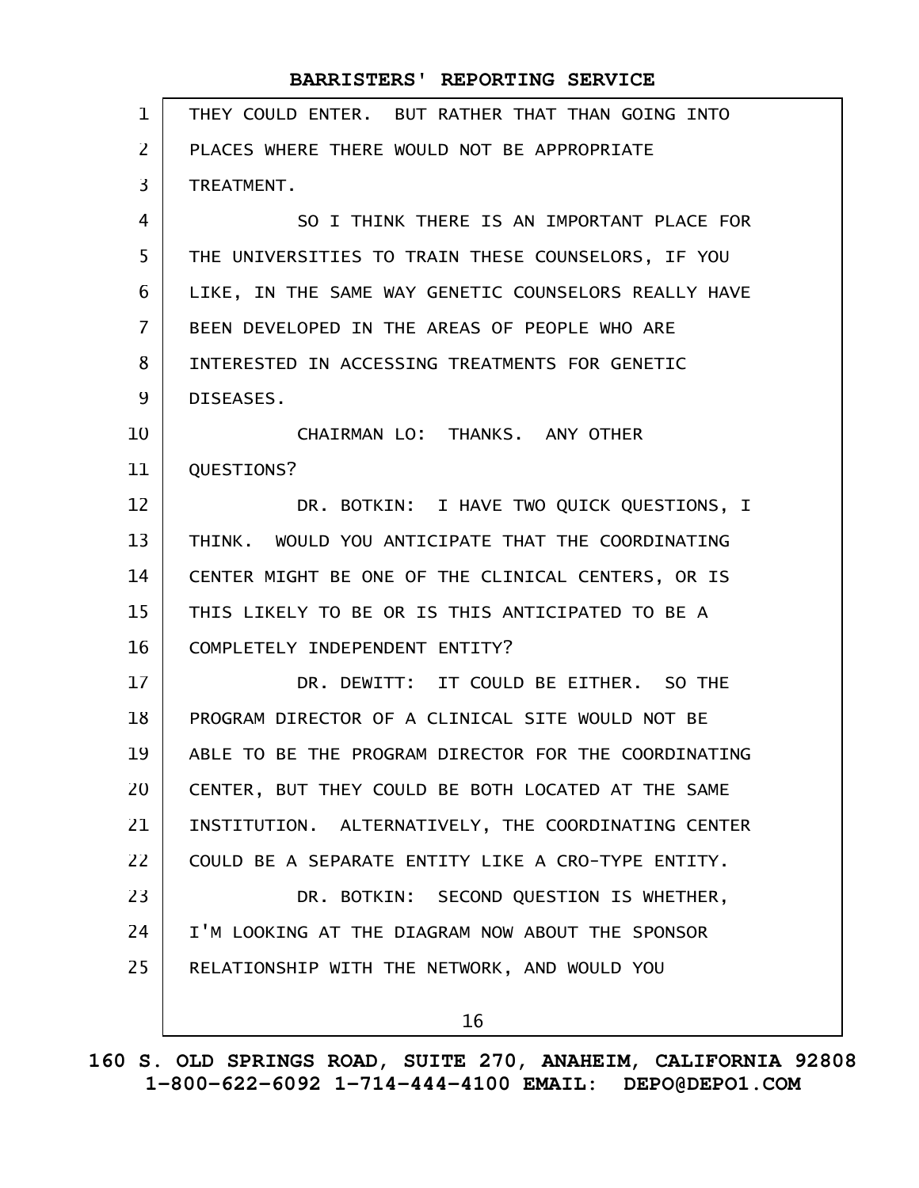THEY COULD ENTER. BUT RATHER THAT THAN GOING INTO PLACES WHERE THERE WOULD NOT BE APPROPRIATE TREATMENT.

SO I THINK THERE IS AN IMPORTANT PLACE FOR THE UNIVERSITIES TO TRAIN THESE COUNSELORS, IF YOU LIKE, IN THE SAME WAY GENETIC COUNSELORS REALLY HAVE BEEN DEVELOPED IN THE AREAS OF PEOPLE WHO ARE INTERESTED IN ACCESSING TREATMENTS FOR GENETIC DISEASES.

CHAIRMAN LO: THANKS. ANY OTHER QUESTIONS?

DR. BOTKIN: I HAVE TWO QUICK QUESTIONS, I THINK. WOULD YOU ANTICIPATE THAT THE COORDINATING CENTER MIGHT BE ONE OF THE CLINICAL CENTERS, OR IS THIS LIKELY TO BE OR IS THIS ANTICIPATED TO BE A COMPLETELY INDEPENDENT ENTITY?

DR. DEWITT: IT COULD BE EITHER. SO THE PROGRAM DIRECTOR OF A CLINICAL SITE WOULD NOT BE ABLE TO BE THE PROGRAM DIRECTOR FOR THE COORDINATING CENTER, BUT THEY COULD BE BOTH LOCATED AT THE SAME INSTITUTION. ALTERNATIVELY, THE COORDINATING CENTER COULD BE A SEPARATE ENTITY LIKE A CRO-TYPE ENTITY.

DR. BOTKIN: SECOND QUESTION IS WHETHER, I'M LOOKING AT THE DIAGRAM NOW ABOUT THE SPONSOR RELATIONSHIP WITH THE NETWORK, AND WOULD YOU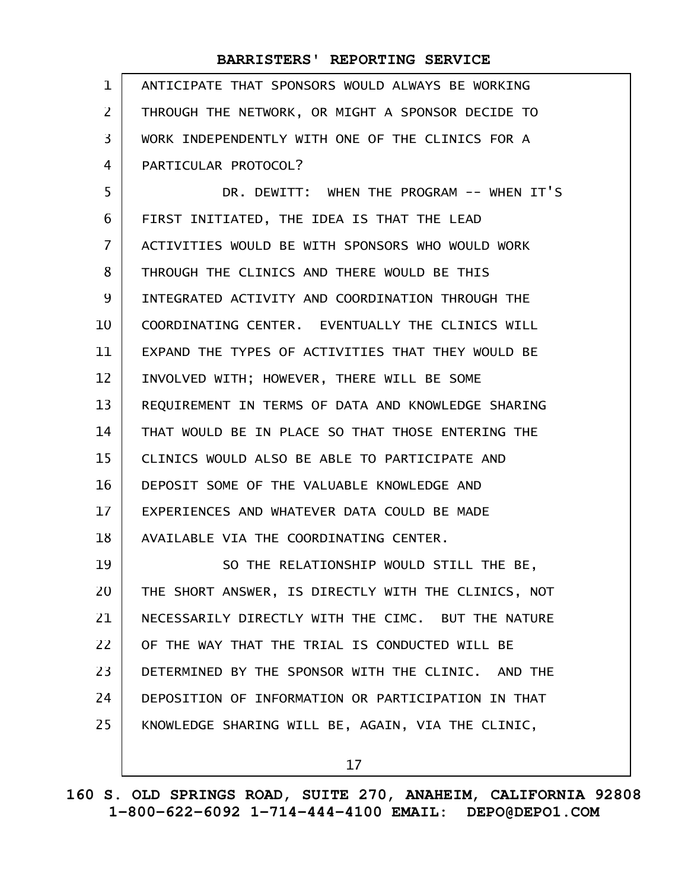ANTICIPATE THAT SPONSORS WOULD ALWAYS BE WORKING THROUGH THE NETWORK, OR MIGHT A SPONSOR DECIDE TO WORK INDEPENDENTLY WITH ONE OF THE CLINICS FOR A PARTICULAR PROTOCOL?

DR. DEWITT: WHEN THE PROGRAM -- WHEN IT'S FIRST INITIATED, THE IDEA IS THAT THE LEAD ACTIVITIES WOULD BE WITH SPONSORS WHO WOULD WORK THROUGH THE CLINICS AND THERE WOULD BE THIS INTEGRATED ACTIVITY AND COORDINATION THROUGH THE COORDINATING CENTER. EVENTUALLY THE CLINICS WILL EXPAND THE TYPES OF ACTIVITIES THAT THEY WOULD BE INVOLVED WITH; HOWEVER, THERE WILL BE SOME REQUIREMENT IN TERMS OF DATA AND KNOWLEDGE SHARING THAT WOULD BE IN PLACE SO THAT THOSE ENTERING THE CLINICS WOULD ALSO BE ABLE TO PARTICIPATE AND DEPOSIT SOME OF THE VALUABLE KNOWLEDGE AND EXPERIENCES AND WHATEVER DATA COULD BE MADE AVAILABLE VIA THE COORDINATING CENTER.

SO THE RELATIONSHIP WOULD STILL THE BE, THE SHORT ANSWER, IS DIRECTLY WITH THE CLINICS, NOT NECESSARILY DIRECTLY WITH THE CIMC. BUT THE NATURE OF THE WAY THAT THE TRIAL IS CONDUCTED WILL BE DETERMINED BY THE SPONSOR WITH THE CLINIC. AND THE DEPOSITION OF INFORMATION OR PARTICIPATION IN THAT KNOWLEDGE SHARING WILL BE, AGAIN, VIA THE CLINIC,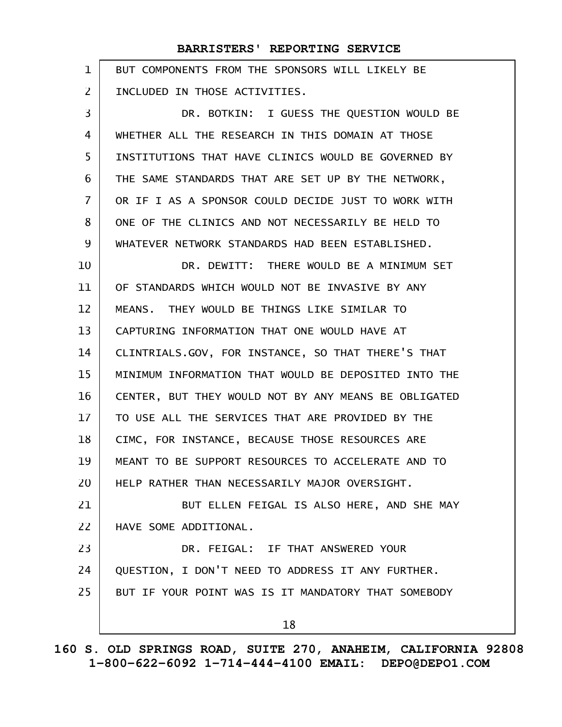BUT COMPONENTS FROM THE SPONSORS WILL LIKELY BE INCLUDED IN THOSE ACTIVITIES.

DR. BOTKIN: I GUESS THE QUESTION WOULD BE WHETHER ALL THE RESEARCH IN THIS DOMAIN AT THOSE INSTITUTIONS THAT HAVE CLINICS WOULD BE GOVERNED BY THE SAME STANDARDS THAT ARE SET UP BY THE NETWORK, OR IF I AS A SPONSOR COULD DECIDE JUST TO WORK WITH ONE OF THE CLINICS AND NOT NECESSARILY BE HELD TO WHATEVER NETWORK STANDARDS HAD BEEN ESTABLISHED.

DR. DEWITT: THERE WOULD BE A MINIMUM SET OF STANDARDS WHICH WOULD NOT BE INVASIVE BY ANY MEANS. THEY WOULD BE THINGS LIKE SIMILAR TO CAPTURING INFORMATION THAT ONE WOULD HAVE AT CLINTRIALS.GOV, FOR INSTANCE, SO THAT THERE'S THAT MINIMUM INFORMATION THAT WOULD BE DEPOSITED INTO THE CENTER, BUT THEY WOULD NOT BY ANY MEANS BE OBLIGATED TO USE ALL THE SERVICES THAT ARE PROVIDED BY THE CIMC, FOR INSTANCE, BECAUSE THOSE RESOURCES ARE MEANT TO BE SUPPORT RESOURCES TO ACCELERATE AND TO HELP RATHER THAN NECESSARILY MAJOR OVERSIGHT.

BUT ELLEN FEIGAL IS ALSO HERE, AND SHE MAY HAVE SOME ADDITIONAL.

DR. FEIGAL: IF THAT ANSWERED YOUR QUESTION, I DON'T NEED TO ADDRESS IT ANY FURTHER. BUT IF YOUR POINT WAS IS IT MANDATORY THAT SOMEBODY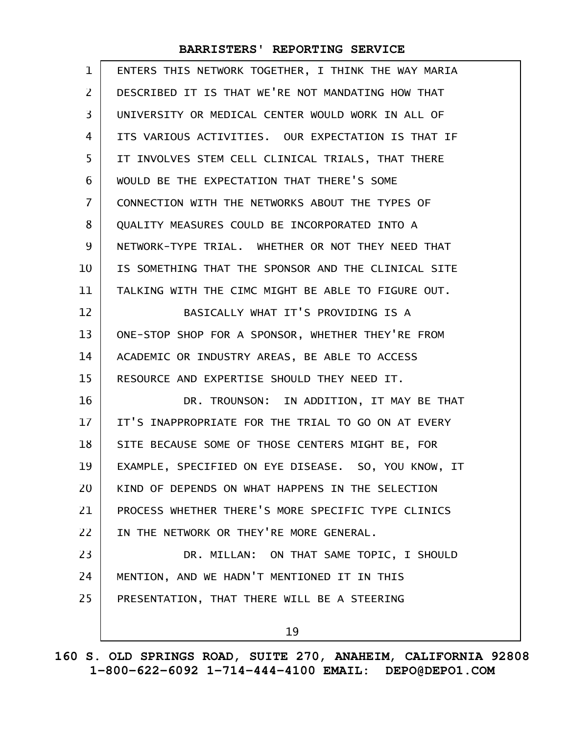ENTERS THIS NETWORK TOGETHER, I THINK THE WAY MARIA DESCRIBED IT IS THAT WE'RE NOT MANDATING HOW THAT UNIVERSITY OR MEDICAL CENTER WOULD WORK IN ALL OF ITS VARIOUS ACTIVITIES. OUR EXPECTATION IS THAT IF IT INVOLVES STEM CELL CLINICAL TRIALS, THAT THERE WOULD BE THE EXPECTATION THAT THERE'S SOME CONNECTION WITH THE NETWORKS ABOUT THE TYPES OF QUALITY MEASURES COULD BE INCORPORATED INTO A NETWORK-TYPE TRIAL. WHETHER OR NOT THEY NEED THAT IS SOMETHING THAT THE SPONSOR AND THE CLINICAL SITE TALKING WITH THE CIMC MIGHT BE ABLE TO FIGURE OUT.

BASICALLY WHAT IT'S PROVIDING IS A ONE-STOP SHOP FOR A SPONSOR, WHETHER THEY'RE FROM ACADEMIC OR INDUSTRY AREAS, BE ABLE TO ACCESS RESOURCE AND EXPERTISE SHOULD THEY NEED IT.

DR. TROUNSON: IN ADDITION, IT MAY BE THAT IT'S INAPPROPRIATE FOR THE TRIAL TO GO ON AT EVERY SITE BECAUSE SOME OF THOSE CENTERS MIGHT BE, FOR EXAMPLE, SPECIFIED ON EYE DISEASE. SO, YOU KNOW, IT KIND OF DEPENDS ON WHAT HAPPENS IN THE SELECTION PROCESS WHETHER THERE'S MORE SPECIFIC TYPE CLINICS IN THE NETWORK OR THEY'RE MORE GENERAL.

DR. MILLAN: ON THAT SAME TOPIC, I SHOULD MENTION, AND WE HADN'T MENTIONED IT IN THIS PRESENTATION, THAT THERE WILL BE A STEERING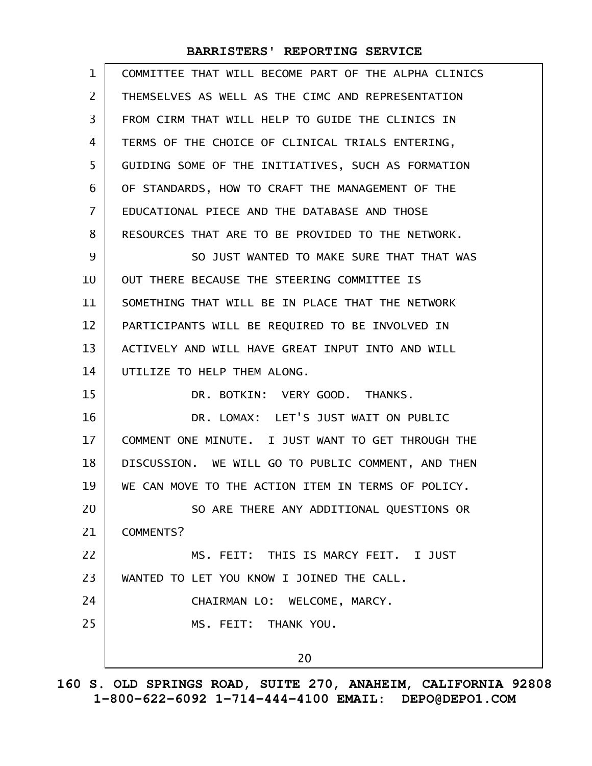COMMITTEE THAT WILL BECOME PART OF THE ALPHA CLINICS THEMSELVES AS WELL AS THE CIMC AND REPRESENTATION FROM CIRM THAT WILL HELP TO GUIDE THE CLINICS IN TERMS OF THE CHOICE OF CLINICAL TRIALS ENTERING, GUIDING SOME OF THE INITIATIVES, SUCH AS FORMATION OF STANDARDS, HOW TO CRAFT THE MANAGEMENT OF THE EDUCATIONAL PIECE AND THE DATABASE AND THOSE RESOURCES THAT ARE TO BE PROVIDED TO THE NETWORK.

SO JUST WANTED TO MAKE SURE THAT THAT WAS OUT THERE BECAUSE THE STEERING COMMITTEE IS SOMETHING THAT WILL BE IN PLACE THAT THE NETWORK PARTICIPANTS WILL BE REQUIRED TO BE INVOLVED IN ACTIVELY AND WILL HAVE GREAT INPUT INTO AND WILL UTILIZE TO HELP THEM ALONG.

DR. BOTKIN: VERY GOOD. THANKS.

DR. LOMAX: LET'S JUST WAIT ON PUBLIC COMMENT ONE MINUTE. I JUST WANT TO GET THROUGH THE DISCUSSION. WE WILL GO TO PUBLIC COMMENT, AND THEN WE CAN MOVE TO THE ACTION ITEM IN TERMS OF POLICY.

SO ARE THERE ANY ADDITIONAL QUESTIONS OR COMMENTS?

MS. FEIT: THIS IS MARCY FEIT. I JUST WANTED TO LET YOU KNOW I JOINED THE CALL.

CHAIRMAN LO: WELCOME, MARCY.

MS. FEIT: THANK YOU.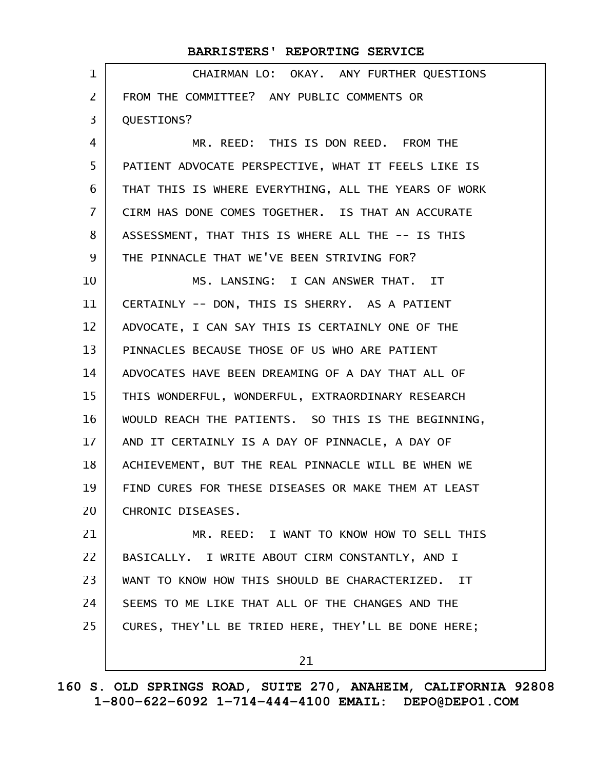CHAIRMAN LO: OKAY. ANY FURTHER QUESTIONS FROM THE COMMITTEE? ANY PUBLIC COMMENTS OR QUESTIONS?

MR. REED: THIS IS DON REED. FROM THE PATIENT ADVOCATE PERSPECTIVE, WHAT IT FEELS LIKE IS THAT THIS IS WHERE EVERYTHING, ALL THE YEARS OF WORK CIRM HAS DONE COMES TOGETHER. IS THAT AN ACCURATE ASSESSMENT, THAT THIS IS WHERE ALL THE -- IS THIS THE PINNACLE THAT WE'VE BEEN STRIVING FOR?

MS. LANSING: I CAN ANSWER THAT. IT CERTAINLY -- DON, THIS IS SHERRY. AS A PATIENT ADVOCATE, I CAN SAY THIS IS CERTAINLY ONE OF THE PINNACLES BECAUSE THOSE OF US WHO ARE PATIENT ADVOCATES HAVE BEEN DREAMING OF A DAY THAT ALL OF THIS WONDERFUL, WONDERFUL, EXTRAORDINARY RESEARCH WOULD REACH THE PATIENTS. SO THIS IS THE BEGINNING, AND IT CERTAINLY IS A DAY OF PINNACLE, A DAY OF ACHIEVEMENT, BUT THE REAL PINNACLE WILL BE WHEN WE FIND CURES FOR THESE DISEASES OR MAKE THEM AT LEAST CHRONIC DISEASES.

MR. REED: I WANT TO KNOW HOW TO SELL THIS BASICALLY. I WRITE ABOUT CIRM CONSTANTLY, AND I WANT TO KNOW HOW THIS SHOULD BE CHARACTERIZED. IT SEEMS TO ME LIKE THAT ALL OF THE CHANGES AND THE CURES, THEY'LL BE TRIED HERE, THEY'LL BE DONE HERE;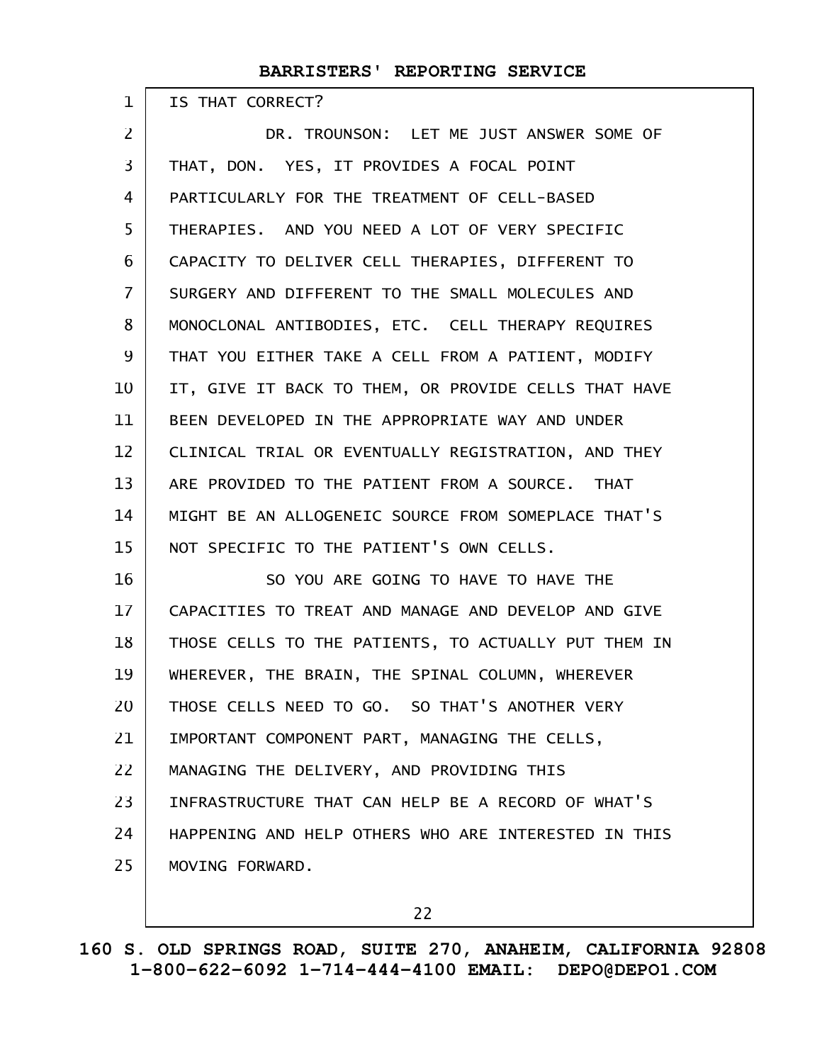IS THAT CORRECT?

DR. TROUNSON: LET ME JUST ANSWER SOME OF THAT, DON. YES, IT PROVIDES A FOCAL POINT PARTICULARLY FOR THE TREATMENT OF CELL-BASED THERAPIES. AND YOU NEED A LOT OF VERY SPECIFIC CAPACITY TO DELIVER CELL THERAPIES, DIFFERENT TO SURGERY AND DIFFERENT TO THE SMALL MOLECULES AND MONOCLONAL ANTIBODIES, ETC. CELL THERAPY REQUIRES THAT YOU EITHER TAKE A CELL FROM A PATIENT, MODIFY IT, GIVE IT BACK TO THEM, OR PROVIDE CELLS THAT HAVE BEEN DEVELOPED IN THE APPROPRIATE WAY AND UNDER CLINICAL TRIAL OR EVENTUALLY REGISTRATION, AND THEY ARE PROVIDED TO THE PATIENT FROM A SOURCE. THAT MIGHT BE AN ALLOGENEIC SOURCE FROM SOMEPLACE THAT'S NOT SPECIFIC TO THE PATIENT'S OWN CELLS.

SO YOU ARE GOING TO HAVE TO HAVE THE CAPACITIES TO TREAT AND MANAGE AND DEVELOP AND GIVE THOSE CELLS TO THE PATIENTS, TO ACTUALLY PUT THEM IN WHEREVER, THE BRAIN, THE SPINAL COLUMN, WHEREVER THOSE CELLS NEED TO GO. SO THAT'S ANOTHER VERY IMPORTANT COMPONENT PART, MANAGING THE CELLS, MANAGING THE DELIVERY, AND PROVIDING THIS INFRASTRUCTURE THAT CAN HELP BE A RECORD OF WHAT'S HAPPENING AND HELP OTHERS WHO ARE INTERESTED IN THIS MOVING FORWARD.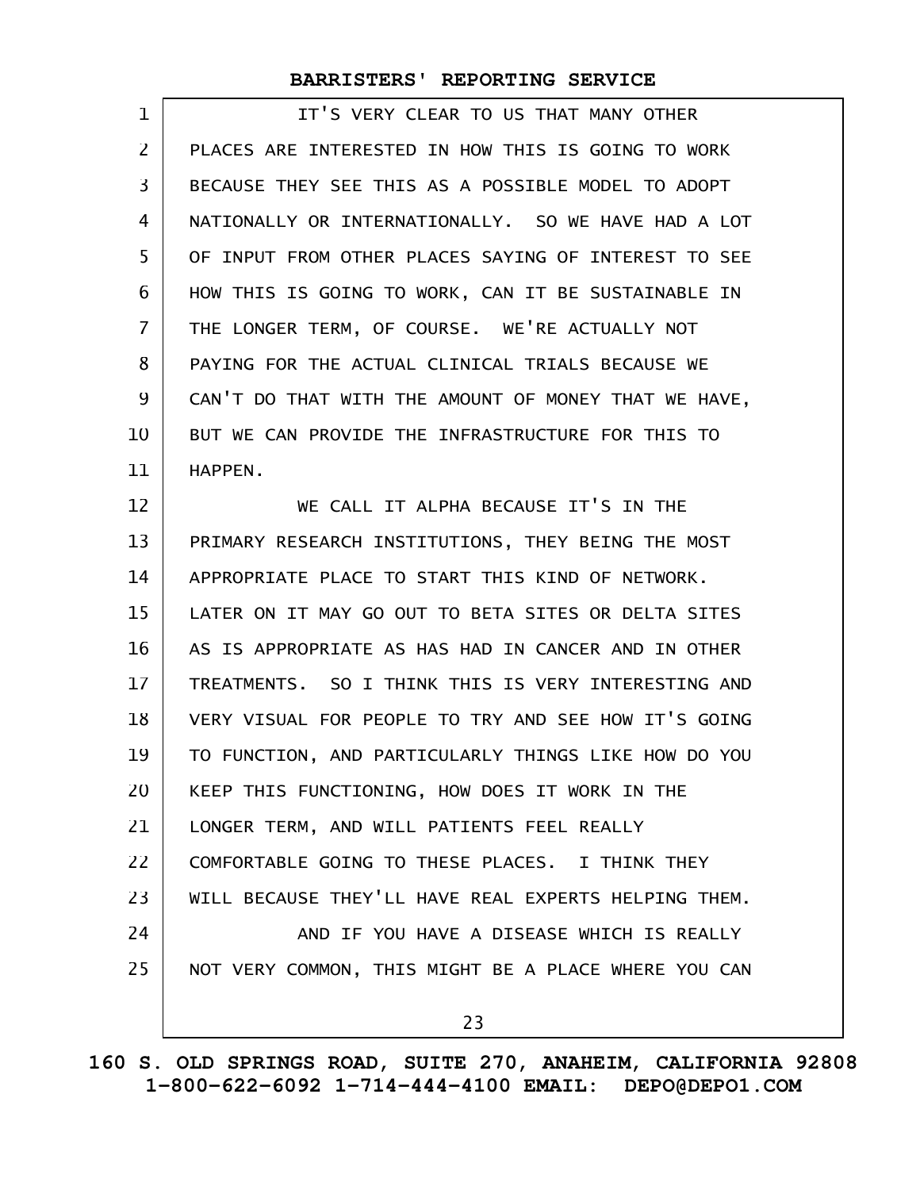IT'S VERY CLEAR TO US THAT MANY OTHER PLACES ARE INTERESTED IN HOW THIS IS GOING TO WORK BECAUSE THEY SEE THIS AS A POSSIBLE MODEL TO ADOPT NATIONALLY OR INTERNATIONALLY. SO WE HAVE HAD A LOT OF INPUT FROM OTHER PLACES SAYING OF INTEREST TO SEE HOW THIS IS GOING TO WORK, CAN IT BE SUSTAINABLE IN THE LONGER TERM, OF COURSE. WE'RE ACTUALLY NOT PAYING FOR THE ACTUAL CLINICAL TRIALS BECAUSE WE CAN'T DO THAT WITH THE AMOUNT OF MONEY THAT WE HAVE, BUT WE CAN PROVIDE THE INFRASTRUCTURE FOR THIS TO HAPPEN.

WE CALL IT ALPHA BECAUSE IT'S IN THE PRIMARY RESEARCH INSTITUTIONS, THEY BEING THE MOST APPROPRIATE PLACE TO START THIS KIND OF NETWORK. LATER ON IT MAY GO OUT TO BETA SITES OR DELTA SITES AS IS APPROPRIATE AS HAS HAD IN CANCER AND IN OTHER TREATMENTS. SO I THINK THIS IS VERY INTERESTING AND VERY VISUAL FOR PEOPLE TO TRY AND SEE HOW IT'S GOING TO FUNCTION, AND PARTICULARLY THINGS LIKE HOW DO YOU KEEP THIS FUNCTIONING, HOW DOES IT WORK IN THE LONGER TERM, AND WILL PATIENTS FEEL REALLY COMFORTABLE GOING TO THESE PLACES. I THINK THEY WILL BECAUSE THEY'LL HAVE REAL EXPERTS HELPING THEM.

AND IF YOU HAVE A DISEASE WHICH IS REALLY NOT VERY COMMON, THIS MIGHT BE A PLACE WHERE YOU CAN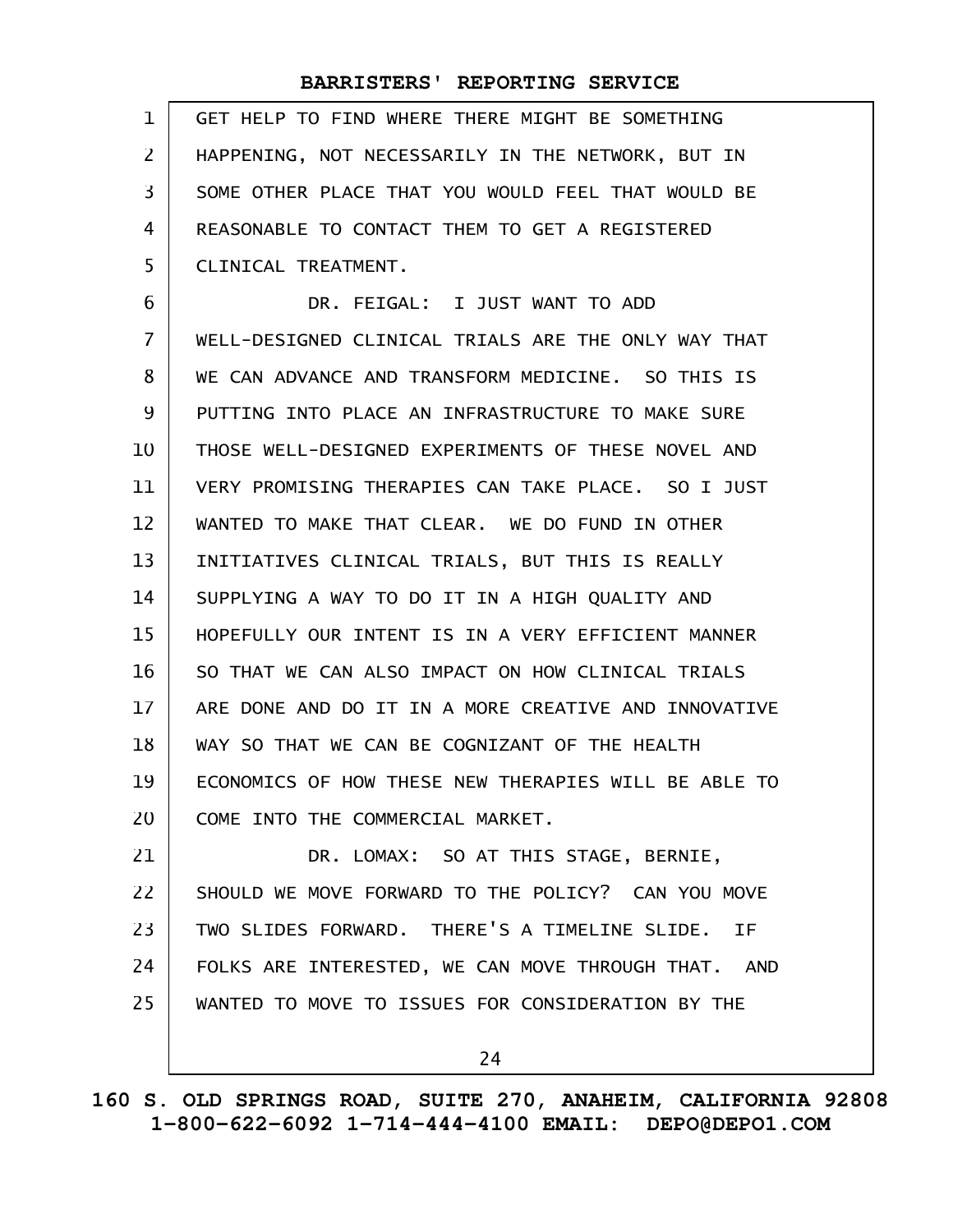GET HELP TO FIND WHERE THERE MIGHT BE SOMETHING HAPPENING, NOT NECESSARILY IN THE NETWORK, BUT IN SOME OTHER PLACE THAT YOU WOULD FEEL THAT WOULD BE REASONABLE TO CONTACT THEM TO GET A REGISTERED CLINICAL TREATMENT.

DR. FEIGAL: I JUST WANT TO ADD WELL-DESIGNED CLINICAL TRIALS ARE THE ONLY WAY THAT WE CAN ADVANCE AND TRANSFORM MEDICINE. SO THIS IS PUTTING INTO PLACE AN INFRASTRUCTURE TO MAKE SURE THOSE WELL-DESIGNED EXPERIMENTS OF THESE NOVEL AND VERY PROMISING THERAPIES CAN TAKE PLACE. SO I JUST WANTED TO MAKE THAT CLEAR. WE DO FUND IN OTHER INITIATIVES CLINICAL TRIALS, BUT THIS IS REALLY SUPPLYING A WAY TO DO IT IN A HIGH QUALITY AND HOPEFULLY OUR INTENT IS IN A VERY EFFICIENT MANNER SO THAT WE CAN ALSO IMPACT ON HOW CLINICAL TRIALS ARE DONE AND DO IT IN A MORE CREATIVE AND INNOVATIVE WAY SO THAT WE CAN BE COGNIZANT OF THE HEALTH ECONOMICS OF HOW THESE NEW THERAPIES WILL BE ABLE TO COME INTO THE COMMERCIAL MARKET.

DR. LOMAX: SO AT THIS STAGE, BERNIE, SHOULD WE MOVE FORWARD TO THE POLICY? CAN YOU MOVE TWO SLIDES FORWARD. THERE'S A TIMELINE SLIDE. IF FOLKS ARE INTERESTED, WE CAN MOVE THROUGH THAT. AND WANTED TO MOVE TO ISSUES FOR CONSIDERATION BY THE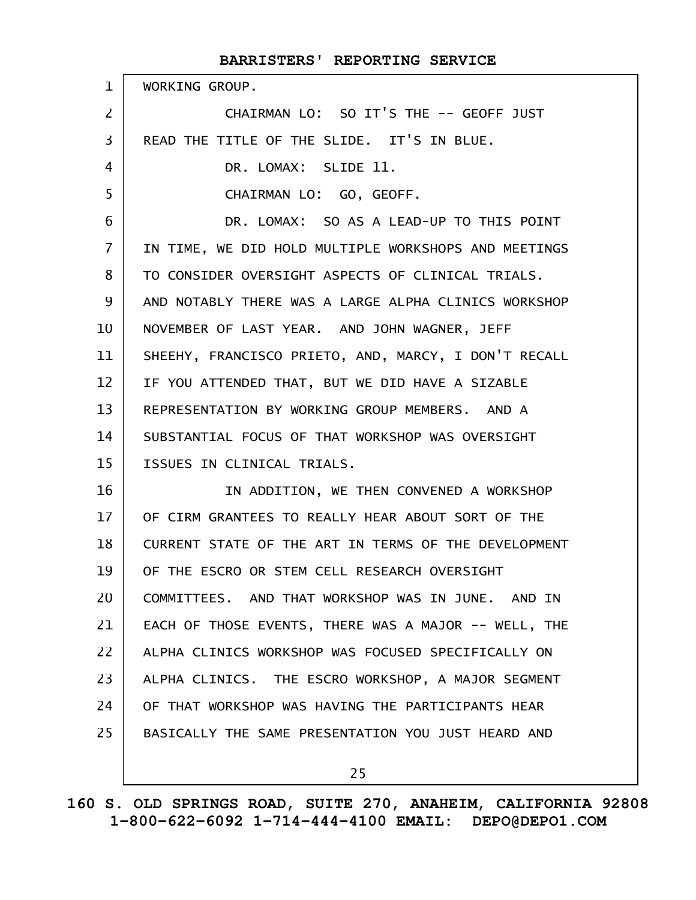WORKING GROUP.

CHAIRMAN LO: SO IT'S THE -- GEOFF JUST READ THE TITLE OF THE SLIDE. IT'S IN BLUE.

DR. LOMAX: SLIDE 11.

CHAIRMAN LO: GO, GEOFF.

DR. LOMAX: SO AS A LEAD-UP TO THIS POINT IN TIME, WE DID HOLD MULTIPLE WORKSHOPS AND MEETINGS TO CONSIDER OVERSIGHT ASPECTS OF CLINICAL TRIALS. AND NOTABLY THERE WAS A LARGE ALPHA CLINICS WORKSHOP NOVEMBER OF LAST YEAR. AND JOHN WAGNER, JEFF SHEEHY, FRANCISCO PRIETO, AND, MARCY, I DON'T RECALL IF YOU ATTENDED THAT, BUT WE DID HAVE A SIZABLE REPRESENTATION BY WORKING GROUP MEMBERS. AND A SUBSTANTIAL FOCUS OF THAT WORKSHOP WAS OVERSIGHT ISSUES IN CLINICAL TRIALS.

IN ADDITION, WE THEN CONVENED A WORKSHOP OF CIRM GRANTEES TO REALLY HEAR ABOUT SORT OF THE CURRENT STATE OF THE ART IN TERMS OF THE DEVELOPMENT OF THE ESCRO OR STEM CELL RESEARCH OVERSIGHT COMMITTEES. AND THAT WORKSHOP WAS IN JUNE. AND IN EACH OF THOSE EVENTS, THERE WAS A MAJOR -- WELL, THE ALPHA CLINICS WORKSHOP WAS FOCUSED SPECIFICALLY ON ALPHA CLINICS. THE ESCRO WORKSHOP, A MAJOR SEGMENT OF THAT WORKSHOP WAS HAVING THE PARTICIPANTS HEAR BASICALLY THE SAME PRESENTATION YOU JUST HEARD AND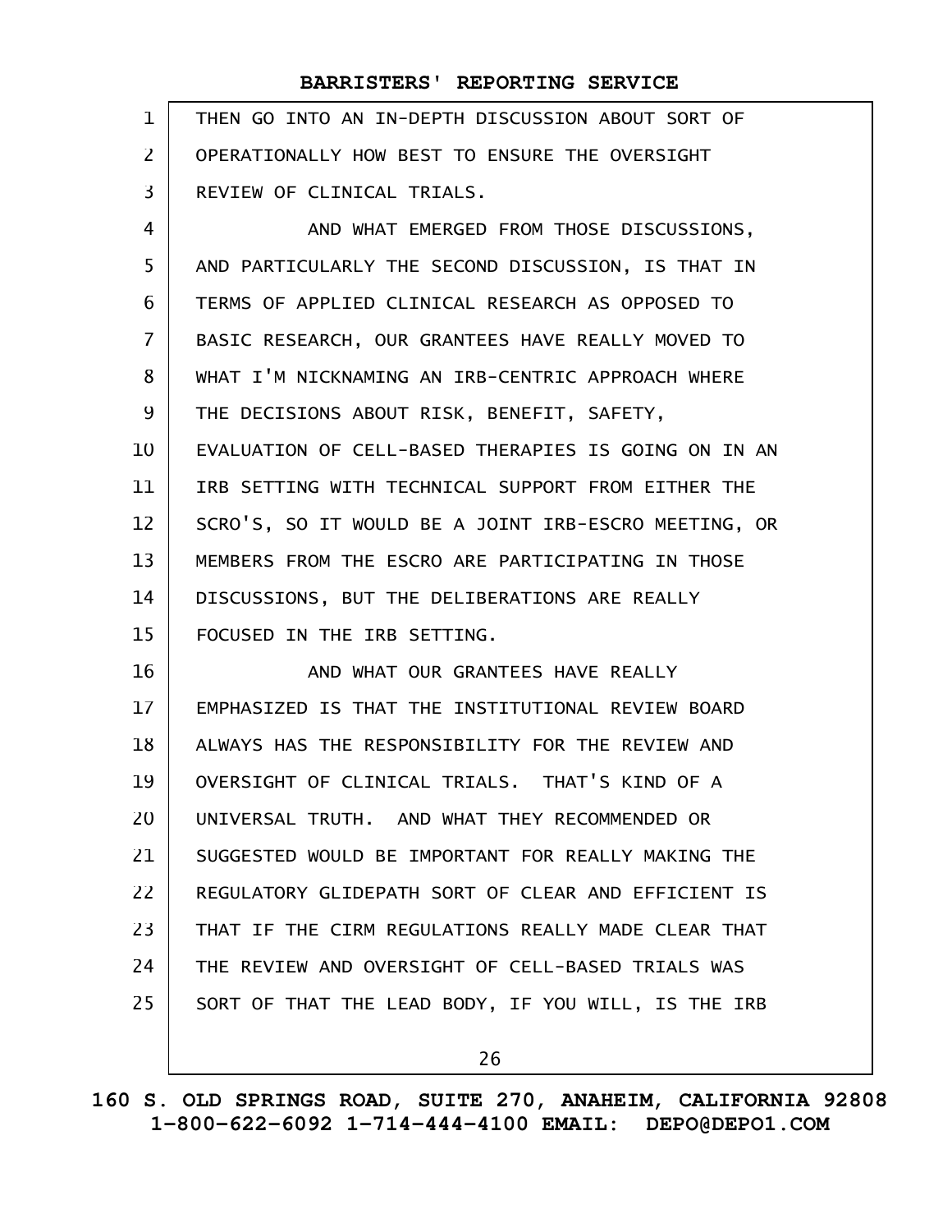THEN GO INTO AN IN-DEPTH DISCUSSION ABOUT SORT OF OPERATIONALLY HOW BEST TO ENSURE THE OVERSIGHT REVIEW OF CLINICAL TRIALS.

AND WHAT EMERGED FROM THOSE DISCUSSIONS, AND PARTICULARLY THE SECOND DISCUSSION, IS THAT IN TERMS OF APPLIED CLINICAL RESEARCH AS OPPOSED TO BASIC RESEARCH, OUR GRANTEES HAVE REALLY MOVED TO WHAT I'M NICKNAMING AN IRB-CENTRIC APPROACH WHERE THE DECISIONS ABOUT RISK, BENEFIT, SAFETY, EVALUATION OF CELL-BASED THERAPIES IS GOING ON IN AN IRB SETTING WITH TECHNICAL SUPPORT FROM EITHER THE SCRO'S, SO IT WOULD BE A JOINT IRB-ESCRO MEETING, OR MEMBERS FROM THE ESCRO ARE PARTICIPATING IN THOSE DISCUSSIONS, BUT THE DELIBERATIONS ARE REALLY FOCUSED IN THE IRB SETTING.

AND WHAT OUR GRANTEES HAVE REALLY EMPHASIZED IS THAT THE INSTITUTIONAL REVIEW BOARD ALWAYS HAS THE RESPONSIBILITY FOR THE REVIEW AND OVERSIGHT OF CLINICAL TRIALS. THAT'S KIND OF A UNIVERSAL TRUTH. AND WHAT THEY RECOMMENDED OR SUGGESTED WOULD BE IMPORTANT FOR REALLY MAKING THE REGULATORY GLIDEPATH SORT OF CLEAR AND EFFICIENT IS THAT IF THE CIRM REGULATIONS REALLY MADE CLEAR THAT THE REVIEW AND OVERSIGHT OF CELL-BASED TRIALS WAS SORT OF THAT THE LEAD BODY, IF YOU WILL, IS THE IRB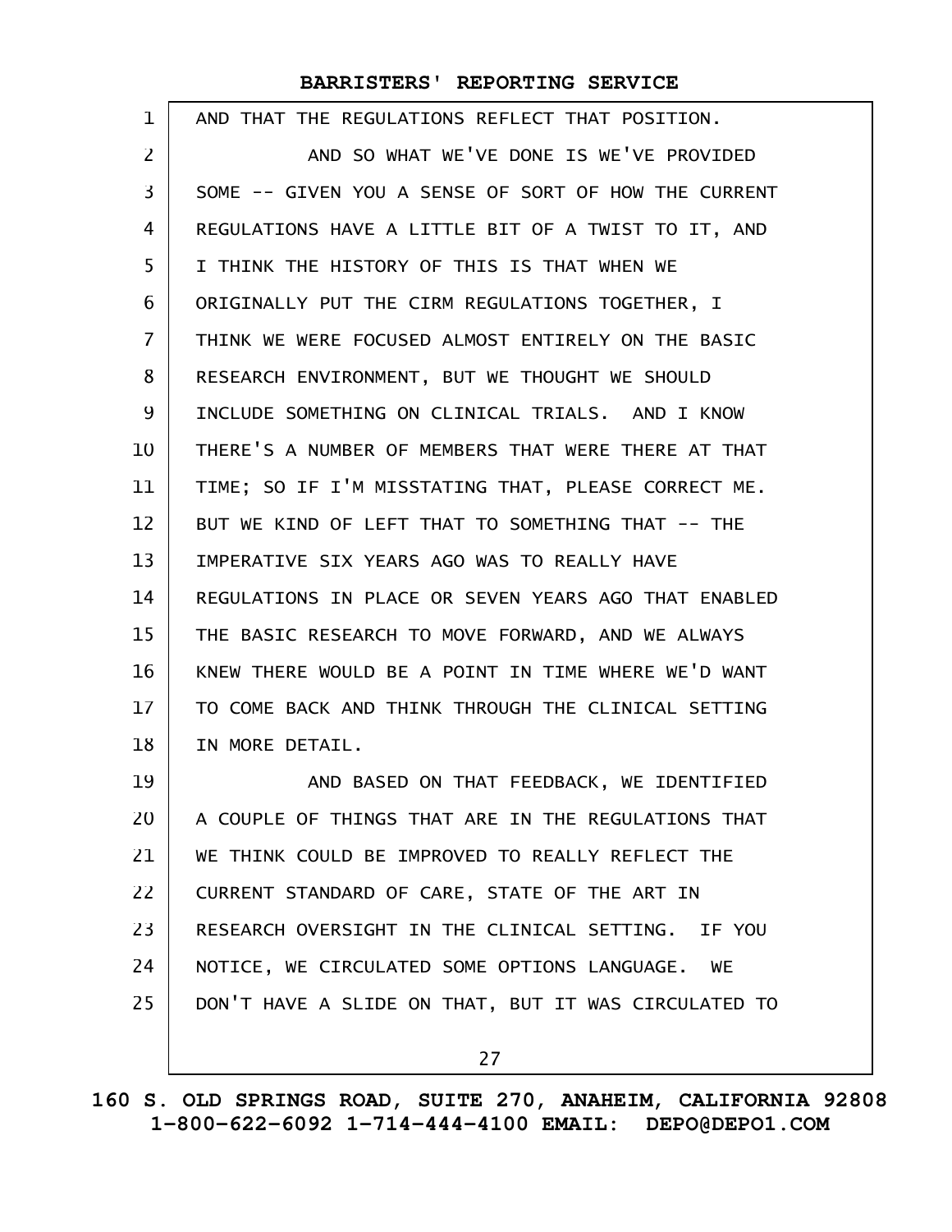AND THAT THE REGULATIONS REFLECT THAT POSITION.

AND SO WHAT WE'VE DONE IS WE'VE PROVIDED SOME -- GIVEN YOU A SENSE OF SORT OF HOW THE CURRENT REGULATIONS HAVE A LITTLE BIT OF A TWIST TO IT, AND I THINK THE HISTORY OF THIS IS THAT WHEN WE ORIGINALLY PUT THE CIRM REGULATIONS TOGETHER, I THINK WE WERE FOCUSED ALMOST ENTIRELY ON THE BASIC RESEARCH ENVIRONMENT, BUT WE THOUGHT WE SHOULD INCLUDE SOMETHING ON CLINICAL TRIALS. AND I KNOW THERE'S A NUMBER OF MEMBERS THAT WERE THERE AT THAT TIME; SO IF I'M MISSTATING THAT, PLEASE CORRECT ME. BUT WE KIND OF LEFT THAT TO SOMETHING THAT -- THE IMPERATIVE SIX YEARS AGO WAS TO REALLY HAVE REGULATIONS IN PLACE OR SEVEN YEARS AGO THAT ENABLED THE BASIC RESEARCH TO MOVE FORWARD, AND WE ALWAYS KNEW THERE WOULD BE A POINT IN TIME WHERE WE'D WANT TO COME BACK AND THINK THROUGH THE CLINICAL SETTING IN MORE DETAIL.

AND BASED ON THAT FEEDBACK, WE IDENTIFIED A COUPLE OF THINGS THAT ARE IN THE REGULATIONS THAT WE THINK COULD BE IMPROVED TO REALLY REFLECT THE CURRENT STANDARD OF CARE, STATE OF THE ART IN RESEARCH OVERSIGHT IN THE CLINICAL SETTING. IF YOU NOTICE, WE CIRCULATED SOME OPTIONS LANGUAGE. WE DON'T HAVE A SLIDE ON THAT, BUT IT WAS CIRCULATED TO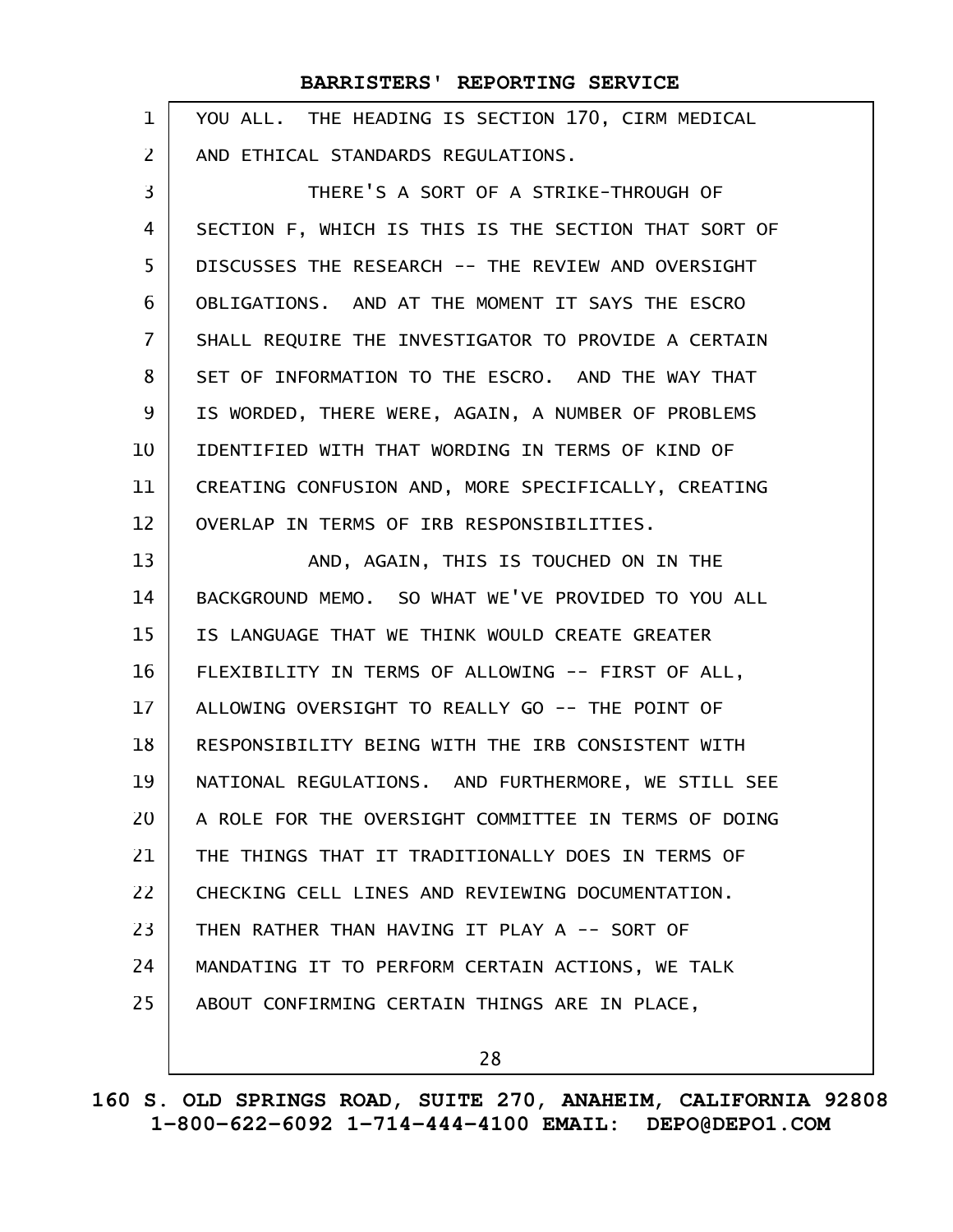YOU ALL. THE HEADING IS SECTION 170, CIRM MEDICAL AND ETHICAL STANDARDS REGULATIONS.

THERE'S A SORT OF A STRIKE-THROUGH OF SECTION F, WHICH IS THIS IS THE SECTION THAT SORT OF DISCUSSES THE RESEARCH -- THE REVIEW AND OVERSIGHT OBLIGATIONS. AND AT THE MOMENT IT SAYS THE ESCRO SHALL REQUIRE THE INVESTIGATOR TO PROVIDE A CERTAIN SET OF INFORMATION TO THE ESCRO. AND THE WAY THAT IS WORDED, THERE WERE, AGAIN, A NUMBER OF PROBLEMS IDENTIFIED WITH THAT WORDING IN TERMS OF KIND OF CREATING CONFUSION AND, MORE SPECIFICALLY, CREATING OVERLAP IN TERMS OF IRB RESPONSIBILITIES.

AND, AGAIN, THIS IS TOUCHED ON IN THE BACKGROUND MEMO. SO WHAT WE'VE PROVIDED TO YOU ALL IS LANGUAGE THAT WE THINK WOULD CREATE GREATER FLEXIBILITY IN TERMS OF ALLOWING -- FIRST OF ALL, ALLOWING OVERSIGHT TO REALLY GO -- THE POINT OF RESPONSIBILITY BEING WITH THE IRB CONSISTENT WITH NATIONAL REGULATIONS. AND FURTHERMORE, WE STILL SEE A ROLE FOR THE OVERSIGHT COMMITTEE IN TERMS OF DOING THE THINGS THAT IT TRADITIONALLY DOES IN TERMS OF CHECKING CELL LINES AND REVIEWING DOCUMENTATION. THEN RATHER THAN HAVING IT PLAY A -- SORT OF MANDATING IT TO PERFORM CERTAIN ACTIONS, WE TALK ABOUT CONFIRMING CERTAIN THINGS ARE IN PLACE,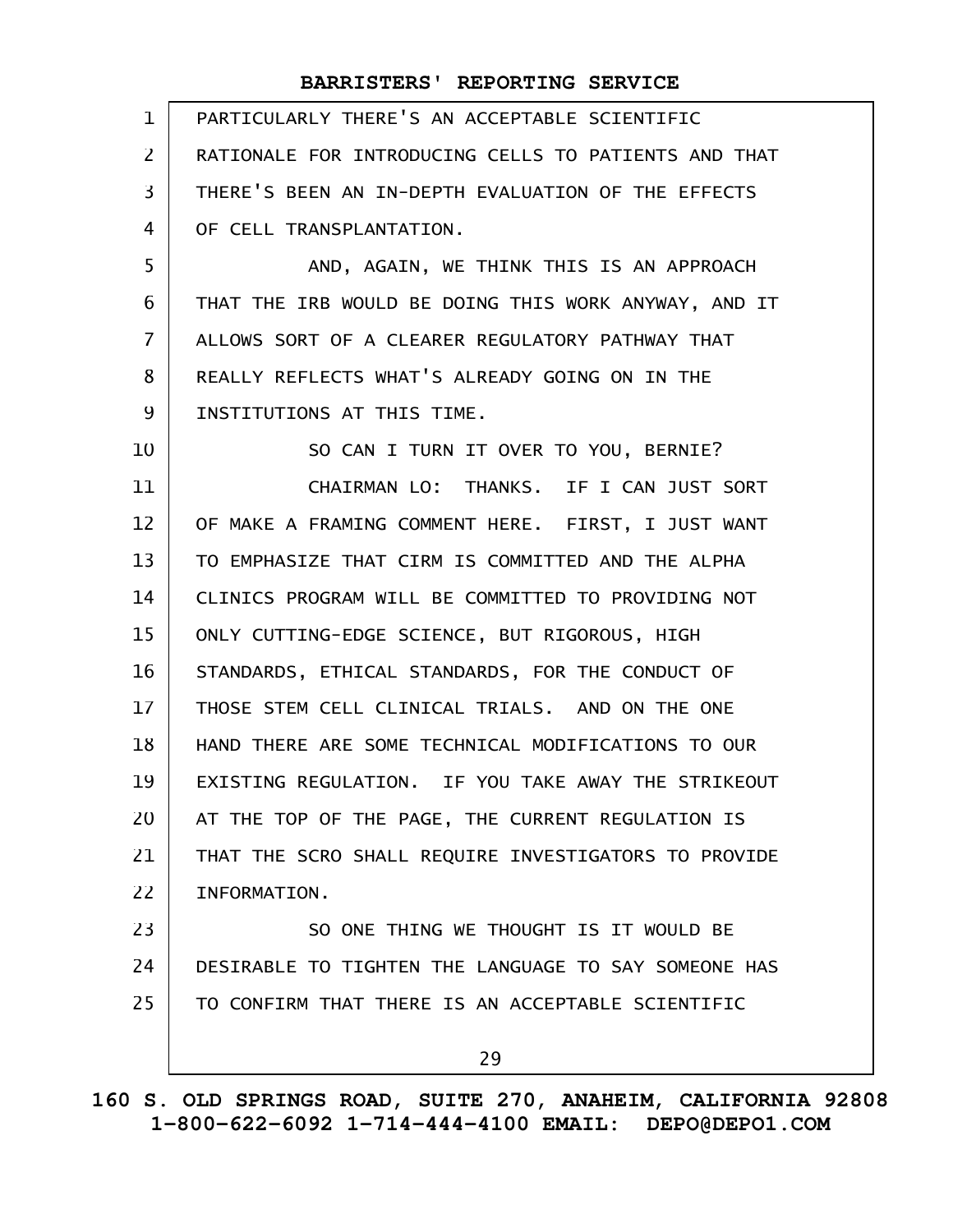PARTICULARLY THERE'S AN ACCEPTABLE SCIENTIFIC RATIONALE FOR INTRODUCING CELLS TO PATIENTS AND THAT THERE'S BEEN AN IN-DEPTH EVALUATION OF THE EFFECTS OF CELL TRANSPLANTATION.

AND, AGAIN, WE THINK THIS IS AN APPROACH THAT THE IRB WOULD BE DOING THIS WORK ANYWAY, AND IT ALLOWS SORT OF A CLEARER REGULATORY PATHWAY THAT REALLY REFLECTS WHAT'S ALREADY GOING ON IN THE INSTITUTIONS AT THIS TIME.

SO CAN I TURN IT OVER TO YOU, BERNIE?

CHAIRMAN LO: THANKS. IF I CAN JUST SORT OF MAKE A FRAMING COMMENT HERE. FIRST, I JUST WANT TO EMPHASIZE THAT CIRM IS COMMITTED AND THE ALPHA CLINICS PROGRAM WILL BE COMMITTED TO PROVIDING NOT ONLY CUTTING-EDGE SCIENCE, BUT RIGOROUS, HIGH STANDARDS, ETHICAL STANDARDS, FOR THE CONDUCT OF THOSE STEM CELL CLINICAL TRIALS. AND ON THE ONE HAND THERE ARE SOME TECHNICAL MODIFICATIONS TO OUR EXISTING REGULATION. IF YOU TAKE AWAY THE STRIKEOUT AT THE TOP OF THE PAGE, THE CURRENT REGULATION IS THAT THE SCRO SHALL REQUIRE INVESTIGATORS TO PROVIDE INFORMATION.

SO ONE THING WE THOUGHT IS IT WOULD BE DESIRABLE TO TIGHTEN THE LANGUAGE TO SAY SOMEONE HAS TO CONFIRM THAT THERE IS AN ACCEPTABLE SCIENTIFIC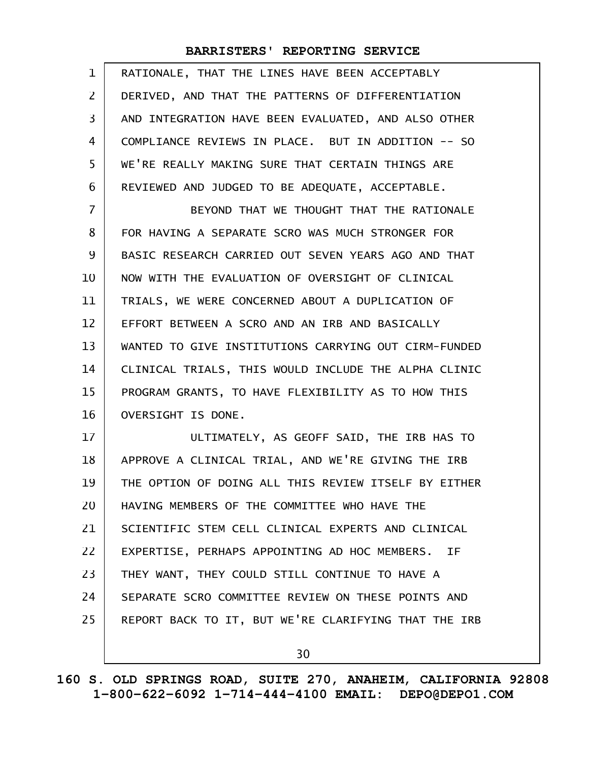RATIONALE, THAT THE LINES HAVE BEEN ACCEPTABLY DERIVED, AND THAT THE PATTERNS OF DIFFERENTIATION AND INTEGRATION HAVE BEEN EVALUATED, AND ALSO OTHER COMPLIANCE REVIEWS IN PLACE. BUT IN ADDITION -- SO WE'RE REALLY MAKING SURE THAT CERTAIN THINGS ARE REVIEWED AND JUDGED TO BE ADEQUATE, ACCEPTABLE.

BEYOND THAT WE THOUGHT THAT THE RATIONALE FOR HAVING A SEPARATE SCRO WAS MUCH STRONGER FOR BASIC RESEARCH CARRIED OUT SEVEN YEARS AGO AND THAT NOW WITH THE EVALUATION OF OVERSIGHT OF CLINICAL TRIALS, WE WERE CONCERNED ABOUT A DUPLICATION OF EFFORT BETWEEN A SCRO AND AN IRB AND BASICALLY WANTED TO GIVE INSTITUTIONS CARRYING OUT CIRM-FUNDED CLINICAL TRIALS, THIS WOULD INCLUDE THE ALPHA CLINIC PROGRAM GRANTS, TO HAVE FLEXIBILITY AS TO HOW THIS OVERSIGHT IS DONE.

ULTIMATELY, AS GEOFF SAID, THE IRB HAS TO APPROVE A CLINICAL TRIAL, AND WE'RE GIVING THE IRB THE OPTION OF DOING ALL THIS REVIEW ITSELF BY EITHER HAVING MEMBERS OF THE COMMITTEE WHO HAVE THE SCIENTIFIC STEM CELL CLINICAL EXPERTS AND CLINICAL EXPERTISE, PERHAPS APPOINTING AD HOC MEMBERS. IF THEY WANT, THEY COULD STILL CONTINUE TO HAVE A SEPARATE SCRO COMMITTEE REVIEW ON THESE POINTS AND REPORT BACK TO IT, BUT WE'RE CLARIFYING THAT THE IRB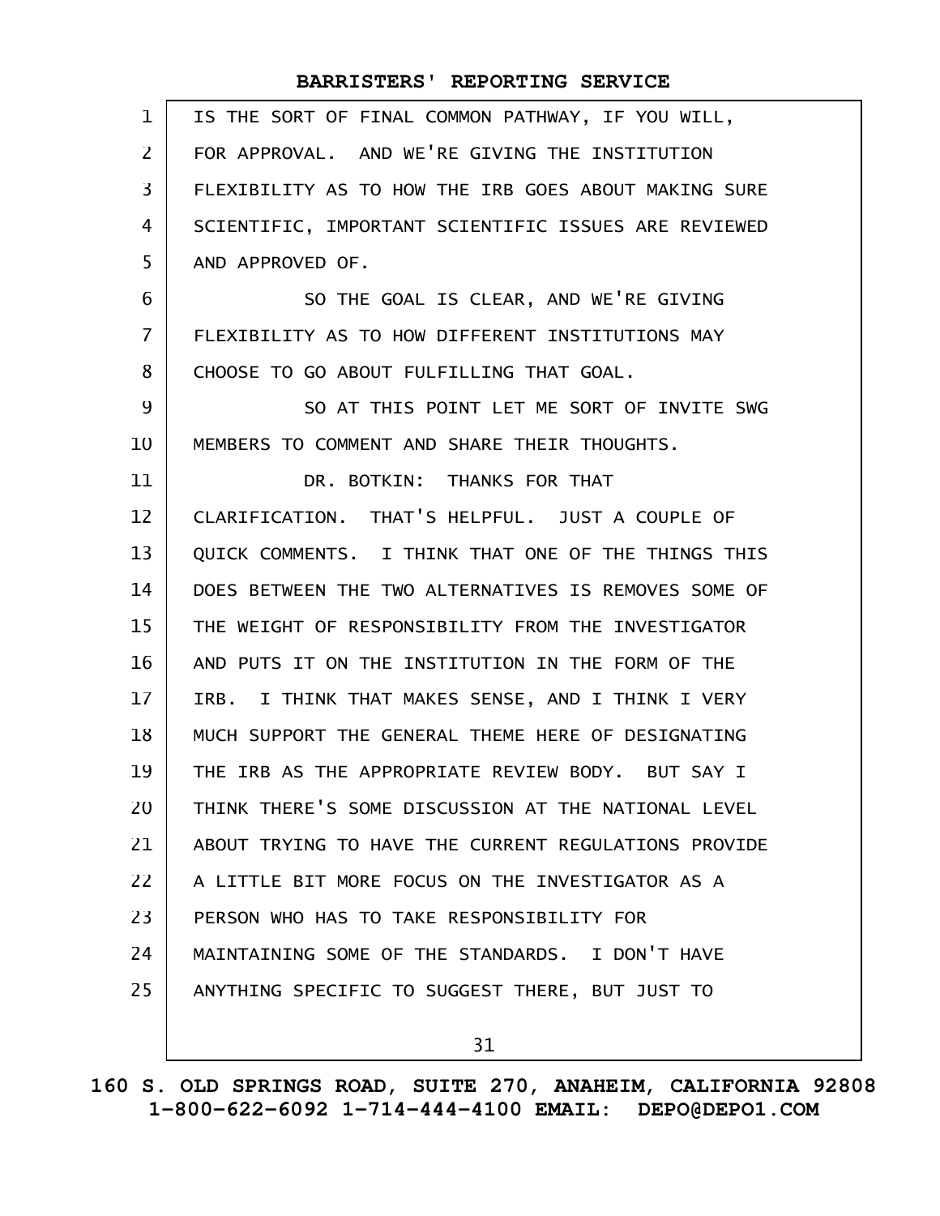IS THE SORT OF FINAL COMMON PATHWAY, IF YOU WILL, FOR APPROVAL. AND WE'RE GIVING THE INSTITUTION FLEXIBILITY AS TO HOW THE IRB GOES ABOUT MAKING SURE SCIENTIFIC, IMPORTANT SCIENTIFIC ISSUES ARE REVIEWED AND APPROVED OF.

SO THE GOAL IS CLEAR, AND WE'RE GIVING FLEXIBILITY AS TO HOW DIFFERENT INSTITUTIONS MAY CHOOSE TO GO ABOUT FULFILLING THAT GOAL.

SO AT THIS POINT LET ME SORT OF INVITE SWG MEMBERS TO COMMENT AND SHARE THEIR THOUGHTS.

DR. BOTKIN: THANKS FOR THAT CLARIFICATION. THAT'S HELPFUL. JUST A COUPLE OF QUICK COMMENTS. I THINK THAT ONE OF THE THINGS THIS DOES BETWEEN THE TWO ALTERNATIVES IS REMOVES SOME OF THE WEIGHT OF RESPONSIBILITY FROM THE INVESTIGATOR AND PUTS IT ON THE INSTITUTION IN THE FORM OF THE IRB. I THINK THAT MAKES SENSE, AND I THINK I VERY MUCH SUPPORT THE GENERAL THEME HERE OF DESIGNATING THE IRB AS THE APPROPRIATE REVIEW BODY. BUT SAY I THINK THERE'S SOME DISCUSSION AT THE NATIONAL LEVEL ABOUT TRYING TO HAVE THE CURRENT REGULATIONS PROVIDE A LITTLE BIT MORE FOCUS ON THE INVESTIGATOR AS A PERSON WHO HAS TO TAKE RESPONSIBILITY FOR MAINTAINING SOME OF THE STANDARDS. I DON'T HAVE ANYTHING SPECIFIC TO SUGGEST THERE, BUT JUST TO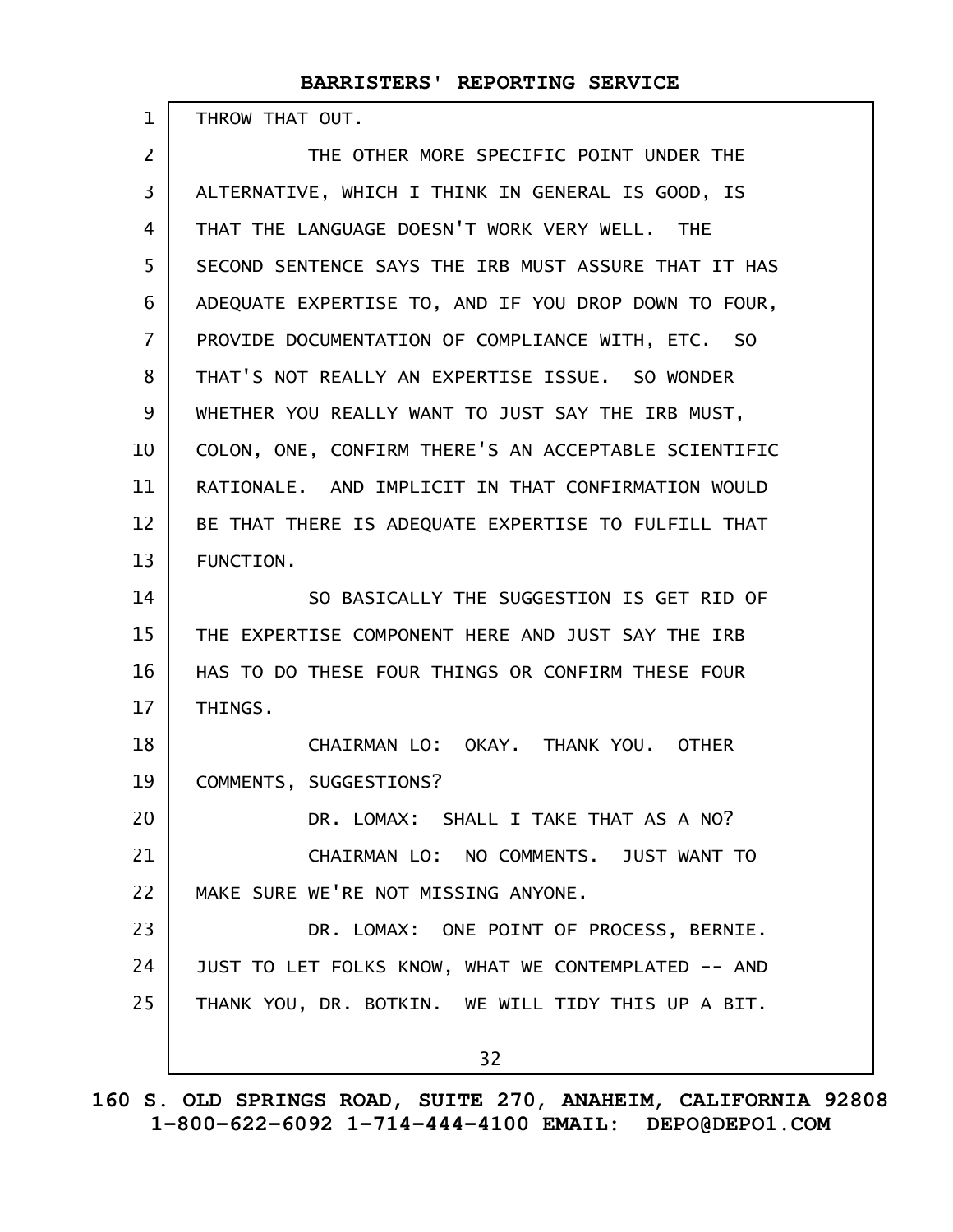THROW THAT OUT.

THE OTHER MORE SPECIFIC POINT UNDER THE ALTERNATIVE, WHICH I THINK IN GENERAL IS GOOD, IS THAT THE LANGUAGE DOESN'T WORK VERY WELL. THE SECOND SENTENCE SAYS THE IRB MUST ASSURE THAT IT HAS ADEQUATE EXPERTISE TO, AND IF YOU DROP DOWN TO FOUR, PROVIDE DOCUMENTATION OF COMPLIANCE WITH, ETC. SO THAT'S NOT REALLY AN EXPERTISE ISSUE. SO WONDER WHETHER YOU REALLY WANT TO JUST SAY THE IRB MUST, COLON, ONE, CONFIRM THERE'S AN ACCEPTABLE SCIENTIFIC RATIONALE. AND IMPLICIT IN THAT CONFIRMATION WOULD BE THAT THERE IS ADEQUATE EXPERTISE TO FULFILL THAT FUNCTION.

SO BASICALLY THE SUGGESTION IS GET RID OF THE EXPERTISE COMPONENT HERE AND JUST SAY THE IRB HAS TO DO THESE FOUR THINGS OR CONFIRM THESE FOUR THINGS.

CHAIRMAN LO: OKAY. THANK YOU. OTHER COMMENTS, SUGGESTIONS?

DR. LOMAX: SHALL I TAKE THAT AS A NO?

CHAIRMAN LO: NO COMMENTS. JUST WANT TO MAKE SURE WE'RE NOT MISSING ANYONE.

DR. LOMAX: ONE POINT OF PROCESS, BERNIE. JUST TO LET FOLKS KNOW, WHAT WE CONTEMPLATED -- AND THANK YOU, DR. BOTKIN. WE WILL TIDY THIS UP A BIT.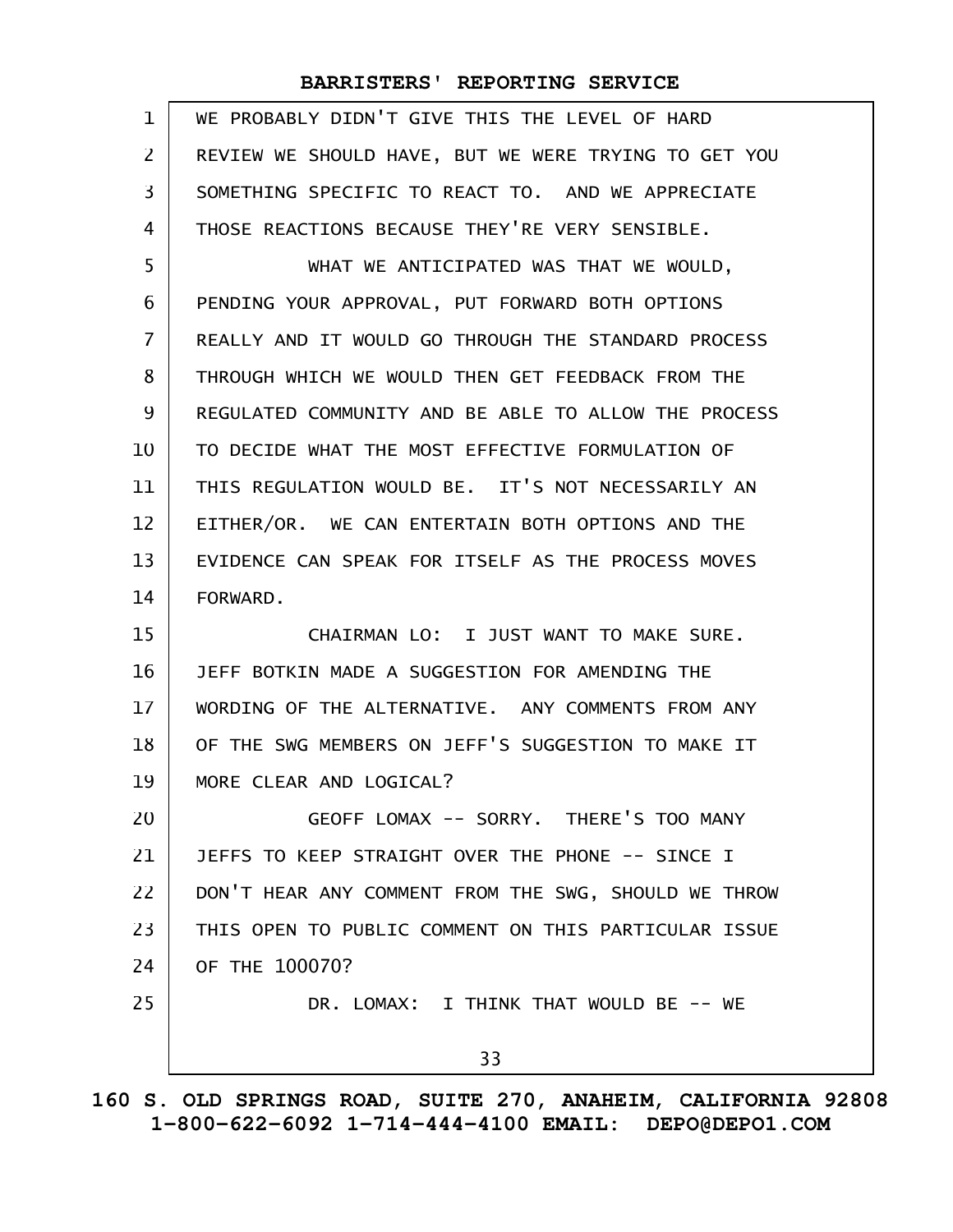WE PROBABLY DIDN'T GIVE THIS THE LEVEL OF HARD REVIEW WE SHOULD HAVE, BUT WE WERE TRYING TO GET YOU SOMETHING SPECIFIC TO REACT TO. AND WE APPRECIATE THOSE REACTIONS BECAUSE THEY'RE VERY SENSIBLE.

WHAT WE ANTICIPATED WAS THAT WE WOULD, PENDING YOUR APPROVAL, PUT FORWARD BOTH OPTIONS REALLY AND IT WOULD GO THROUGH THE STANDARD PROCESS THROUGH WHICH WE WOULD THEN GET FEEDBACK FROM THE REGULATED COMMUNITY AND BE ABLE TO ALLOW THE PROCESS TO DECIDE WHAT THE MOST EFFECTIVE FORMULATION OF THIS REGULATION WOULD BE. IT'S NOT NECESSARILY AN EITHER/OR. WE CAN ENTERTAIN BOTH OPTIONS AND THE EVIDENCE CAN SPEAK FOR ITSELF AS THE PROCESS MOVES FORWARD.

CHAIRMAN LO: I JUST WANT TO MAKE SURE. JEFF BOTKIN MADE A SUGGESTION FOR AMENDING THE WORDING OF THE ALTERNATIVE. ANY COMMENTS FROM ANY OF THE SWG MEMBERS ON JEFF'S SUGGESTION TO MAKE IT MORE CLEAR AND LOGICAL?

GEOFF LOMAX -- SORRY. THERE'S TOO MANY JEFFS TO KEEP STRAIGHT OVER THE PHONE -- SINCE I DON'T HEAR ANY COMMENT FROM THE SWG, SHOULD WE THROW THIS OPEN TO PUBLIC COMMENT ON THIS PARTICULAR ISSUE OF THE 100070?

DR. LOMAX: I THINK THAT WOULD BE -- WE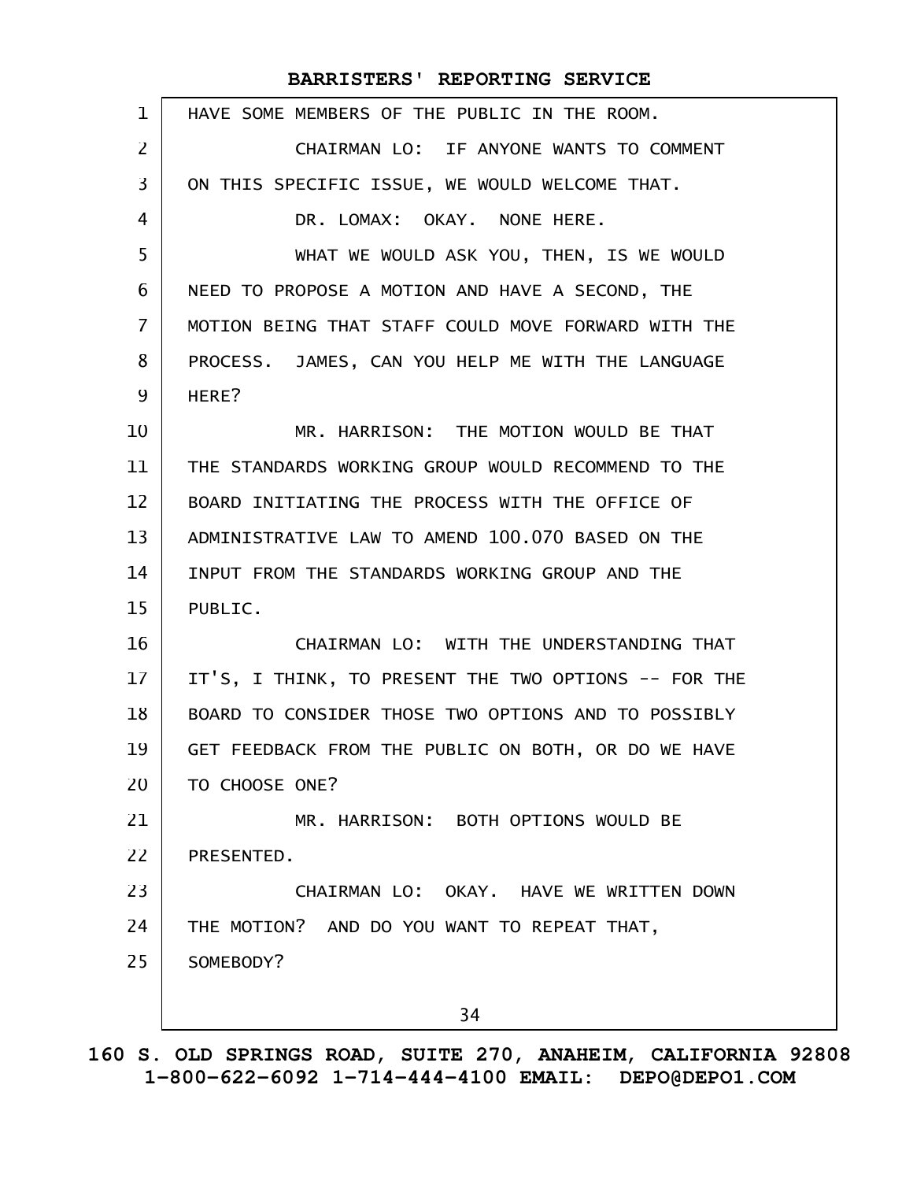HAVE SOME MEMBERS OF THE PUBLIC IN THE ROOM.

CHAIRMAN LO: IF ANYONE WANTS TO COMMENT ON THIS SPECIFIC ISSUE, WE WOULD WELCOME THAT.

DR. LOMAX: OKAY. NONE HERE.

WHAT WE WOULD ASK YOU, THEN, IS WE WOULD NEED TO PROPOSE A MOTION AND HAVE A SECOND, THE MOTION BEING THAT STAFF COULD MOVE FORWARD WITH THE PROCESS. JAMES, CAN YOU HELP ME WITH THE LANGUAGE HERE?

MR. HARRISON: THE MOTION WOULD BE THAT THE STANDARDS WORKING GROUP WOULD RECOMMEND TO THE BOARD INITIATING THE PROCESS WITH THE OFFICE OF ADMINISTRATIVE LAW TO AMEND 100.070 BASED ON THE INPUT FROM THE STANDARDS WORKING GROUP AND THE PUBLIC.

CHAIRMAN LO: WITH THE UNDERSTANDING THAT IT'S, I THINK, TO PRESENT THE TWO OPTIONS -- FOR THE BOARD TO CONSIDER THOSE TWO OPTIONS AND TO POSSIBLY GET FEEDBACK FROM THE PUBLIC ON BOTH, OR DO WE HAVE TO CHOOSE ONE?

MR. HARRISON: BOTH OPTIONS WOULD BE PRESENTED.

CHAIRMAN LO: OKAY. HAVE WE WRITTEN DOWN THE MOTION? AND DO YOU WANT TO REPEAT THAT, SOMEBODY?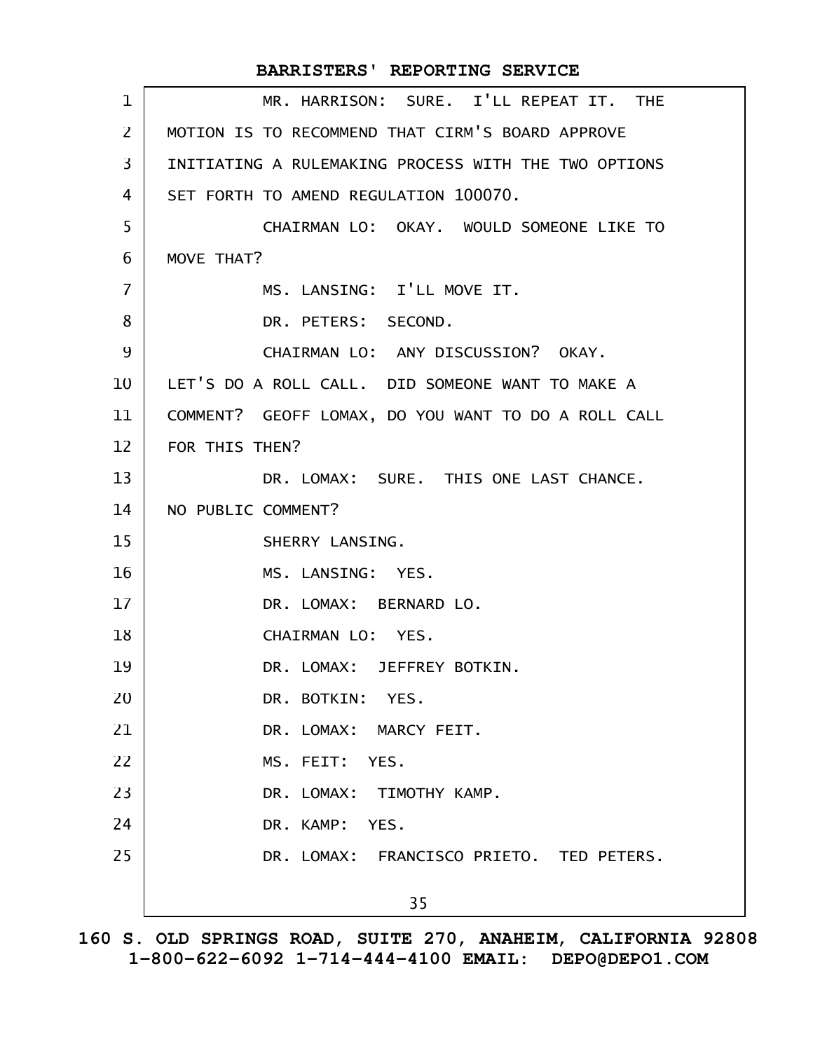MR. HARRISON: SURE. I'LL REPEAT IT. THE MOTION IS TO RECOMMEND THAT CIRM'S BOARD APPROVE INITIATING A RULEMAKING PROCESS WITH THE TWO OPTIONS SET FORTH TO AMEND REGULATION 100070.

CHAIRMAN LO: OKAY. WOULD SOMEONE LIKE TO MOVE THAT?

MS. LANSING: I'LL MOVE IT.

DR. PETERS: SECOND.

CHAIRMAN LO: ANY DISCUSSION? OKAY. LET'S DO A ROLL CALL. DID SOMEONE WANT TO MAKE A COMMENT? GEOFF LOMAX, DO YOU WANT TO DO A ROLL CALL FOR THIS THEN?

DR. LOMAX: SURE. THIS ONE LAST CHANCE. NO PUBLIC COMMENT?

SHERRY LANSING.

MS. LANSING: YES.

DR. LOMAX: BERNARD LO.

CHAIRMAN LO: YES.

DR. LOMAX: JEFFREY BOTKIN.

DR. BOTKIN: YES.

DR. LOMAX: MARCY FEIT.

MS. FEIT: YES.

DR. LOMAX: TIMOTHY KAMP.

DR. KAMP: YES.

DR. LOMAX: FRANCISCO PRIETO. TED PETERS.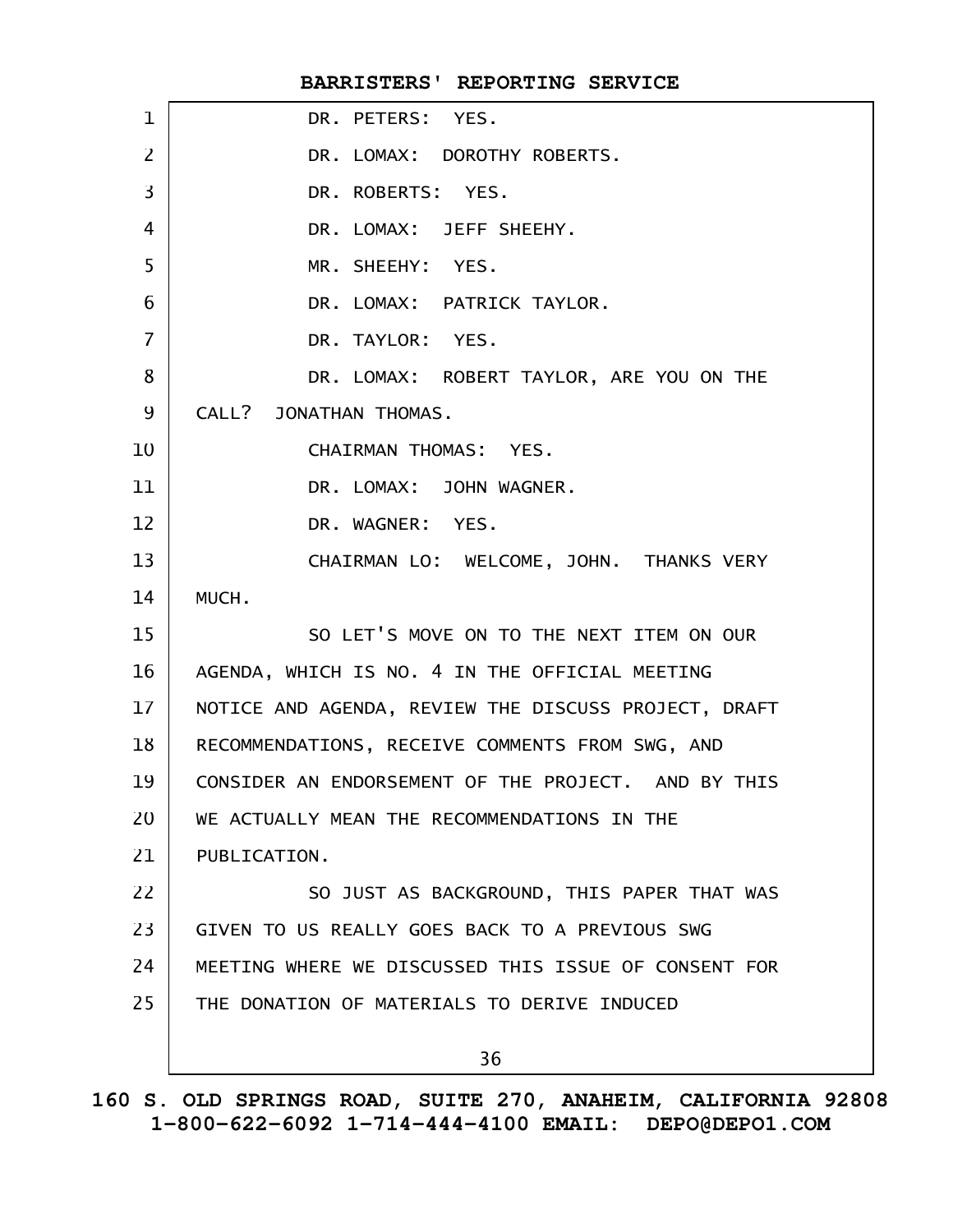DR. PETERS: YES.

DR. LOMAX: DOROTHY ROBERTS.

DR. ROBERTS: YES.

DR. LOMAX: JEFF SHEEHY.

MR. SHEEHY: YES.

DR. LOMAX: PATRICK TAYLOR.

DR. TAYLOR: YES.

DR. LOMAX: ROBERT TAYLOR, ARE YOU ON THE CALL? JONATHAN THOMAS.

CHAIRMAN THOMAS: YES.

DR. LOMAX: JOHN WAGNER.

DR. WAGNER: YES.

CHAIRMAN LO: WELCOME, JOHN. THANKS VERY MUCH.

SO LET'S MOVE ON TO THE NEXT ITEM ON OUR AGENDA, WHICH IS NO. 4 IN THE OFFICIAL MEETING NOTICE AND AGENDA, REVIEW THE DISCUSS PROJECT, DRAFT RECOMMENDATIONS, RECEIVE COMMENTS FROM SWG, AND CONSIDER AN ENDORSEMENT OF THE PROJECT. AND BY THIS WE ACTUALLY MEAN THE RECOMMENDATIONS IN THE PUBLICATION.

SO JUST AS BACKGROUND, THIS PAPER THAT WAS GIVEN TO US REALLY GOES BACK TO A PREVIOUS SWG MEETING WHERE WE DISCUSSED THIS ISSUE OF CONSENT FOR THE DONATION OF MATERIALS TO DERIVE INDUCED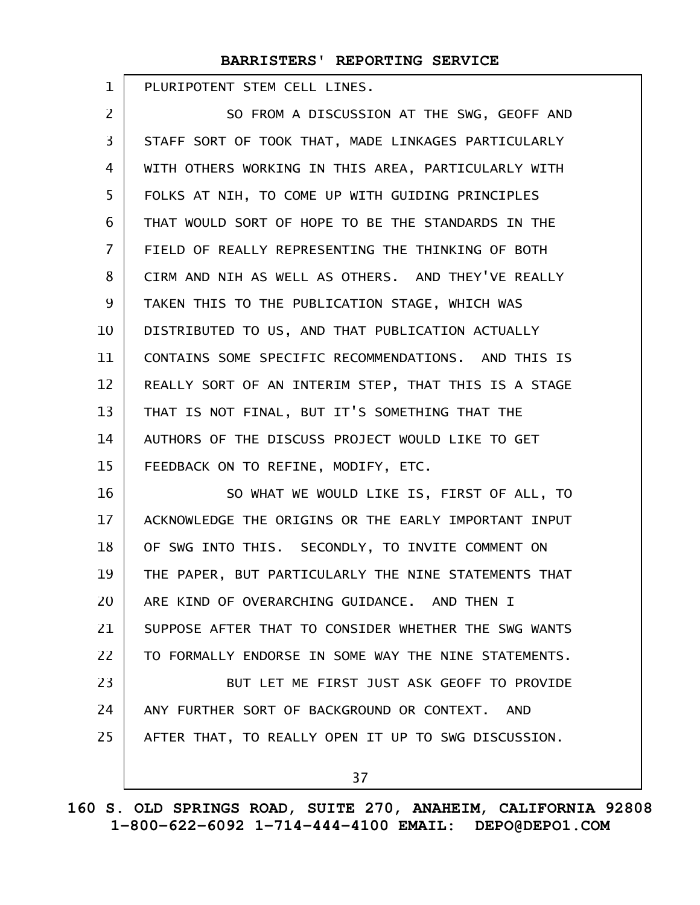PLURIPOTENT STEM CELL LINES.

SO FROM A DISCUSSION AT THE SWG, GEOFF AND STAFF SORT OF TOOK THAT, MADE LINKAGES PARTICULARLY WITH OTHERS WORKING IN THIS AREA, PARTICULARLY WITH FOLKS AT NIH, TO COME UP WITH GUIDING PRINCIPLES THAT WOULD SORT OF HOPE TO BE THE STANDARDS IN THE FIELD OF REALLY REPRESENTING THE THINKING OF BOTH CIRM AND NIH AS WELL AS OTHERS. AND THEY'VE REALLY TAKEN THIS TO THE PUBLICATION STAGE, WHICH WAS DISTRIBUTED TO US, AND THAT PUBLICATION ACTUALLY CONTAINS SOME SPECIFIC RECOMMENDATIONS. AND THIS IS REALLY SORT OF AN INTERIM STEP, THAT THIS IS A STAGE THAT IS NOT FINAL, BUT IT'S SOMETHING THAT THE AUTHORS OF THE DISCUSS PROJECT WOULD LIKE TO GET FEEDBACK ON TO REFINE, MODIFY, ETC.

SO WHAT WE WOULD LIKE IS, FIRST OF ALL, TO ACKNOWLEDGE THE ORIGINS OR THE EARLY IMPORTANT INPUT OF SWG INTO THIS. SECONDLY, TO INVITE COMMENT ON THE PAPER, BUT PARTICULARLY THE NINE STATEMENTS THAT ARE KIND OF OVERARCHING GUIDANCE. AND THEN I SUPPOSE AFTER THAT TO CONSIDER WHETHER THE SWG WANTS TO FORMALLY ENDORSE IN SOME WAY THE NINE STATEMENTS.

BUT LET ME FIRST JUST ASK GEOFF TO PROVIDE ANY FURTHER SORT OF BACKGROUND OR CONTEXT. AND AFTER THAT, TO REALLY OPEN IT UP TO SWG DISCUSSION.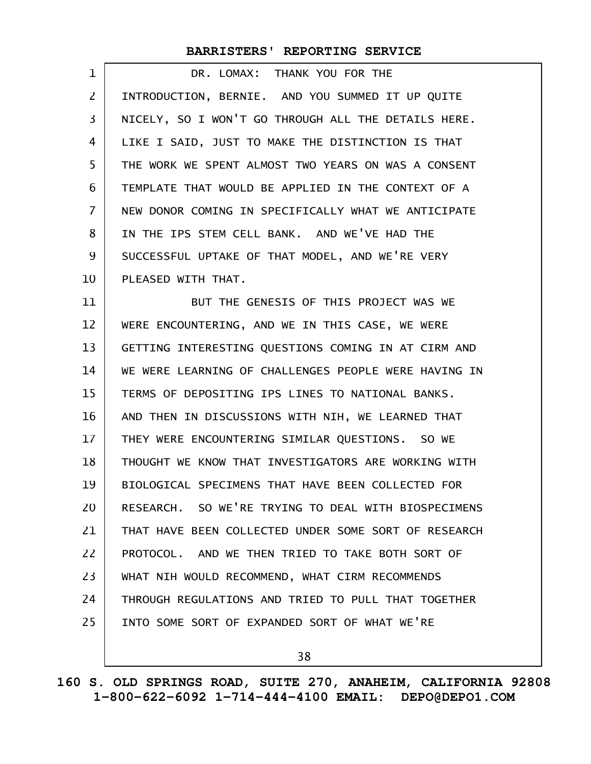DR. LOMAX: THANK YOU FOR THE INTRODUCTION, BERNIE. AND YOU SUMMED IT UP QUITE NICELY, SO I WON'T GO THROUGH ALL THE DETAILS HERE. LIKE I SAID, JUST TO MAKE THE DISTINCTION IS THAT THE WORK WE SPENT ALMOST TWO YEARS ON WAS A CONSENT TEMPLATE THAT WOULD BE APPLIED IN THE CONTEXT OF A NEW DONOR COMING IN SPECIFICALLY WHAT WE ANTICIPATE IN THE IPS STEM CELL BANK. AND WE'VE HAD THE SUCCESSFUL UPTAKE OF THAT MODEL, AND WE'RE VERY PLEASED WITH THAT.

BUT THE GENESIS OF THIS PROJECT WAS WE WERE ENCOUNTERING, AND WE IN THIS CASE, WE WERE GETTING INTERESTING QUESTIONS COMING IN AT CIRM AND WE WERE LEARNING OF CHALLENGES PEOPLE WERE HAVING IN TERMS OF DEPOSITING IPS LINES TO NATIONAL BANKS. AND THEN IN DISCUSSIONS WITH NIH, WE LEARNED THAT THEY WERE ENCOUNTERING SIMILAR QUESTIONS. SO WE THOUGHT WE KNOW THAT INVESTIGATORS ARE WORKING WITH BIOLOGICAL SPECIMENS THAT HAVE BEEN COLLECTED FOR RESEARCH. SO WE'RE TRYING TO DEAL WITH BIOSPECIMENS THAT HAVE BEEN COLLECTED UNDER SOME SORT OF RESEARCH PROTOCOL. AND WE THEN TRIED TO TAKE BOTH SORT OF WHAT NIH WOULD RECOMMEND, WHAT CIRM RECOMMENDS THROUGH REGULATIONS AND TRIED TO PULL THAT TOGETHER INTO SOME SORT OF EXPANDED SORT OF WHAT WE'RE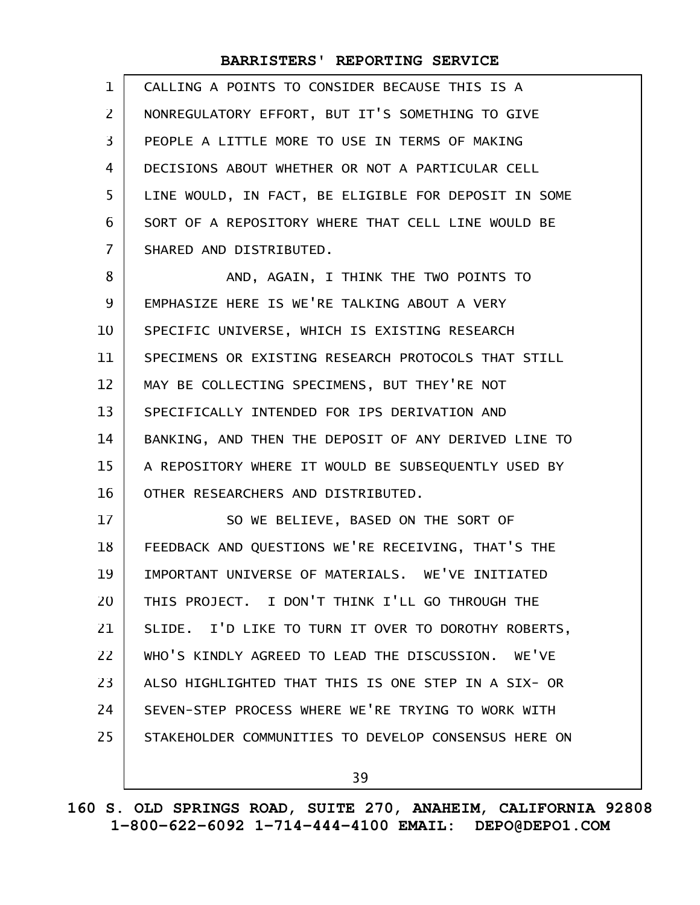CALLING A POINTS TO CONSIDER BECAUSE THIS IS A NONREGULATORY EFFORT, BUT IT'S SOMETHING TO GIVE PEOPLE A LITTLE MORE TO USE IN TERMS OF MAKING DECISIONS ABOUT WHETHER OR NOT A PARTICULAR CELL LINE WOULD, IN FACT, BE ELIGIBLE FOR DEPOSIT IN SOME SORT OF A REPOSITORY WHERE THAT CELL LINE WOULD BE SHARED AND DISTRIBUTED.

AND, AGAIN, I THINK THE TWO POINTS TO EMPHASIZE HERE IS WE'RE TALKING ABOUT A VERY SPECIFIC UNIVERSE, WHICH IS EXISTING RESEARCH SPECIMENS OR EXISTING RESEARCH PROTOCOLS THAT STILL MAY BE COLLECTING SPECIMENS, BUT THEY'RE NOT SPECIFICALLY INTENDED FOR IPS DERIVATION AND BANKING, AND THEN THE DEPOSIT OF ANY DERIVED LINE TO A REPOSITORY WHERE IT WOULD BE SUBSEQUENTLY USED BY OTHER RESEARCHERS AND DISTRIBUTED.

SO WE BELIEVE, BASED ON THE SORT OF FEEDBACK AND QUESTIONS WE'RE RECEIVING, THAT'S THE IMPORTANT UNIVERSE OF MATERIALS. WE'VE INITIATED THIS PROJECT. I DON'T THINK I'LL GO THROUGH THE SLIDE. I'D LIKE TO TURN IT OVER TO DOROTHY ROBERTS, WHO'S KINDLY AGREED TO LEAD THE DISCUSSION. WE'VE ALSO HIGHLIGHTED THAT THIS IS ONE STEP IN A SIX- OR SEVEN-STEP PROCESS WHERE WE'RE TRYING TO WORK WITH STAKEHOLDER COMMUNITIES TO DEVELOP CONSENSUS HERE ON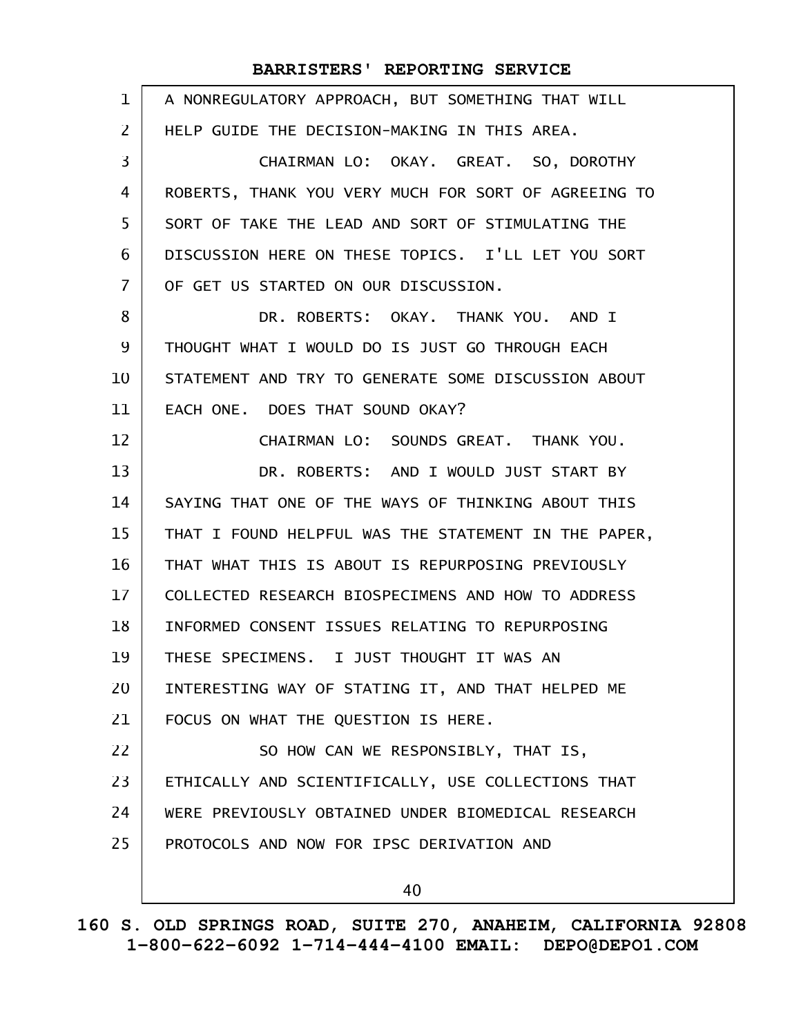A NONREGULATORY APPROACH, BUT SOMETHING THAT WILL HELP GUIDE THE DECISION-MAKING IN THIS AREA.

CHAIRMAN LO: OKAY. GREAT. SO, DOROTHY ROBERTS, THANK YOU VERY MUCH FOR SORT OF AGREEING TO SORT OF TAKE THE LEAD AND SORT OF STIMULATING THE DISCUSSION HERE ON THESE TOPICS. I'LL LET YOU SORT OF GET US STARTED ON OUR DISCUSSION.

DR. ROBERTS: OKAY. THANK YOU. AND I THOUGHT WHAT I WOULD DO IS JUST GO THROUGH EACH STATEMENT AND TRY TO GENERATE SOME DISCUSSION ABOUT EACH ONE. DOES THAT SOUND OKAY?

CHAIRMAN LO: SOUNDS GREAT. THANK YOU.

DR. ROBERTS: AND I WOULD JUST START BY SAYING THAT ONE OF THE WAYS OF THINKING ABOUT THIS THAT I FOUND HELPFUL WAS THE STATEMENT IN THE PAPER, THAT WHAT THIS IS ABOUT IS REPURPOSING PREVIOUSLY COLLECTED RESEARCH BIOSPECIMENS AND HOW TO ADDRESS INFORMED CONSENT ISSUES RELATING TO REPURPOSING THESE SPECIMENS. I JUST THOUGHT IT WAS AN INTERESTING WAY OF STATING IT, AND THAT HELPED ME FOCUS ON WHAT THE QUESTION IS HERE.

SO HOW CAN WE RESPONSIBLY, THAT IS, ETHICALLY AND SCIENTIFICALLY, USE COLLECTIONS THAT WERE PREVIOUSLY OBTAINED UNDER BIOMEDICAL RESEARCH PROTOCOLS AND NOW FOR IPSC DERIVATION AND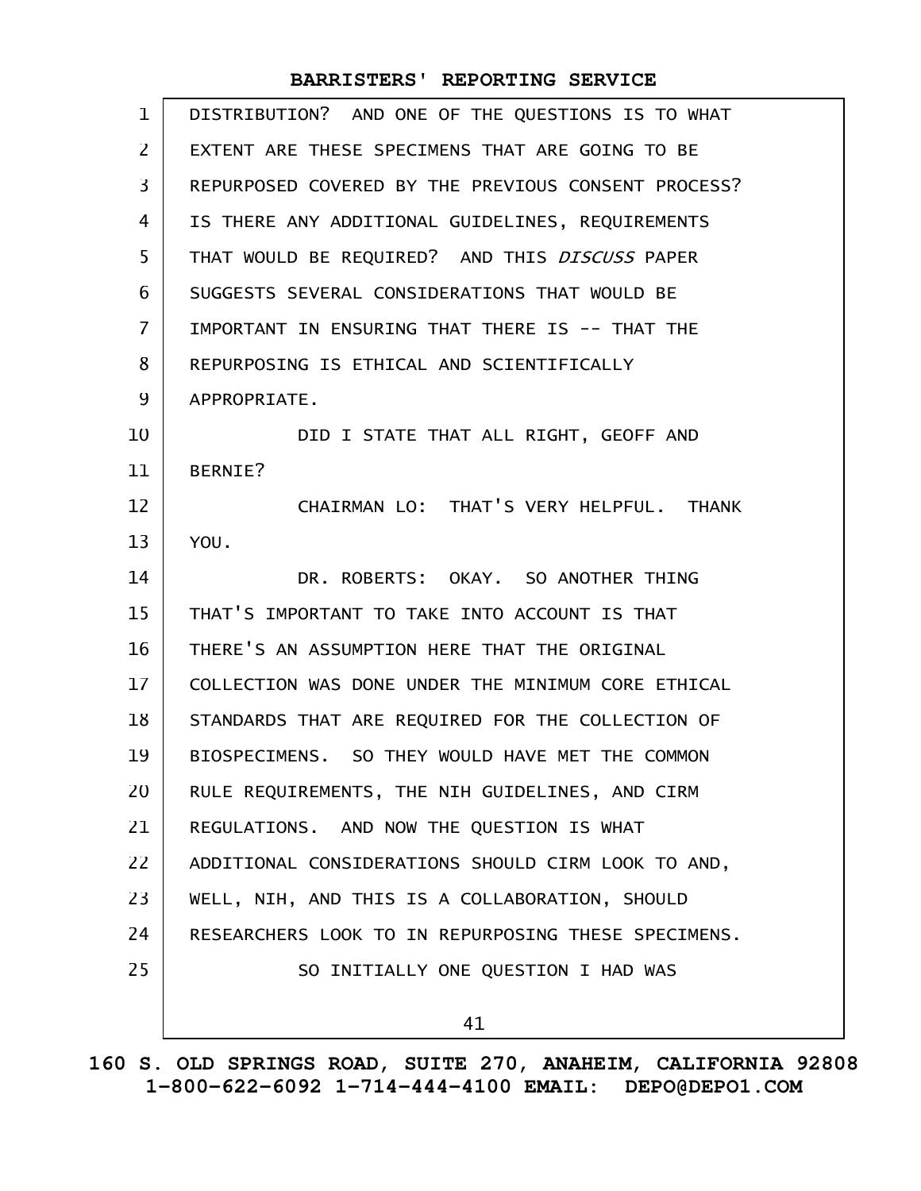DISTRIBUTION? AND ONE OF THE QUESTIONS IS TO WHAT EXTENT ARE THESE SPECIMENS THAT ARE GOING TO BE REPURPOSED COVERED BY THE PREVIOUS CONSENT PROCESS? IS THERE ANY ADDITIONAL GUIDELINES, REQUIREMENTS THAT WOULD BE REQUIRED? AND THIS *DISCUSS* PAPER SUGGESTS SEVERAL CONSIDERATIONS THAT WOULD BE IMPORTANT IN ENSURING THAT THERE IS -- THAT THE REPURPOSING IS ETHICAL AND SCIENTIFICALLY APPROPRIATE.

DID I STATE THAT ALL RIGHT, GEOFF AND BERNIE?

CHAIRMAN LO: THAT'S VERY HELPFUL. THANK YOU.

DR. ROBERTS: OKAY. SO ANOTHER THING THAT'S IMPORTANT TO TAKE INTO ACCOUNT IS THAT THERE'S AN ASSUMPTION HERE THAT THE ORIGINAL COLLECTION WAS DONE UNDER THE MINIMUM CORE ETHICAL STANDARDS THAT ARE REQUIRED FOR THE COLLECTION OF BIOSPECIMENS. SO THEY WOULD HAVE MET THE COMMON RULE REQUIREMENTS, THE NIH GUIDELINES, AND CIRM REGULATIONS. AND NOW THE QUESTION IS WHAT ADDITIONAL CONSIDERATIONS SHOULD CIRM LOOK TO AND, WELL, NIH, AND THIS IS A COLLABORATION, SHOULD RESEARCHERS LOOK TO IN REPURPOSING THESE SPECIMENS.

SO INITIALLY ONE QUESTION I HAD WAS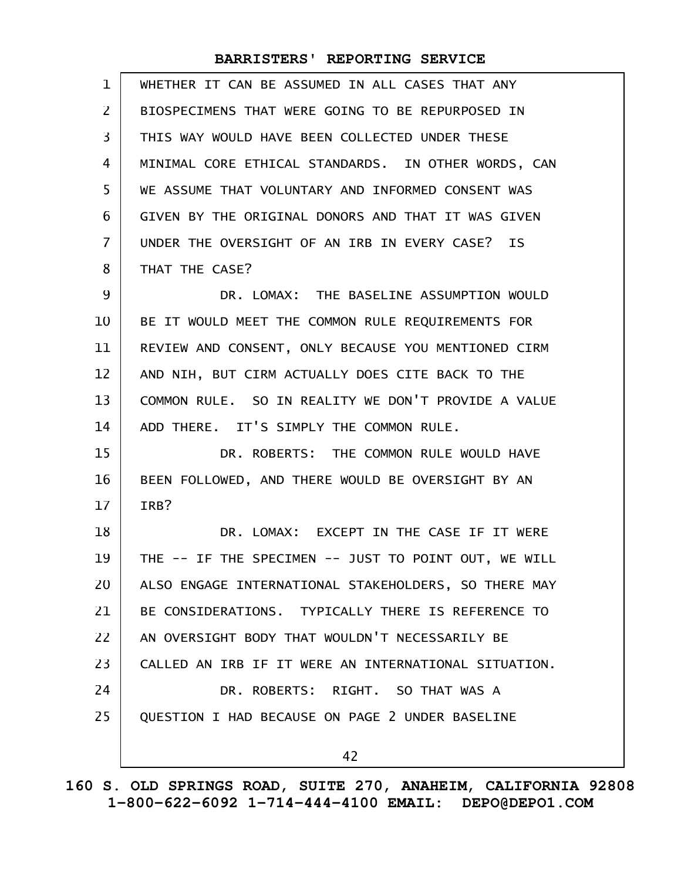WHETHER IT CAN BE ASSUMED IN ALL CASES THAT ANY BIOSPECIMENS THAT WERE GOING TO BE REPURPOSED IN THIS WAY WOULD HAVE BEEN COLLECTED UNDER THESE MINIMAL CORE ETHICAL STANDARDS. IN OTHER WORDS, CAN WE ASSUME THAT VOLUNTARY AND INFORMED CONSENT WAS GIVEN BY THE ORIGINAL DONORS AND THAT IT WAS GIVEN UNDER THE OVERSIGHT OF AN IRB IN EVERY CASE? IS THAT THE CASE?

DR. LOMAX: THE BASELINE ASSUMPTION WOULD BE IT WOULD MEET THE COMMON RULE REQUIREMENTS FOR REVIEW AND CONSENT, ONLY BECAUSE YOU MENTIONED CIRM AND NIH, BUT CIRM ACTUALLY DOES CITE BACK TO THE COMMON RULE. SO IN REALITY WE DON'T PROVIDE A VALUE ADD THERE. IT'S SIMPLY THE COMMON RULE.

DR. ROBERTS: THE COMMON RULE WOULD HAVE BEEN FOLLOWED, AND THERE WOULD BE OVERSIGHT BY AN IRB?

DR. LOMAX: EXCEPT IN THE CASE IF IT WERE THE -- IF THE SPECIMEN -- JUST TO POINT OUT, WE WILL ALSO ENGAGE INTERNATIONAL STAKEHOLDERS, SO THERE MAY BE CONSIDERATIONS. TYPICALLY THERE IS REFERENCE TO AN OVERSIGHT BODY THAT WOULDN'T NECESSARILY BE CALLED AN IRB IF IT WERE AN INTERNATIONAL SITUATION.

DR. ROBERTS: RIGHT. SO THAT WAS A QUESTION I HAD BECAUSE ON PAGE 2 UNDER BASELINE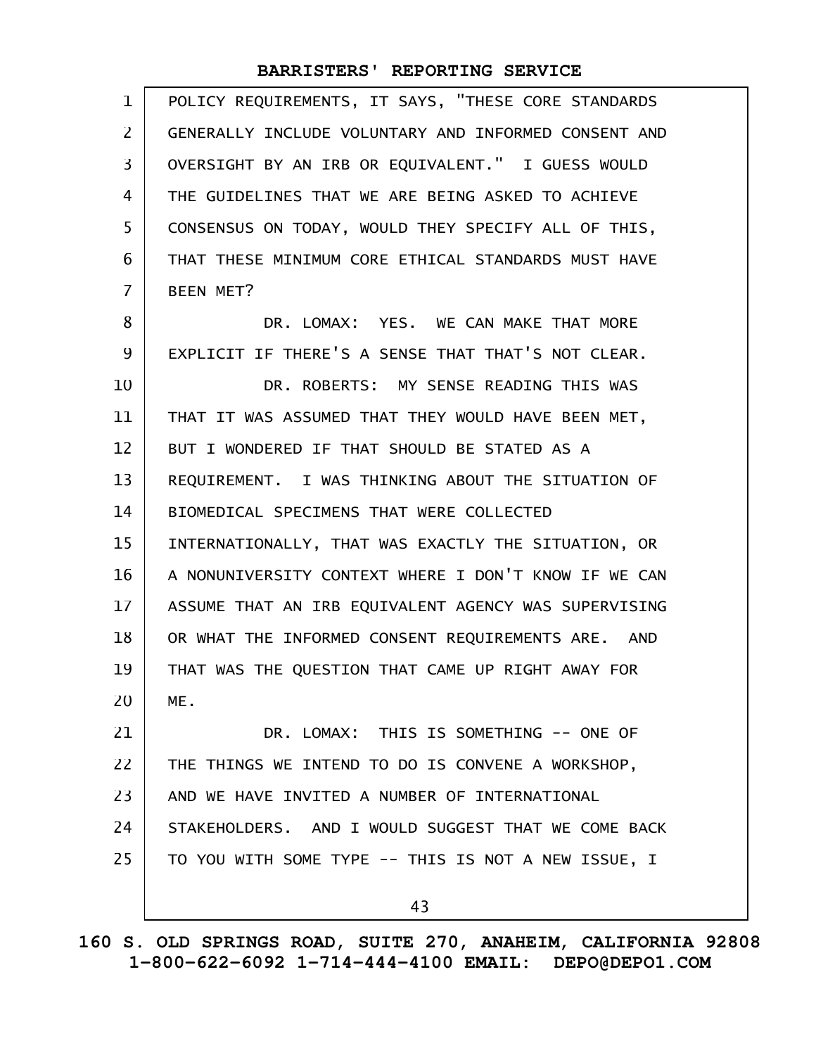POLICY REQUIREMENTS, IT SAYS, "THESE CORE STANDARDS GENERALLY INCLUDE VOLUNTARY AND INFORMED CONSENT AND OVERSIGHT BY AN IRB OR EQUIVALENT." I GUESS WOULD THE GUIDELINES THAT WE ARE BEING ASKED TO ACHIEVE CONSENSUS ON TODAY, WOULD THEY SPECIFY ALL OF THIS, THAT THESE MINIMUM CORE ETHICAL STANDARDS MUST HAVE BEEN MET?

DR. LOMAX: YES. WE CAN MAKE THAT MORE EXPLICIT IF THERE'S A SENSE THAT THAT'S NOT CLEAR.

DR. ROBERTS: MY SENSE READING THIS WAS THAT IT WAS ASSUMED THAT THEY WOULD HAVE BEEN MET, BUT I WONDERED IF THAT SHOULD BE STATED AS A REQUIREMENT. I WAS THINKING ABOUT THE SITUATION OF BIOMEDICAL SPECIMENS THAT WERE COLLECTED INTERNATIONALLY, THAT WAS EXACTLY THE SITUATION, OR A NONUNIVERSITY CONTEXT WHERE I DON'T KNOW IF WE CAN ASSUME THAT AN IRB EQUIVALENT AGENCY WAS SUPERVISING OR WHAT THE INFORMED CONSENT REQUIREMENTS ARE. AND THAT WAS THE QUESTION THAT CAME UP RIGHT AWAY FOR ME.

DR. LOMAX: THIS IS SOMETHING -- ONE OF THE THINGS WE INTEND TO DO IS CONVENE A WORKSHOP, AND WE HAVE INVITED A NUMBER OF INTERNATIONAL STAKEHOLDERS. AND I WOULD SUGGEST THAT WE COME BACK TO YOU WITH SOME TYPE -- THIS IS NOT A NEW ISSUE, I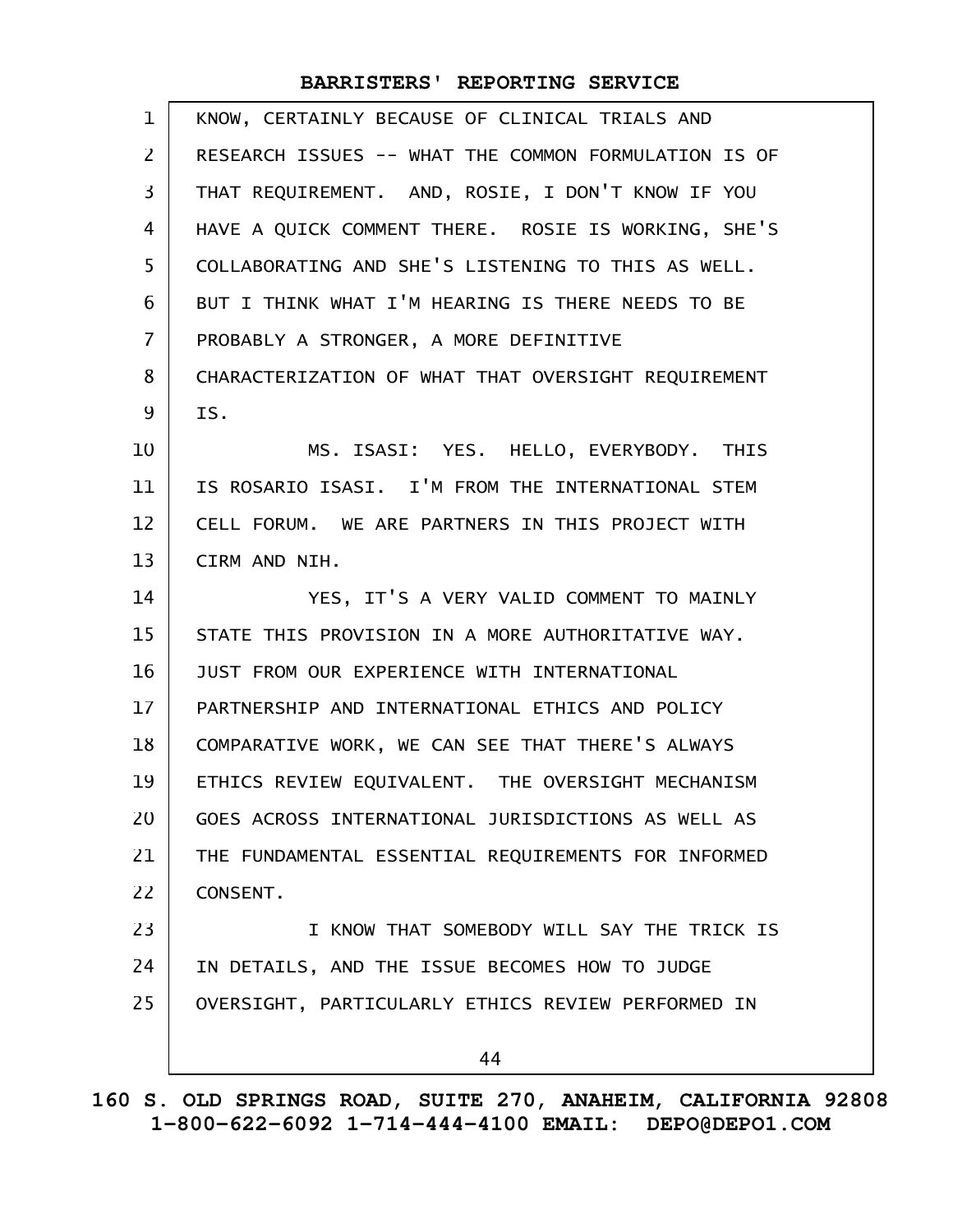KNOW, CERTAINLY BECAUSE OF CLINICAL TRIALS AND RESEARCH ISSUES -- WHAT THE COMMON FORMULATION IS OF THAT REQUIREMENT. AND, ROSIE, I DON'T KNOW IF YOU HAVE A QUICK COMMENT THERE. ROSIE IS WORKING, SHE'S COLLABORATING AND SHE'S LISTENING TO THIS AS WELL. BUT I THINK WHAT I'M HEARING IS THERE NEEDS TO BE PROBABLY A STRONGER, A MORE DEFINITIVE CHARACTERIZATION OF WHAT THAT OVERSIGHT REQUIREMENT IS.

MS. ISASI: YES. HELLO, EVERYBODY. THIS IS ROSARIO ISASI. I'M FROM THE INTERNATIONAL STEM CELL FORUM. WE ARE PARTNERS IN THIS PROJECT WITH CIRM AND NIH.

YES, IT'S A VERY VALID COMMENT TO MAINLY STATE THIS PROVISION IN A MORE AUTHORITATIVE WAY. JUST FROM OUR EXPERIENCE WITH INTERNATIONAL PARTNERSHIP AND INTERNATIONAL ETHICS AND POLICY COMPARATIVE WORK, WE CAN SEE THAT THERE'S ALWAYS ETHICS REVIEW EQUIVALENT. THE OVERSIGHT MECHANISM GOES ACROSS INTERNATIONAL JURISDICTIONS AS WELL AS THE FUNDAMENTAL ESSENTIAL REQUIREMENTS FOR INFORMED CONSENT.

I KNOW THAT SOMEBODY WILL SAY THE TRICK IS IN DETAILS, AND THE ISSUE BECOMES HOW TO JUDGE OVERSIGHT, PARTICULARLY ETHICS REVIEW PERFORMED IN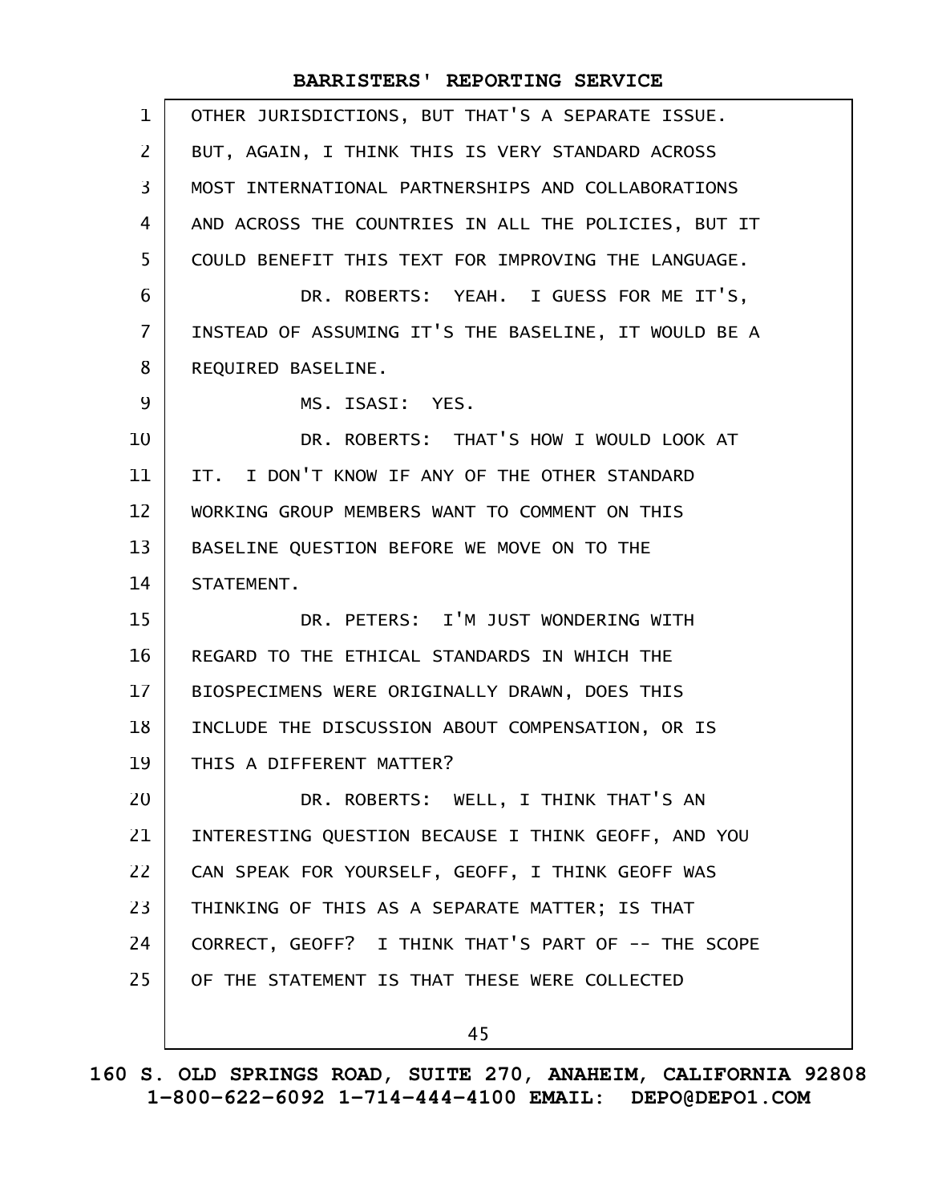OTHER JURISDICTIONS, BUT THAT'S A SEPARATE ISSUE. BUT, AGAIN, I THINK THIS IS VERY STANDARD ACROSS MOST INTERNATIONAL PARTNERSHIPS AND COLLABORATIONS AND ACROSS THE COUNTRIES IN ALL THE POLICIES, BUT IT COULD BENEFIT THIS TEXT FOR IMPROVING THE LANGUAGE.

DR. ROBERTS: YEAH. I GUESS FOR ME IT'S, INSTEAD OF ASSUMING IT'S THE BASELINE, IT WOULD BE A REQUIRED BASELINE.

MS. ISASI: YES.

DR. ROBERTS: THAT'S HOW I WOULD LOOK AT IT. I DON'T KNOW IF ANY OF THE OTHER STANDARD WORKING GROUP MEMBERS WANT TO COMMENT ON THIS BASELINE QUESTION BEFORE WE MOVE ON TO THE STATEMENT.

DR. PETERS: I'M JUST WONDERING WITH REGARD TO THE ETHICAL STANDARDS IN WHICH THE BIOSPECIMENS WERE ORIGINALLY DRAWN, DOES THIS INCLUDE THE DISCUSSION ABOUT COMPENSATION, OR IS THIS A DIFFERENT MATTER?

DR. ROBERTS: WELL, I THINK THAT'S AN INTERESTING QUESTION BECAUSE I THINK GEOFF, AND YOU CAN SPEAK FOR YOURSELF, GEOFF, I THINK GEOFF WAS THINKING OF THIS AS A SEPARATE MATTER; IS THAT CORRECT, GEOFF? I THINK THAT'S PART OF -- THE SCOPE OF THE STATEMENT IS THAT THESE WERE COLLECTED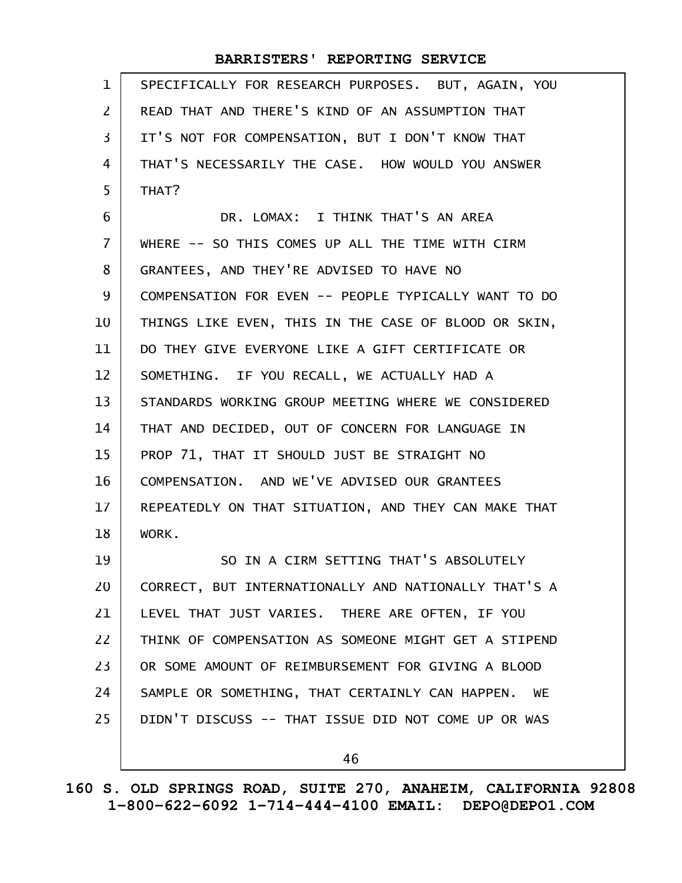SPECIFICALLY FOR RESEARCH PURPOSES. BUT, AGAIN, YOU READ THAT AND THERE'S KIND OF AN ASSUMPTION THAT IT'S NOT FOR COMPENSATION, BUT I DON'T KNOW THAT THAT'S NECESSARILY THE CASE. HOW WOULD YOU ANSWER THAT?

DR. LOMAX: I THINK THAT'S AN AREA WHERE -- SO THIS COMES UP ALL THE TIME WITH CIRM GRANTEES, AND THEY'RE ADVISED TO HAVE NO COMPENSATION FOR EVEN -- PEOPLE TYPICALLY WANT TO DO THINGS LIKE EVEN, THIS IN THE CASE OF BLOOD OR SKIN, DO THEY GIVE EVERYONE LIKE A GIFT CERTIFICATE OR SOMETHING. IF YOU RECALL, WE ACTUALLY HAD A STANDARDS WORKING GROUP MEETING WHERE WE CONSIDERED THAT AND DECIDED, OUT OF CONCERN FOR LANGUAGE IN PROP 71, THAT IT SHOULD JUST BE STRAIGHT NO COMPENSATION. AND WE'VE ADVISED OUR GRANTEES REPEATEDLY ON THAT SITUATION, AND THEY CAN MAKE THAT WORK.

SO IN A CIRM SETTING THAT'S ABSOLUTELY CORRECT, BUT INTERNATIONALLY AND NATIONALLY THAT'S A LEVEL THAT JUST VARIES. THERE ARE OFTEN, IF YOU THINK OF COMPENSATION AS SOMEONE MIGHT GET A STIPEND OR SOME AMOUNT OF REIMBURSEMENT FOR GIVING A BLOOD SAMPLE OR SOMETHING, THAT CERTAINLY CAN HAPPEN. WE DIDN'T DISCUSS -- THAT ISSUE DID NOT COME UP OR WAS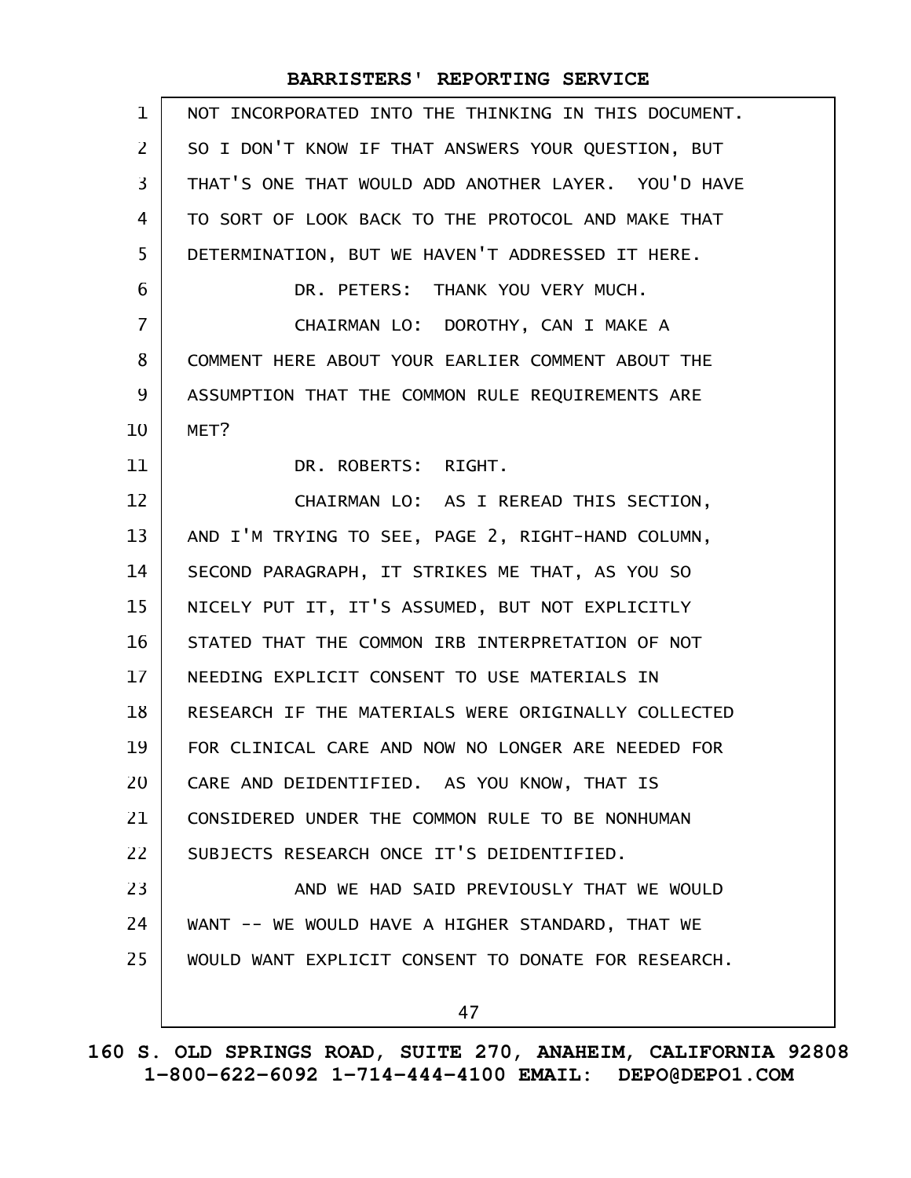NOT INCORPORATED INTO THE THINKING IN THIS DOCUMENT. SO I DON'T KNOW IF THAT ANSWERS YOUR QUESTION, BUT THAT'S ONE THAT WOULD ADD ANOTHER LAYER. YOU'D HAVE TO SORT OF LOOK BACK TO THE PROTOCOL AND MAKE THAT DETERMINATION, BUT WE HAVEN'T ADDRESSED IT HERE.

DR. PETERS: THANK YOU VERY MUCH.

CHAIRMAN LO: DOROTHY, CAN I MAKE A COMMENT HERE ABOUT YOUR EARLIER COMMENT ABOUT THE ASSUMPTION THAT THE COMMON RULE REQUIREMENTS ARE MET?

DR. ROBERTS: RIGHT.

CHAIRMAN LO: AS I REREAD THIS SECTION, AND I'M TRYING TO SEE, PAGE 2, RIGHT-HAND COLUMN, SECOND PARAGRAPH, IT STRIKES ME THAT, AS YOU SO NICELY PUT IT, IT'S ASSUMED, BUT NOT EXPLICITLY STATED THAT THE COMMON IRB INTERPRETATION OF NOT NEEDING EXPLICIT CONSENT TO USE MATERIALS IN RESEARCH IF THE MATERIALS WERE ORIGINALLY COLLECTED FOR CLINICAL CARE AND NOW NO LONGER ARE NEEDED FOR CARE AND DEIDENTIFIED. AS YOU KNOW, THAT IS CONSIDERED UNDER THE COMMON RULE TO BE NONHUMAN SUBJECTS RESEARCH ONCE IT'S DEIDENTIFIED.

AND WE HAD SAID PREVIOUSLY THAT WE WOULD WANT -- WE WOULD HAVE A HIGHER STANDARD, THAT WE WOULD WANT EXPLICIT CONSENT TO DONATE FOR RESEARCH.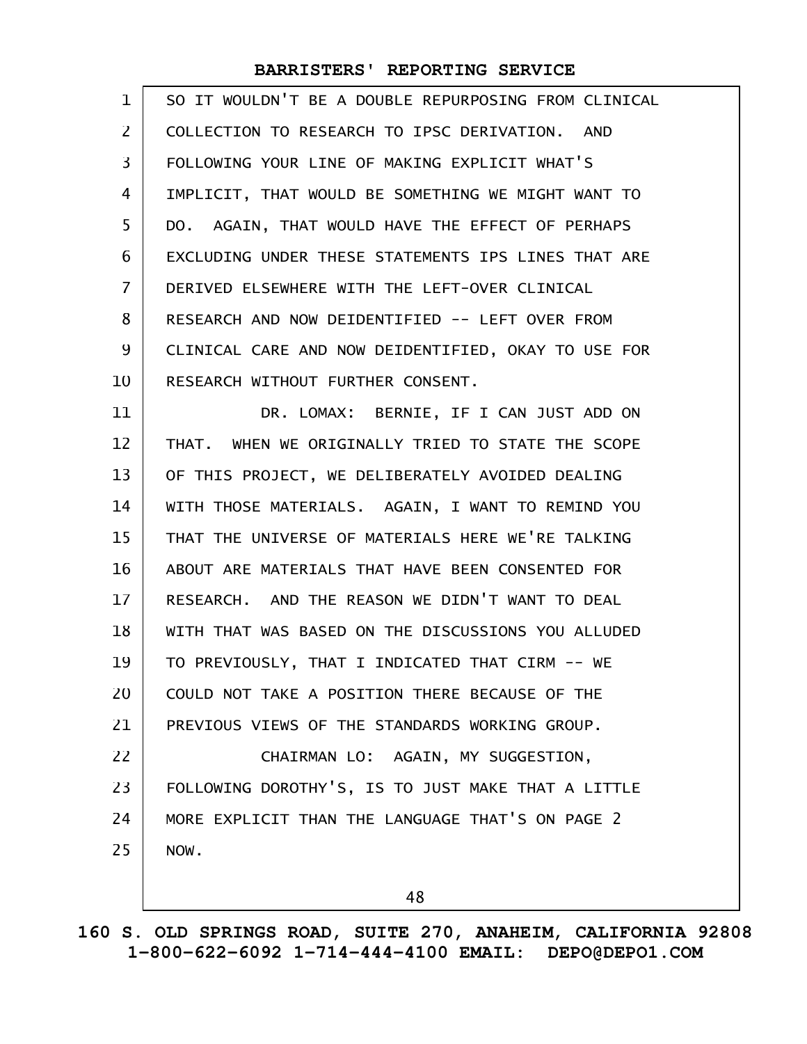SO IT WOULDN'T BE A DOUBLE REPURPOSING FROM CLINICAL COLLECTION TO RESEARCH TO IPSC DERIVATION. AND FOLLOWING YOUR LINE OF MAKING EXPLICIT WHAT'S IMPLICIT, THAT WOULD BE SOMETHING WE MIGHT WANT TO DO. AGAIN, THAT WOULD HAVE THE EFFECT OF PERHAPS EXCLUDING UNDER THESE STATEMENTS IPS LINES THAT ARE DERIVED ELSEWHERE WITH THE LEFT-OVER CLINICAL RESEARCH AND NOW DEIDENTIFIED -- LEFT OVER FROM CLINICAL CARE AND NOW DEIDENTIFIED, OKAY TO USE FOR RESEARCH WITHOUT FURTHER CONSENT.

DR. LOMAX: BERNIE, IF I CAN JUST ADD ON THAT. WHEN WE ORIGINALLY TRIED TO STATE THE SCOPE OF THIS PROJECT, WE DELIBERATELY AVOIDED DEALING WITH THOSE MATERIALS. AGAIN, I WANT TO REMIND YOU THAT THE UNIVERSE OF MATERIALS HERE WE'RE TALKING ABOUT ARE MATERIALS THAT HAVE BEEN CONSENTED FOR RESEARCH. AND THE REASON WE DIDN'T WANT TO DEAL WITH THAT WAS BASED ON THE DISCUSSIONS YOU ALLUDED TO PREVIOUSLY, THAT I INDICATED THAT CIRM -- WE COULD NOT TAKE A POSITION THERE BECAUSE OF THE PREVIOUS VIEWS OF THE STANDARDS WORKING GROUP.

CHAIRMAN LO: AGAIN, MY SUGGESTION, FOLLOWING DOROTHY'S, IS TO JUST MAKE THAT A LITTLE MORE EXPLICIT THAN THE LANGUAGE THAT'S ON PAGE 2 NOW.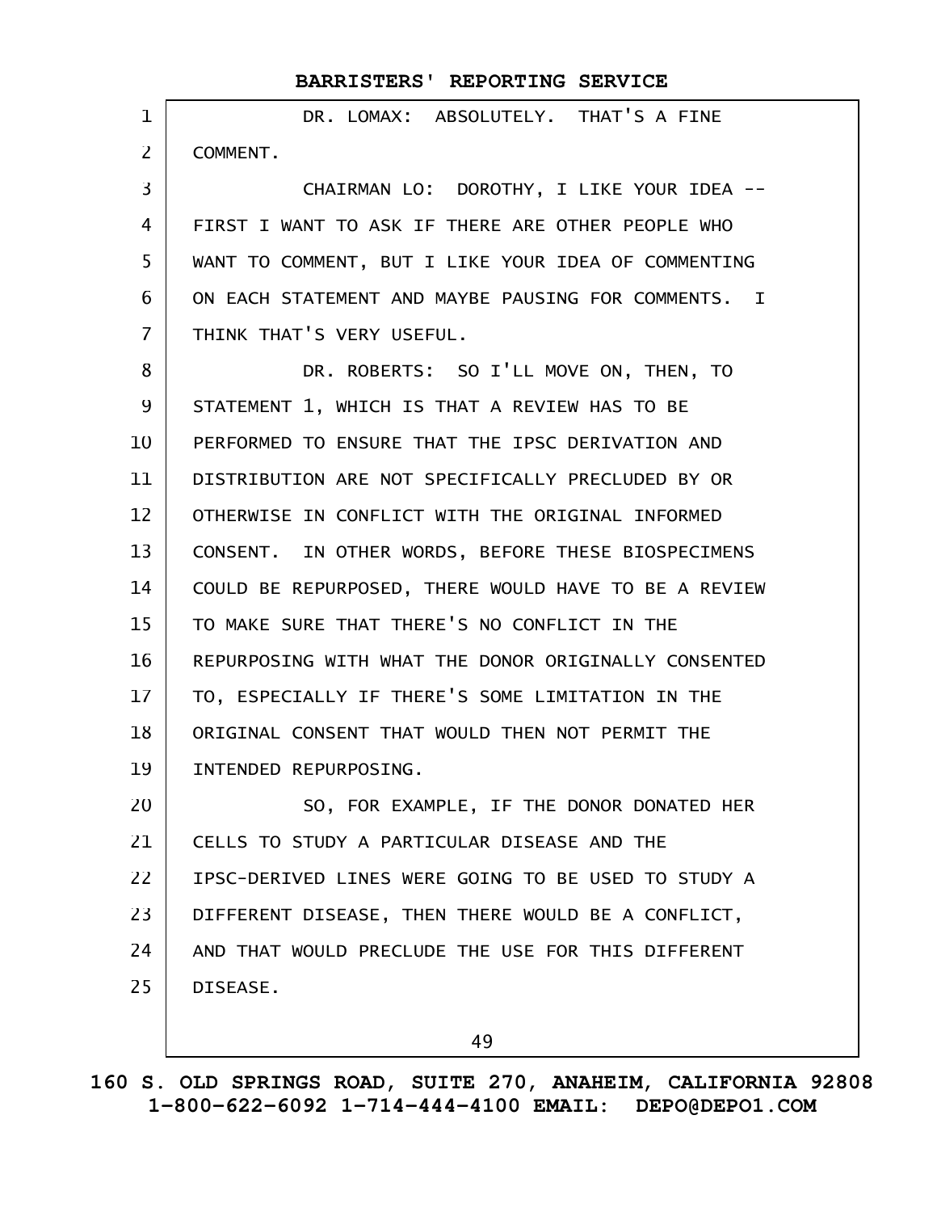DR. LOMAX: ABSOLUTELY. THAT'S A FINE COMMENT.

CHAIRMAN LO: DOROTHY, I LIKE YOUR IDEA -- FIRST I WANT TO ASK IF THERE ARE OTHER PEOPLE WHO WANT TO COMMENT, BUT I LIKE YOUR IDEA OF COMMENTING ON EACH STATEMENT AND MAYBE PAUSING FOR COMMENTS. I THINK THAT'S VERY USEFUL.

DR. ROBERTS: SO I'LL MOVE ON, THEN, TO STATEMENT 1, WHICH IS THAT A REVIEW HAS TO BE PERFORMED TO ENSURE THAT THE IPSC DERIVATION AND DISTRIBUTION ARE NOT SPECIFICALLY PRECLUDED BY OR OTHERWISE IN CONFLICT WITH THE ORIGINAL INFORMED CONSENT. IN OTHER WORDS, BEFORE THESE BIOSPECIMENS COULD BE REPURPOSED, THERE WOULD HAVE TO BE A REVIEW TO MAKE SURE THAT THERE'S NO CONFLICT IN THE REPURPOSING WITH WHAT THE DONOR ORIGINALLY CONSENTED TO, ESPECIALLY IF THERE'S SOME LIMITATION IN THE ORIGINAL CONSENT THAT WOULD THEN NOT PERMIT THE INTENDED REPURPOSING.

SO, FOR EXAMPLE, IF THE DONOR DONATED HER CELLS TO STUDY A PARTICULAR DISEASE AND THE IPSC-DERIVED LINES WERE GOING TO BE USED TO STUDY A DIFFERENT DISEASE, THEN THERE WOULD BE A CONFLICT, AND THAT WOULD PRECLUDE THE USE FOR THIS DIFFERENT DISEASE.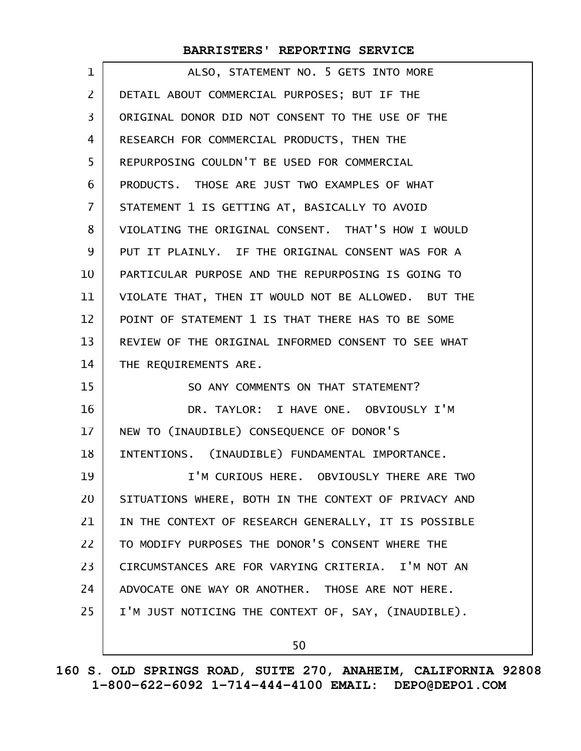ALSO, STATEMENT NO. 5 GETS INTO MORE DETAIL ABOUT COMMERCIAL PURPOSES; BUT IF THE ORIGINAL DONOR DID NOT CONSENT TO THE USE OF THE RESEARCH FOR COMMERCIAL PRODUCTS, THEN THE REPURPOSING COULDN'T BE USED FOR COMMERCIAL PRODUCTS. THOSE ARE JUST TWO EXAMPLES OF WHAT STATEMENT 1 IS GETTING AT, BASICALLY TO AVOID VIOLATING THE ORIGINAL CONSENT. THAT'S HOW I WOULD PUT IT PLAINLY. IF THE ORIGINAL CONSENT WAS FOR A PARTICULAR PURPOSE AND THE REPURPOSING IS GOING TO VIOLATE THAT, THEN IT WOULD NOT BE ALLOWED. BUT THE POINT OF STATEMENT 1 IS THAT THERE HAS TO BE SOME REVIEW OF THE ORIGINAL INFORMED CONSENT TO SEE WHAT THE REQUIREMENTS ARE.

SO ANY COMMENTS ON THAT STATEMENT?

DR. TAYLOR: I HAVE ONE. OBVIOUSLY I'M NEW TO (INAUDIBLE) CONSEQUENCE OF DONOR'S INTENTIONS. (INAUDIBLE) FUNDAMENTAL IMPORTANCE.

I'M CURIOUS HERE. OBVIOUSLY THERE ARE TWO SITUATIONS WHERE, BOTH IN THE CONTEXT OF PRIVACY AND IN THE CONTEXT OF RESEARCH GENERALLY, IT IS POSSIBLE TO MODIFY PURPOSES THE DONOR'S CONSENT WHERE THE CIRCUMSTANCES ARE FOR VARYING CRITERIA. I'M NOT AN ADVOCATE ONE WAY OR ANOTHER. THOSE ARE NOT HERE. I'M JUST NOTICING THE CONTEXT OF, SAY, (INAUDIBLE).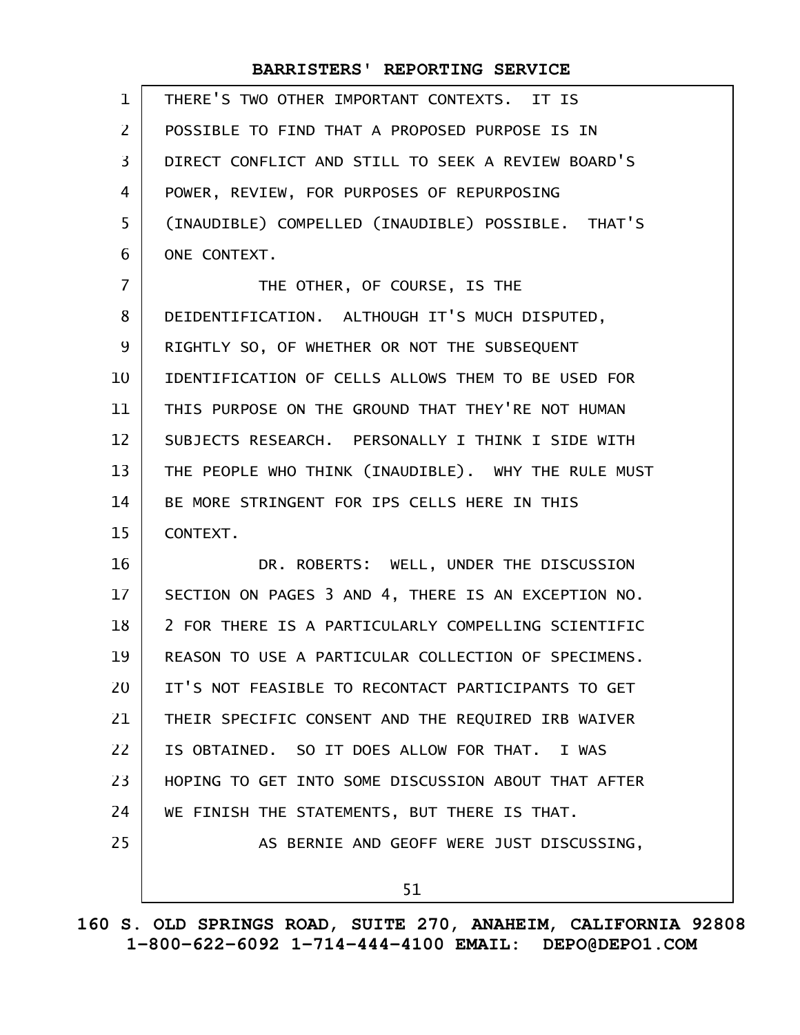THERE'S TWO OTHER IMPORTANT CONTEXTS. IT IS POSSIBLE TO FIND THAT A PROPOSED PURPOSE IS IN DIRECT CONFLICT AND STILL TO SEEK A REVIEW BOARD'S POWER, REVIEW, FOR PURPOSES OF REPURPOSING (INAUDIBLE) COMPELLED (INAUDIBLE) POSSIBLE. THAT'S ONE CONTEXT.

THE OTHER, OF COURSE, IS THE DEIDENTIFICATION. ALTHOUGH IT'S MUCH DISPUTED, RIGHTLY SO, OF WHETHER OR NOT THE SUBSEQUENT IDENTIFICATION OF CELLS ALLOWS THEM TO BE USED FOR THIS PURPOSE ON THE GROUND THAT THEY'RE NOT HUMAN SUBJECTS RESEARCH. PERSONALLY I THINK I SIDE WITH THE PEOPLE WHO THINK (INAUDIBLE). WHY THE RULE MUST BE MORE STRINGENT FOR IPS CELLS HERE IN THIS CONTEXT.

DR. ROBERTS: WELL, UNDER THE DISCUSSION SECTION ON PAGES 3 AND 4, THERE IS AN EXCEPTION NO. 2 FOR THERE IS A PARTICULARLY COMPELLING SCIENTIFIC REASON TO USE A PARTICULAR COLLECTION OF SPECIMENS. IT'S NOT FEASIBLE TO RECONTACT PARTICIPANTS TO GET THEIR SPECIFIC CONSENT AND THE REQUIRED IRB WAIVER IS OBTAINED. SO IT DOES ALLOW FOR THAT. I WAS HOPING TO GET INTO SOME DISCUSSION ABOUT THAT AFTER WE FINISH THE STATEMENTS, BUT THERE IS THAT.

AS BERNIE AND GEOFF WERE JUST DISCUSSING,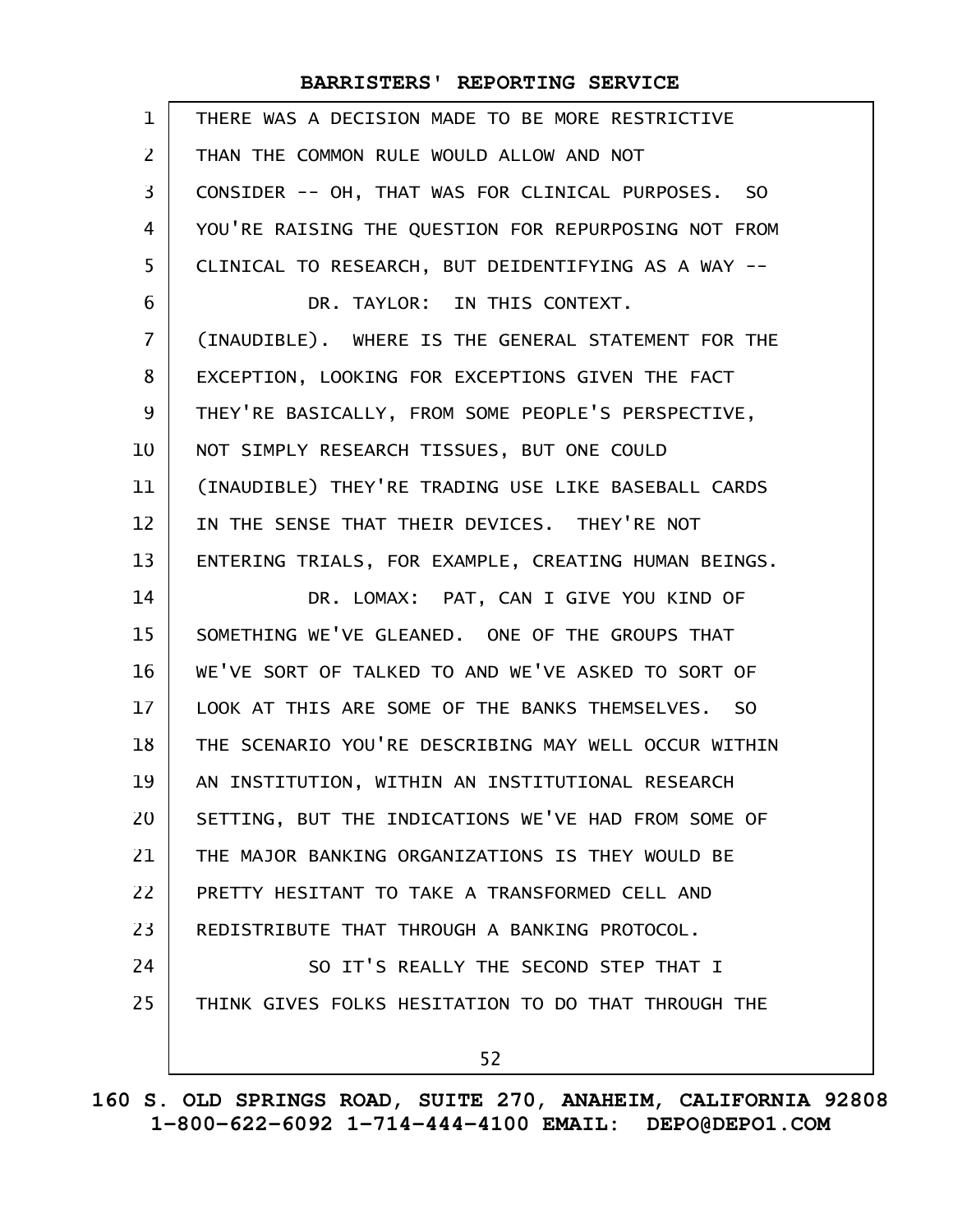THERE WAS A DECISION MADE TO BE MORE RESTRICTIVE THAN THE COMMON RULE WOULD ALLOW AND NOT CONSIDER -- OH, THAT WAS FOR CLINICAL PURPOSES. SO YOU'RE RAISING THE QUESTION FOR REPURPOSING NOT FROM CLINICAL TO RESEARCH, BUT DEIDENTIFYING AS A WAY --

DR. TAYLOR: IN THIS CONTEXT. (INAUDIBLE). WHERE IS THE GENERAL STATEMENT FOR THE EXCEPTION, LOOKING FOR EXCEPTIONS GIVEN THE FACT THEY'RE BASICALLY, FROM SOME PEOPLE'S PERSPECTIVE, NOT SIMPLY RESEARCH TISSUES, BUT ONE COULD (INAUDIBLE) THEY'RE TRADING USE LIKE BASEBALL CARDS IN THE SENSE THAT THEIR DEVICES. THEY'RE NOT ENTERING TRIALS, FOR EXAMPLE, CREATING HUMAN BEINGS.

DR. LOMAX: PAT, CAN I GIVE YOU KIND OF SOMETHING WE'VE GLEANED. ONE OF THE GROUPS THAT WE'VE SORT OF TALKED TO AND WE'VE ASKED TO SORT OF LOOK AT THIS ARE SOME OF THE BANKS THEMSELVES. SO THE SCENARIO YOU'RE DESCRIBING MAY WELL OCCUR WITHIN AN INSTITUTION, WITHIN AN INSTITUTIONAL RESEARCH SETTING, BUT THE INDICATIONS WE'VE HAD FROM SOME OF THE MAJOR BANKING ORGANIZATIONS IS THEY WOULD BE PRETTY HESITANT TO TAKE A TRANSFORMED CELL AND REDISTRIBUTE THAT THROUGH A BANKING PROTOCOL.

SO IT'S REALLY THE SECOND STEP THAT I THINK GIVES FOLKS HESITATION TO DO THAT THROUGH THE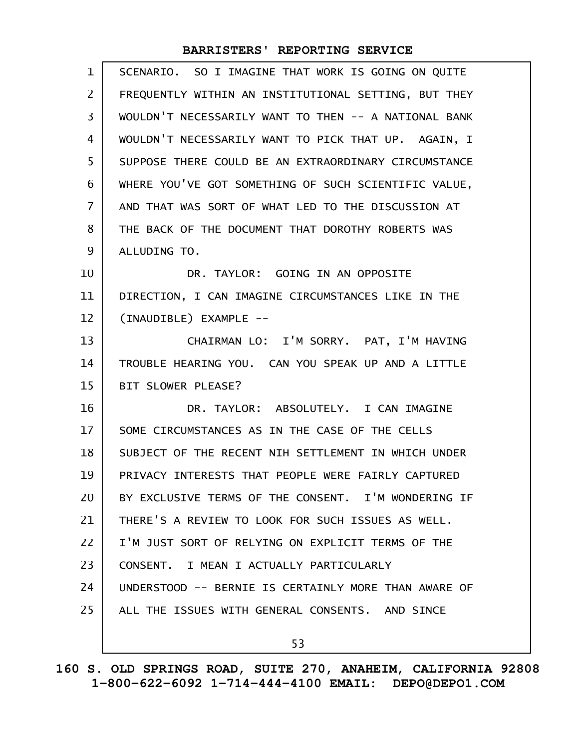SCENARIO. SO I IMAGINE THAT WORK IS GOING ON QUITE FREQUENTLY WITHIN AN INSTITUTIONAL SETTING, BUT THEY WOULDN'T NECESSARILY WANT TO THEN -- A NATIONAL BANK WOULDN'T NECESSARILY WANT TO PICK THAT UP. AGAIN, I SUPPOSE THERE COULD BE AN EXTRAORDINARY CIRCUMSTANCE WHERE YOU'VE GOT SOMETHING OF SUCH SCIENTIFIC VALUE, AND THAT WAS SORT OF WHAT LED TO THE DISCUSSION AT THE BACK OF THE DOCUMENT THAT DOROTHY ROBERTS WAS ALLUDING TO.

DR. TAYLOR: GOING IN AN OPPOSITE DIRECTION, I CAN IMAGINE CIRCUMSTANCES LIKE IN THE (INAUDIBLE) EXAMPLE --

CHAIRMAN LO: I'M SORRY. PAT, I'M HAVING TROUBLE HEARING YOU. CAN YOU SPEAK UP AND A LITTLE BIT SLOWER PLEASE?

DR. TAYLOR: ABSOLUTELY. I CAN IMAGINE SOME CIRCUMSTANCES AS IN THE CASE OF THE CELLS SUBJECT OF THE RECENT NIH SETTLEMENT IN WHICH UNDER PRIVACY INTERESTS THAT PEOPLE WERE FAIRLY CAPTURED BY EXCLUSIVE TERMS OF THE CONSENT. I'M WONDERING IF THERE'S A REVIEW TO LOOK FOR SUCH ISSUES AS WELL. I'M JUST SORT OF RELYING ON EXPLICIT TERMS OF THE CONSENT. I MEAN I ACTUALLY PARTICULARLY UNDERSTOOD -- BERNIE IS CERTAINLY MORE THAN AWARE OF ALL THE ISSUES WITH GENERAL CONSENTS. AND SINCE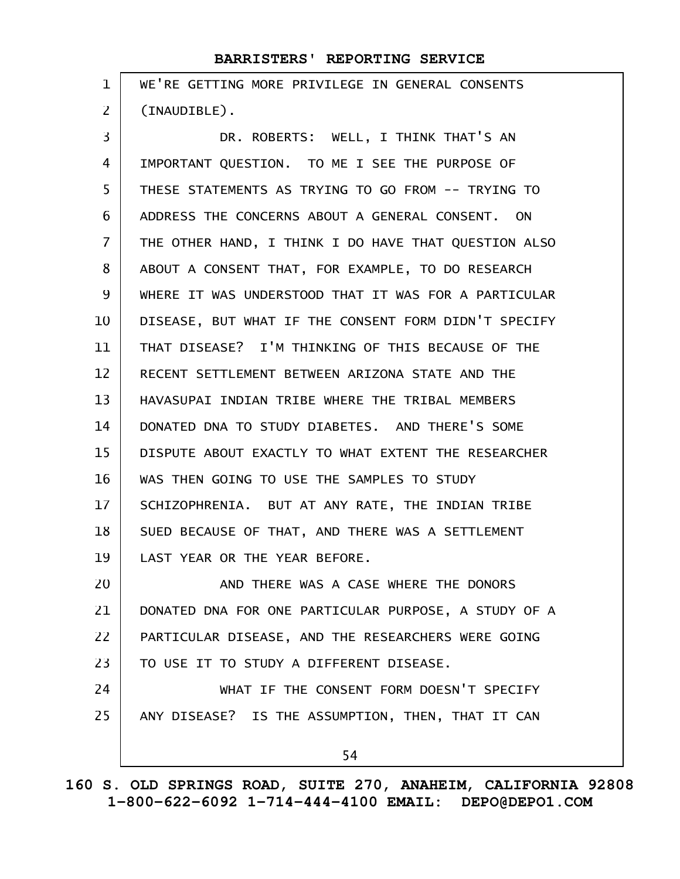WE'RE GETTING MORE PRIVILEGE IN GENERAL CONSENTS (INAUDIBLE).

DR. ROBERTS: WELL, I THINK THAT'S AN IMPORTANT QUESTION. TO ME I SEE THE PURPOSE OF THESE STATEMENTS AS TRYING TO GO FROM -- TRYING TO ADDRESS THE CONCERNS ABOUT A GENERAL CONSENT. ON THE OTHER HAND, I THINK I DO HAVE THAT QUESTION ALSO ABOUT A CONSENT THAT, FOR EXAMPLE, TO DO RESEARCH WHERE IT WAS UNDERSTOOD THAT IT WAS FOR A PARTICULAR DISEASE, BUT WHAT IF THE CONSENT FORM DIDN'T SPECIFY THAT DISEASE? I'M THINKING OF THIS BECAUSE OF THE RECENT SETTLEMENT BETWEEN ARIZONA STATE AND THE HAVASUPAI INDIAN TRIBE WHERE THE TRIBAL MEMBERS DONATED DNA TO STUDY DIABETES. AND THERE'S SOME DISPUTE ABOUT EXACTLY TO WHAT EXTENT THE RESEARCHER WAS THEN GOING TO USE THE SAMPLES TO STUDY SCHIZOPHRENIA. BUT AT ANY RATE, THE INDIAN TRIBE SUED BECAUSE OF THAT, AND THERE WAS A SETTLEMENT LAST YEAR OR THE YEAR BEFORE.

AND THERE WAS A CASE WHERE THE DONORS DONATED DNA FOR ONE PARTICULAR PURPOSE, A STUDY OF A PARTICULAR DISEASE, AND THE RESEARCHERS WERE GOING TO USE IT TO STUDY A DIFFERENT DISEASE.

WHAT IF THE CONSENT FORM DOESN'T SPECIFY ANY DISEASE? IS THE ASSUMPTION, THEN, THAT IT CAN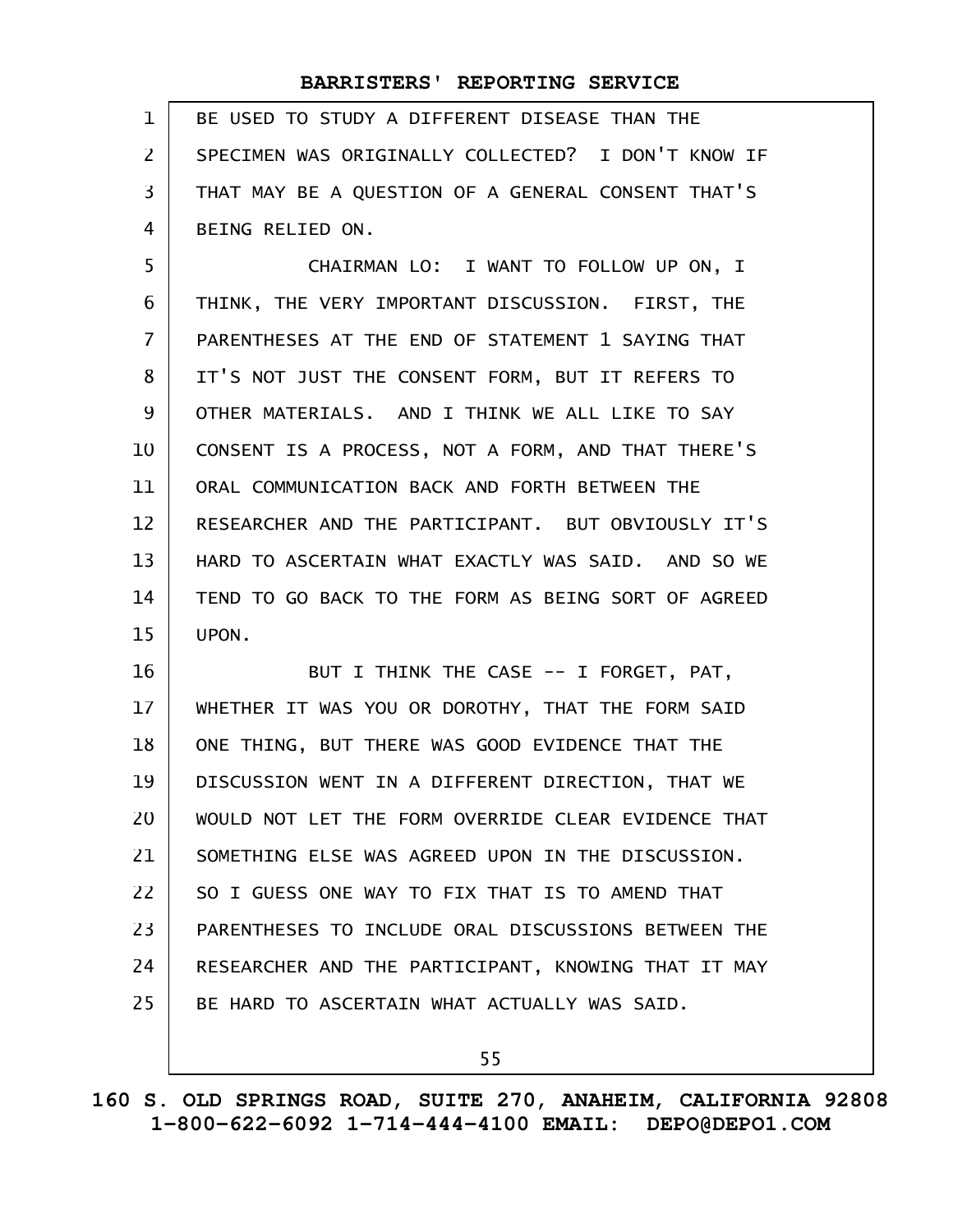BE USED TO STUDY A DIFFERENT DISEASE THAN THE SPECIMEN WAS ORIGINALLY COLLECTED? I DON'T KNOW IF THAT MAY BE A QUESTION OF A GENERAL CONSENT THAT'S BEING RELIED ON.

CHAIRMAN LO: I WANT TO FOLLOW UP ON, I THINK, THE VERY IMPORTANT DISCUSSION. FIRST, THE PARENTHESES AT THE END OF STATEMENT 1 SAYING THAT IT'S NOT JUST THE CONSENT FORM, BUT IT REFERS TO OTHER MATERIALS. AND I THINK WE ALL LIKE TO SAY CONSENT IS A PROCESS, NOT A FORM, AND THAT THERE'S ORAL COMMUNICATION BACK AND FORTH BETWEEN THE RESEARCHER AND THE PARTICIPANT. BUT OBVIOUSLY IT'S HARD TO ASCERTAIN WHAT EXACTLY WAS SAID. AND SO WE TEND TO GO BACK TO THE FORM AS BEING SORT OF AGREED UPON.

BUT I THINK THE CASE -- I FORGET, PAT, WHETHER IT WAS YOU OR DOROTHY, THAT THE FORM SAID ONE THING, BUT THERE WAS GOOD EVIDENCE THAT THE DISCUSSION WENT IN A DIFFERENT DIRECTION, THAT WE WOULD NOT LET THE FORM OVERRIDE CLEAR EVIDENCE THAT SOMETHING ELSE WAS AGREED UPON IN THE DISCUSSION. SO I GUESS ONE WAY TO FIX THAT IS TO AMEND THAT PARENTHESES TO INCLUDE ORAL DISCUSSIONS BETWEEN THE RESEARCHER AND THE PARTICIPANT, KNOWING THAT IT MAY BE HARD TO ASCERTAIN WHAT ACTUALLY WAS SAID.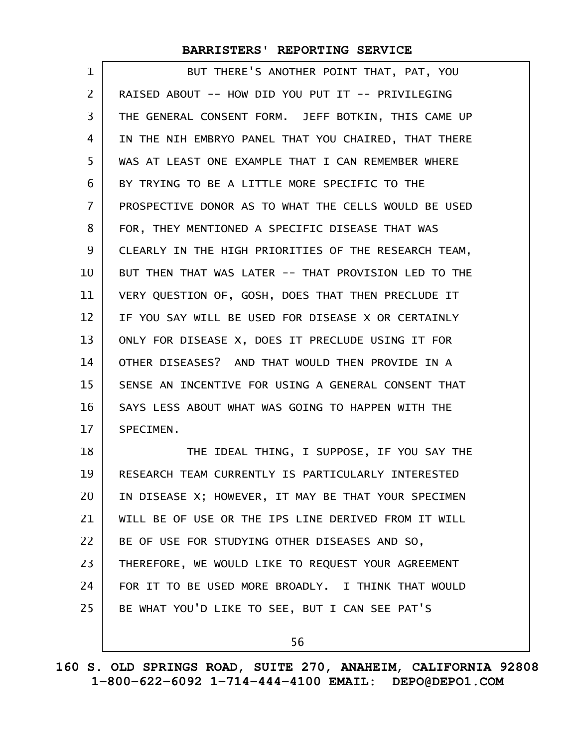BUT THERE'S ANOTHER POINT THAT, PAT, YOU RAISED ABOUT -- HOW DID YOU PUT IT -- PRIVILEGING THE GENERAL CONSENT FORM. JEFF BOTKIN, THIS CAME UP IN THE NIH EMBRYO PANEL THAT YOU CHAIRED, THAT THERE WAS AT LEAST ONE EXAMPLE THAT I CAN REMEMBER WHERE BY TRYING TO BE A LITTLE MORE SPECIFIC TO THE PROSPECTIVE DONOR AS TO WHAT THE CELLS WOULD BE USED FOR, THEY MENTIONED A SPECIFIC DISEASE THAT WAS CLEARLY IN THE HIGH PRIORITIES OF THE RESEARCH TEAM, BUT THEN THAT WAS LATER -- THAT PROVISION LED TO THE VERY QUESTION OF, GOSH, DOES THAT THEN PRECLUDE IT IF YOU SAY WILL BE USED FOR DISEASE X OR CERTAINLY ONLY FOR DISEASE X, DOES IT PRECLUDE USING IT FOR OTHER DISEASES? AND THAT WOULD THEN PROVIDE IN A SENSE AN INCENTIVE FOR USING A GENERAL CONSENT THAT SAYS LESS ABOUT WHAT WAS GOING TO HAPPEN WITH THE SPECIMEN.

THE IDEAL THING, I SUPPOSE, IF YOU SAY THE RESEARCH TEAM CURRENTLY IS PARTICULARLY INTERESTED IN DISEASE X; HOWEVER, IT MAY BE THAT YOUR SPECIMEN WILL BE OF USE OR THE IPS LINE DERIVED FROM IT WILL BE OF USE FOR STUDYING OTHER DISEASES AND SO, THEREFORE, WE WOULD LIKE TO REQUEST YOUR AGREEMENT FOR IT TO BE USED MORE BROADLY. I THINK THAT WOULD BE WHAT YOU'D LIKE TO SEE, BUT I CAN SEE PAT'S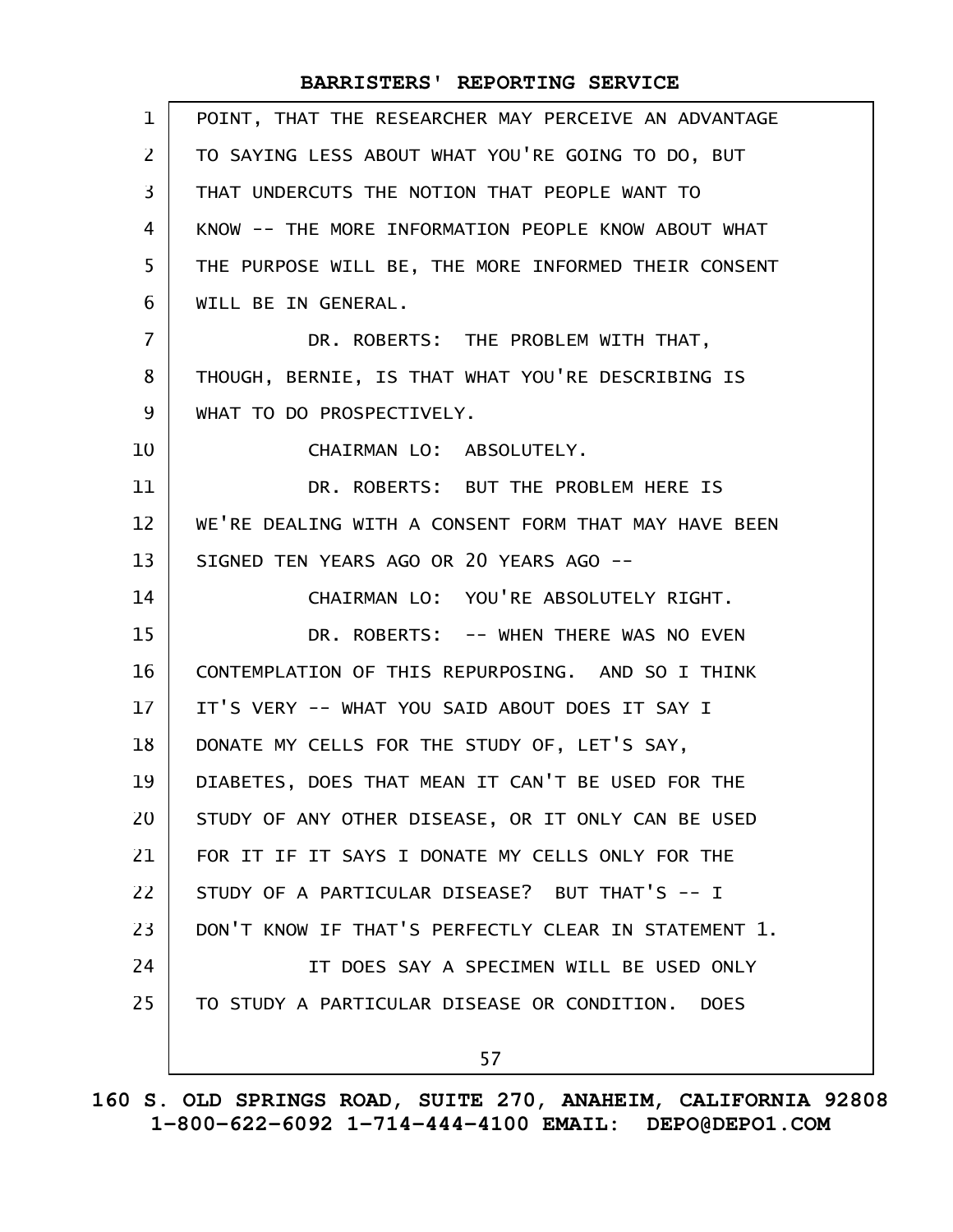POINT, THAT THE RESEARCHER MAY PERCEIVE AN ADVANTAGE TO SAYING LESS ABOUT WHAT YOU'RE GOING TO DO, BUT THAT UNDERCUTS THE NOTION THAT PEOPLE WANT TO KNOW -- THE MORE INFORMATION PEOPLE KNOW ABOUT WHAT THE PURPOSE WILL BE, THE MORE INFORMED THEIR CONSENT WILL BE IN GENERAL.

DR. ROBERTS: THE PROBLEM WITH THAT, THOUGH, BERNIE, IS THAT WHAT YOU'RE DESCRIBING IS WHAT TO DO PROSPECTIVELY.

CHAIRMAN LO: ABSOLUTELY.

DR. ROBERTS: BUT THE PROBLEM HERE IS WE'RE DEALING WITH A CONSENT FORM THAT MAY HAVE BEEN SIGNED TEN YEARS AGO OR 20 YEARS AGO --

CHAIRMAN LO: YOU'RE ABSOLUTELY RIGHT.

DR. ROBERTS: -- WHEN THERE WAS NO EVEN CONTEMPLATION OF THIS REPURPOSING. AND SO I THINK IT'S VERY -- WHAT YOU SAID ABOUT DOES IT SAY I DONATE MY CELLS FOR THE STUDY OF, LET'S SAY, DIABETES, DOES THAT MEAN IT CAN'T BE USED FOR THE STUDY OF ANY OTHER DISEASE, OR IT ONLY CAN BE USED FOR IT IF IT SAYS I DONATE MY CELLS ONLY FOR THE STUDY OF A PARTICULAR DISEASE? BUT THAT'S -- I DON'T KNOW IF THAT'S PERFECTLY CLEAR IN STATEMENT 1.

IT DOES SAY A SPECIMEN WILL BE USED ONLY TO STUDY A PARTICULAR DISEASE OR CONDITION. DOES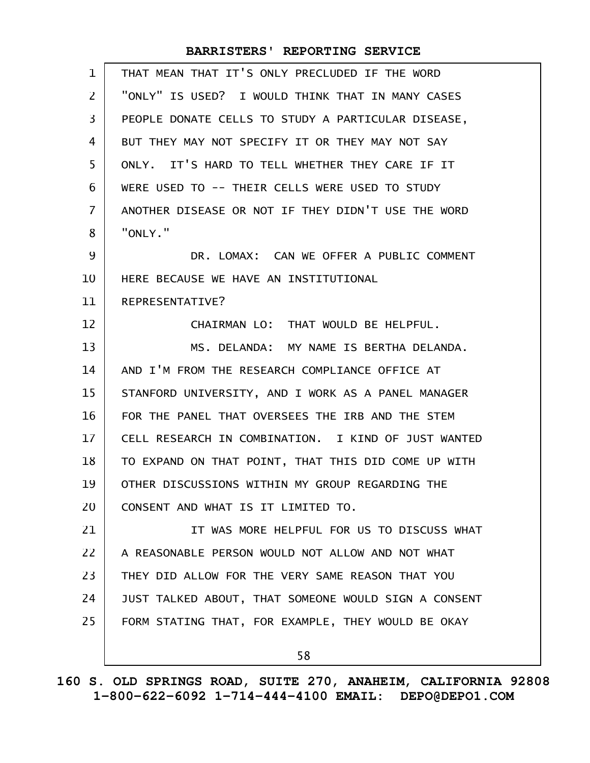THAT MEAN THAT IT'S ONLY PRECLUDED IF THE WORD "ONLY" IS USED? I WOULD THINK THAT IN MANY CASES PEOPLE DONATE CELLS TO STUDY A PARTICULAR DISEASE, BUT THEY MAY NOT SPECIFY IT OR THEY MAY NOT SAY ONLY. IT'S HARD TO TELL WHETHER THEY CARE IF IT WERE USED TO -- THEIR CELLS WERE USED TO STUDY ANOTHER DISEASE OR NOT IF THEY DIDN'T USE THE WORD "ONLY."

DR. LOMAX: CAN WE OFFER A PUBLIC COMMENT HERE BECAUSE WE HAVE AN INSTITUTIONAL REPRESENTATIVE?

CHAIRMAN LO: THAT WOULD BE HELPFUL.

MS. DELANDA: MY NAME IS BERTHA DELANDA. AND I'M FROM THE RESEARCH COMPLIANCE OFFICE AT STANFORD UNIVERSITY, AND I WORK AS A PANEL MANAGER FOR THE PANEL THAT OVERSEES THE IRB AND THE STEM CELL RESEARCH IN COMBINATION. I KIND OF JUST WANTED TO EXPAND ON THAT POINT, THAT THIS DID COME UP WITH OTHER DISCUSSIONS WITHIN MY GROUP REGARDING THE CONSENT AND WHAT IS IT LIMITED TO.

IT WAS MORE HELPFUL FOR US TO DISCUSS WHAT A REASONABLE PERSON WOULD NOT ALLOW AND NOT WHAT THEY DID ALLOW FOR THE VERY SAME REASON THAT YOU JUST TALKED ABOUT, THAT SOMEONE WOULD SIGN A CONSENT FORM STATING THAT, FOR EXAMPLE, THEY WOULD BE OKAY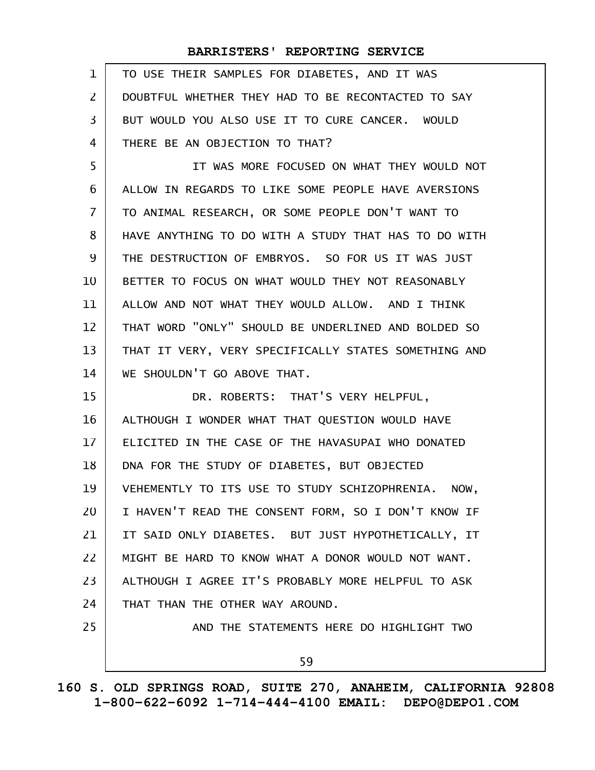TO USE THEIR SAMPLES FOR DIABETES, AND IT WAS DOUBTFUL WHETHER THEY HAD TO BE RECONTACTED TO SAY BUT WOULD YOU ALSO USE IT TO CURE CANCER. WOULD THERE BE AN OBJECTION TO THAT?

IT WAS MORE FOCUSED ON WHAT THEY WOULD NOT ALLOW IN REGARDS TO LIKE SOME PEOPLE HAVE AVERSIONS TO ANIMAL RESEARCH, OR SOME PEOPLE DON'T WANT TO HAVE ANYTHING TO DO WITH A STUDY THAT HAS TO DO WITH THE DESTRUCTION OF EMBRYOS. SO FOR US IT WAS JUST BETTER TO FOCUS ON WHAT WOULD THEY NOT REASONABLY ALLOW AND NOT WHAT THEY WOULD ALLOW. AND I THINK THAT WORD "ONLY" SHOULD BE UNDERLINED AND BOLDED SO THAT IT VERY, VERY SPECIFICALLY STATES SOMETHING AND WE SHOULDN'T GO ABOVE THAT.

DR. ROBERTS: THAT'S VERY HELPFUL, ALTHOUGH I WONDER WHAT THAT QUESTION WOULD HAVE ELICITED IN THE CASE OF THE HAVASUPAI WHO DONATED DNA FOR THE STUDY OF DIABETES, BUT OBJECTED VEHEMENTLY TO ITS USE TO STUDY SCHIZOPHRENIA. NOW, I HAVEN'T READ THE CONSENT FORM, SO I DON'T KNOW IF IT SAID ONLY DIABETES. BUT JUST HYPOTHETICALLY, IT MIGHT BE HARD TO KNOW WHAT A DONOR WOULD NOT WANT. ALTHOUGH I AGREE IT'S PROBABLY MORE HELPFUL TO ASK THAT THAN THE OTHER WAY AROUND.

AND THE STATEMENTS HERE DO HIGHLIGHT TWO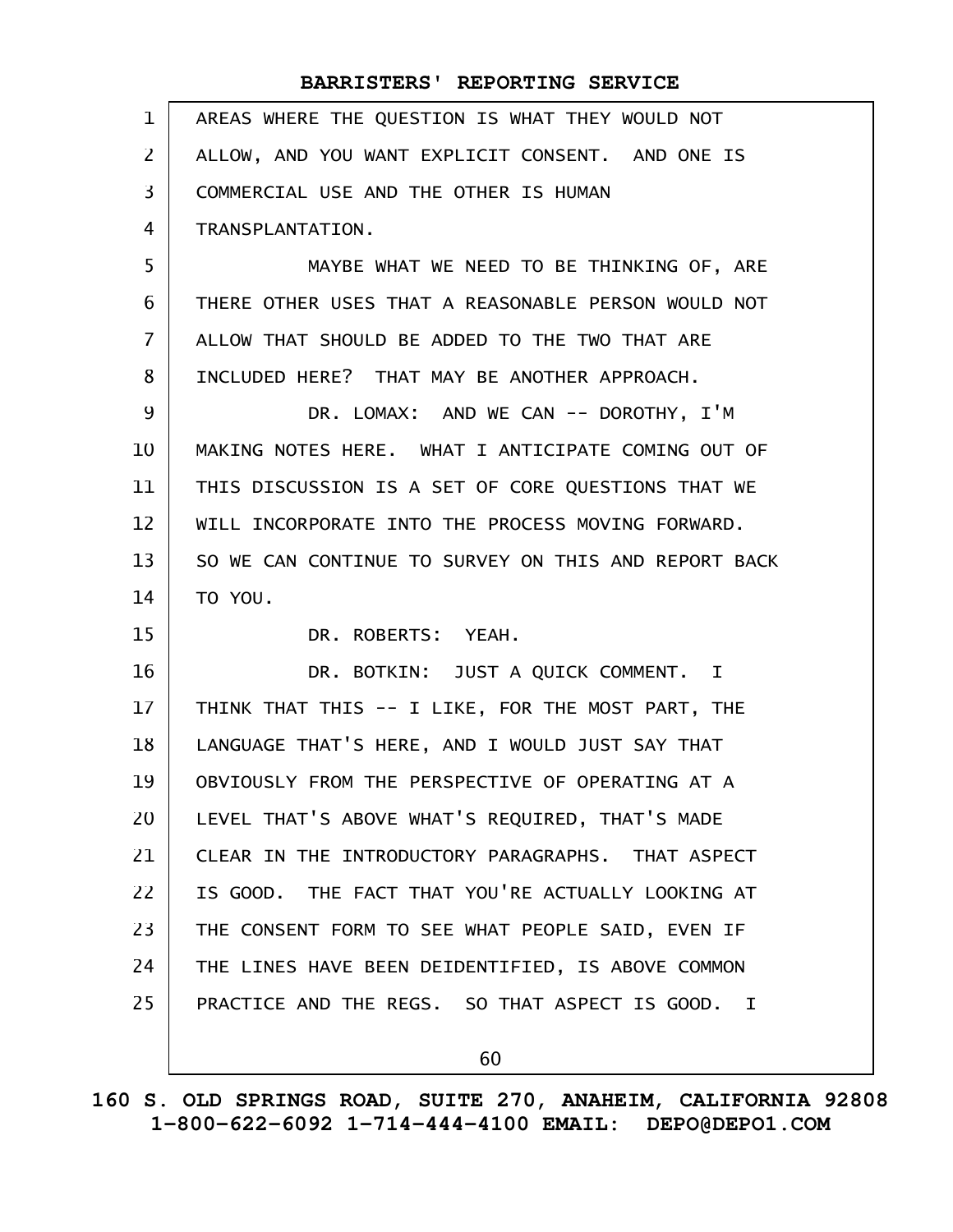AREAS WHERE THE QUESTION IS WHAT THEY WOULD NOT ALLOW, AND YOU WANT EXPLICIT CONSENT. AND ONE IS COMMERCIAL USE AND THE OTHER IS HUMAN TRANSPLANTATION.

MAYBE WHAT WE NEED TO BE THINKING OF, ARE THERE OTHER USES THAT A REASONABLE PERSON WOULD NOT ALLOW THAT SHOULD BE ADDED TO THE TWO THAT ARE INCLUDED HERE? THAT MAY BE ANOTHER APPROACH.

DR. LOMAX: AND WE CAN -- DOROTHY, I'M MAKING NOTES HERE. WHAT I ANTICIPATE COMING OUT OF THIS DISCUSSION IS A SET OF CORE QUESTIONS THAT WE WILL INCORPORATE INTO THE PROCESS MOVING FORWARD. SO WE CAN CONTINUE TO SURVEY ON THIS AND REPORT BACK TO YOU.

DR. ROBERTS: YEAH.

DR. BOTKIN: JUST A QUICK COMMENT. I THINK THAT THIS -- I LIKE, FOR THE MOST PART, THE LANGUAGE THAT'S HERE, AND I WOULD JUST SAY THAT OBVIOUSLY FROM THE PERSPECTIVE OF OPERATING AT A LEVEL THAT'S ABOVE WHAT'S REQUIRED, THAT'S MADE CLEAR IN THE INTRODUCTORY PARAGRAPHS. THAT ASPECT IS GOOD. THE FACT THAT YOU'RE ACTUALLY LOOKING AT THE CONSENT FORM TO SEE WHAT PEOPLE SAID, EVEN IF THE LINES HAVE BEEN DEIDENTIFIED, IS ABOVE COMMON PRACTICE AND THE REGS. SO THAT ASPECT IS GOOD. I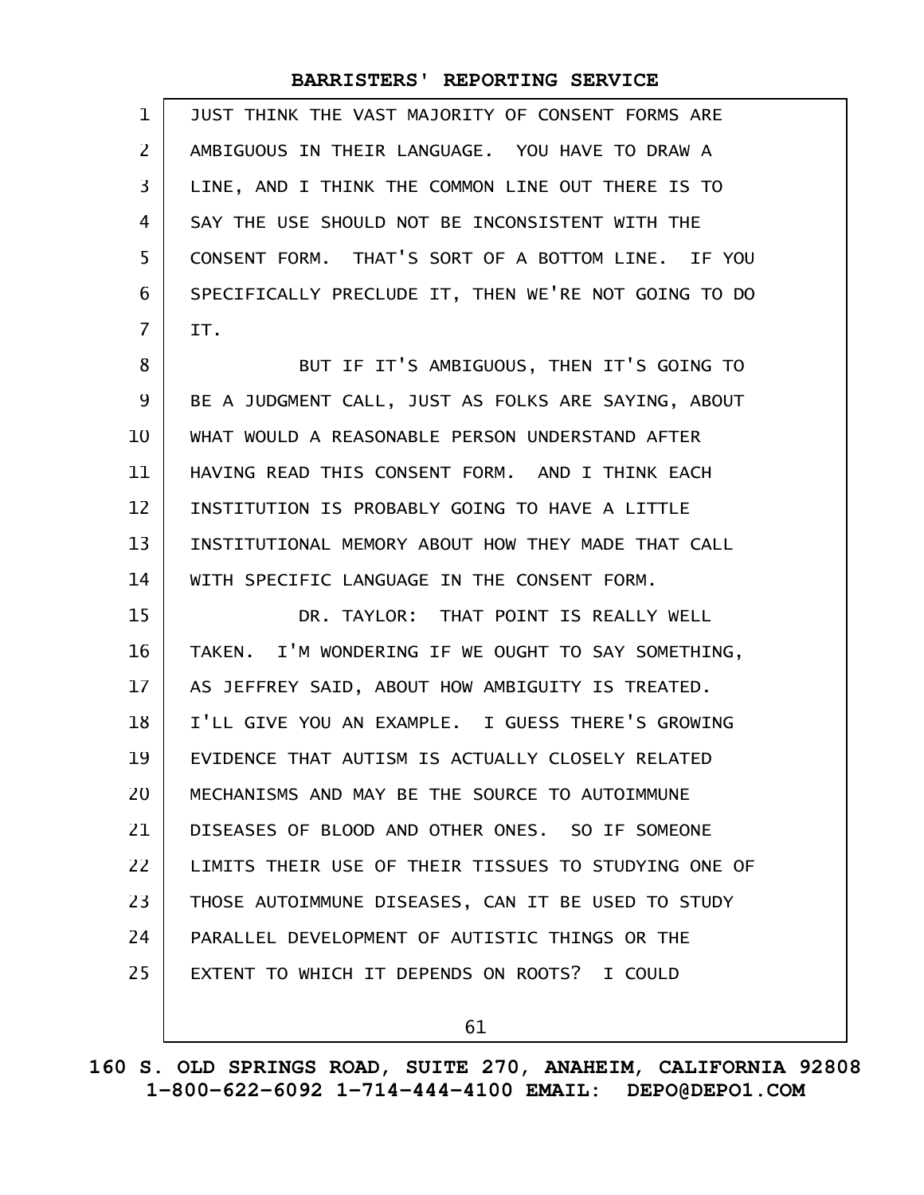JUST THINK THE VAST MAJORITY OF CONSENT FORMS ARE AMBIGUOUS IN THEIR LANGUAGE. YOU HAVE TO DRAW A LINE, AND I THINK THE COMMON LINE OUT THERE IS TO SAY THE USE SHOULD NOT BE INCONSISTENT WITH THE CONSENT FORM. THAT'S SORT OF A BOTTOM LINE. IF YOU SPECIFICALLY PRECLUDE IT, THEN WE'RE NOT GOING TO DO IT.

BUT IF IT'S AMBIGUOUS, THEN IT'S GOING TO BE A JUDGMENT CALL, JUST AS FOLKS ARE SAYING, ABOUT WHAT WOULD A REASONABLE PERSON UNDERSTAND AFTER HAVING READ THIS CONSENT FORM. AND I THINK EACH INSTITUTION IS PROBABLY GOING TO HAVE A LITTLE INSTITUTIONAL MEMORY ABOUT HOW THEY MADE THAT CALL WITH SPECIFIC LANGUAGE IN THE CONSENT FORM.

DR. TAYLOR: THAT POINT IS REALLY WELL TAKEN. I'M WONDERING IF WE OUGHT TO SAY SOMETHING, AS JEFFREY SAID, ABOUT HOW AMBIGUITY IS TREATED. I'LL GIVE YOU AN EXAMPLE. I GUESS THERE'S GROWING EVIDENCE THAT AUTISM IS ACTUALLY CLOSELY RELATED MECHANISMS AND MAY BE THE SOURCE TO AUTOIMMUNE DISEASES OF BLOOD AND OTHER ONES. SO IF SOMEONE LIMITS THEIR USE OF THEIR TISSUES TO STUDYING ONE OF THOSE AUTOIMMUNE DISEASES, CAN IT BE USED TO STUDY PARALLEL DEVELOPMENT OF AUTISTIC THINGS OR THE EXTENT TO WHICH IT DEPENDS ON ROOTS? I COULD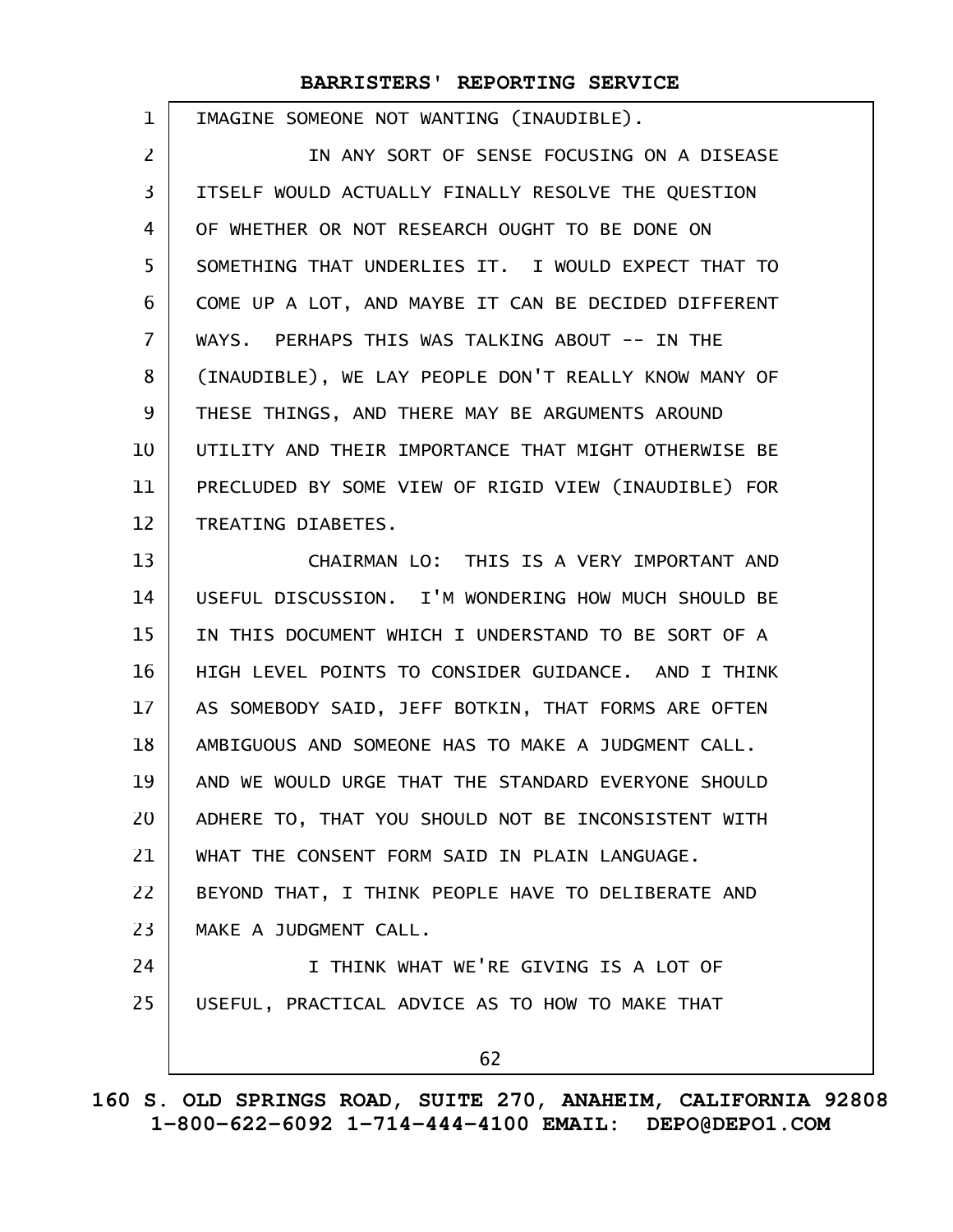IMAGINE SOMEONE NOT WANTING (INAUDIBLE).

IN ANY SORT OF SENSE FOCUSING ON A DISEASE ITSELF WOULD ACTUALLY FINALLY RESOLVE THE QUESTION OF WHETHER OR NOT RESEARCH OUGHT TO BE DONE ON SOMETHING THAT UNDERLIES IT. I WOULD EXPECT THAT TO COME UP A LOT, AND MAYBE IT CAN BE DECIDED DIFFERENT WAYS. PERHAPS THIS WAS TALKING ABOUT -- IN THE (INAUDIBLE), WE LAY PEOPLE DON'T REALLY KNOW MANY OF THESE THINGS, AND THERE MAY BE ARGUMENTS AROUND UTILITY AND THEIR IMPORTANCE THAT MIGHT OTHERWISE BE PRECLUDED BY SOME VIEW OF RIGID VIEW (INAUDIBLE) FOR TREATING DIABETES.

CHAIRMAN LO: THIS IS A VERY IMPORTANT AND USEFUL DISCUSSION. I'M WONDERING HOW MUCH SHOULD BE IN THIS DOCUMENT WHICH I UNDERSTAND TO BE SORT OF A HIGH LEVEL POINTS TO CONSIDER GUIDANCE. AND I THINK AS SOMEBODY SAID, JEFF BOTKIN, THAT FORMS ARE OFTEN AMBIGUOUS AND SOMEONE HAS TO MAKE A JUDGMENT CALL. AND WE WOULD URGE THAT THE STANDARD EVERYONE SHOULD ADHERE TO, THAT YOU SHOULD NOT BE INCONSISTENT WITH WHAT THE CONSENT FORM SAID IN PLAIN LANGUAGE. BEYOND THAT, I THINK PEOPLE HAVE TO DELIBERATE AND MAKE A JUDGMENT CALL.

I THINK WHAT WE'RE GIVING IS A LOT OF USEFUL, PRACTICAL ADVICE AS TO HOW TO MAKE THAT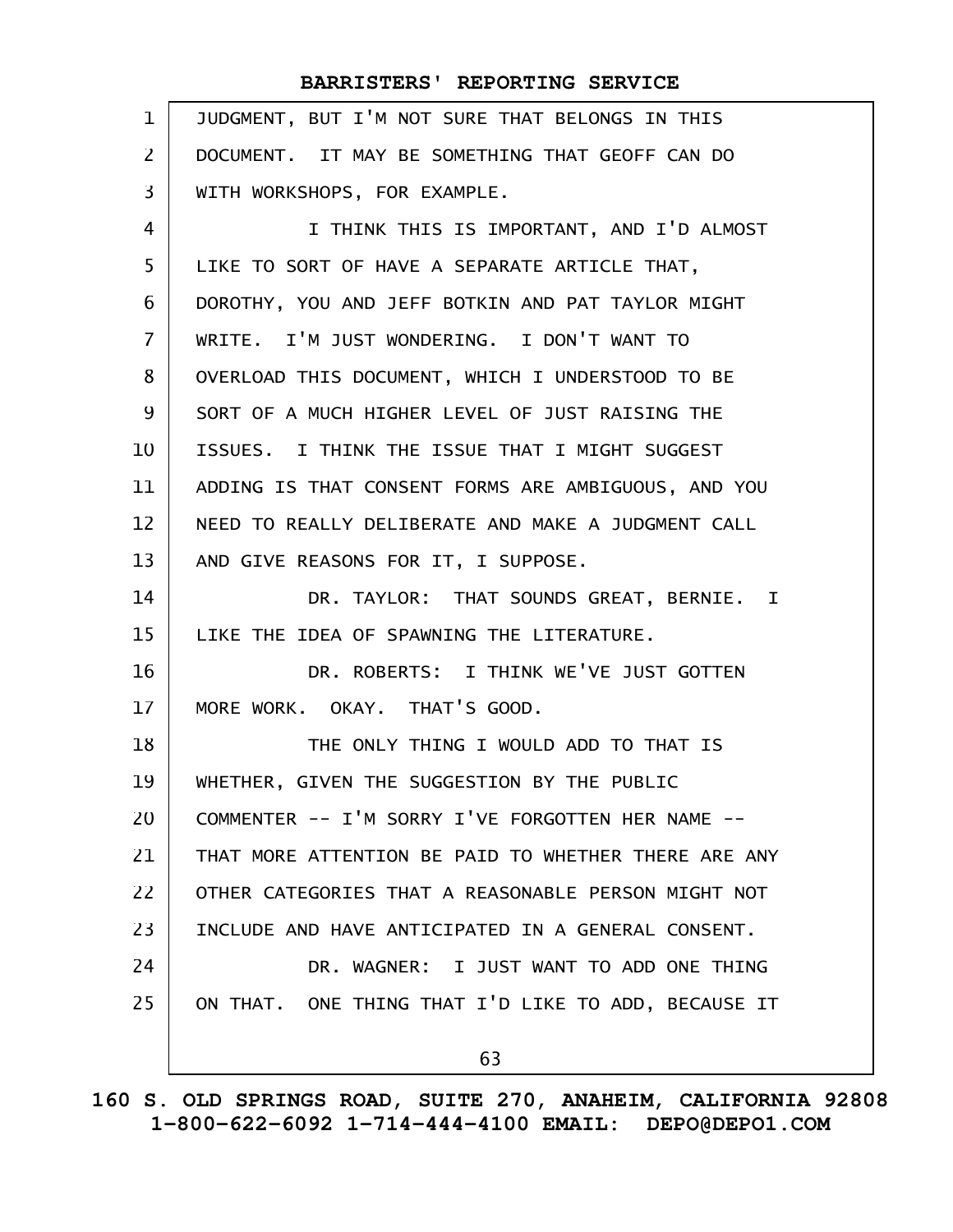JUDGMENT, BUT I'M NOT SURE THAT BELONGS IN THIS DOCUMENT. IT MAY BE SOMETHING THAT GEOFF CAN DO WITH WORKSHOPS, FOR EXAMPLE.

I THINK THIS IS IMPORTANT, AND I'D ALMOST LIKE TO SORT OF HAVE A SEPARATE ARTICLE THAT, DOROTHY, YOU AND JEFF BOTKIN AND PAT TAYLOR MIGHT WRITE. I'M JUST WONDERING. I DON'T WANT TO OVERLOAD THIS DOCUMENT, WHICH I UNDERSTOOD TO BE SORT OF A MUCH HIGHER LEVEL OF JUST RAISING THE ISSUES. I THINK THE ISSUE THAT I MIGHT SUGGEST ADDING IS THAT CONSENT FORMS ARE AMBIGUOUS, AND YOU NEED TO REALLY DELIBERATE AND MAKE A JUDGMENT CALL AND GIVE REASONS FOR IT, I SUPPOSE.

DR. TAYLOR: THAT SOUNDS GREAT, BERNIE. I LIKE THE IDEA OF SPAWNING THE LITERATURE.

DR. ROBERTS: I THINK WE'VE JUST GOTTEN MORE WORK. OKAY. THAT'S GOOD.

THE ONLY THING I WOULD ADD TO THAT IS WHETHER, GIVEN THE SUGGESTION BY THE PUBLIC COMMENTER -- I'M SORRY I'VE FORGOTTEN HER NAME -- THAT MORE ATTENTION BE PAID TO WHETHER THERE ARE ANY OTHER CATEGORIES THAT A REASONABLE PERSON MIGHT NOT INCLUDE AND HAVE ANTICIPATED IN A GENERAL CONSENT.

DR. WAGNER: I JUST WANT TO ADD ONE THING ON THAT. ONE THING THAT I'D LIKE TO ADD, BECAUSE IT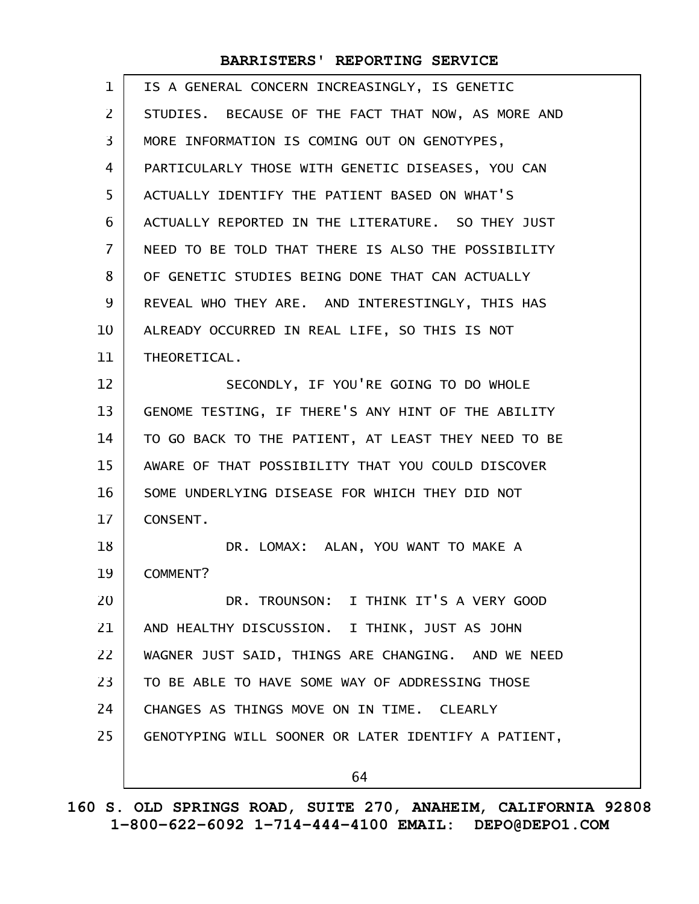IS A GENERAL CONCERN INCREASINGLY, IS GENETIC STUDIES. BECAUSE OF THE FACT THAT NOW, AS MORE AND MORE INFORMATION IS COMING OUT ON GENOTYPES, PARTICULARLY THOSE WITH GENETIC DISEASES, YOU CAN ACTUALLY IDENTIFY THE PATIENT BASED ON WHAT'S ACTUALLY REPORTED IN THE LITERATURE. SO THEY JUST NEED TO BE TOLD THAT THERE IS ALSO THE POSSIBILITY OF GENETIC STUDIES BEING DONE THAT CAN ACTUALLY REVEAL WHO THEY ARE. AND INTERESTINGLY, THIS HAS ALREADY OCCURRED IN REAL LIFE, SO THIS IS NOT THEORETICAL.

SECONDLY, IF YOU'RE GOING TO DO WHOLE GENOME TESTING, IF THERE'S ANY HINT OF THE ABILITY TO GO BACK TO THE PATIENT, AT LEAST THEY NEED TO BE AWARE OF THAT POSSIBILITY THAT YOU COULD DISCOVER SOME UNDERLYING DISEASE FOR WHICH THEY DID NOT CONSENT.

DR. LOMAX: ALAN, YOU WANT TO MAKE A COMMENT?

DR. TROUNSON: I THINK IT'S A VERY GOOD AND HEALTHY DISCUSSION. I THINK, JUST AS JOHN WAGNER JUST SAID, THINGS ARE CHANGING. AND WE NEED TO BE ABLE TO HAVE SOME WAY OF ADDRESSING THOSE CHANGES AS THINGS MOVE ON IN TIME. CLEARLY GENOTYPING WILL SOONER OR LATER IDENTIFY A PATIENT,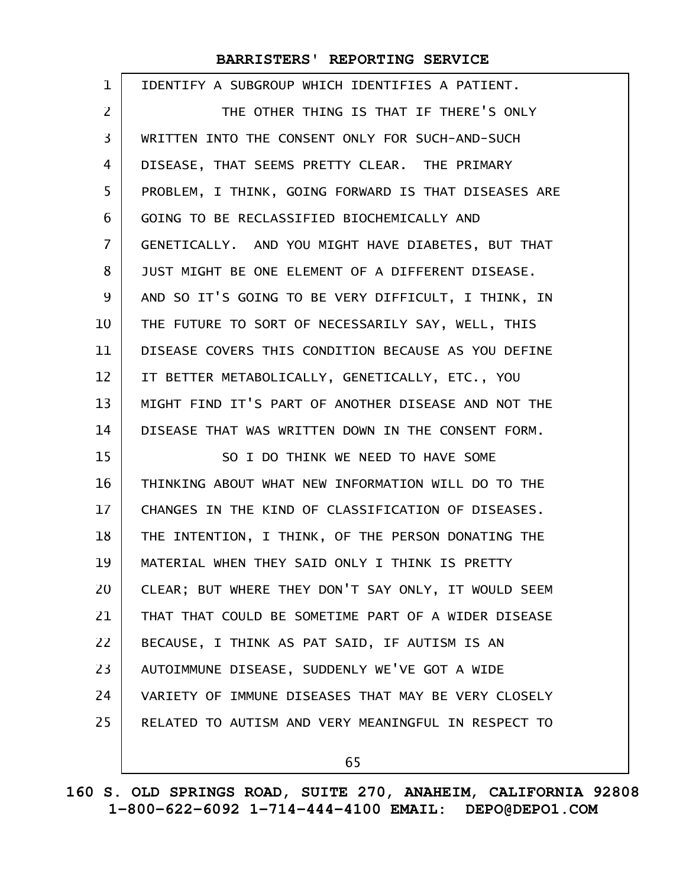IDENTIFY A SUBGROUP WHICH IDENTIFIES A PATIENT.

THE OTHER THING IS THAT IF THERE'S ONLY WRITTEN INTO THE CONSENT ONLY FOR SUCH-AND-SUCH DISEASE, THAT SEEMS PRETTY CLEAR. THE PRIMARY PROBLEM, I THINK, GOING FORWARD IS THAT DISEASES ARE GOING TO BE RECLASSIFIED BIOCHEMICALLY AND GENETICALLY. AND YOU MIGHT HAVE DIABETES, BUT THAT JUST MIGHT BE ONE ELEMENT OF A DIFFERENT DISEASE. AND SO IT'S GOING TO BE VERY DIFFICULT, I THINK, IN THE FUTURE TO SORT OF NECESSARILY SAY, WELL, THIS DISEASE COVERS THIS CONDITION BECAUSE AS YOU DEFINE IT BETTER METABOLICALLY, GENETICALLY, ETC., YOU MIGHT FIND IT'S PART OF ANOTHER DISEASE AND NOT THE DISEASE THAT WAS WRITTEN DOWN IN THE CONSENT FORM.

SO I DO THINK WE NEED TO HAVE SOME THINKING ABOUT WHAT NEW INFORMATION WILL DO TO THE CHANGES IN THE KIND OF CLASSIFICATION OF DISEASES. THE INTENTION, I THINK, OF THE PERSON DONATING THE MATERIAL WHEN THEY SAID ONLY I THINK IS PRETTY CLEAR; BUT WHERE THEY DON'T SAY ONLY, IT WOULD SEEM THAT THAT COULD BE SOMETIME PART OF A WIDER DISEASE BECAUSE, I THINK AS PAT SAID, IF AUTISM IS AN AUTOIMMUNE DISEASE, SUDDENLY WE'VE GOT A WIDE VARIETY OF IMMUNE DISEASES THAT MAY BE VERY CLOSELY RELATED TO AUTISM AND VERY MEANINGFUL IN RESPECT TO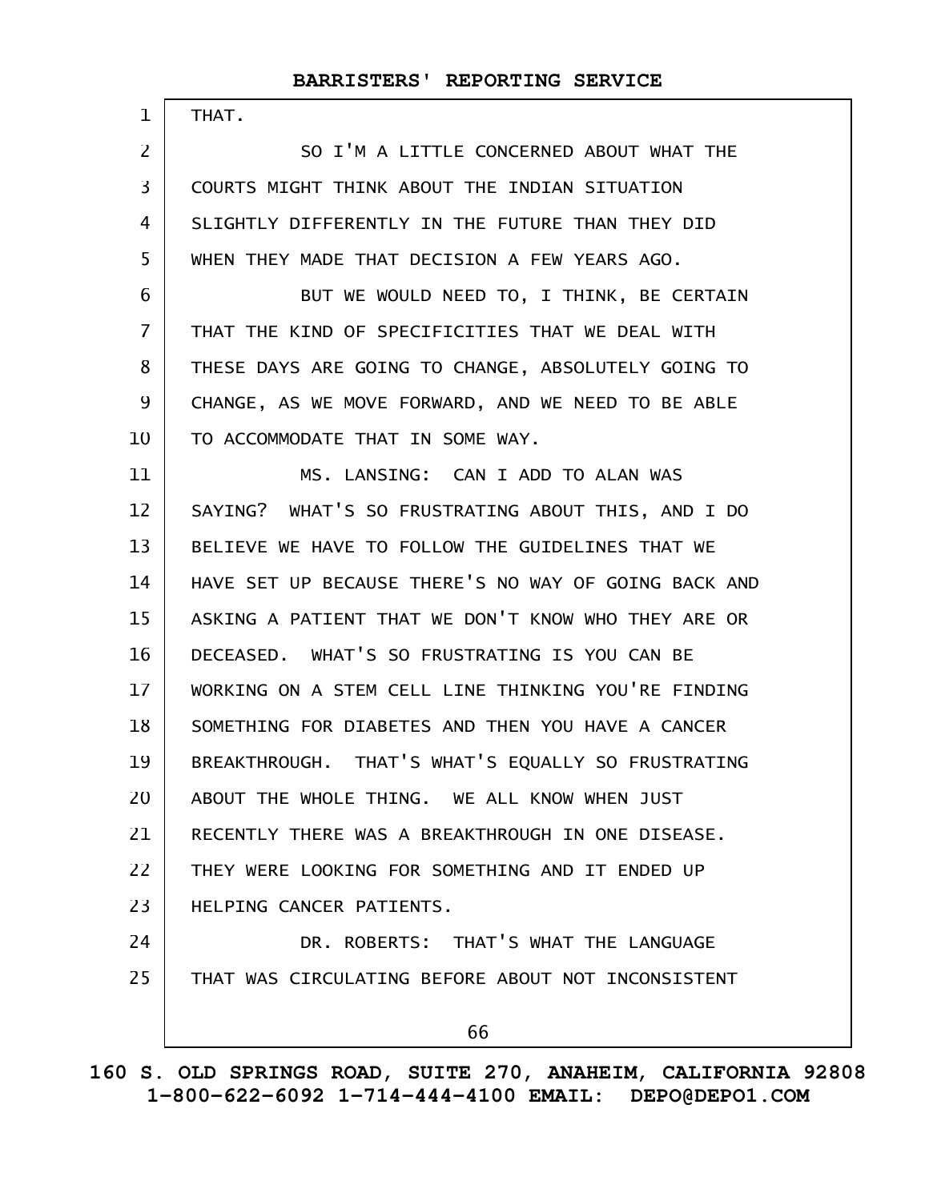THAT.

SO I'M A LITTLE CONCERNED ABOUT WHAT THE COURTS MIGHT THINK ABOUT THE INDIAN SITUATION SLIGHTLY DIFFERENTLY IN THE FUTURE THAN THEY DID WHEN THEY MADE THAT DECISION A FEW YEARS AGO.

BUT WE WOULD NEED TO, I THINK, BE CERTAIN THAT THE KIND OF SPECIFICITIES THAT WE DEAL WITH THESE DAYS ARE GOING TO CHANGE, ABSOLUTELY GOING TO CHANGE, AS WE MOVE FORWARD, AND WE NEED TO BE ABLE TO ACCOMMODATE THAT IN SOME WAY.

MS. LANSING: CAN I ADD TO ALAN WAS SAYING? WHAT'S SO FRUSTRATING ABOUT THIS, AND I DO BELIEVE WE HAVE TO FOLLOW THE GUIDELINES THAT WE HAVE SET UP BECAUSE THERE'S NO WAY OF GOING BACK AND ASKING A PATIENT THAT WE DON'T KNOW WHO THEY ARE OR DECEASED. WHAT'S SO FRUSTRATING IS YOU CAN BE WORKING ON A STEM CELL LINE THINKING YOU'RE FINDING SOMETHING FOR DIABETES AND THEN YOU HAVE A CANCER BREAKTHROUGH. THAT'S WHAT'S EQUALLY SO FRUSTRATING ABOUT THE WHOLE THING. WE ALL KNOW WHEN JUST RECENTLY THERE WAS A BREAKTHROUGH IN ONE DISEASE. THEY WERE LOOKING FOR SOMETHING AND IT ENDED UP HELPING CANCER PATIENTS.

DR. ROBERTS: THAT'S WHAT THE LANGUAGE THAT WAS CIRCULATING BEFORE ABOUT NOT INCONSISTENT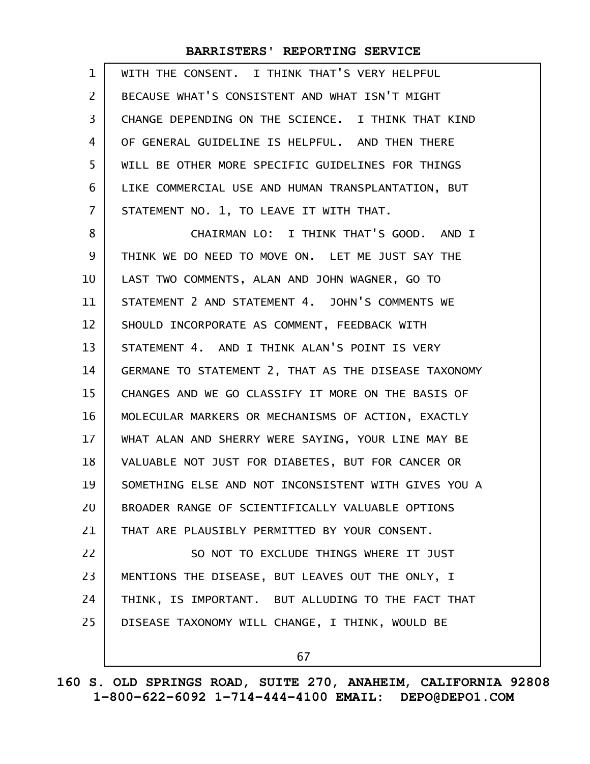WITH THE CONSENT. I THINK THAT'S VERY HELPFUL BECAUSE WHAT'S CONSISTENT AND WHAT ISN'T MIGHT CHANGE DEPENDING ON THE SCIENCE. I THINK THAT KIND OF GENERAL GUIDELINE IS HELPFUL. AND THEN THERE WILL BE OTHER MORE SPECIFIC GUIDELINES FOR THINGS LIKE COMMERCIAL USE AND HUMAN TRANSPLANTATION, BUT STATEMENT NO. 1, TO LEAVE IT WITH THAT.

CHAIRMAN LO: I THINK THAT'S GOOD. AND I THINK WE DO NEED TO MOVE ON. LET ME JUST SAY THE LAST TWO COMMENTS, ALAN AND JOHN WAGNER, GO TO STATEMENT 2 AND STATEMENT 4. JOHN'S COMMENTS WE SHOULD INCORPORATE AS COMMENT, FEEDBACK WITH STATEMENT 4. AND I THINK ALAN'S POINT IS VERY GERMANE TO STATEMENT 2, THAT AS THE DISEASE TAXONOMY CHANGES AND WE GO CLASSIFY IT MORE ON THE BASIS OF MOLECULAR MARKERS OR MECHANISMS OF ACTION, EXACTLY WHAT ALAN AND SHERRY WERE SAYING, YOUR LINE MAY BE VALUABLE NOT JUST FOR DIABETES, BUT FOR CANCER OR SOMETHING ELSE AND NOT INCONSISTENT WITH GIVES YOU A BROADER RANGE OF SCIENTIFICALLY VALUABLE OPTIONS THAT ARE PLAUSIBLY PERMITTED BY YOUR CONSENT.

SO NOT TO EXCLUDE THINGS WHERE IT JUST MENTIONS THE DISEASE, BUT LEAVES OUT THE ONLY, I THINK, IS IMPORTANT. BUT ALLUDING TO THE FACT THAT DISEASE TAXONOMY WILL CHANGE, I THINK, WOULD BE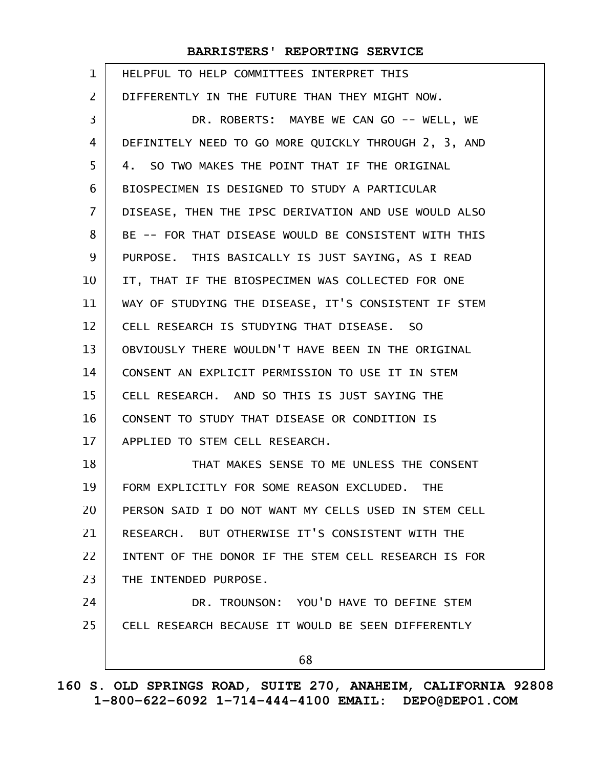HELPFUL TO HELP COMMITTEES INTERPRET THIS DIFFERENTLY IN THE FUTURE THAN THEY MIGHT NOW.

DR. ROBERTS: MAYBE WE CAN GO -- WELL, WE DEFINITELY NEED TO GO MORE QUICKLY THROUGH 2, 3, AND 4. SO TWO MAKES THE POINT THAT IF THE ORIGINAL BIOSPECIMEN IS DESIGNED TO STUDY A PARTICULAR DISEASE, THEN THE IPSC DERIVATION AND USE WOULD ALSO BE -- FOR THAT DISEASE WOULD BE CONSISTENT WITH THIS PURPOSE. THIS BASICALLY IS JUST SAYING, AS I READ IT, THAT IF THE BIOSPECIMEN WAS COLLECTED FOR ONE WAY OF STUDYING THE DISEASE, IT'S CONSISTENT IF STEM CELL RESEARCH IS STUDYING THAT DISEASE. SO OBVIOUSLY THERE WOULDN'T HAVE BEEN IN THE ORIGINAL CONSENT AN EXPLICIT PERMISSION TO USE IT IN STEM CELL RESEARCH. AND SO THIS IS JUST SAYING THE CONSENT TO STUDY THAT DISEASE OR CONDITION IS APPLIED TO STEM CELL RESEARCH.

THAT MAKES SENSE TO ME UNLESS THE CONSENT FORM EXPLICITLY FOR SOME REASON EXCLUDED. THE PERSON SAID I DO NOT WANT MY CELLS USED IN STEM CELL RESEARCH. BUT OTHERWISE IT'S CONSISTENT WITH THE INTENT OF THE DONOR IF THE STEM CELL RESEARCH IS FOR THE INTENDED PURPOSE.

DR. TROUNSON: YOU'D HAVE TO DEFINE STEM CELL RESEARCH BECAUSE IT WOULD BE SEEN DIFFERENTLY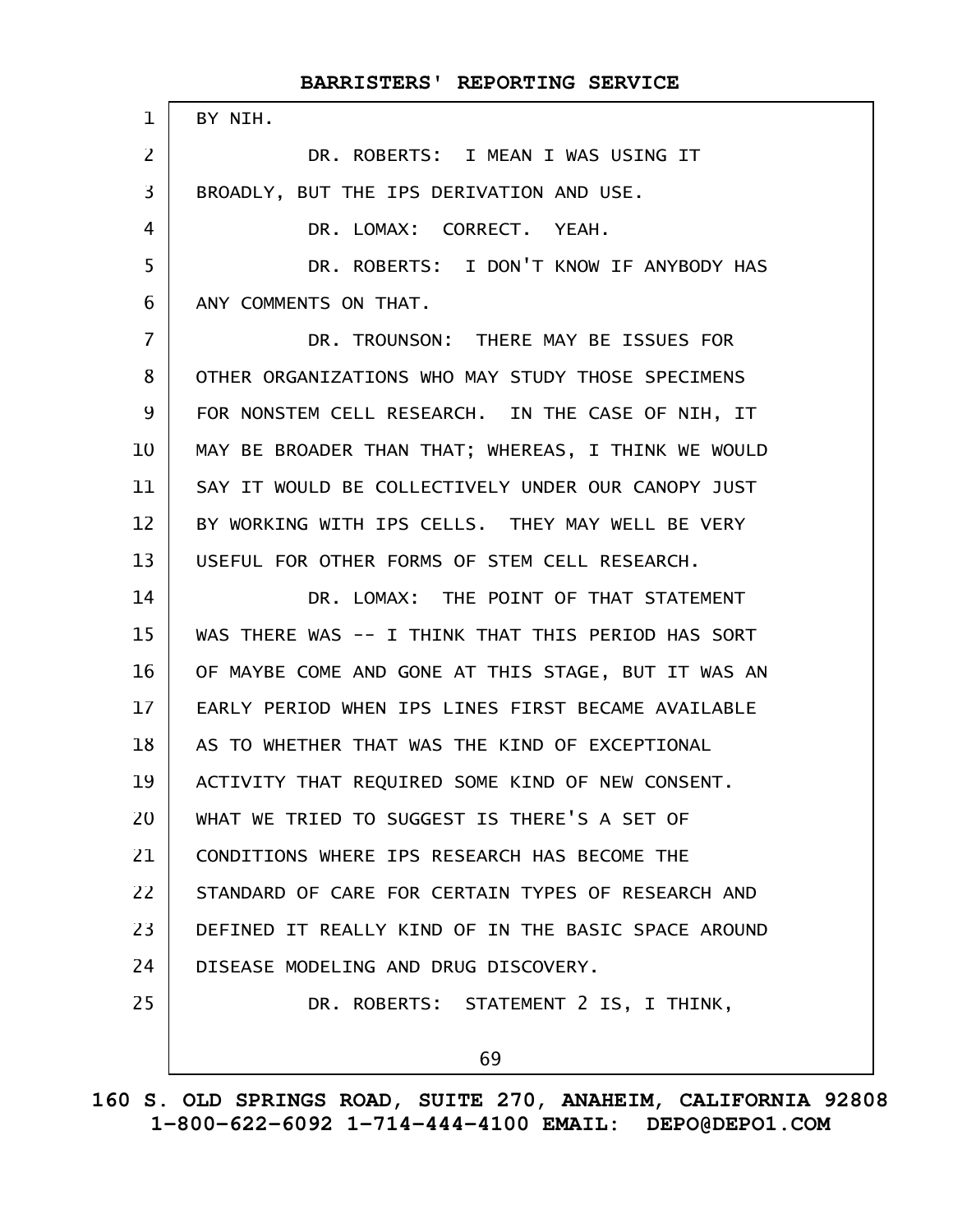BY NIH.

DR. ROBERTS: I MEAN I WAS USING IT BROADLY, BUT THE IPS DERIVATION AND USE.

DR. LOMAX: CORRECT. YEAH.

DR. ROBERTS: I DON'T KNOW IF ANYBODY HAS ANY COMMENTS ON THAT.

DR. TROUNSON: THERE MAY BE ISSUES FOR OTHER ORGANIZATIONS WHO MAY STUDY THOSE SPECIMENS FOR NONSTEM CELL RESEARCH. IN THE CASE OF NIH, IT MAY BE BROADER THAN THAT; WHEREAS, I THINK WE WOULD SAY IT WOULD BE COLLECTIVELY UNDER OUR CANOPY JUST BY WORKING WITH IPS CELLS. THEY MAY WELL BE VERY USEFUL FOR OTHER FORMS OF STEM CELL RESEARCH.

DR. LOMAX: THE POINT OF THAT STATEMENT WAS THERE WAS -- I THINK THAT THIS PERIOD HAS SORT OF MAYBE COME AND GONE AT THIS STAGE, BUT IT WAS AN EARLY PERIOD WHEN IPS LINES FIRST BECAME AVAILABLE AS TO WHETHER THAT WAS THE KIND OF EXCEPTIONAL ACTIVITY THAT REQUIRED SOME KIND OF NEW CONSENT. WHAT WE TRIED TO SUGGEST IS THERE'S A SET OF CONDITIONS WHERE IPS RESEARCH HAS BECOME THE STANDARD OF CARE FOR CERTAIN TYPES OF RESEARCH AND DEFINED IT REALLY KIND OF IN THE BASIC SPACE AROUND DISEASE MODELING AND DRUG DISCOVERY.

DR. ROBERTS: STATEMENT 2 IS, I THINK,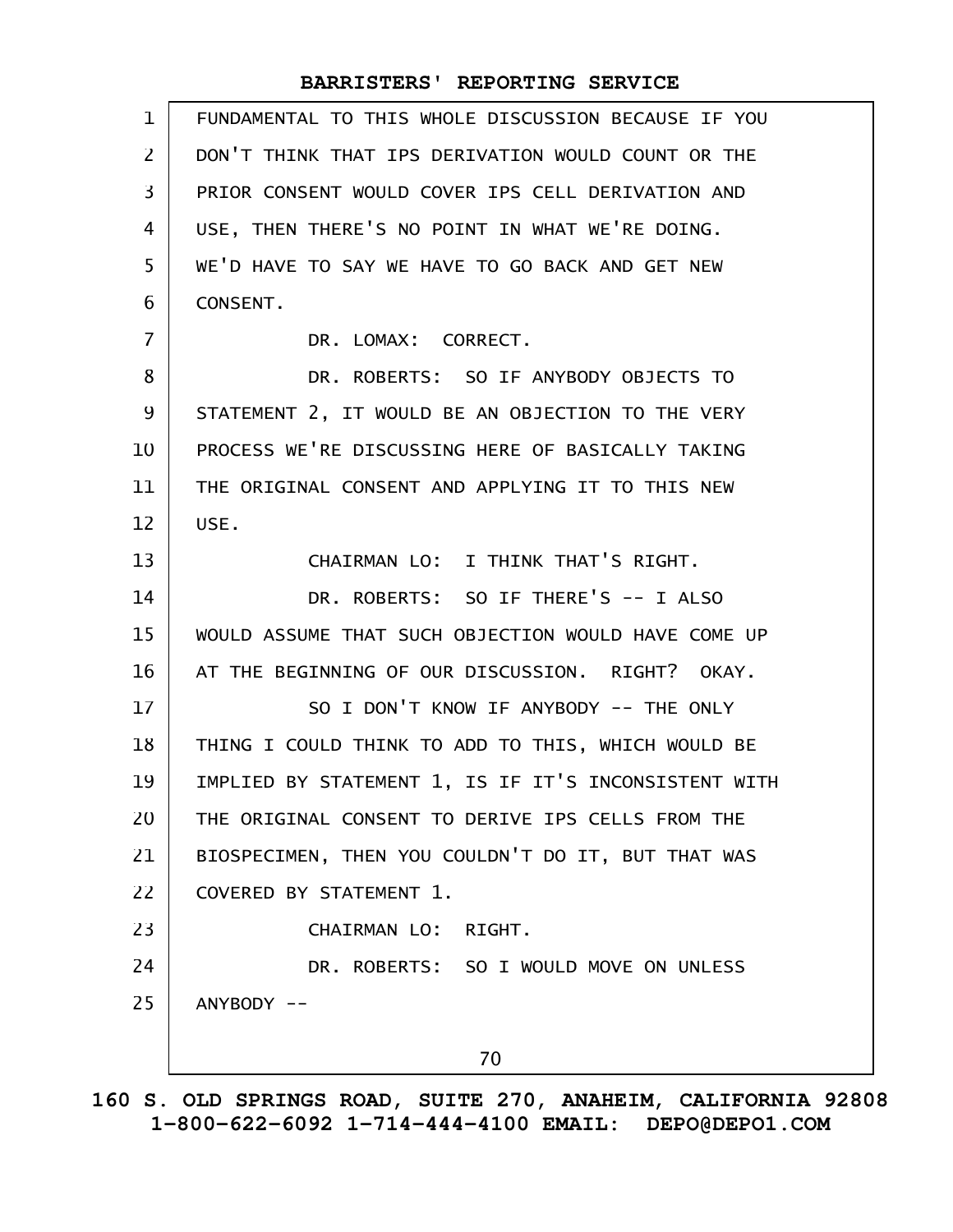FUNDAMENTAL TO THIS WHOLE DISCUSSION BECAUSE IF YOU DON'T THINK THAT IPS DERIVATION WOULD COUNT OR THE PRIOR CONSENT WOULD COVER IPS CELL DERIVATION AND USE, THEN THERE'S NO POINT IN WHAT WE'RE DOING. WE'D HAVE TO SAY WE HAVE TO GO BACK AND GET NEW CONSENT.

DR. LOMAX: CORRECT.

DR. ROBERTS: SO IF ANYBODY OBJECTS TO STATEMENT 2, IT WOULD BE AN OBJECTION TO THE VERY PROCESS WE'RE DISCUSSING HERE OF BASICALLY TAKING THE ORIGINAL CONSENT AND APPLYING IT TO THIS NEW USE.

CHAIRMAN LO: I THINK THAT'S RIGHT.

DR. ROBERTS: SO IF THERE'S -- I ALSO WOULD ASSUME THAT SUCH OBJECTION WOULD HAVE COME UP AT THE BEGINNING OF OUR DISCUSSION. RIGHT? OKAY.

SO I DON'T KNOW IF ANYBODY -- THE ONLY THING I COULD THINK TO ADD TO THIS, WHICH WOULD BE IMPLIED BY STATEMENT 1, IS IF IT'S INCONSISTENT WITH THE ORIGINAL CONSENT TO DERIVE IPS CELLS FROM THE BIOSPECIMEN, THEN YOU COULDN'T DO IT, BUT THAT WAS COVERED BY STATEMENT 1.

CHAIRMAN LO: RIGHT.

DR. ROBERTS: SO I WOULD MOVE ON UNLESS ANYBODY --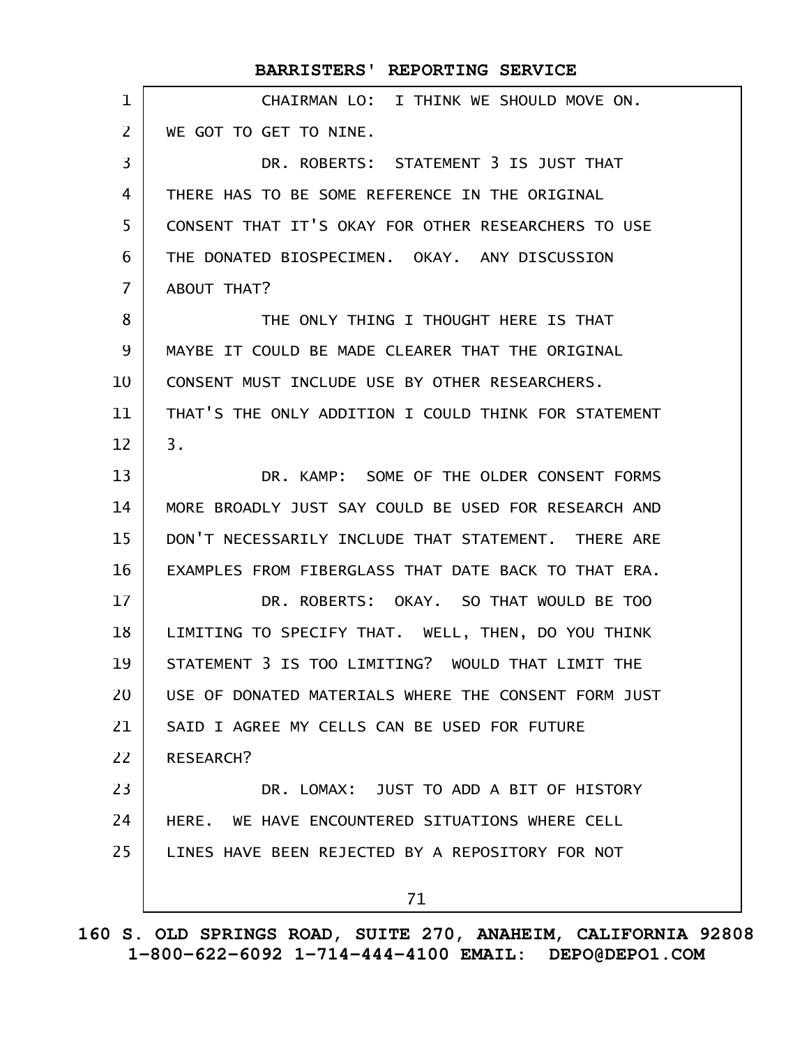CHAIRMAN LO: I THINK WE SHOULD MOVE ON. WE GOT TO GET TO NINE.

DR. ROBERTS: STATEMENT 3 IS JUST THAT THERE HAS TO BE SOME REFERENCE IN THE ORIGINAL CONSENT THAT IT'S OKAY FOR OTHER RESEARCHERS TO USE THE DONATED BIOSPECIMEN. OKAY. ANY DISCUSSION ABOUT THAT?

THE ONLY THING I THOUGHT HERE IS THAT MAYBE IT COULD BE MADE CLEARER THAT THE ORIGINAL CONSENT MUST INCLUDE USE BY OTHER RESEARCHERS. THAT'S THE ONLY ADDITION I COULD THINK FOR STATEMENT 3.

DR. KAMP: SOME OF THE OLDER CONSENT FORMS MORE BROADLY JUST SAY COULD BE USED FOR RESEARCH AND DON'T NECESSARILY INCLUDE THAT STATEMENT. THERE ARE EXAMPLES FROM FIBERGLASS THAT DATE BACK TO THAT ERA.

DR. ROBERTS: OKAY. SO THAT WOULD BE TOO LIMITING TO SPECIFY THAT. WELL, THEN, DO YOU THINK STATEMENT 3 IS TOO LIMITING? WOULD THAT LIMIT THE USE OF DONATED MATERIALS WHERE THE CONSENT FORM JUST SAID I AGREE MY CELLS CAN BE USED FOR FUTURE RESEARCH?

DR. LOMAX: JUST TO ADD A BIT OF HISTORY HERE. WE HAVE ENCOUNTERED SITUATIONS WHERE CELL LINES HAVE BEEN REJECTED BY A REPOSITORY FOR NOT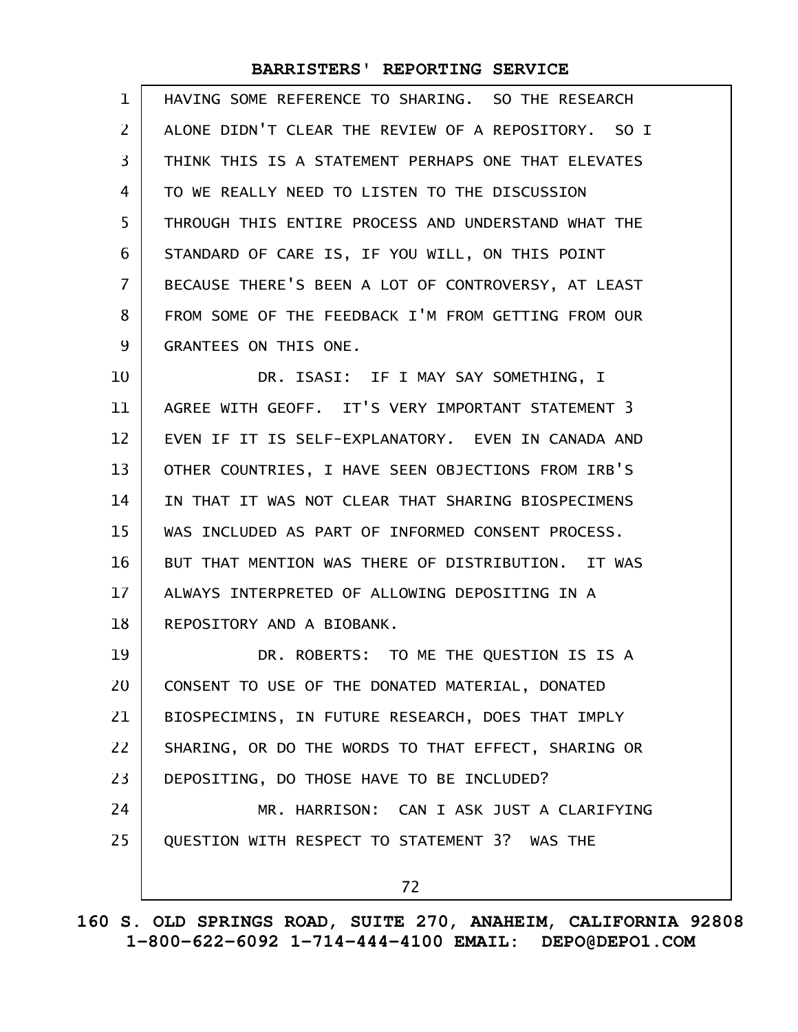HAVING SOME REFERENCE TO SHARING. SO THE RESEARCH ALONE DIDN'T CLEAR THE REVIEW OF A REPOSITORY. SO I THINK THIS IS A STATEMENT PERHAPS ONE THAT ELEVATES TO WE REALLY NEED TO LISTEN TO THE DISCUSSION THROUGH THIS ENTIRE PROCESS AND UNDERSTAND WHAT THE STANDARD OF CARE IS, IF YOU WILL, ON THIS POINT BECAUSE THERE'S BEEN A LOT OF CONTROVERSY, AT LEAST FROM SOME OF THE FEEDBACK I'M FROM GETTING FROM OUR GRANTEES ON THIS ONE.

DR. ISASI: IF I MAY SAY SOMETHING, I AGREE WITH GEOFF. IT'S VERY IMPORTANT STATEMENT 3 EVEN IF IT IS SELF-EXPLANATORY. EVEN IN CANADA AND OTHER COUNTRIES, I HAVE SEEN OBJECTIONS FROM IRB'S IN THAT IT WAS NOT CLEAR THAT SHARING BIOSPECIMENS WAS INCLUDED AS PART OF INFORMED CONSENT PROCESS. BUT THAT MENTION WAS THERE OF DISTRIBUTION. IT WAS ALWAYS INTERPRETED OF ALLOWING DEPOSITING IN A REPOSITORY AND A BIOBANK.

DR. ROBERTS: TO ME THE QUESTION IS IS A CONSENT TO USE OF THE DONATED MATERIAL, DONATED BIOSPECIMINS, IN FUTURE RESEARCH, DOES THAT IMPLY SHARING, OR DO THE WORDS TO THAT EFFECT, SHARING OR DEPOSITING, DO THOSE HAVE TO BE INCLUDED?

MR. HARRISON: CAN I ASK JUST A CLARIFYING QUESTION WITH RESPECT TO STATEMENT 3? WAS THE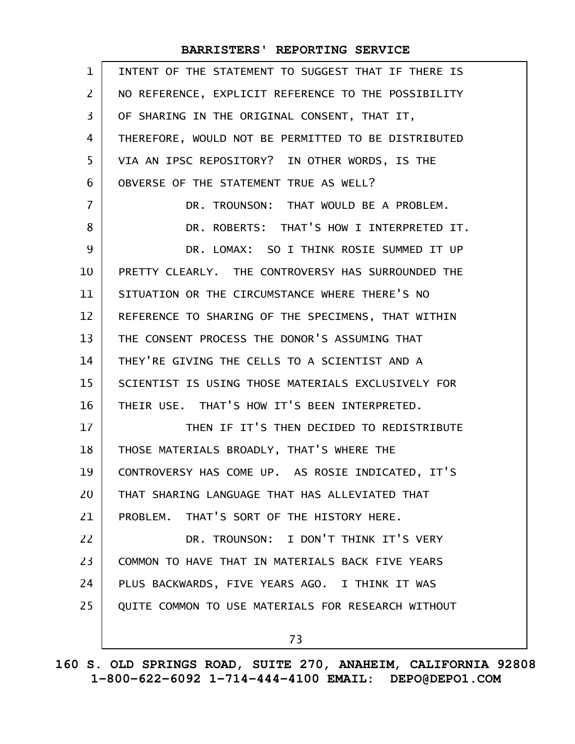INTENT OF THE STATEMENT TO SUGGEST THAT IF THERE IS NO REFERENCE, EXPLICIT REFERENCE TO THE POSSIBILITY OF SHARING IN THE ORIGINAL CONSENT, THAT IT, THEREFORE, WOULD NOT BE PERMITTED TO BE DISTRIBUTED VIA AN IPSC REPOSITORY? IN OTHER WORDS, IS THE OBVERSE OF THE STATEMENT TRUE AS WELL?

DR. TROUNSON: THAT WOULD BE A PROBLEM.

DR. ROBERTS: THAT'S HOW I INTERPRETED IT.

DR. LOMAX: SO I THINK ROSIE SUMMED IT UP PRETTY CLEARLY. THE CONTROVERSY HAS SURROUNDED THE SITUATION OR THE CIRCUMSTANCE WHERE THERE'S NO REFERENCE TO SHARING OF THE SPECIMENS, THAT WITHIN THE CONSENT PROCESS THE DONOR'S ASSUMING THAT THEY'RE GIVING THE CELLS TO A SCIENTIST AND A SCIENTIST IS USING THOSE MATERIALS EXCLUSIVELY FOR THEIR USE. THAT'S HOW IT'S BEEN INTERPRETED.

THEN IF IT'S THEN DECIDED TO REDISTRIBUTE THOSE MATERIALS BROADLY, THAT'S WHERE THE CONTROVERSY HAS COME UP. AS ROSIE INDICATED, IT'S THAT SHARING LANGUAGE THAT HAS ALLEVIATED THAT PROBLEM. THAT'S SORT OF THE HISTORY HERE.

DR. TROUNSON: I DON'T THINK IT'S VERY COMMON TO HAVE THAT IN MATERIALS BACK FIVE YEARS PLUS BACKWARDS, FIVE YEARS AGO. I THINK IT WAS QUITE COMMON TO USE MATERIALS FOR RESEARCH WITHOUT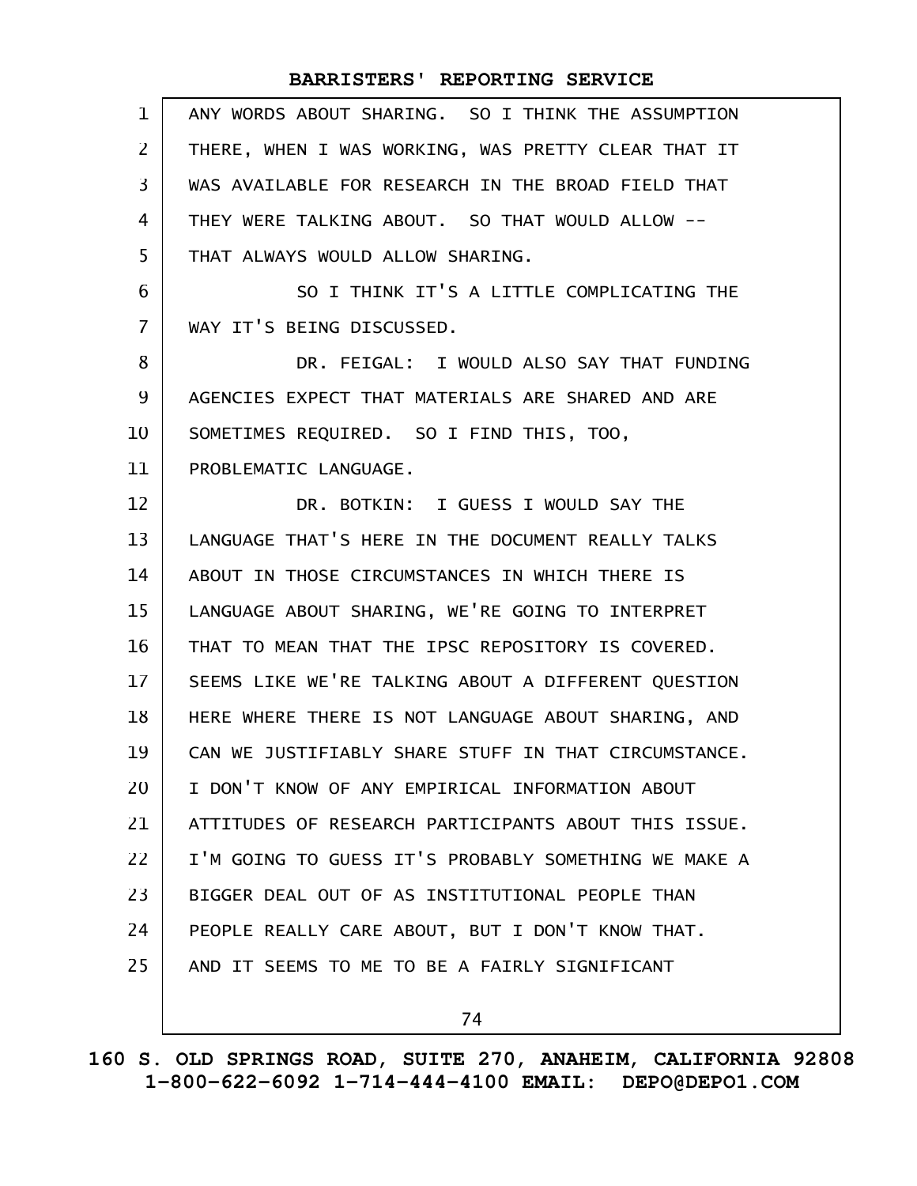ANY WORDS ABOUT SHARING. SO I THINK THE ASSUMPTION THERE, WHEN I WAS WORKING, WAS PRETTY CLEAR THAT IT WAS AVAILABLE FOR RESEARCH IN THE BROAD FIELD THAT THEY WERE TALKING ABOUT. SO THAT WOULD ALLOW -- THAT ALWAYS WOULD ALLOW SHARING.

SO I THINK IT'S A LITTLE COMPLICATING THE WAY IT'S BEING DISCUSSED.

DR. FEIGAL: I WOULD ALSO SAY THAT FUNDING AGENCIES EXPECT THAT MATERIALS ARE SHARED AND ARE SOMETIMES REQUIRED. SO I FIND THIS, TOO, PROBLEMATIC LANGUAGE.

DR. BOTKIN: I GUESS I WOULD SAY THE LANGUAGE THAT'S HERE IN THE DOCUMENT REALLY TALKS ABOUT IN THOSE CIRCUMSTANCES IN WHICH THERE IS LANGUAGE ABOUT SHARING, WE'RE GOING TO INTERPRET THAT TO MEAN THAT THE IPSC REPOSITORY IS COVERED. SEEMS LIKE WE'RE TALKING ABOUT A DIFFERENT QUESTION HERE WHERE THERE IS NOT LANGUAGE ABOUT SHARING, AND CAN WE JUSTIFIABLY SHARE STUFF IN THAT CIRCUMSTANCE. I DON'T KNOW OF ANY EMPIRICAL INFORMATION ABOUT ATTITUDES OF RESEARCH PARTICIPANTS ABOUT THIS ISSUE. I'M GOING TO GUESS IT'S PROBABLY SOMETHING WE MAKE A BIGGER DEAL OUT OF AS INSTITUTIONAL PEOPLE THAN PEOPLE REALLY CARE ABOUT, BUT I DON'T KNOW THAT. AND IT SEEMS TO ME TO BE A FAIRLY SIGNIFICANT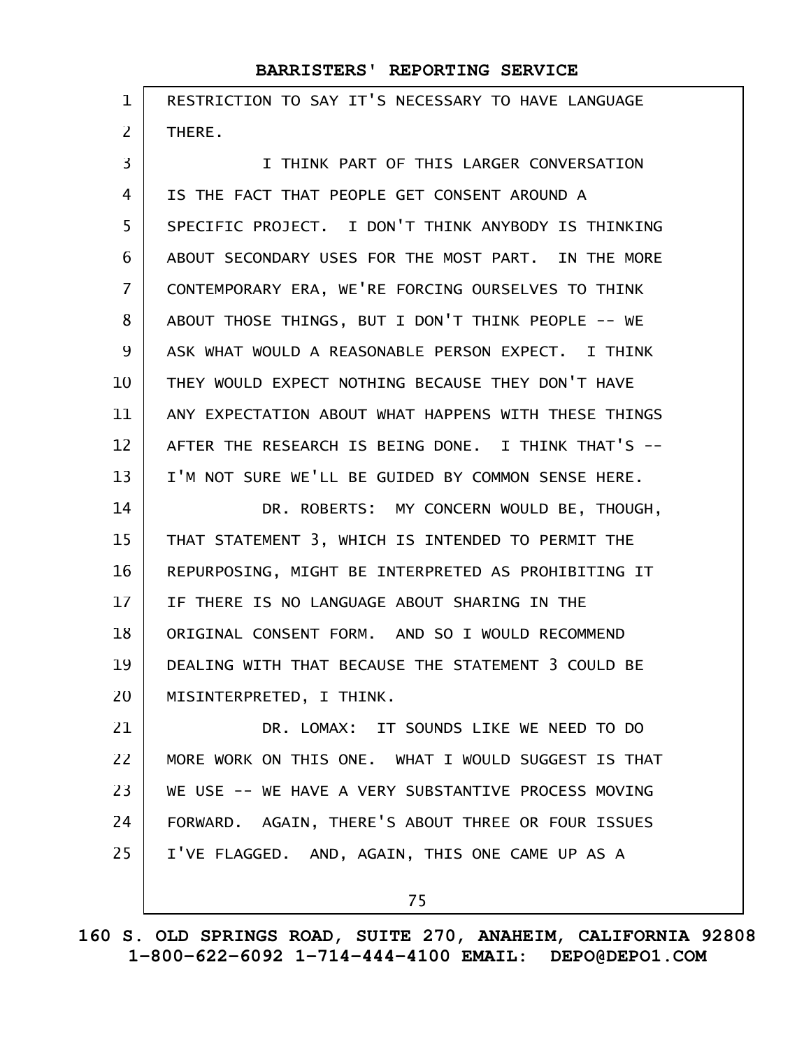RESTRICTION TO SAY IT'S NECESSARY TO HAVE LANGUAGE THERE.

I THINK PART OF THIS LARGER CONVERSATION IS THE FACT THAT PEOPLE GET CONSENT AROUND A SPECIFIC PROJECT. I DON'T THINK ANYBODY IS THINKING ABOUT SECONDARY USES FOR THE MOST PART. IN THE MORE CONTEMPORARY ERA, WE'RE FORCING OURSELVES TO THINK ABOUT THOSE THINGS, BUT I DON'T THINK PEOPLE -- WE ASK WHAT WOULD A REASONABLE PERSON EXPECT. I THINK THEY WOULD EXPECT NOTHING BECAUSE THEY DON'T HAVE ANY EXPECTATION ABOUT WHAT HAPPENS WITH THESE THINGS AFTER THE RESEARCH IS BEING DONE. I THINK THAT'S -- I'M NOT SURE WE'LL BE GUIDED BY COMMON SENSE HERE.

DR. ROBERTS: MY CONCERN WOULD BE, THOUGH, THAT STATEMENT 3, WHICH IS INTENDED TO PERMIT THE REPURPOSING, MIGHT BE INTERPRETED AS PROHIBITING IT IF THERE IS NO LANGUAGE ABOUT SHARING IN THE ORIGINAL CONSENT FORM. AND SO I WOULD RECOMMEND DEALING WITH THAT BECAUSE THE STATEMENT 3 COULD BE MISINTERPRETED, I THINK.

DR. LOMAX: IT SOUNDS LIKE WE NEED TO DO MORE WORK ON THIS ONE. WHAT I WOULD SUGGEST IS THAT WE USE -- WE HAVE A VERY SUBSTANTIVE PROCESS MOVING FORWARD. AGAIN, THERE'S ABOUT THREE OR FOUR ISSUES I'VE FLAGGED. AND, AGAIN, THIS ONE CAME UP AS A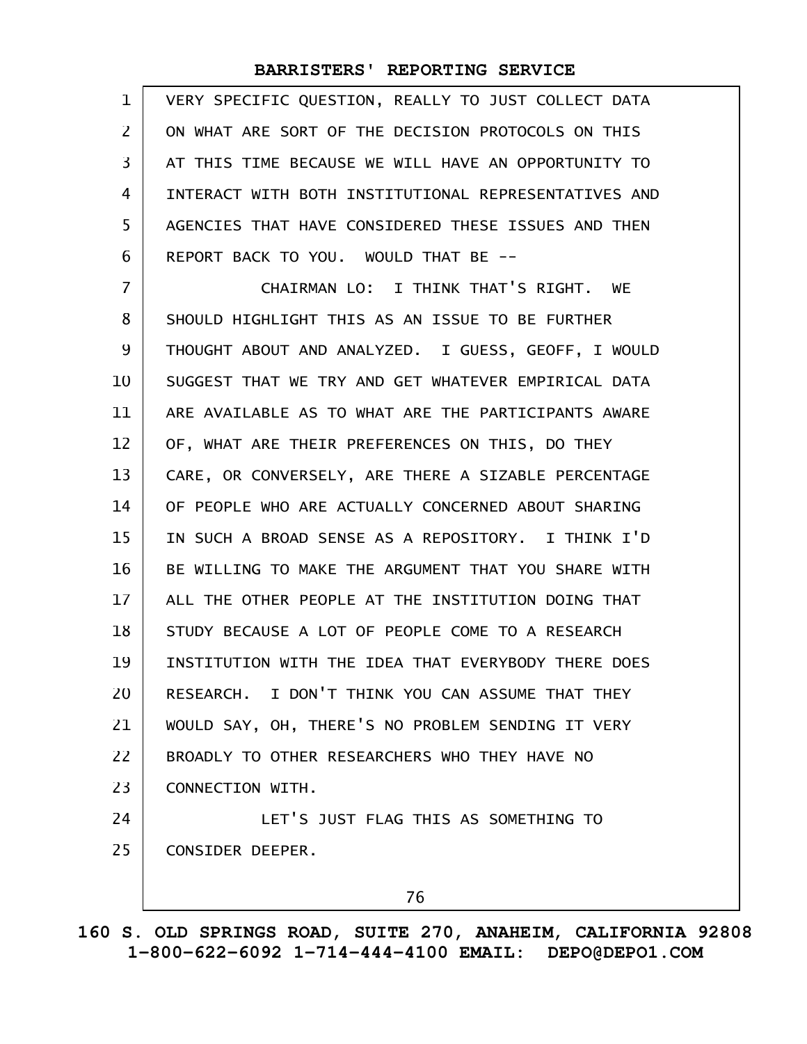VERY SPECIFIC QUESTION, REALLY TO JUST COLLECT DATA ON WHAT ARE SORT OF THE DECISION PROTOCOLS ON THIS AT THIS TIME BECAUSE WE WILL HAVE AN OPPORTUNITY TO INTERACT WITH BOTH INSTITUTIONAL REPRESENTATIVES AND AGENCIES THAT HAVE CONSIDERED THESE ISSUES AND THEN REPORT BACK TO YOU. WOULD THAT BE --

CHAIRMAN LO: I THINK THAT'S RIGHT. WE SHOULD HIGHLIGHT THIS AS AN ISSUE TO BE FURTHER THOUGHT ABOUT AND ANALYZED. I GUESS, GEOFF, I WOULD SUGGEST THAT WE TRY AND GET WHATEVER EMPIRICAL DATA ARE AVAILABLE AS TO WHAT ARE THE PARTICIPANTS AWARE OF, WHAT ARE THEIR PREFERENCES ON THIS, DO THEY CARE, OR CONVERSELY, ARE THERE A SIZABLE PERCENTAGE OF PEOPLE WHO ARE ACTUALLY CONCERNED ABOUT SHARING IN SUCH A BROAD SENSE AS A REPOSITORY. I THINK I'D BE WILLING TO MAKE THE ARGUMENT THAT YOU SHARE WITH ALL THE OTHER PEOPLE AT THE INSTITUTION DOING THAT STUDY BECAUSE A LOT OF PEOPLE COME TO A RESEARCH INSTITUTION WITH THE IDEA THAT EVERYBODY THERE DOES RESEARCH. I DON'T THINK YOU CAN ASSUME THAT THEY WOULD SAY, OH, THERE'S NO PROBLEM SENDING IT VERY BROADLY TO OTHER RESEARCHERS WHO THEY HAVE NO CONNECTION WITH.

LET'S JUST FLAG THIS AS SOMETHING TO CONSIDER DEEPER.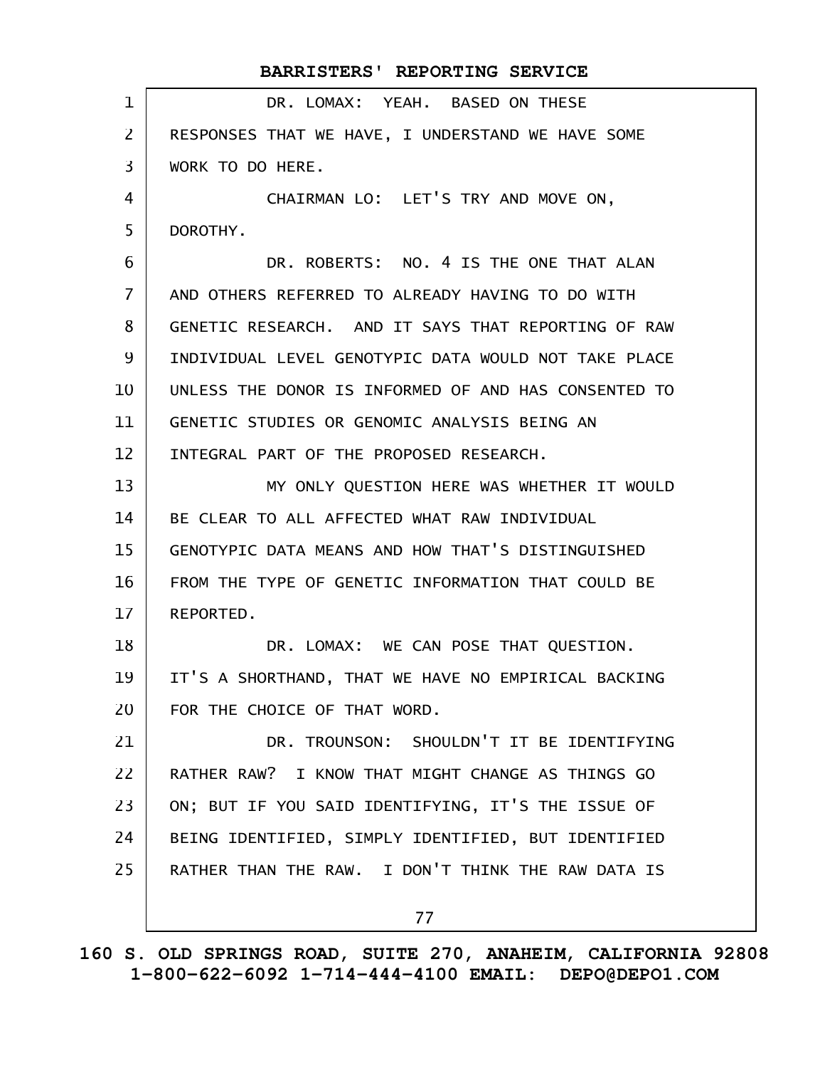DR. LOMAX: YEAH. BASED ON THESE RESPONSES THAT WE HAVE, I UNDERSTAND WE HAVE SOME WORK TO DO HERE.

CHAIRMAN LO: LET'S TRY AND MOVE ON, DOROTHY.

DR. ROBERTS: NO. 4 IS THE ONE THAT ALAN AND OTHERS REFERRED TO ALREADY HAVING TO DO WITH GENETIC RESEARCH. AND IT SAYS THAT REPORTING OF RAW INDIVIDUAL LEVEL GENOTYPIC DATA WOULD NOT TAKE PLACE UNLESS THE DONOR IS INFORMED OF AND HAS CONSENTED TO GENETIC STUDIES OR GENOMIC ANALYSIS BEING AN INTEGRAL PART OF THE PROPOSED RESEARCH.

MY ONLY QUESTION HERE WAS WHETHER IT WOULD BE CLEAR TO ALL AFFECTED WHAT RAW INDIVIDUAL GENOTYPIC DATA MEANS AND HOW THAT'S DISTINGUISHED FROM THE TYPE OF GENETIC INFORMATION THAT COULD BE REPORTED.

DR. LOMAX: WE CAN POSE THAT QUESTION. IT'S A SHORTHAND, THAT WE HAVE NO EMPIRICAL BACKING FOR THE CHOICE OF THAT WORD.

DR. TROUNSON: SHOULDN'T IT BE IDENTIFYING RATHER RAW? I KNOW THAT MIGHT CHANGE AS THINGS GO ON; BUT IF YOU SAID IDENTIFYING, IT'S THE ISSUE OF BEING IDENTIFIED, SIMPLY IDENTIFIED, BUT IDENTIFIED RATHER THAN THE RAW. I DON'T THINK THE RAW DATA IS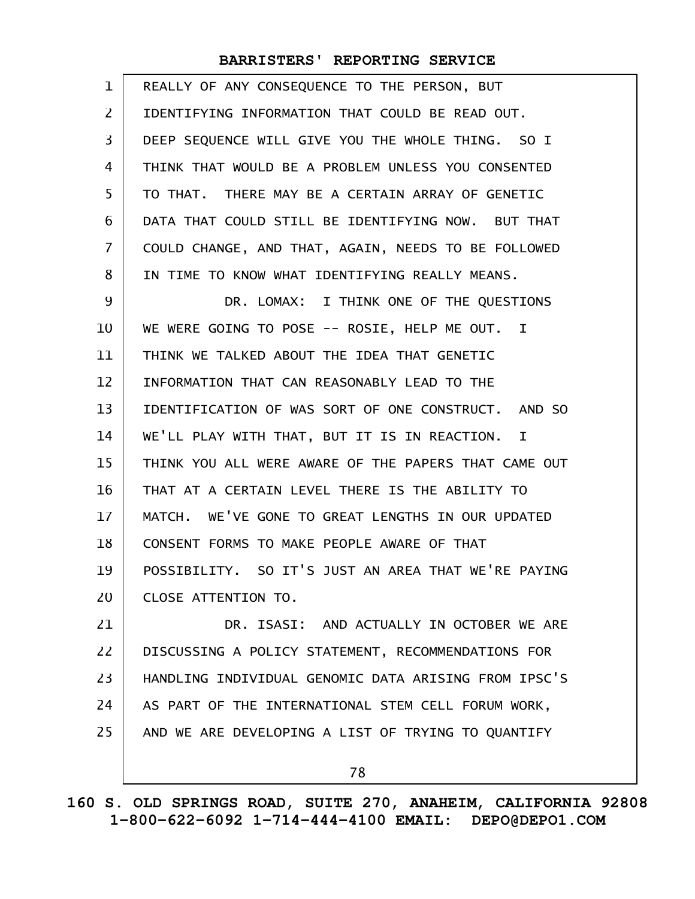REALLY OF ANY CONSEQUENCE TO THE PERSON, BUT IDENTIFYING INFORMATION THAT COULD BE READ OUT. DEEP SEQUENCE WILL GIVE YOU THE WHOLE THING. SO I THINK THAT WOULD BE A PROBLEM UNLESS YOU CONSENTED TO THAT. THERE MAY BE A CERTAIN ARRAY OF GENETIC DATA THAT COULD STILL BE IDENTIFYING NOW. BUT THAT COULD CHANGE, AND THAT, AGAIN, NEEDS TO BE FOLLOWED IN TIME TO KNOW WHAT IDENTIFYING REALLY MEANS.

DR. LOMAX: I THINK ONE OF THE QUESTIONS WE WERE GOING TO POSE -- ROSIE, HELP ME OUT. I THINK WE TALKED ABOUT THE IDEA THAT GENETIC INFORMATION THAT CAN REASONABLY LEAD TO THE IDENTIFICATION OF WAS SORT OF ONE CONSTRUCT. AND SO WE'LL PLAY WITH THAT, BUT IT IS IN REACTION. I THINK YOU ALL WERE AWARE OF THE PAPERS THAT CAME OUT THAT AT A CERTAIN LEVEL THERE IS THE ABILITY TO MATCH. WE'VE GONE TO GREAT LENGTHS IN OUR UPDATED CONSENT FORMS TO MAKE PEOPLE AWARE OF THAT POSSIBILITY. SO IT'S JUST AN AREA THAT WE'RE PAYING CLOSE ATTENTION TO.

DR. ISASI: AND ACTUALLY IN OCTOBER WE ARE DISCUSSING A POLICY STATEMENT, RECOMMENDATIONS FOR HANDLING INDIVIDUAL GENOMIC DATA ARISING FROM IPSC'S AS PART OF THE INTERNATIONAL STEM CELL FORUM WORK, AND WE ARE DEVELOPING A LIST OF TRYING TO QUANTIFY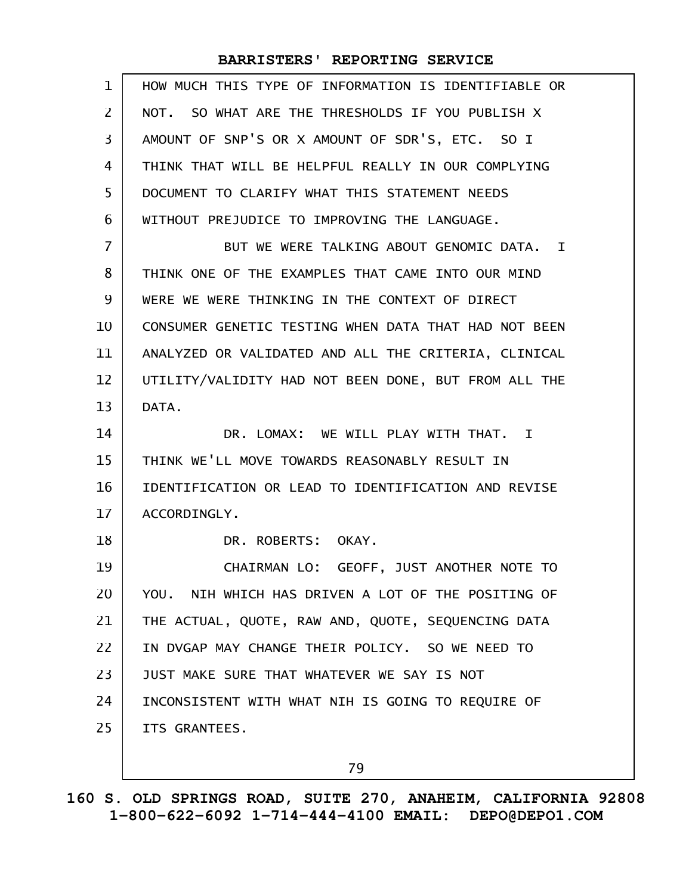HOW MUCH THIS TYPE OF INFORMATION IS IDENTIFIABLE OR NOT. SO WHAT ARE THE THRESHOLDS IF YOU PUBLISH X AMOUNT OF SNP'S OR X AMOUNT OF SDR'S, ETC. SO I THINK THAT WILL BE HELPFUL REALLY IN OUR COMPLYING DOCUMENT TO CLARIFY WHAT THIS STATEMENT NEEDS WITHOUT PREJUDICE TO IMPROVING THE LANGUAGE.

BUT WE WERE TALKING ABOUT GENOMIC DATA. I THINK ONE OF THE EXAMPLES THAT CAME INTO OUR MIND WERE WE WERE THINKING IN THE CONTEXT OF DIRECT CONSUMER GENETIC TESTING WHEN DATA THAT HAD NOT BEEN ANALYZED OR VALIDATED AND ALL THE CRITERIA, CLINICAL UTILITY/VALIDITY HAD NOT BEEN DONE, BUT FROM ALL THE DATA.

DR. LOMAX: WE WILL PLAY WITH THAT. I THINK WE'LL MOVE TOWARDS REASONABLY RESULT IN IDENTIFICATION OR LEAD TO IDENTIFICATION AND REVISE ACCORDINGLY.

DR. ROBERTS: OKAY.

CHAIRMAN LO: GEOFF, JUST ANOTHER NOTE TO YOU. NIH WHICH HAS DRIVEN A LOT OF THE POSITING OF THE ACTUAL, QUOTE, RAW AND, QUOTE, SEQUENCING DATA IN DVGAP MAY CHANGE THEIR POLICY. SO WE NEED TO JUST MAKE SURE THAT WHATEVER WE SAY IS NOT INCONSISTENT WITH WHAT NIH IS GOING TO REQUIRE OF ITS GRANTEES.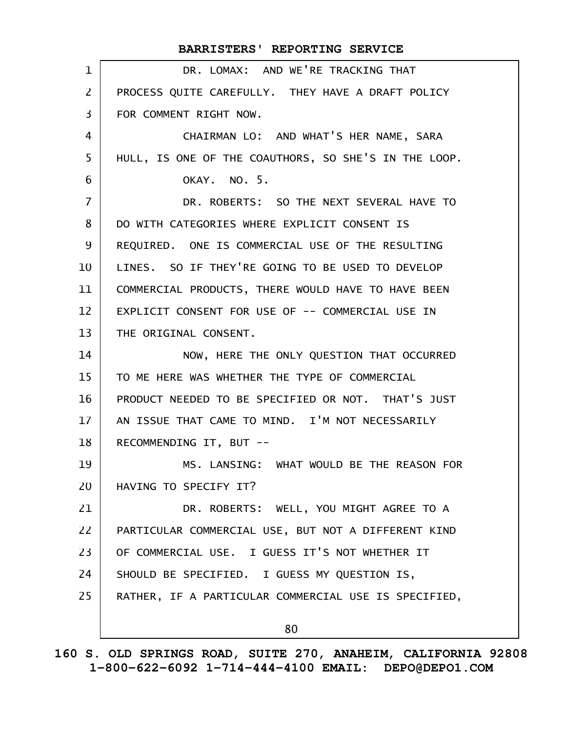DR. LOMAX: AND WE'RE TRACKING THAT PROCESS QUITE CAREFULLY. THEY HAVE A DRAFT POLICY FOR COMMENT RIGHT NOW.

CHAIRMAN LO: AND WHAT'S HER NAME, SARA HULL, IS ONE OF THE COAUTHORS, SO SHE'S IN THE LOOP.

OKAY. NO. 5.

DR. ROBERTS: SO THE NEXT SEVERAL HAVE TO DO WITH CATEGORIES WHERE EXPLICIT CONSENT IS REQUIRED. ONE IS COMMERCIAL USE OF THE RESULTING LINES. SO IF THEY'RE GOING TO BE USED TO DEVELOP COMMERCIAL PRODUCTS, THERE WOULD HAVE TO HAVE BEEN EXPLICIT CONSENT FOR USE OF -- COMMERCIAL USE IN THE ORIGINAL CONSENT.

NOW, HERE THE ONLY QUESTION THAT OCCURRED TO ME HERE WAS WHETHER THE TYPE OF COMMERCIAL PRODUCT NEEDED TO BE SPECIFIED OR NOT. THAT'S JUST AN ISSUE THAT CAME TO MIND. I'M NOT NECESSARILY RECOMMENDING IT, BUT --

MS. LANSING: WHAT WOULD BE THE REASON FOR HAVING TO SPECIFY IT?

DR. ROBERTS: WELL, YOU MIGHT AGREE TO A PARTICULAR COMMERCIAL USE, BUT NOT A DIFFERENT KIND OF COMMERCIAL USE. I GUESS IT'S NOT WHETHER IT SHOULD BE SPECIFIED. I GUESS MY QUESTION IS, RATHER, IF A PARTICULAR COMMERCIAL USE IS SPECIFIED,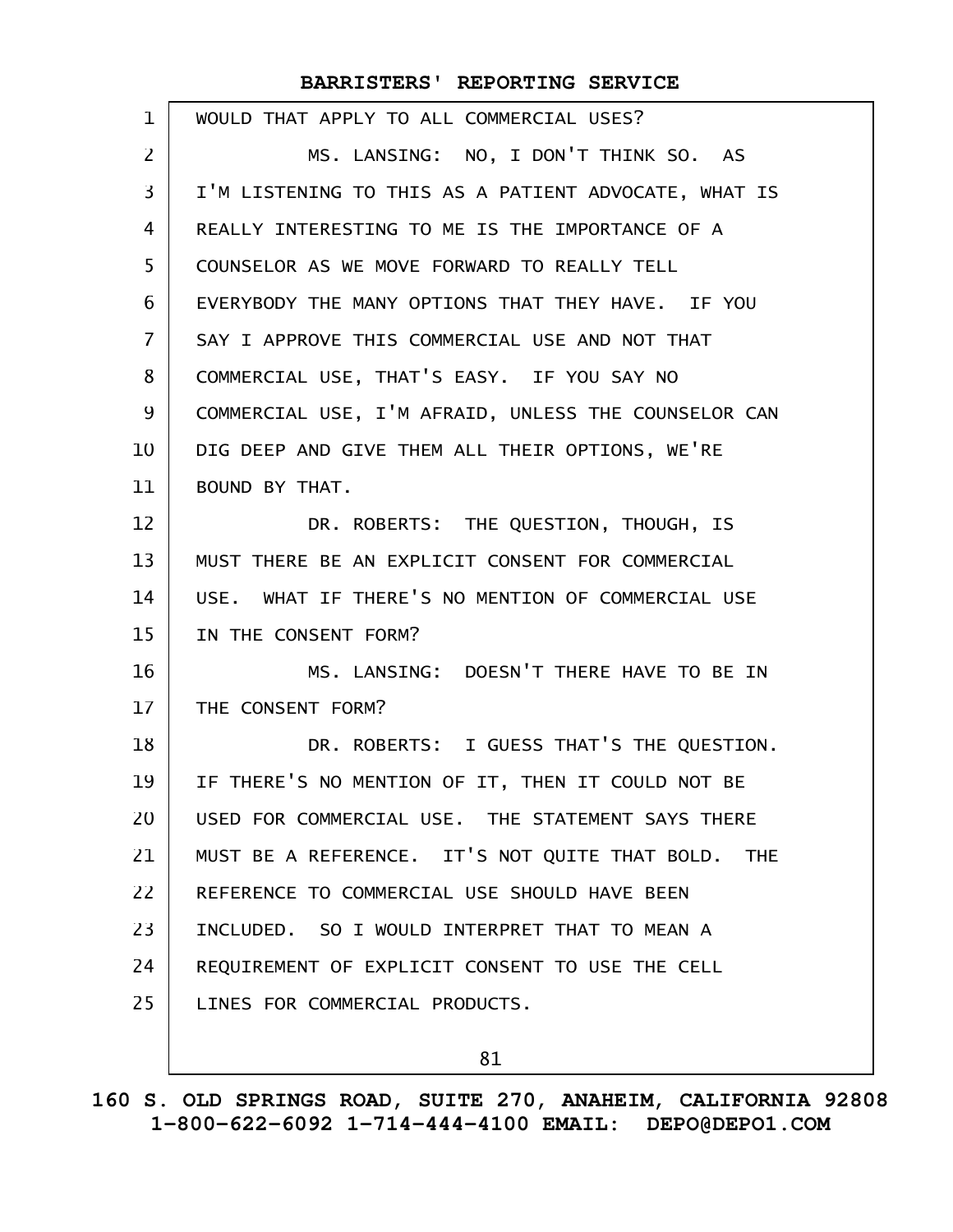WOULD THAT APPLY TO ALL COMMERCIAL USES?

MS. LANSING: NO, I DON'T THINK SO. AS I'M LISTENING TO THIS AS A PATIENT ADVOCATE, WHAT IS REALLY INTERESTING TO ME IS THE IMPORTANCE OF A COUNSELOR AS WE MOVE FORWARD TO REALLY TELL EVERYBODY THE MANY OPTIONS THAT THEY HAVE. IF YOU SAY I APPROVE THIS COMMERCIAL USE AND NOT THAT COMMERCIAL USE, THAT'S EASY. IF YOU SAY NO COMMERCIAL USE, I'M AFRAID, UNLESS THE COUNSELOR CAN DIG DEEP AND GIVE THEM ALL THEIR OPTIONS, WE'RE BOUND BY THAT.

DR. ROBERTS: THE QUESTION, THOUGH, IS MUST THERE BE AN EXPLICIT CONSENT FOR COMMERCIAL USE. WHAT IF THERE'S NO MENTION OF COMMERCIAL USE IN THE CONSENT FORM?

MS. LANSING: DOESN'T THERE HAVE TO BE IN THE CONSENT FORM?

DR. ROBERTS: I GUESS THAT'S THE QUESTION. IF THERE'S NO MENTION OF IT, THEN IT COULD NOT BE USED FOR COMMERCIAL USE. THE STATEMENT SAYS THERE MUST BE A REFERENCE. IT'S NOT QUITE THAT BOLD. THE REFERENCE TO COMMERCIAL USE SHOULD HAVE BEEN INCLUDED. SO I WOULD INTERPRET THAT TO MEAN A REQUIREMENT OF EXPLICIT CONSENT TO USE THE CELL LINES FOR COMMERCIAL PRODUCTS.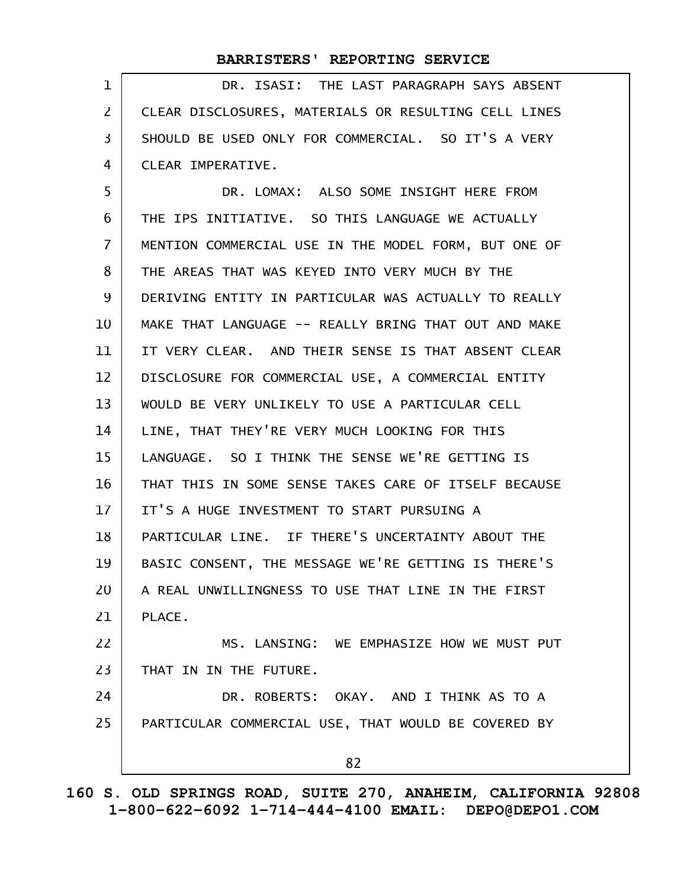DR. ISASI: THE LAST PARAGRAPH SAYS ABSENT CLEAR DISCLOSURES, MATERIALS OR RESULTING CELL LINES SHOULD BE USED ONLY FOR COMMERCIAL. SO IT'S A VERY CLEAR IMPERATIVE.

DR. LOMAX: ALSO SOME INSIGHT HERE FROM THE IPS INITIATIVE. SO THIS LANGUAGE WE ACTUALLY MENTION COMMERCIAL USE IN THE MODEL FORM, BUT ONE OF THE AREAS THAT WAS KEYED INTO VERY MUCH BY THE DERIVING ENTITY IN PARTICULAR WAS ACTUALLY TO REALLY MAKE THAT LANGUAGE -- REALLY BRING THAT OUT AND MAKE IT VERY CLEAR. AND THEIR SENSE IS THAT ABSENT CLEAR DISCLOSURE FOR COMMERCIAL USE, A COMMERCIAL ENTITY WOULD BE VERY UNLIKELY TO USE A PARTICULAR CELL LINE, THAT THEY'RE VERY MUCH LOOKING FOR THIS LANGUAGE. SO I THINK THE SENSE WE'RE GETTING IS THAT THIS IN SOME SENSE TAKES CARE OF ITSELF BECAUSE IT'S A HUGE INVESTMENT TO START PURSUING A PARTICULAR LINE. IF THERE'S UNCERTAINTY ABOUT THE BASIC CONSENT, THE MESSAGE WE'RE GETTING IS THERE'S A REAL UNWILLINGNESS TO USE THAT LINE IN THE FIRST PLACE.

MS. LANSING: WE EMPHASIZE HOW WE MUST PUT THAT IN IN THE FUTURE.

DR. ROBERTS: OKAY. AND I THINK AS TO A PARTICULAR COMMERCIAL USE, THAT WOULD BE COVERED BY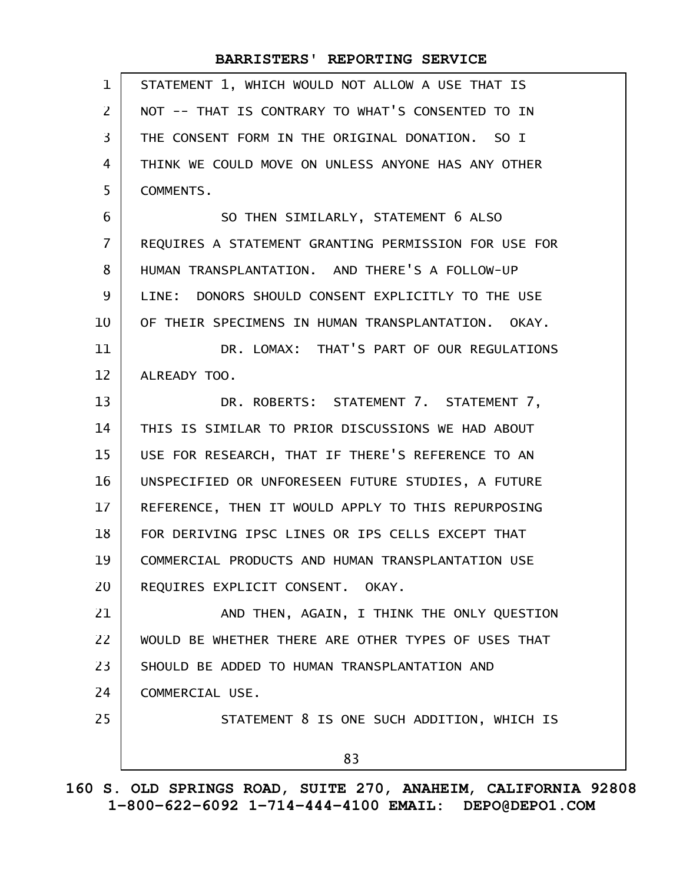STATEMENT 1, WHICH WOULD NOT ALLOW A USE THAT IS NOT -- THAT IS CONTRARY TO WHAT'S CONSENTED TO IN THE CONSENT FORM IN THE ORIGINAL DONATION. SO I THINK WE COULD MOVE ON UNLESS ANYONE HAS ANY OTHER COMMENTS.

SO THEN SIMILARLY, STATEMENT 6 ALSO REQUIRES A STATEMENT GRANTING PERMISSION FOR USE FOR HUMAN TRANSPLANTATION. AND THERE'S A FOLLOW-UP LINE: DONORS SHOULD CONSENT EXPLICITLY TO THE USE OF THEIR SPECIMENS IN HUMAN TRANSPLANTATION. OKAY.

DR. LOMAX: THAT'S PART OF OUR REGULATIONS ALREADY TOO.

DR. ROBERTS: STATEMENT 7. STATEMENT 7, THIS IS SIMILAR TO PRIOR DISCUSSIONS WE HAD ABOUT USE FOR RESEARCH, THAT IF THERE'S REFERENCE TO AN UNSPECIFIED OR UNFORESEEN FUTURE STUDIES, A FUTURE REFERENCE, THEN IT WOULD APPLY TO THIS REPURPOSING FOR DERIVING IPSC LINES OR IPS CELLS EXCEPT THAT COMMERCIAL PRODUCTS AND HUMAN TRANSPLANTATION USE REQUIRES EXPLICIT CONSENT. OKAY.

AND THEN, AGAIN, I THINK THE ONLY QUESTION WOULD BE WHETHER THERE ARE OTHER TYPES OF USES THAT SHOULD BE ADDED TO HUMAN TRANSPLANTATION AND COMMERCIAL USE.

STATEMENT 8 IS ONE SUCH ADDITION, WHICH IS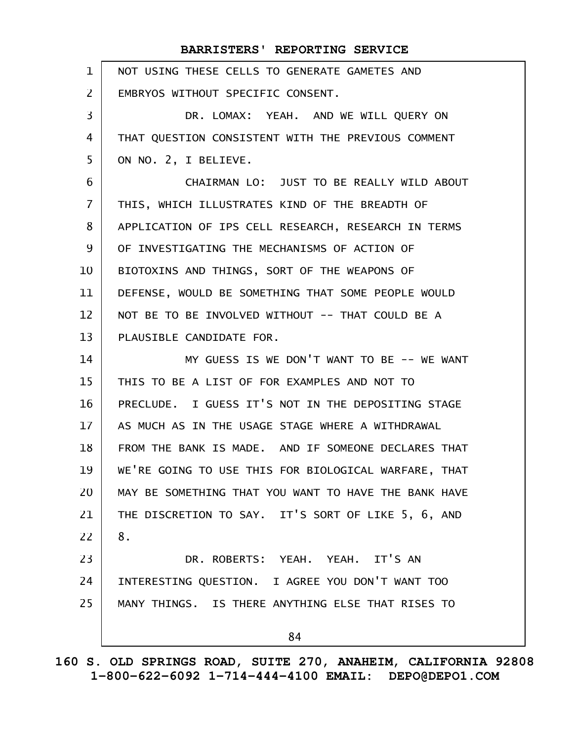NOT USING THESE CELLS TO GENERATE GAMETES AND EMBRYOS WITHOUT SPECIFIC CONSENT.

DR. LOMAX: YEAH. AND WE WILL QUERY ON THAT QUESTION CONSISTENT WITH THE PREVIOUS COMMENT ON NO. 2, I BELIEVE.

CHAIRMAN LO: JUST TO BE REALLY WILD ABOUT THIS, WHICH ILLUSTRATES KIND OF THE BREADTH OF APPLICATION OF IPS CELL RESEARCH, RESEARCH IN TERMS OF INVESTIGATING THE MECHANISMS OF ACTION OF BIOTOXINS AND THINGS, SORT OF THE WEAPONS OF DEFENSE, WOULD BE SOMETHING THAT SOME PEOPLE WOULD NOT BE TO BE INVOLVED WITHOUT -- THAT COULD BE A PLAUSIBLE CANDIDATE FOR.

MY GUESS IS WE DON'T WANT TO BE -- WE WANT THIS TO BE A LIST OF FOR EXAMPLES AND NOT TO PRECLUDE. I GUESS IT'S NOT IN THE DEPOSITING STAGE AS MUCH AS IN THE USAGE STAGE WHERE A WITHDRAWAL FROM THE BANK IS MADE. AND IF SOMEONE DECLARES THAT WE'RE GOING TO USE THIS FOR BIOLOGICAL WARFARE, THAT MAY BE SOMETHING THAT YOU WANT TO HAVE THE BANK HAVE THE DISCRETION TO SAY. IT'S SORT OF LIKE 5, 6, AND 8.

DR. ROBERTS: YEAH. YEAH. IT'S AN INTERESTING QUESTION. I AGREE YOU DON'T WANT TOO MANY THINGS. IS THERE ANYTHING ELSE THAT RISES TO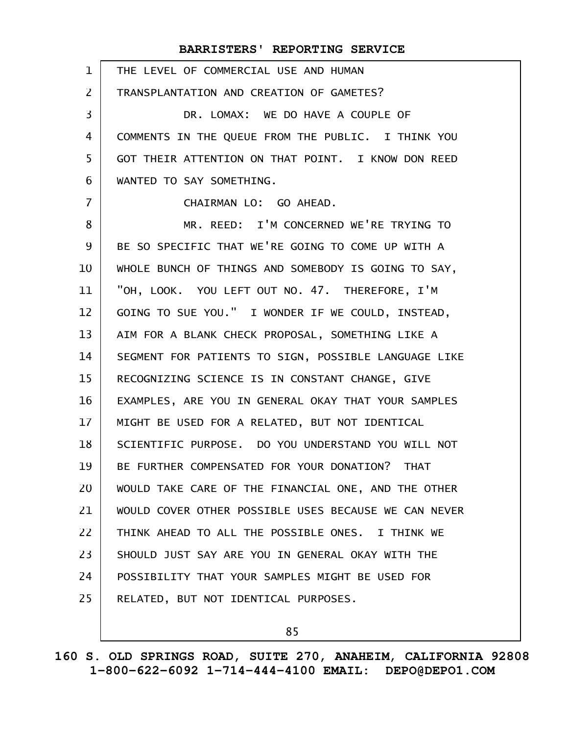THE LEVEL OF COMMERCIAL USE AND HUMAN TRANSPLANTATION AND CREATION OF GAMETES?

DR. LOMAX: WE DO HAVE A COUPLE OF COMMENTS IN THE QUEUE FROM THE PUBLIC. I THINK YOU GOT THEIR ATTENTION ON THAT POINT. I KNOW DON REED WANTED TO SAY SOMETHING.

CHAIRMAN LO: GO AHEAD.

MR. REED: I'M CONCERNED WE'RE TRYING TO BE SO SPECIFIC THAT WE'RE GOING TO COME UP WITH A WHOLE BUNCH OF THINGS AND SOMEBODY IS GOING TO SAY, "OH, LOOK. YOU LEFT OUT NO. 47. THEREFORE, I'M GOING TO SUE YOU." I WONDER IF WE COULD, INSTEAD, AIM FOR A BLANK CHECK PROPOSAL, SOMETHING LIKE A SEGMENT FOR PATIENTS TO SIGN, POSSIBLE LANGUAGE LIKE RECOGNIZING SCIENCE IS IN CONSTANT CHANGE, GIVE EXAMPLES, ARE YOU IN GENERAL OKAY THAT YOUR SAMPLES MIGHT BE USED FOR A RELATED, BUT NOT IDENTICAL SCIENTIFIC PURPOSE. DO YOU UNDERSTAND YOU WILL NOT BE FURTHER COMPENSATED FOR YOUR DONATION? THAT WOULD TAKE CARE OF THE FINANCIAL ONE, AND THE OTHER WOULD COVER OTHER POSSIBLE USES BECAUSE WE CAN NEVER THINK AHEAD TO ALL THE POSSIBLE ONES. I THINK WE SHOULD JUST SAY ARE YOU IN GENERAL OKAY WITH THE POSSIBILITY THAT YOUR SAMPLES MIGHT BE USED FOR RELATED, BUT NOT IDENTICAL PURPOSES.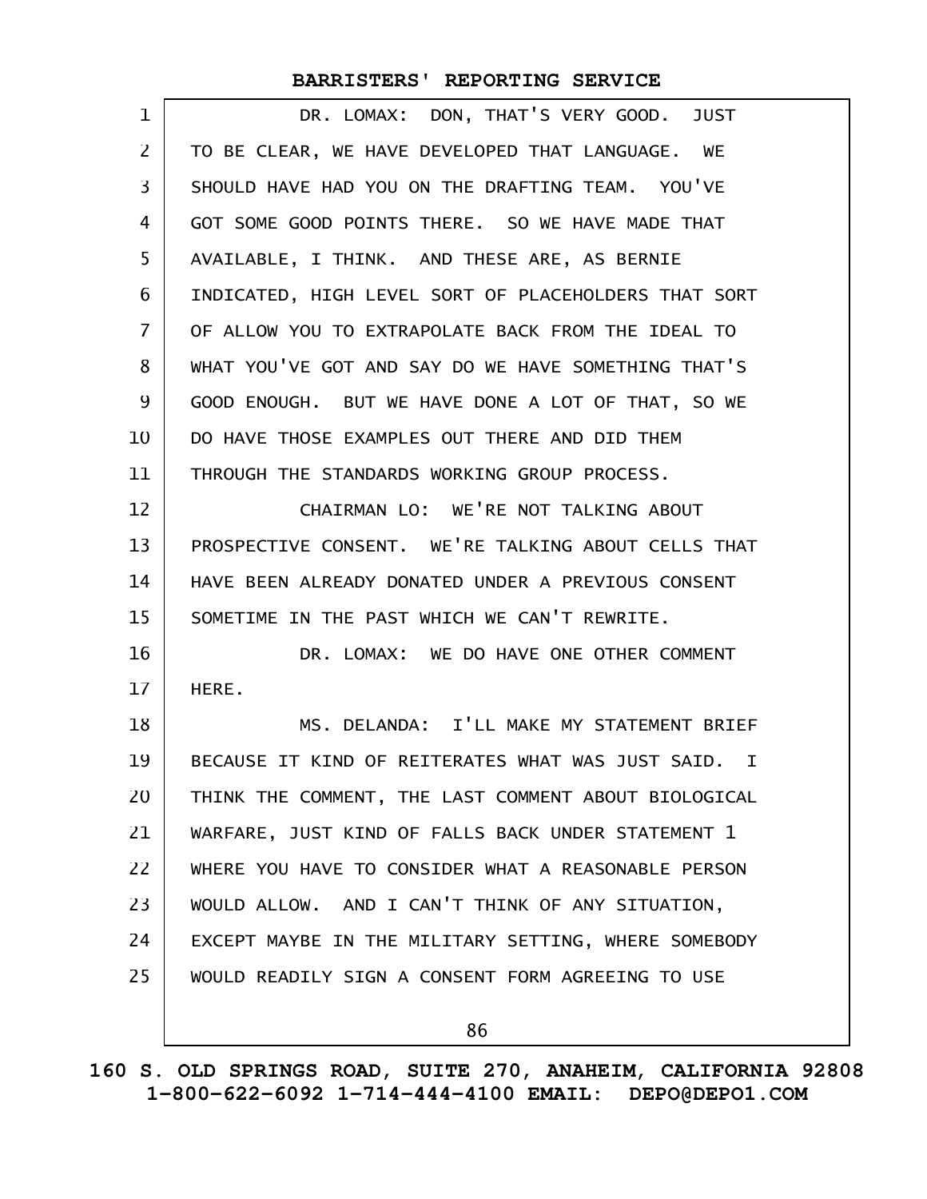DR. LOMAX: DON, THAT'S VERY GOOD. JUST TO BE CLEAR, WE HAVE DEVELOPED THAT LANGUAGE. WE SHOULD HAVE HAD YOU ON THE DRAFTING TEAM. YOU'VE GOT SOME GOOD POINTS THERE. SO WE HAVE MADE THAT AVAILABLE, I THINK. AND THESE ARE, AS BERNIE INDICATED, HIGH LEVEL SORT OF PLACEHOLDERS THAT SORT OF ALLOW YOU TO EXTRAPOLATE BACK FROM THE IDEAL TO WHAT YOU'VE GOT AND SAY DO WE HAVE SOMETHING THAT'S GOOD ENOUGH. BUT WE HAVE DONE A LOT OF THAT, SO WE DO HAVE THOSE EXAMPLES OUT THERE AND DID THEM THROUGH THE STANDARDS WORKING GROUP PROCESS.

CHAIRMAN LO: WE'RE NOT TALKING ABOUT PROSPECTIVE CONSENT. WE'RE TALKING ABOUT CELLS THAT HAVE BEEN ALREADY DONATED UNDER A PREVIOUS CONSENT SOMETIME IN THE PAST WHICH WE CAN'T REWRITE.

DR. LOMAX: WE DO HAVE ONE OTHER COMMENT HERE.

MS. DELANDA: I'LL MAKE MY STATEMENT BRIEF BECAUSE IT KIND OF REITERATES WHAT WAS JUST SAID. I THINK THE COMMENT, THE LAST COMMENT ABOUT BIOLOGICAL WARFARE, JUST KIND OF FALLS BACK UNDER STATEMENT 1 WHERE YOU HAVE TO CONSIDER WHAT A REASONABLE PERSON WOULD ALLOW. AND I CAN'T THINK OF ANY SITUATION, EXCEPT MAYBE IN THE MILITARY SETTING, WHERE SOMEBODY WOULD READILY SIGN A CONSENT FORM AGREEING TO USE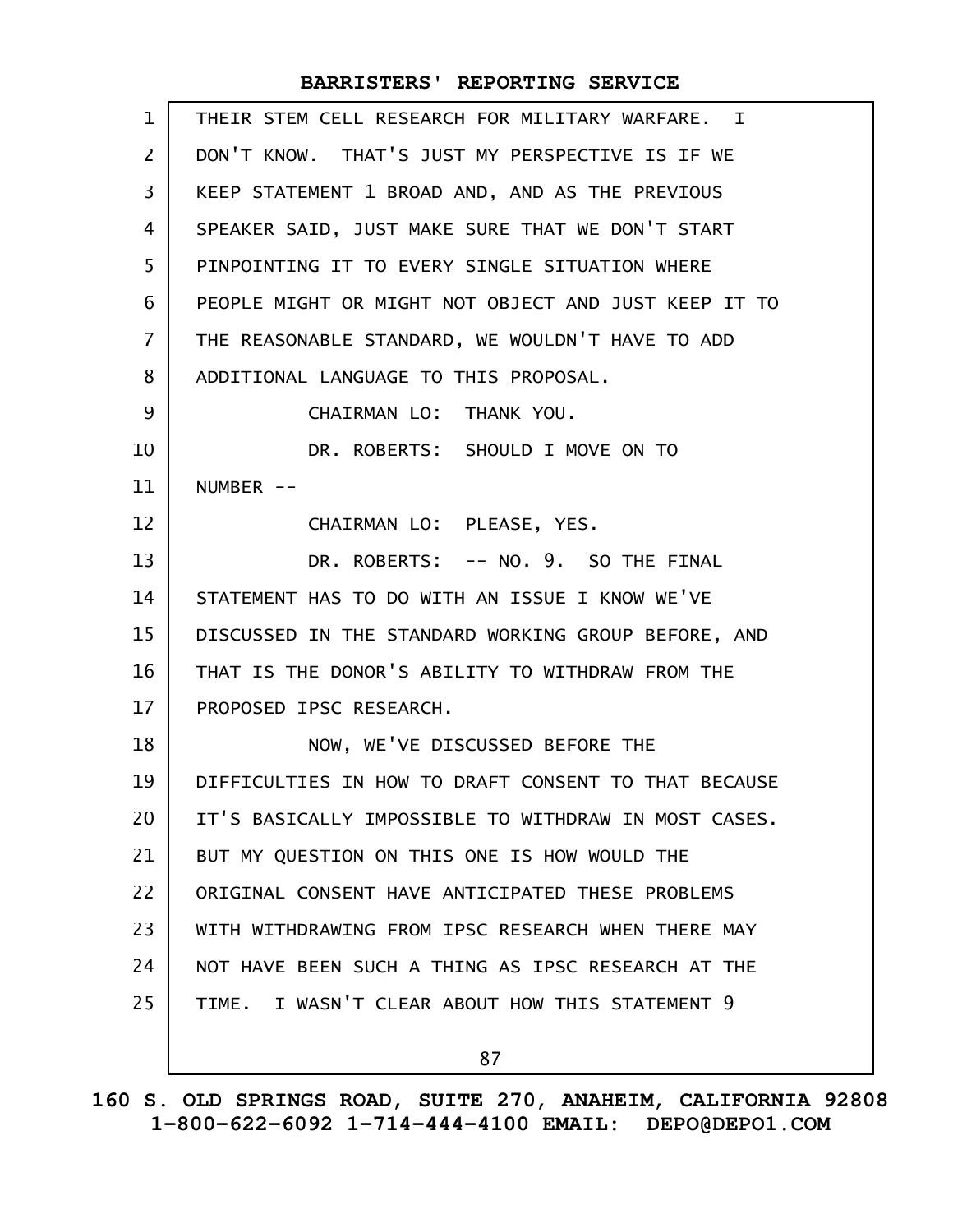THEIR STEM CELL RESEARCH FOR MILITARY WARFARE. I DON'T KNOW. THAT'S JUST MY PERSPECTIVE IS IF WE KEEP STATEMENT 1 BROAD AND, AND AS THE PREVIOUS SPEAKER SAID, JUST MAKE SURE THAT WE DON'T START PINPOINTING IT TO EVERY SINGLE SITUATION WHERE PEOPLE MIGHT OR MIGHT NOT OBJECT AND JUST KEEP IT TO THE REASONABLE STANDARD, WE WOULDN'T HAVE TO ADD ADDITIONAL LANGUAGE TO THIS PROPOSAL.

CHAIRMAN LO: THANK YOU.

DR. ROBERTS: SHOULD I MOVE ON TO NUMBER --

CHAIRMAN LO: PLEASE, YES.

DR. ROBERTS: -- NO. 9. SO THE FINAL STATEMENT HAS TO DO WITH AN ISSUE I KNOW WE'VE DISCUSSED IN THE STANDARD WORKING GROUP BEFORE, AND THAT IS THE DONOR'S ABILITY TO WITHDRAW FROM THE PROPOSED IPSC RESEARCH.

NOW, WE'VE DISCUSSED BEFORE THE DIFFICULTIES IN HOW TO DRAFT CONSENT TO THAT BECAUSE IT'S BASICALLY IMPOSSIBLE TO WITHDRAW IN MOST CASES. BUT MY QUESTION ON THIS ONE IS HOW WOULD THE ORIGINAL CONSENT HAVE ANTICIPATED THESE PROBLEMS WITH WITHDRAWING FROM IPSC RESEARCH WHEN THERE MAY NOT HAVE BEEN SUCH A THING AS IPSC RESEARCH AT THE TIME. I WASN'T CLEAR ABOUT HOW THIS STATEMENT 9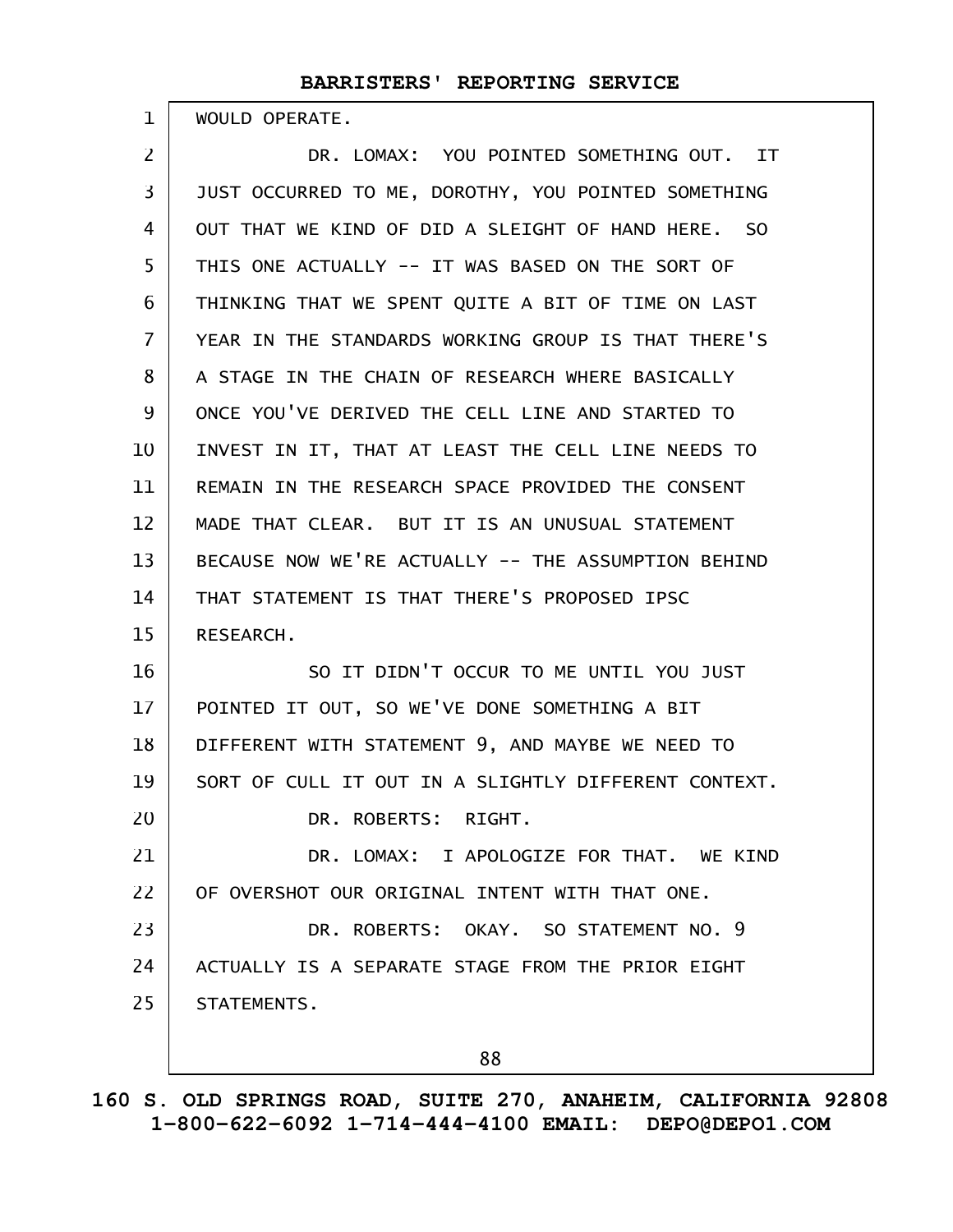WOULD OPERATE.

DR. LOMAX: YOU POINTED SOMETHING OUT. IT JUST OCCURRED TO ME, DOROTHY, YOU POINTED SOMETHING OUT THAT WE KIND OF DID A SLEIGHT OF HAND HERE. SO THIS ONE ACTUALLY -- IT WAS BASED ON THE SORT OF THINKING THAT WE SPENT QUITE A BIT OF TIME ON LAST YEAR IN THE STANDARDS WORKING GROUP IS THAT THERE'S A STAGE IN THE CHAIN OF RESEARCH WHERE BASICALLY ONCE YOU'VE DERIVED THE CELL LINE AND STARTED TO INVEST IN IT, THAT AT LEAST THE CELL LINE NEEDS TO REMAIN IN THE RESEARCH SPACE PROVIDED THE CONSENT MADE THAT CLEAR. BUT IT IS AN UNUSUAL STATEMENT BECAUSE NOW WE'RE ACTUALLY -- THE ASSUMPTION BEHIND THAT STATEMENT IS THAT THERE'S PROPOSED IPSC RESEARCH.

SO IT DIDN'T OCCUR TO ME UNTIL YOU JUST POINTED IT OUT, SO WE'VE DONE SOMETHING A BIT DIFFERENT WITH STATEMENT 9, AND MAYBE WE NEED TO SORT OF CULL IT OUT IN A SLIGHTLY DIFFERENT CONTEXT.

DR. ROBERTS: RIGHT.

DR. LOMAX: I APOLOGIZE FOR THAT. WE KIND OF OVERSHOT OUR ORIGINAL INTENT WITH THAT ONE.

DR. ROBERTS: OKAY. SO STATEMENT NO. 9 ACTUALLY IS A SEPARATE STAGE FROM THE PRIOR EIGHT STATEMENTS.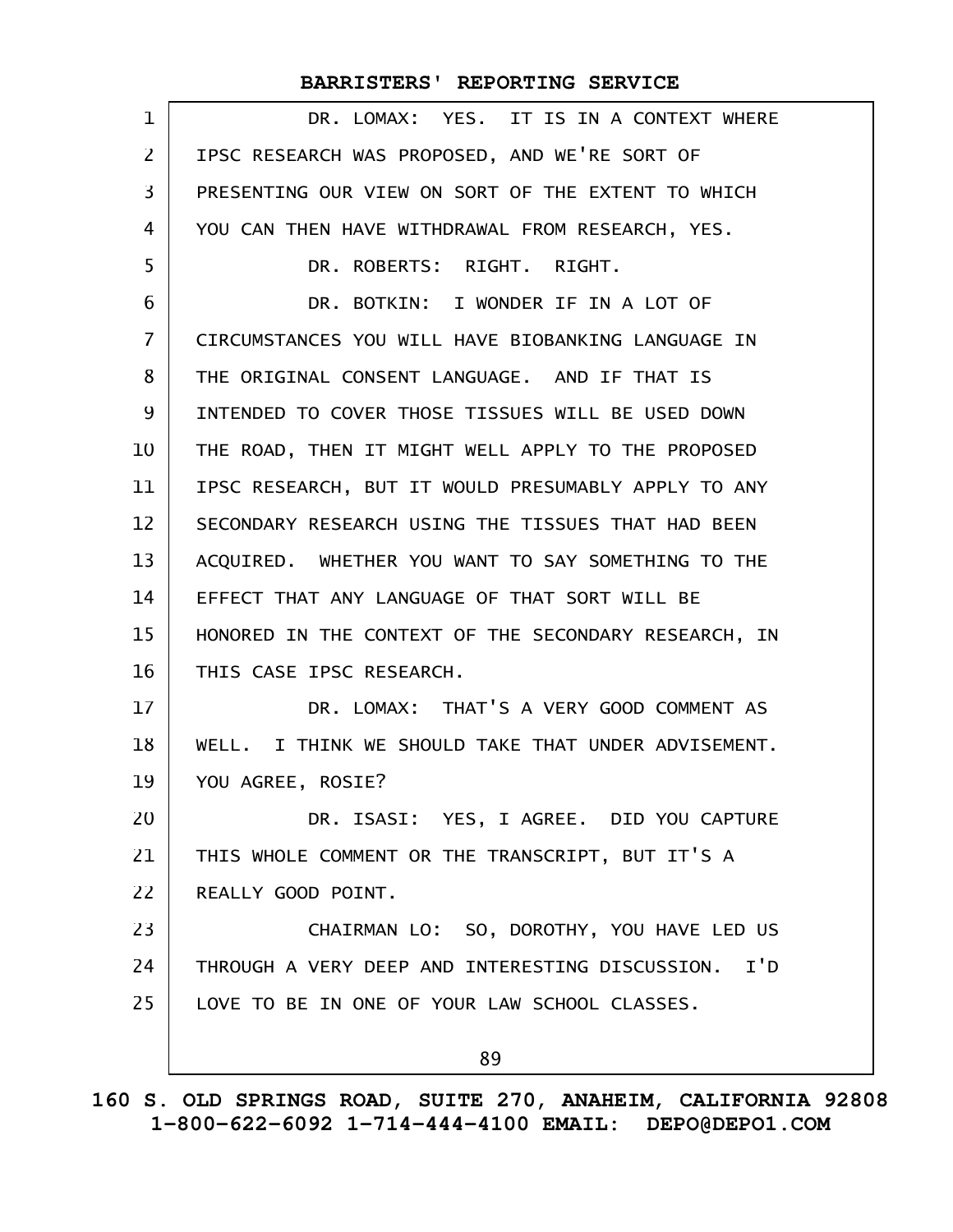DR. LOMAX: YES. IT IS IN A CONTEXT WHERE IPSC RESEARCH WAS PROPOSED, AND WE'RE SORT OF PRESENTING OUR VIEW ON SORT OF THE EXTENT TO WHICH YOU CAN THEN HAVE WITHDRAWAL FROM RESEARCH, YES.

DR. ROBERTS: RIGHT. RIGHT.

DR. BOTKIN: I WONDER IF IN A LOT OF CIRCUMSTANCES YOU WILL HAVE BIOBANKING LANGUAGE IN THE ORIGINAL CONSENT LANGUAGE. AND IF THAT IS INTENDED TO COVER THOSE TISSUES WILL BE USED DOWN THE ROAD, THEN IT MIGHT WELL APPLY TO THE PROPOSED IPSC RESEARCH, BUT IT WOULD PRESUMABLY APPLY TO ANY SECONDARY RESEARCH USING THE TISSUES THAT HAD BEEN ACQUIRED. WHETHER YOU WANT TO SAY SOMETHING TO THE EFFECT THAT ANY LANGUAGE OF THAT SORT WILL BE HONORED IN THE CONTEXT OF THE SECONDARY RESEARCH, IN THIS CASE IPSC RESEARCH.

DR. LOMAX: THAT'S A VERY GOOD COMMENT AS WELL. I THINK WE SHOULD TAKE THAT UNDER ADVISEMENT. YOU AGREE, ROSIE?

DR. ISASI: YES, I AGREE. DID YOU CAPTURE THIS WHOLE COMMENT OR THE TRANSCRIPT, BUT IT'S A REALLY GOOD POINT.

CHAIRMAN LO: SO, DOROTHY, YOU HAVE LED US THROUGH A VERY DEEP AND INTERESTING DISCUSSION. I'D LOVE TO BE IN ONE OF YOUR LAW SCHOOL CLASSES.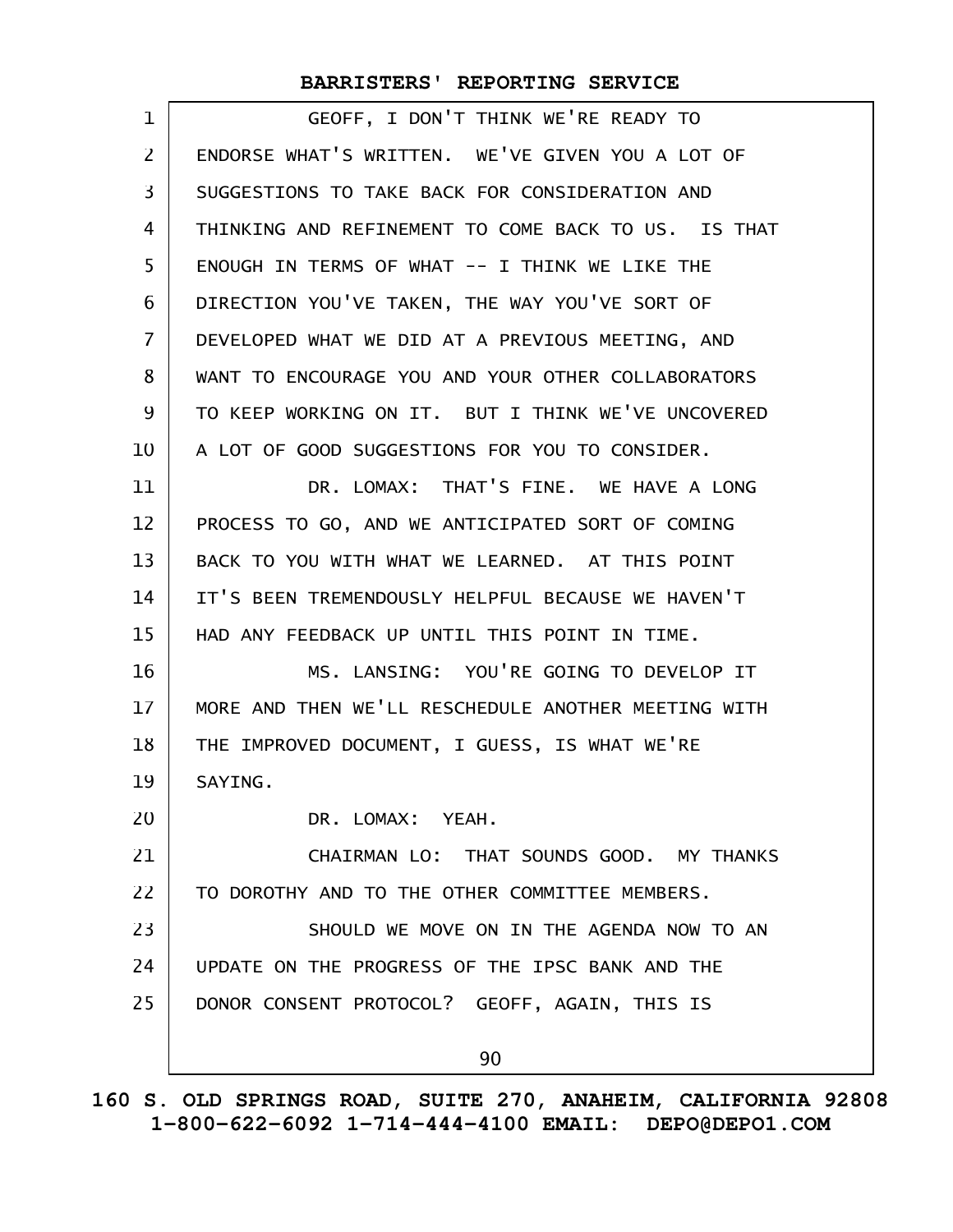GEOFF, I DON'T THINK WE'RE READY TO ENDORSE WHAT'S WRITTEN. WE'VE GIVEN YOU A LOT OF SUGGESTIONS TO TAKE BACK FOR CONSIDERATION AND THINKING AND REFINEMENT TO COME BACK TO US. IS THAT ENOUGH IN TERMS OF WHAT -- I THINK WE LIKE THE DIRECTION YOU'VE TAKEN, THE WAY YOU'VE SORT OF DEVELOPED WHAT WE DID AT A PREVIOUS MEETING, AND WANT TO ENCOURAGE YOU AND YOUR OTHER COLLABORATORS TO KEEP WORKING ON IT. BUT I THINK WE'VE UNCOVERED A LOT OF GOOD SUGGESTIONS FOR YOU TO CONSIDER.

DR. LOMAX: THAT'S FINE. WE HAVE A LONG PROCESS TO GO, AND WE ANTICIPATED SORT OF COMING BACK TO YOU WITH WHAT WE LEARNED. AT THIS POINT IT'S BEEN TREMENDOUSLY HELPFUL BECAUSE WE HAVEN'T HAD ANY FEEDBACK UP UNTIL THIS POINT IN TIME.

MS. LANSING: YOU'RE GOING TO DEVELOP IT MORE AND THEN WE'LL RESCHEDULE ANOTHER MEETING WITH THE IMPROVED DOCUMENT, I GUESS, IS WHAT WE'RE SAYING.

DR. LOMAX: YEAH.

CHAIRMAN LO: THAT SOUNDS GOOD. MY THANKS TO DOROTHY AND TO THE OTHER COMMITTEE MEMBERS.

SHOULD WE MOVE ON IN THE AGENDA NOW TO AN UPDATE ON THE PROGRESS OF THE IPSC BANK AND THE DONOR CONSENT PROTOCOL? GEOFF, AGAIN, THIS IS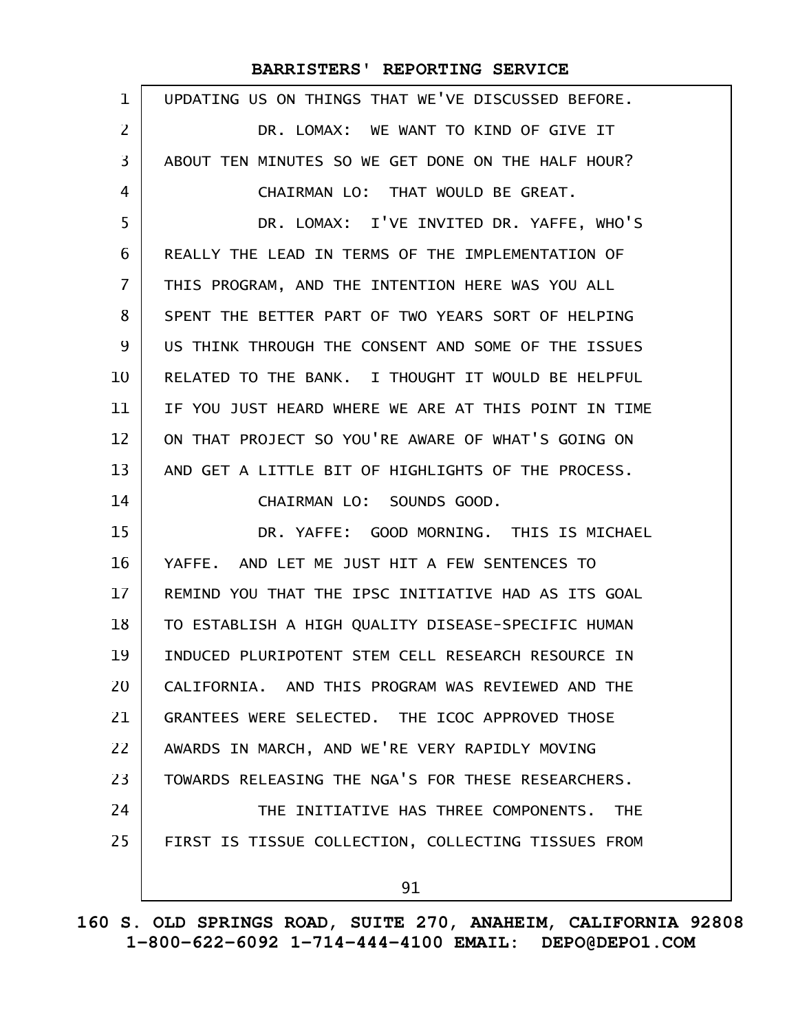UPDATING US ON THINGS THAT WE'VE DISCUSSED BEFORE.

DR. LOMAX: WE WANT TO KIND OF GIVE IT ABOUT TEN MINUTES SO WE GET DONE ON THE HALF HOUR?

CHAIRMAN LO: THAT WOULD BE GREAT.

DR. LOMAX: I'VE INVITED DR. YAFFE, WHO'S REALLY THE LEAD IN TERMS OF THE IMPLEMENTATION OF THIS PROGRAM, AND THE INTENTION HERE WAS YOU ALL SPENT THE BETTER PART OF TWO YEARS SORT OF HELPING US THINK THROUGH THE CONSENT AND SOME OF THE ISSUES RELATED TO THE BANK. I THOUGHT IT WOULD BE HELPFUL IF YOU JUST HEARD WHERE WE ARE AT THIS POINT IN TIME ON THAT PROJECT SO YOU'RE AWARE OF WHAT'S GOING ON AND GET A LITTLE BIT OF HIGHLIGHTS OF THE PROCESS.

CHAIRMAN LO: SOUNDS GOOD.

DR. YAFFE: GOOD MORNING. THIS IS MICHAEL YAFFE. AND LET ME JUST HIT A FEW SENTENCES TO REMIND YOU THAT THE IPSC INITIATIVE HAD AS ITS GOAL TO ESTABLISH A HIGH QUALITY DISEASE-SPECIFIC HUMAN INDUCED PLURIPOTENT STEM CELL RESEARCH RESOURCE IN CALIFORNIA. AND THIS PROGRAM WAS REVIEWED AND THE GRANTEES WERE SELECTED. THE ICOC APPROVED THOSE AWARDS IN MARCH, AND WE'RE VERY RAPIDLY MOVING TOWARDS RELEASING THE NGA'S FOR THESE RESEARCHERS.

THE INITIATIVE HAS THREE COMPONENTS. THE FIRST IS TISSUE COLLECTION, COLLECTING TISSUES FROM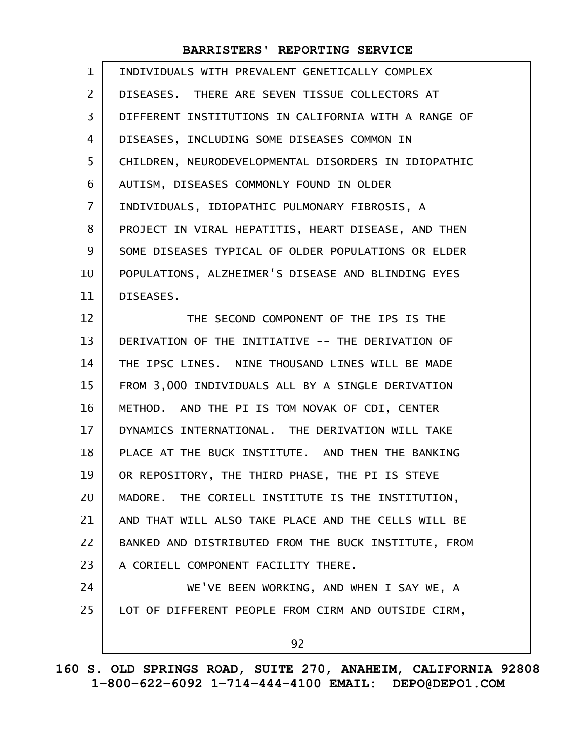INDIVIDUALS WITH PREVALENT GENETICALLY COMPLEX DISEASES. THERE ARE SEVEN TISSUE COLLECTORS AT DIFFERENT INSTITUTIONS IN CALIFORNIA WITH A RANGE OF DISEASES, INCLUDING SOME DISEASES COMMON IN CHILDREN, NEURODEVELOPMENTAL DISORDERS IN IDIOPATHIC AUTISM, DISEASES COMMONLY FOUND IN OLDER INDIVIDUALS, IDIOPATHIC PULMONARY FIBROSIS, A PROJECT IN VIRAL HEPATITIS, HEART DISEASE, AND THEN SOME DISEASES TYPICAL OF OLDER POPULATIONS OR ELDER POPULATIONS, ALZHEIMER'S DISEASE AND BLINDING EYES DISEASES.

THE SECOND COMPONENT OF THE IPS IS THE DERIVATION OF THE INITIATIVE -- THE DERIVATION OF THE IPSC LINES. NINE THOUSAND LINES WILL BE MADE FROM 3,000 INDIVIDUALS ALL BY A SINGLE DERIVATION METHOD. AND THE PI IS TOM NOVAK OF CDI, CENTER DYNAMICS INTERNATIONAL. THE DERIVATION WILL TAKE PLACE AT THE BUCK INSTITUTE. AND THEN THE BANKING OR REPOSITORY, THE THIRD PHASE, THE PI IS STEVE MADORE. THE CORIELL INSTITUTE IS THE INSTITUTION, AND THAT WILL ALSO TAKE PLACE AND THE CELLS WILL BE BANKED AND DISTRIBUTED FROM THE BUCK INSTITUTE, FROM A CORIELL COMPONENT FACILITY THERE.

WE'VE BEEN WORKING, AND WHEN I SAY WE, A LOT OF DIFFERENT PEOPLE FROM CIRM AND OUTSIDE CIRM,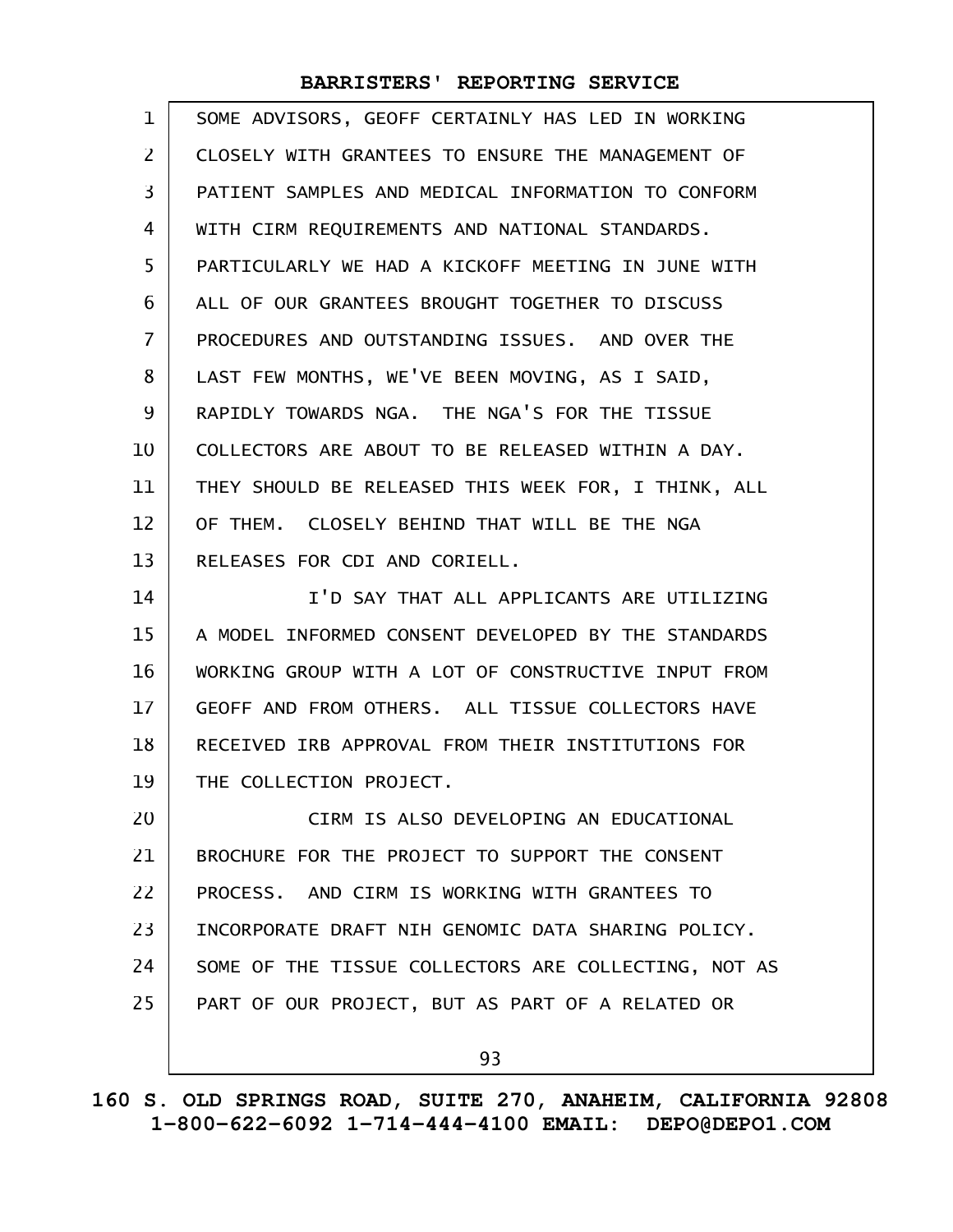SOME ADVISORS, GEOFF CERTAINLY HAS LED IN WORKING CLOSELY WITH GRANTEES TO ENSURE THE MANAGEMENT OF PATIENT SAMPLES AND MEDICAL INFORMATION TO CONFORM WITH CIRM REQUIREMENTS AND NATIONAL STANDARDS. PARTICULARLY WE HAD A KICKOFF MEETING IN JUNE WITH ALL OF OUR GRANTEES BROUGHT TOGETHER TO DISCUSS PROCEDURES AND OUTSTANDING ISSUES. AND OVER THE LAST FEW MONTHS, WE'VE BEEN MOVING, AS I SAID, RAPIDLY TOWARDS NGA. THE NGA'S FOR THE TISSUE COLLECTORS ARE ABOUT TO BE RELEASED WITHIN A DAY. THEY SHOULD BE RELEASED THIS WEEK FOR, I THINK, ALL OF THEM. CLOSELY BEHIND THAT WILL BE THE NGA RELEASES FOR CDI AND CORIELL.

I'D SAY THAT ALL APPLICANTS ARE UTILIZING A MODEL INFORMED CONSENT DEVELOPED BY THE STANDARDS WORKING GROUP WITH A LOT OF CONSTRUCTIVE INPUT FROM GEOFF AND FROM OTHERS. ALL TISSUE COLLECTORS HAVE RECEIVED IRB APPROVAL FROM THEIR INSTITUTIONS FOR THE COLLECTION PROJECT.

CIRM IS ALSO DEVELOPING AN EDUCATIONAL BROCHURE FOR THE PROJECT TO SUPPORT THE CONSENT PROCESS. AND CIRM IS WORKING WITH GRANTEES TO INCORPORATE DRAFT NIH GENOMIC DATA SHARING POLICY. SOME OF THE TISSUE COLLECTORS ARE COLLECTING, NOT AS PART OF OUR PROJECT, BUT AS PART OF A RELATED OR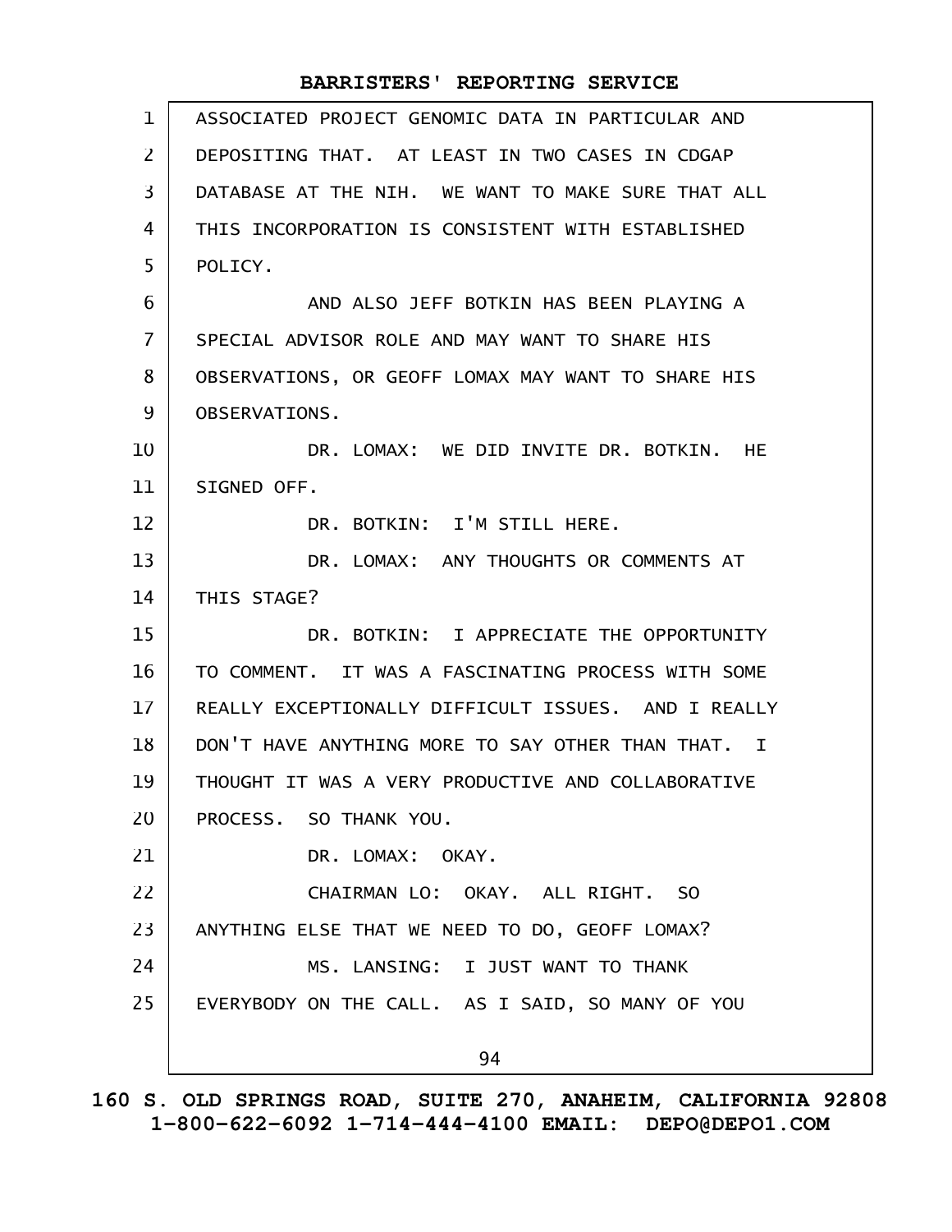ASSOCIATED PROJECT GENOMIC DATA IN PARTICULAR AND DEPOSITING THAT. AT LEAST IN TWO CASES IN CDGAP DATABASE AT THE NIH. WE WANT TO MAKE SURE THAT ALL THIS INCORPORATION IS CONSISTENT WITH ESTABLISHED POLICY.

AND ALSO JEFF BOTKIN HAS BEEN PLAYING A SPECIAL ADVISOR ROLE AND MAY WANT TO SHARE HIS OBSERVATIONS, OR GEOFF LOMAX MAY WANT TO SHARE HIS OBSERVATIONS.

DR. LOMAX: WE DID INVITE DR. BOTKIN. HE SIGNED OFF.

DR. BOTKIN: I'M STILL HERE.

DR. LOMAX: ANY THOUGHTS OR COMMENTS AT THIS STAGE?

DR. BOTKIN: I APPRECIATE THE OPPORTUNITY TO COMMENT. IT WAS A FASCINATING PROCESS WITH SOME REALLY EXCEPTIONALLY DIFFICULT ISSUES. AND I REALLY DON'T HAVE ANYTHING MORE TO SAY OTHER THAN THAT. I THOUGHT IT WAS A VERY PRODUCTIVE AND COLLABORATIVE PROCESS. SO THANK YOU.

DR. LOMAX: OKAY.

CHAIRMAN LO: OKAY. ALL RIGHT. SO ANYTHING ELSE THAT WE NEED TO DO, GEOFF LOMAX?

MS. LANSING: I JUST WANT TO THANK EVERYBODY ON THE CALL. AS I SAID, SO MANY OF YOU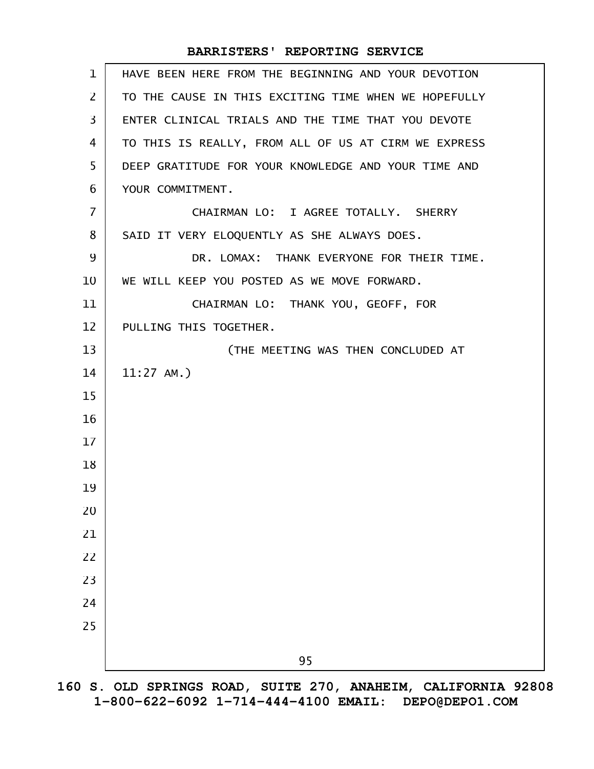HAVE BEEN HERE FROM THE BEGINNING AND YOUR DEVOTION TO THE CAUSE IN THIS EXCITING TIME WHEN WE HOPEFULLY ENTER CLINICAL TRIALS AND THE TIME THAT YOU DEVOTE TO THIS IS REALLY, FROM ALL OF US AT CIRM WE EXPRESS DEEP GRATITUDE FOR YOUR KNOWLEDGE AND YOUR TIME AND YOUR COMMITMENT.

CHAIRMAN LO: I AGREE TOTALLY. SHERRY SAID IT VERY ELOQUENTLY AS SHE ALWAYS DOES.

DR. LOMAX: THANK EVERYONE FOR THEIR TIME. WE WILL KEEP YOU POSTED AS WE MOVE FORWARD.

CHAIRMAN LO: THANK YOU, GEOFF, FOR PULLING THIS TOGETHER.

(THE MEETING WAS THEN CONCLUDED AT 11:27 AM.)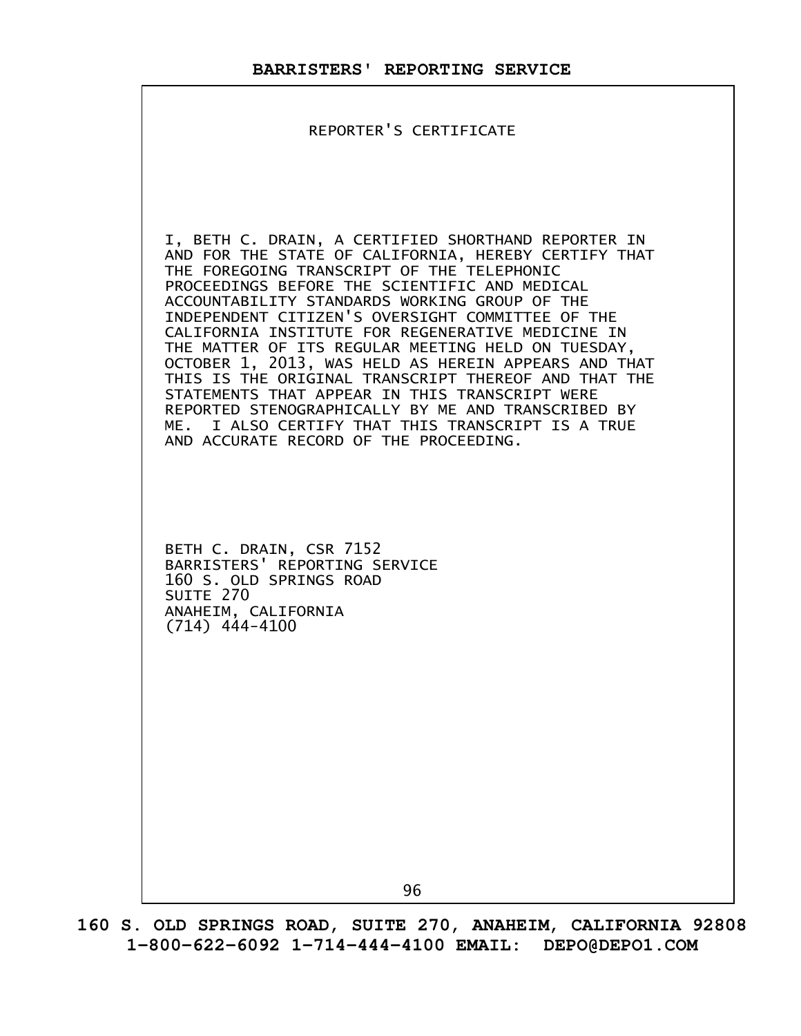# REPORTER'S CERTIFICATE

I, BETH C. DRAIN, A CERTIFIED SHORTHAND REPORTER IN AND FOR THE STATE OF CALIFORNIA, HEREBY CERTIFY THAT THE FOREGOING TRANSCRIPT OF THE TELEPHONIC PROCEEDINGS BEFORE THE SCIENTIFIC AND MEDICAL ACCOUNTABILITY STANDARDS WORKING GROUP OF THE INDEPENDENT CITIZEN'S OVERSIGHT COMMITTEE OF THE CALIFORNIA INSTITUTE FOR REGENERATIVE MEDICINE IN THE MATTER OF ITS REGULAR MEETING HELD ON TUESDAY, OCTOBER 1, 2013, WAS HELD AS HEREIN APPEARS AND THAT THIS IS THE ORIGINAL TRANSCRIPT THEREOF AND THAT THE STATEMENTS THAT APPEAR IN THIS TRANSCRIPT WERE REPORTED STENOGRAPHICALLY BY ME AND TRANSCRIBED BY ME. I ALSO CERTIFY THAT THIS TRANSCRIPT IS A TRUE AND ACCURATE RECORD OF THE PROCEEDING.

BETH C. DRAIN, CSR 7152
BARRISTERS' REPORTING SERVICE
160 S. OLD SPRINGS ROAD
SUITE 270
ANAHEIM, CALIFORNIA
(714) 444-4100